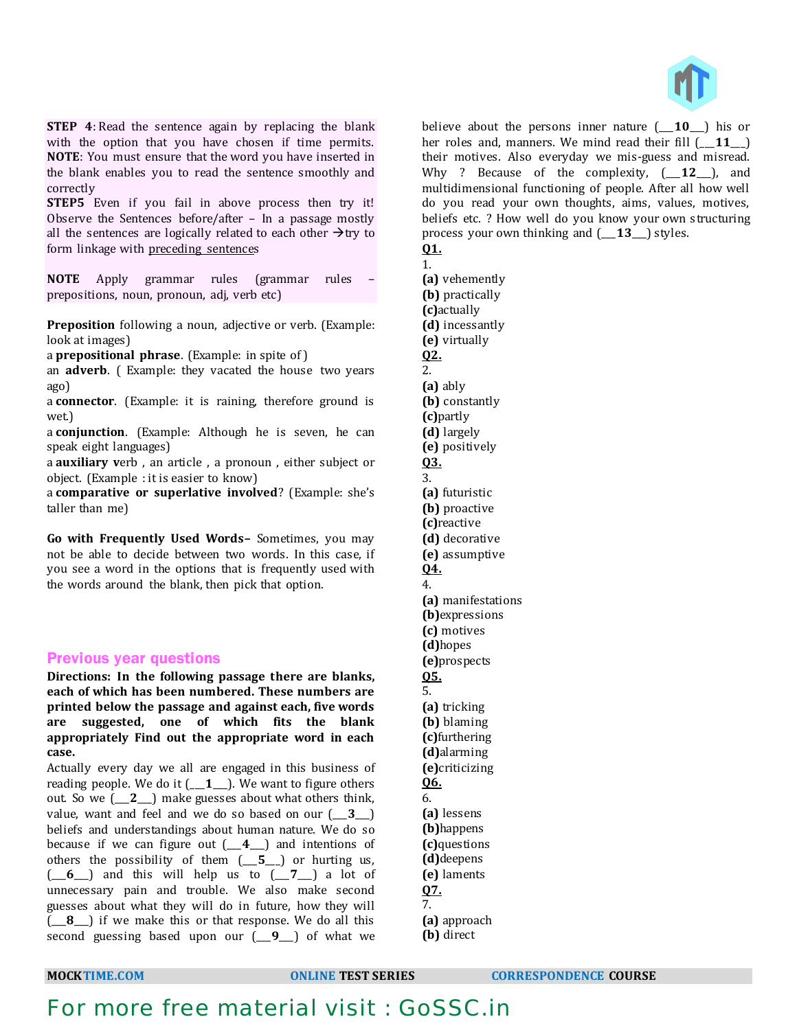**STEP 4**: Read the sentence again by replacing the blank with the option that you have chosen if time permits. **NOTE**: You must ensure that the word you have inserted in the blank enables you to read the sentence smoothly and correctly

**STEP5** Even if you fail in above process then try it! Observe the Sentences before/after – In a passage mostly all the sentences are logically related to each other →try to form linkage with preceding sentences

**NOTE** Apply grammar rules (grammar rules – prepositions, noun, pronoun, adj, verb etc)

**Preposition** following a noun, adjective or verb. (Example: look at images)

a **prepositional phrase**. (Example: in spite of)

an **adverb**. ( Example: they vacated the house two years ago)

a **connector**. (Example: it is raining, therefore ground is wet.)

a **conjunction**. (Example: Although he is seven, he can speak eight languages)

a **auxiliary v**erb , an article , a pronoun , either subject or object. (Example : it is easier to know)

a **comparative or superlative involved**? (Example: she's taller than me)

**Go with Frequently Used Words–** Sometimes, you may not be able to decide between two words. In this case, if you see a word in the options that is frequently used with the words around the blank, then pick that option.

## Previous year questions

**Directions: In the following passage there are blanks, each of which has been numbered. These numbers are printed below the passage and against each, five words are suggested, one of which fits the blank appropriately Find out the appropriate word in each case.**

Actually every day we all are engaged in this business of reading people. We do it (___**1**___). We want to figure others out. So we (___**2**___) make guesses about what others think, value, want and feel and we do so based on our (___**3**___) beliefs and understandings about human nature. We do so because if we can figure out (___**4**___) and intentions of others the possibility of them (___**5**___) or hurting us, (___**6**___) and this will help us to (___**7**___) a lot of unnecessary pain and trouble. We also make second guesses about what they will do in future, how they will (___**8**___) if we make this or that response. We do all this second guessing based upon our (___**9**___) of what we believe about the persons inner nature (___**10**___) his or her roles and, manners. We mind read their fill (___**11**___) their motives. Also everyday we mis-guess and misread. Why ? Because of the complexity, (___**12**___), and multidimensional functioning of people. After all how well do you read your own thoughts, aims, values, motives, beliefs etc. ? How well do you know your own structuring process your own thinking and (___**13**___) styles.

**Q1.**

1.

**(a)** vehemently
**(b)** practically
**(c)**actually
**(d)** incessantly
**(e)** virtually

**Q2.**

2.

**(a)** ably
**(b)** constantly
**(c)**partly
**(d)** largely
**(e)** positively

**Q3.**

3.

**(a)** futuristic
**(b)** proactive
**(c)**reactive
**(d)** decorative
**(e)** assumptive

**Q4.**

4.

**(a)** manifestations
**(b)**expressions
**(c)** motives
**(d)**hopes
**(e)**prospects

**Q5.**

5.

**(a)** tricking
**(b)** blaming
**(c)**furthering
**(d)**alarming
**(e)**criticizing

**Q6.**

6.

**(a)** lessens
**(b)**happens
**(c)**questions
**(d)**deepens
**(e)** laments

**Q7.**

7.

**(a)** approach
**(b)** direct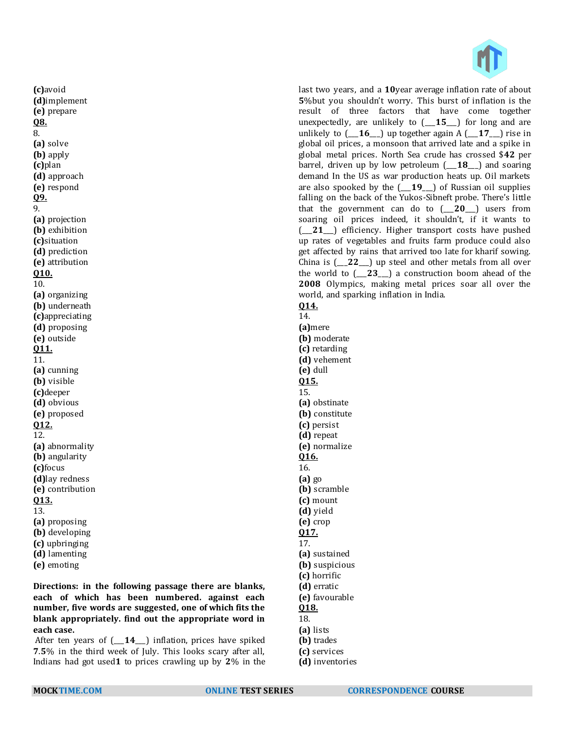**(c)**avoid
**(d)**implement
**(e)** prepare

**Q8.**
8.
**(a)** solve
**(b)** apply
**(c)**plan
**(d)** approach
**(e)** respond

**Q9.**
9.
**(a)** projection
**(b)** exhibition
**(c)**situation
**(d)** prediction
**(e)** attribution

**Q10.**
10.
**(a)** organizing
**(b)** underneath
**(c)**appreciating
**(d)** proposing
**(e)** outside

**Q11.**
11.
**(a)** cunning
**(b)** visible
**(c)**deeper
**(d)** obvious
**(e)** proposed

**Q12.**
12.
**(a)** abnormality
**(b)** angularity
**(c)**focus
**(d)**lay redness
**(e)** contribution

**Q13.**
13.
**(a)** proposing
**(b)** developing
**(c)** upbringing
**(d)** lamenting
**(e)** emoting

**Directions: in the following passage there are blanks, each of which has been numbered. against each number, five words are suggested, one of which fits the blank appropriately. find out the appropriate word in each case.**

After ten years of (___**14**___) inflation, prices have spiked **7.5**% in the third week of July. This looks scary after all, Indians had got used**1** to prices crawling up by **2**% in the last two years, and a **10**year average inflation rate of about **5**%but you shouldn't worry. This burst of inflation is the result of three factors that have come together unexpectedly, are unlikely to (___**15**___) for long and are unlikely to (___**16**___) up together again A (___**17**___) rise in global oil prices, a monsoon that arrived late and a spike in global metal prices. North Sea crude has crossed $**42** per barrel, driven up by low petroleum (___**18**___) and soaring demand In the US as war production heats up. Oil markets are also spooked by the (___**19**___) of Russian oil supplies falling on the back of the Yukos-Sibneft probe. There's little that the government can do to (___**20**___) users from soaring oil prices indeed, it shouldn't, if it wants to (___**21**___) efficiency. Higher transport costs have pushed up rates of vegetables and fruits farm produce could also get affected by rains that arrived too late for kharif sowing. China is (___**22**___) up steel and other metals from all over the world to (___**23**___) a construction boom ahead of the **2008** Olympics, making metal prices soar all over the world, and sparking inflation in India.

**Q14.**
14.
**(a)**mere
**(b)** moderate
**(c)** retarding
**(d)** vehement
**(e)** dull

**Q15.**
15.
**(a)** obstinate
**(b)** constitute
**(c)** persist
**(d)** repeat
**(e)** normalize

**Q16.**
16.
**(a)** go
**(b)** scramble
**(c)** mount
**(d)** yield
**(e)** crop

**Q17.**
17.
**(a)** sustained
**(b)** suspicious
**(c)** horrific
**(d)** erratic
**(e)** favourable

**Q18.**
18.
**(a)** lists
**(b)** trades
**(c)** services
**(d)** inventories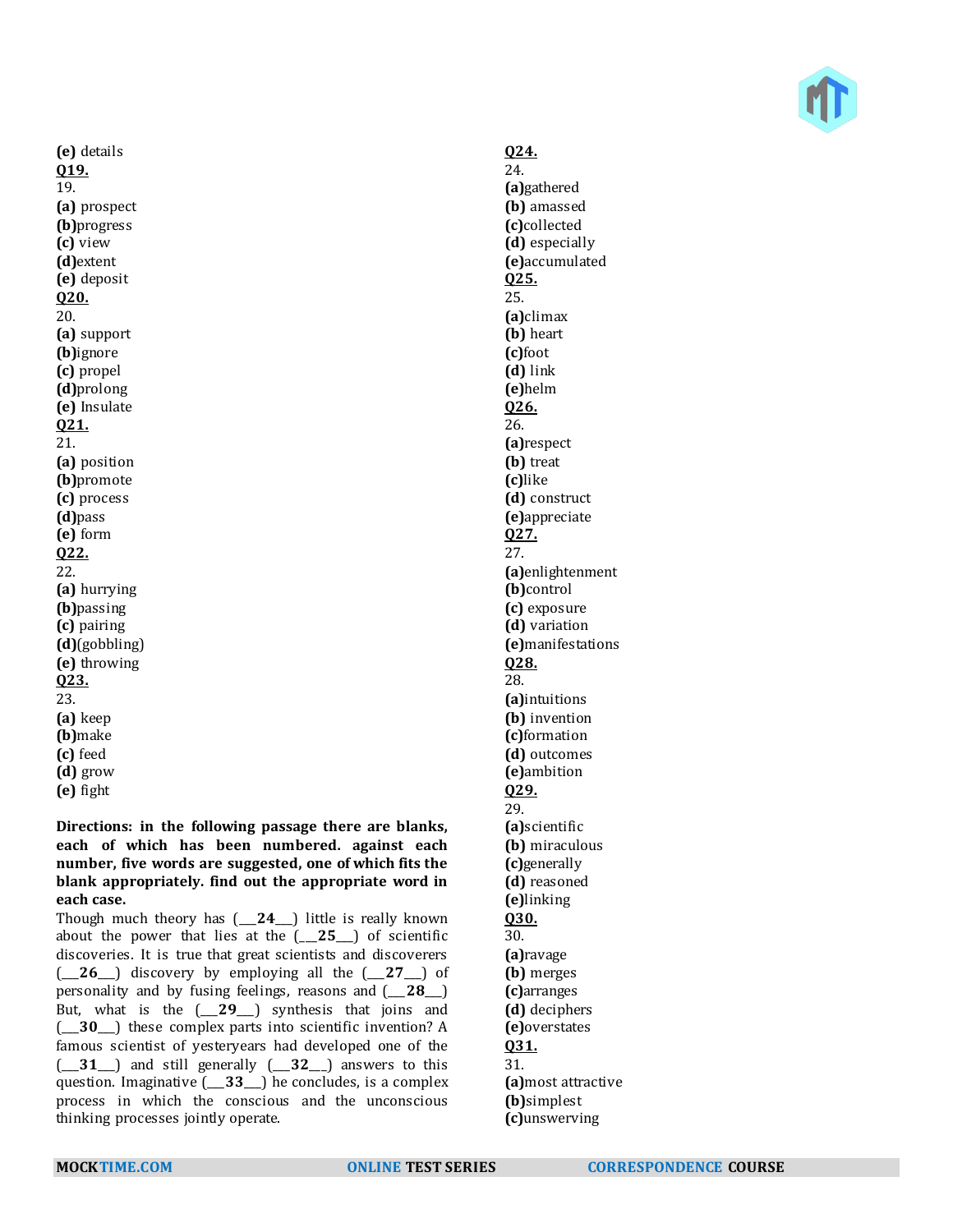**(e)** details

**Q19.**

19.

**(a)** prospect

**(b)**progress

**(c)** view

**(d)**extent

**(e)** deposit

**Q20.**

20.

**(a)** support

**(b)**ignore

**(c)** propel

**(d)**prolong

**(e)** Insulate

**Q21.**

21.

**(a)** position

**(b)**promote

**(c)** process

**(d)**pass

**(e)** form

**Q22.**

22.

**(a)** hurrying

**(b)**passing

**(c)** pairing

**(d)**(gobbling)

**(e)** throwing

**Q23.**

23.

**(a)** keep

**(b)**make

**(c)** feed

**(d)** grow

**(e)** fight

**Directions: in the following passage there are blanks, each of which has been numbered. against each number, five words are suggested, one of which fits the blank appropriately. find out the appropriate word in each case.**

Though much theory has (___**24**___) little is really known about the power that lies at the (___**25**___) of scientific discoveries. It is true that great scientists and discoverers (___**26**___) discovery by employing all the (___**27**___) of personality and by fusing feelings, reasons and (___**28**___) But, what is the (___**29**___) synthesis that joins and (___**30**___) these complex parts into scientific invention? A famous scientist of yesteryears had developed one of the (___**31**___) and still generally (___**32**___) answers to this question. Imaginative (___**33**___) he concludes, is a complex process in which the conscious and the unconscious thinking processes jointly operate.

**Q24.**

24.

**(a)**gathered

**(b)** amassed

**(c)**collected

**(d)** especially

**(e)**accumulated

**Q25.**

25.

**(a)**climax

**(b)** heart

**(c)**foot

**(d)** link

**(e)**helm

**Q26.**

26.

**(a)**respect

**(b)** treat

**(c)**like

**(d)** construct

**(e)**appreciate

**Q27.**

27.

**(a)**enlightenment

**(b)**control

**(c)** exposure

**(d)** variation

**(e)**manifestations

**Q28.**

28.

**(a)**intuitions

**(b)** invention

**(c)**formation

**(d)** outcomes

**(e)**ambition

**Q29.**

29.

**(a)**scientific

**(b)** miraculous

**(c)**generally

**(d)** reasoned

**(e)**linking

**Q30.**

30.

**(a)**ravage

**(b)** merges

**(c)**arranges

**(d)** deciphers

**(e)**overstates

**Q31.**

31.

**(a)**most attractive

**(b)**simplest

**(c)**unswerving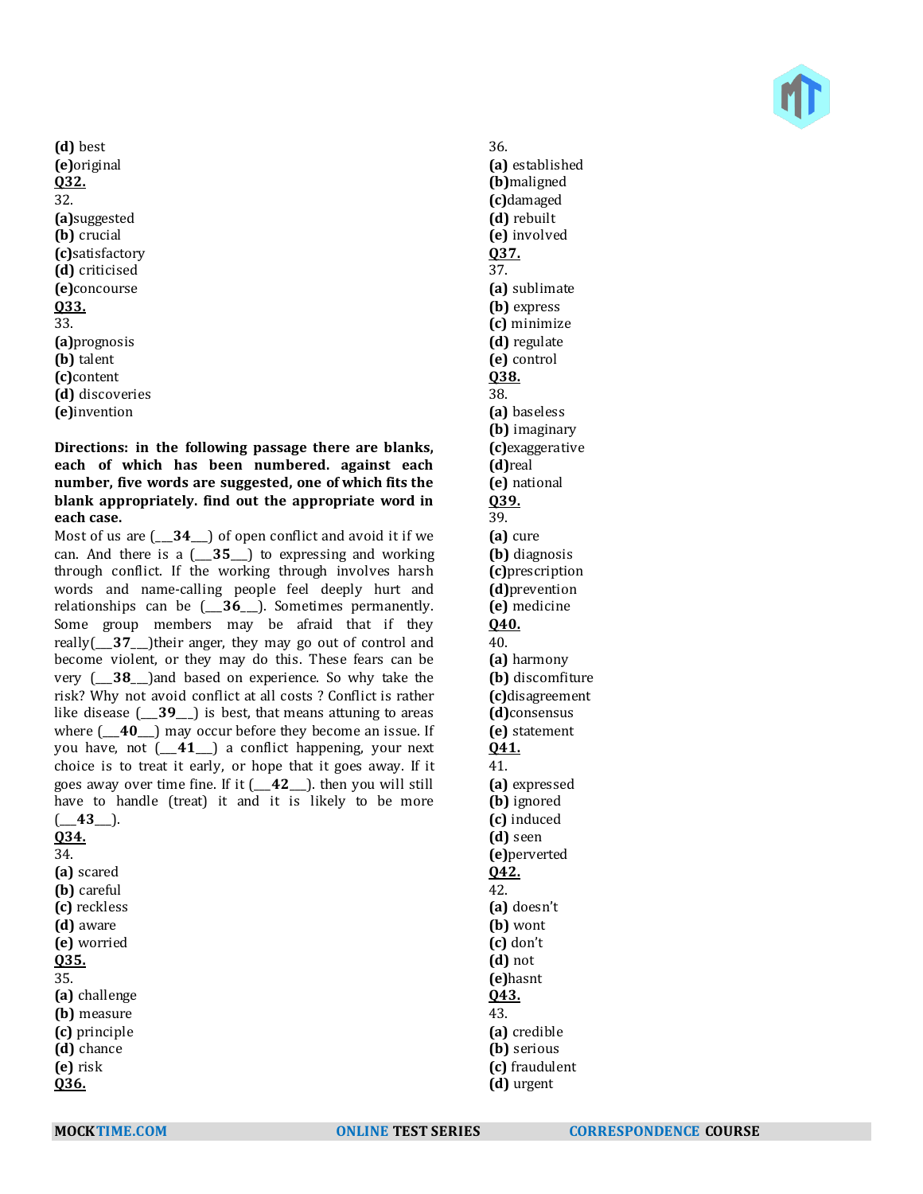**(d)** best
**(e)**original

**Q32.**
32.
**(a)**suggested
**(b)** crucial
**(c)**satisfactory
**(d)** criticised
**(e)**concourse

**Q33.**
33.
**(a)**prognosis
**(b)** talent
**(c)**content
**(d)** discoveries
**(e)**invention

**Directions: in the following passage there are blanks, each of which has been numbered. against each number, five words are suggested, one of which fits the blank appropriately. find out the appropriate word in each case.**

Most of us are (___**34**___) of open conflict and avoid it if we can. And there is a (___**35**___) to expressing and working through conflict. If the working through involves harsh words and name-calling people feel deeply hurt and relationships can be (___**36**___). Sometimes permanently. Some group members may be afraid that if they really(___**37**___)their anger, they may go out of control and become violent, or they may do this. These fears can be very (___**38**___)and based on experience. So why take the risk? Why not avoid conflict at all costs ? Conflict is rather like disease (___**39**___) is best, that means attuning to areas where (___**40**___) may occur before they become an issue. If you have, not (___**41**___) a conflict happening, your next choice is to treat it early, or hope that it goes away. If it goes away over time fine. If it (___**42**___). then you will still have to handle (treat) it and it is likely to be more (___**43**___).

**Q34.**
34.
**(a)** scared
**(b)** careful
**(c)** reckless
**(d)** aware
**(e)** worried

**Q35.**
35.
**(a)** challenge
**(b)** measure
**(c)** principle
**(d)** chance
**(e)** risk

**Q36.**
36.
**(a)** established
**(b)**maligned
**(c)**damaged
**(d)** rebuilt
**(e)** involved

**Q37.**
37.
**(a)** sublimate
**(b)** express
**(c)** minimize
**(d)** regulate
**(e)** control

**Q38.**
38.
**(a)** baseless
**(b)** imaginary
**(c)**exaggerative
**(d)**real
**(e)** national

**Q39.**
39.
**(a)** cure
**(b)** diagnosis
**(c)**prescription
**(d)**prevention
**(e)** medicine

**Q40.**
40.
**(a)** harmony
**(b)** discomfiture
**(c)**disagreement
**(d)**consensus
**(e)** statement

**Q41.**
41.
**(a)** expressed
**(b)** ignored
**(c)** induced
**(d)** seen
**(e)**perverted

**Q42.**
42.
**(a)** doesn't
**(b)** wont
**(c)** don't
**(d)** not
**(e)**hasnt

**Q43.**
43.
**(a)** credible
**(b)** serious
**(c)** fraudulent
**(d)** urgent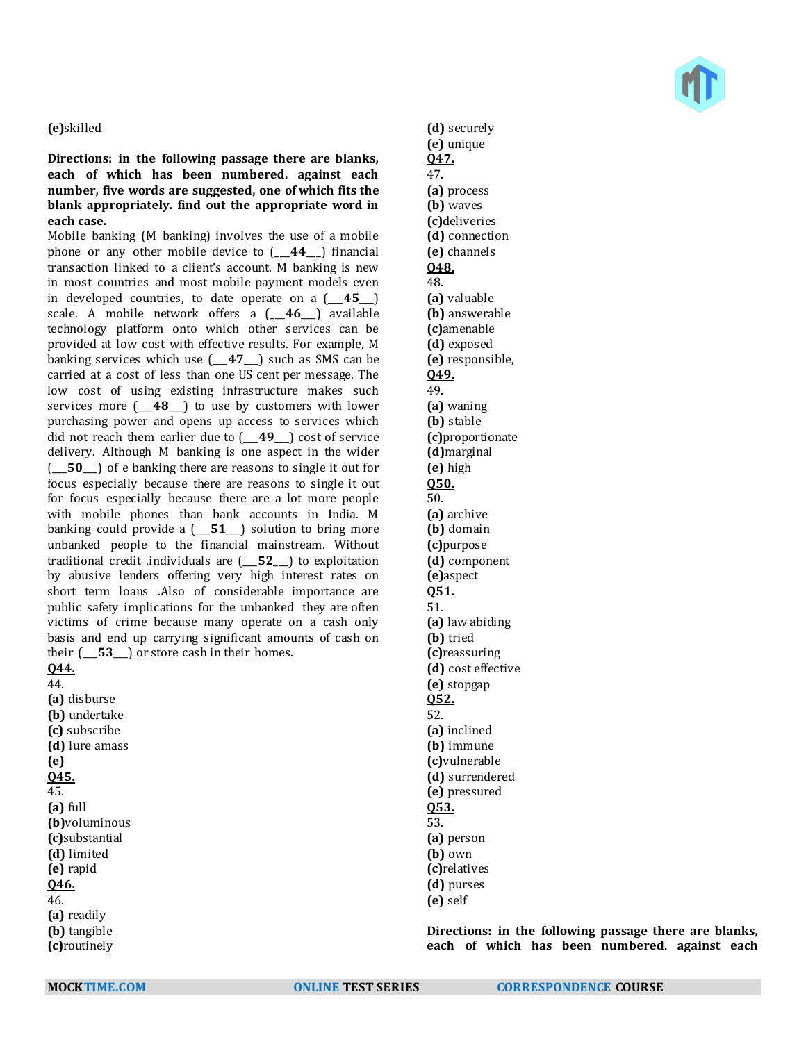**(e)**skilled

**Directions: in the following passage there are blanks, each of which has been numbered. against each number, five words are suggested, one of which fits the blank appropriately. find out the appropriate word in each case.**

Mobile banking (M banking) involves the use of a mobile phone or any other mobile device to (___**44**___) financial transaction linked to a client's account. M banking is new in most countries and most mobile payment models even in developed countries, to date operate on a (___**45**___) scale. A mobile network offers a (___**46**___) available technology platform onto which other services can be provided at low cost with effective results. For example, M banking services which use (___**47**___) such as SMS can be carried at a cost of less than one US cent per message. The low cost of using existing infrastructure makes such services more (___**48**___) to use by customers with lower purchasing power and opens up access to services which did not reach them earlier due to (___**49**___) cost of service delivery. Although M banking is one aspect in the wider (___**50**___) of e banking there are reasons to single it out for focus especially because there are reasons to single it out for focus especially because there are a lot more people with mobile phones than bank accounts in India. M banking could provide a (___**51**___) solution to bring more unbanked people to the financial mainstream. Without traditional credit .individuals are (___**52**___) to exploitation by abusive lenders offering very high interest rates on short term loans .Also of considerable importance are public safety implications for the unbanked they are often victims of crime because many operate on a cash only basis and end up carrying significant amounts of cash on their (___**53**___) or store cash in their homes.

**Q44.**

44.

**(a)** disburse
**(b)** undertake
**(c)** subscribe
**(d)** lure amass
**(e)**

**Q45.**

45.

**(a)** full
**(b)**voluminous
**(c)**substantial
**(d)** limited
**(e)** rapid

**Q46.**

46.

**(a)** readily
**(b)** tangible
**(c)**routinely
**(d)** securely
**(e)** unique

**Q47.**

47.

**(a)** process
**(b)** waves
**(c)**deliveries
**(d)** connection
**(e)** channels

**Q48.**

48.

**(a)** valuable
**(b)** answerable
**(c)**amenable
**(d)** exposed
**(e)** responsible,

**Q49.**

49.

**(a)** waning
**(b)** stable
**(c)**proportionate
**(d)**marginal
**(e)** high

**Q50.**

50.

**(a)** archive
**(b)** domain
**(c)**purpose
**(d)** component
**(e)**aspect

**Q51.**

51.

**(a)** law abiding
**(b)** tried
**(c)**reassuring
**(d)** cost effective
**(e)** stopgap

**Q52.**

52.

**(a)** inclined
**(b)** immune
**(c)**vulnerable
**(d)** surrendered
**(e)** pressured

**Q53.**

53.

**(a)** person
**(b)** own
**(c)**relatives
**(d)** purses
**(e)** self

**Directions: in the following passage there are blanks, each of which has been numbered. against each**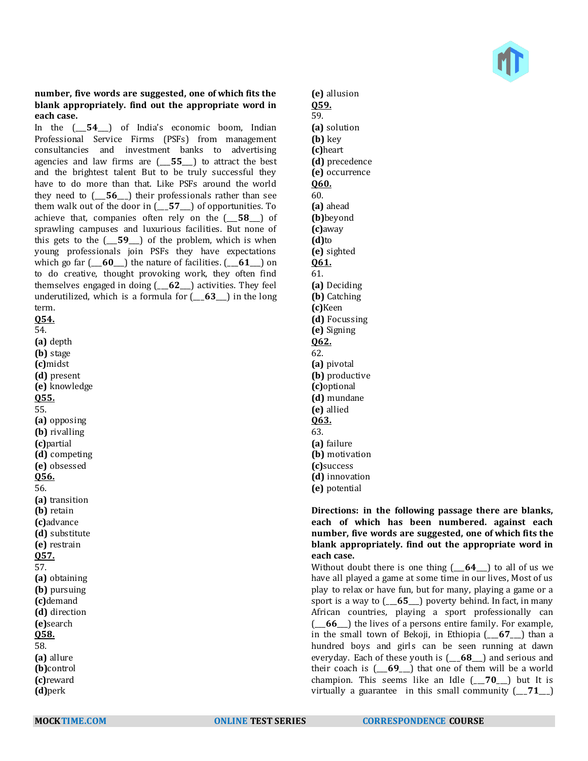**number, five words are suggested, one of which fits the blank appropriately. find out the appropriate word in each case.**

In the (___**54**___) of India's economic boom, Indian Professional Service Firms (PSFs) from management consultancies and investment banks to advertising agencies and law firms are (___**55**___) to attract the best and the brightest talent But to be truly successful they have to do more than that. Like PSFs around the world they need to (___**56**___) their professionals rather than see them walk out of the door in (___**57**___) of opportunities. To achieve that, companies often rely on the (___**58**___) of sprawling campuses and luxurious facilities. But none of this gets to the (___**59**___) of the problem, which is when young professionals join PSFs they have expectations which go far (___**60**___) the nature of facilities. (___**61**___) on to do creative, thought provoking work, they often find themselves engaged in doing (___**62**___) activities. They feel underutilized, which is a formula for (___**63**___) in the long term.

**Q54.**

54.

**(a)** depth

**(b)** stage

**(c)**midst

**(d)** present

**(e)** knowledge

**Q55.**

55.

**(a)** opposing

**(b)** rivalling

**(c)**partial

**(d)** competing

**(e)** obsessed

**Q56.**

56.

**(a)** transition

**(b)** retain

**(c)**advance

**(d)** substitute

**(e)** restrain

**Q57.**

57.

**(a)** obtaining

**(b)** pursuing

**(c)**demand

**(d)** direction

**(e)**search

**Q58.**

58.

**(a)** allure

**(b)**control

**(c)**reward

**(d)**perk

**(e)** allusion

**Q59.**

59.

**(a)** solution

**(b)** key

**(c)**heart

**(d)** precedence

**(e)** occurrence

**Q60.**

60.

**(a)** ahead

**(b)**beyond

**(c)**away

**(d)**to

**(e)** sighted

**Q61.**

61.

**(a)** Deciding

**(b)** Catching

**(c)**Keen

**(d)** Focussing

**(e)** Signing

**Q62.**

62.

**(a)** pivotal

**(b)** productive

**(c)**optional

**(d)** mundane

**(e)** allied

**Q63.**

63.

**(a)** failure

**(b)** motivation

**(c)**success

**(d)** innovation

**(e)** potential

**Directions: in the following passage there are blanks, each of which has been numbered. against each number, five words are suggested, one of which fits the blank appropriately. find out the appropriate word in each case.**

Without doubt there is one thing (___**64**___) to all of us we have all played a game at some time in our lives, Most of us play to relax or have fun, but for many, playing a game or a sport is a way to (___**65**___) poverty behind. In fact, in many African countries, playing a sport professionally can (___**66**___) the lives of a persons entire family. For example, in the small town of Bekoji, in Ethiopia (___**67**___) than a hundred boys and girls can be seen running at dawn everyday. Each of these youth is (___**68**___) and serious and their coach is (___**69**___) that one of them will be a world champion. This seems like an Idle (___**70**___) but It is virtually a guarantee in this small community (___**71**___)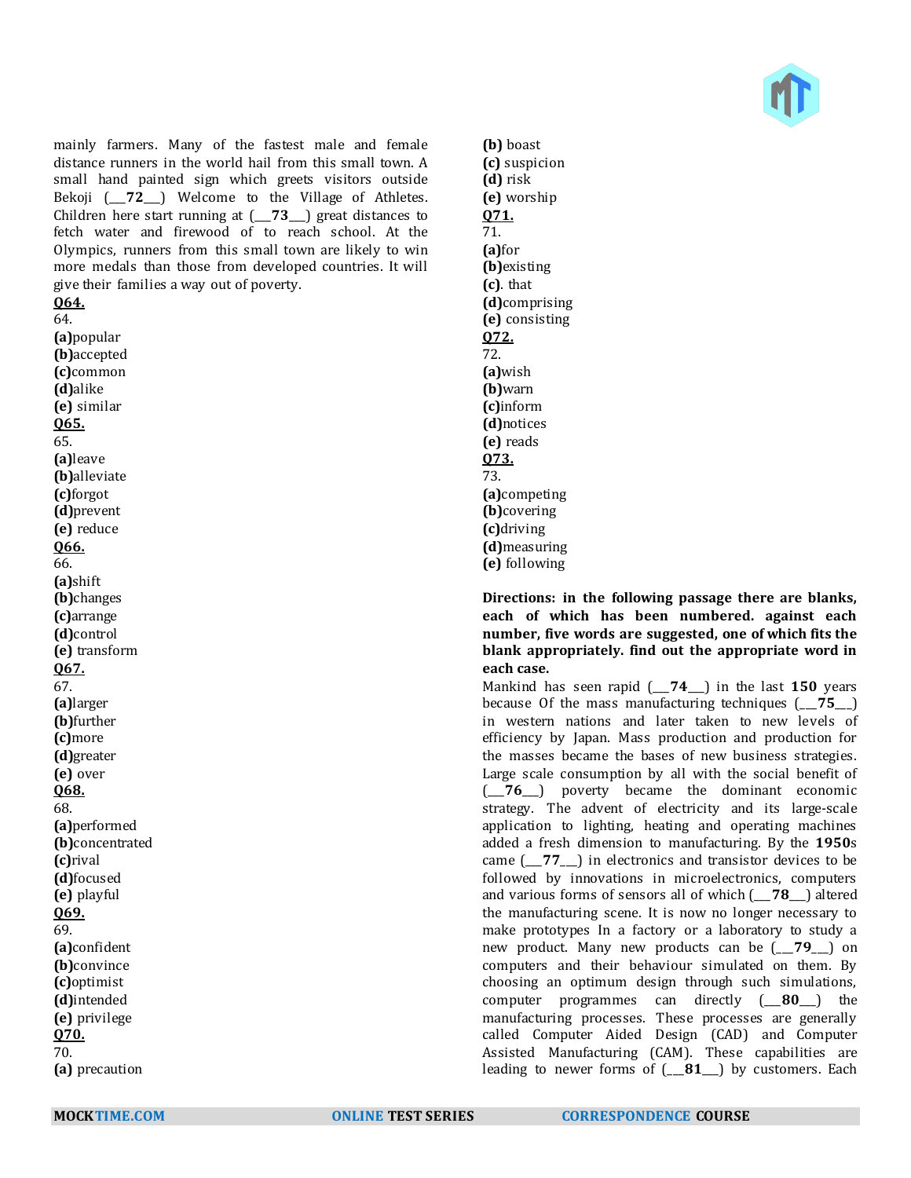mainly farmers. Many of the fastest male and female distance runners in the world hail from this small town. A small hand painted sign which greets visitors outside Bekoji (___**72**___) Welcome to the Village of Athletes. Children here start running at (___**73**___) great distances to fetch water and firewood of to reach school. At the Olympics, runners from this small town are likely to win more medals than those from developed countries. It will give their families a way out of poverty.

**Q64.**
64.
**(a)**popular
**(b)**accepted
**(c)**common
**(d)**alike
**(e)** similar

**Q65.**
65.
**(a)**leave
**(b)**alleviate
**(c)**forgot
**(d)**prevent
**(e)** reduce

**Q66.**
66.
**(a)**shift
**(b)**changes
**(c)**arrange
**(d)**control
**(e)** transform

**Q67.**
67.
**(a)**larger
**(b)**further
**(c)**more
**(d)**greater
**(e)** over

**Q68.**
68.
**(a)**performed
**(b)**concentrated
**(c)**rival
**(d)**focused
**(e)** playful

**Q69.**
69.
**(a)**confident
**(b)**convince
**(c)**optimist
**(d)**intended
**(e)** privilege

**Q70.**
70.
**(a)** precaution
**(b)** boast
**(c)** suspicion
**(d)** risk
**(e)** worship

**Q71.**
71.
**(a)**for
**(b)**existing
**(c)**. that
**(d)**comprising
**(e)** consisting

**Q72.**
72.
**(a)**wish
**(b)**warn
**(c)**inform
**(d)**notices
**(e)** reads

**Q73.**
73.
**(a)**competing
**(b)**covering
**(c)**driving
**(d)**measuring
**(e)** following

**Directions: in the following passage there are blanks, each of which has been numbered. against each number, five words are suggested, one of which fits the blank appropriately. find out the appropriate word in each case.**

Mankind has seen rapid (___**74**___) in the last **150** years because Of the mass manufacturing techniques (___**75**___) in western nations and later taken to new levels of efficiency by Japan. Mass production and production for the masses became the bases of new business strategies. Large scale consumption by all with the social benefit of (___**76**___) poverty became the dominant economic strategy. The advent of electricity and its large-scale application to lighting, heating and operating machines added a fresh dimension to manufacturing. By the **1950**s came (___**77**___) in electronics and transistor devices to be followed by innovations in microelectronics, computers and various forms of sensors all of which (___**78**___) altered the manufacturing scene. It is now no longer necessary to make prototypes In a factory or a laboratory to study a new product. Many new products can be (___**79**___) on computers and their behaviour simulated on them. By choosing an optimum design through such simulations, computer programmes can directly (___**80**___) the manufacturing processes. These processes are generally called Computer Aided Design (CAD) and Computer Assisted Manufacturing (CAM). These capabilities are leading to newer forms of (___**81**___) by customers. Each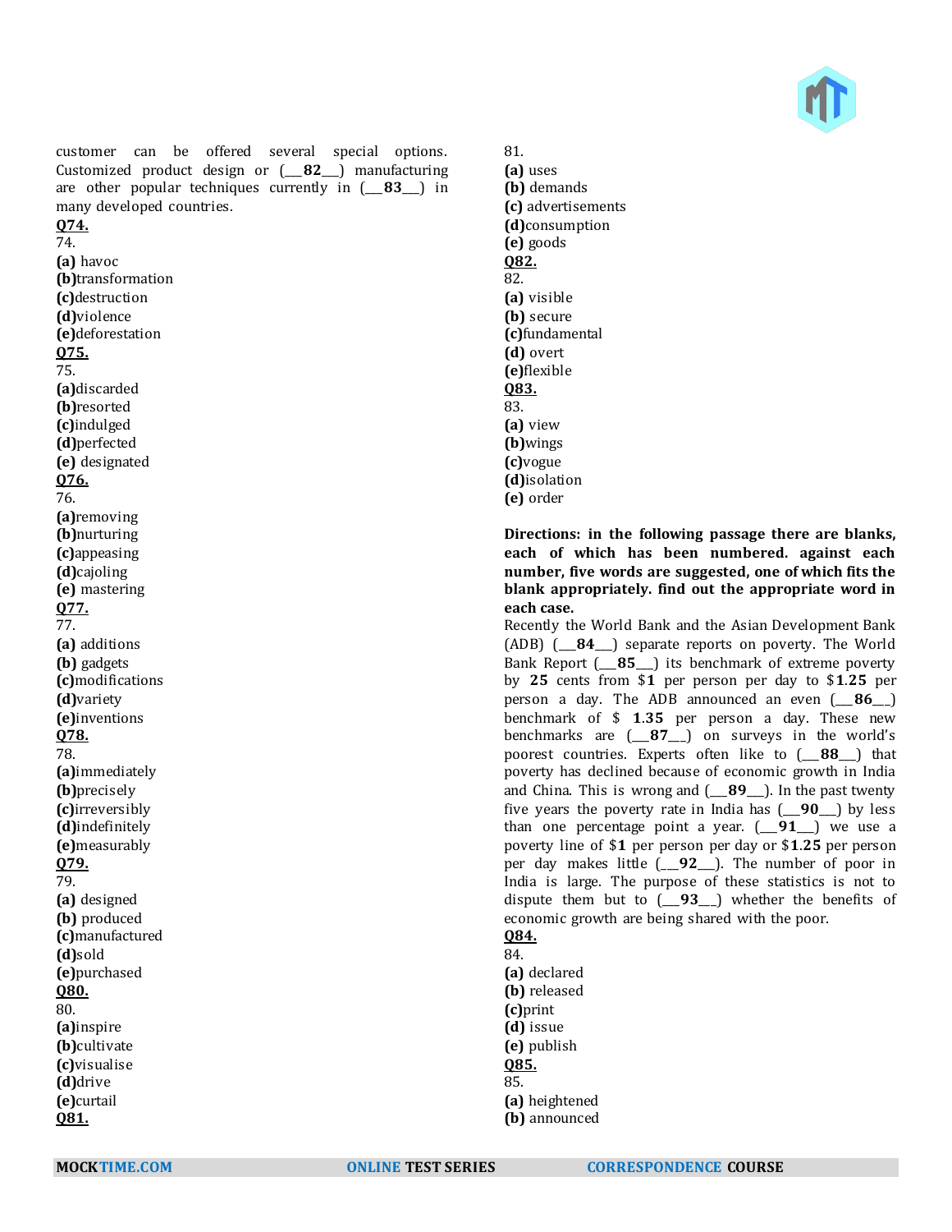customer can be offered several special options. Customized product design or (___**82**___) manufacturing are other popular techniques currently in (___**83**___) in many developed countries.

**Q74.**

74.

**(a)** havoc
**(b)**transformation
**(c)**destruction
**(d)**violence
**(e)**deforestation

**Q75.**

75.

**(a)**discarded
**(b)**resorted
**(c)**indulged
**(d)**perfected
**(e)** designated

**Q76.**

76.

**(a)**removing
**(b)**nurturing
**(c)**appeasing
**(d)**cajoling
**(e)** mastering

**Q77.**

77.

**(a)** additions
**(b)** gadgets
**(c)**modifications
**(d)**variety
**(e)**inventions

**Q78.**

78.

**(a)**immediately
**(b)**precisely
**(c)**irreversibly
**(d)**indefinitely
**(e)**measurably

**Q79.**

79.

**(a)** designed
**(b)** produced
**(c)**manufactured
**(d)**sold
**(e)**purchased

**Q80.**

80.

**(a)**inspire
**(b)**cultivate
**(c)**visualise
**(d)**drive
**(e)**curtail

**Q81.**

81.

**(a)** uses
**(b)** demands
**(c)** advertisements
**(d)**consumption
**(e)** goods

**Q82.**

82.

**(a)** visible
**(b)** secure
**(c)**fundamental
**(d)** overt
**(e)**flexible

**Q83.**

83.

**(a)** view
**(b)**wings
**(c)**vogue
**(d)**isolation
**(e)** order

**Directions: in the following passage there are blanks, each of which has been numbered. against each number, five words are suggested, one of which fits the blank appropriately. find out the appropriate word in each case.**

Recently the World Bank and the Asian Development Bank (ADB) (___**84**___) separate reports on poverty. The World Bank Report (___**85**___) its benchmark of extreme poverty by **25** cents from $**1** per person per day to $**1.25** per person a day. The ADB announced an even (___**86**__) benchmark of $ **1.35** per person a day. These new benchmarks are (___**87**__) on surveys in the world's poorest countries. Experts often like to (___**88**___) that poverty has declined because of economic growth in India and China. This is wrong and (___**89**___). In the past twenty five years the poverty rate in India has (___**90**___) by less than one percentage point a year. (___**91**___) we use a poverty line of $**1** per person per day or $**1.25** per person per day makes little (__**92**___). The number of poor in India is large. The purpose of these statistics is not to dispute them but to (___**93**__) whether the benefits of economic growth are being shared with the poor.

**Q84.**

84.

**(a)** declared
**(b)** released
**(c)**print
**(d)** issue
**(e)** publish

**Q85.**

85.

**(a)** heightened
**(b)** announced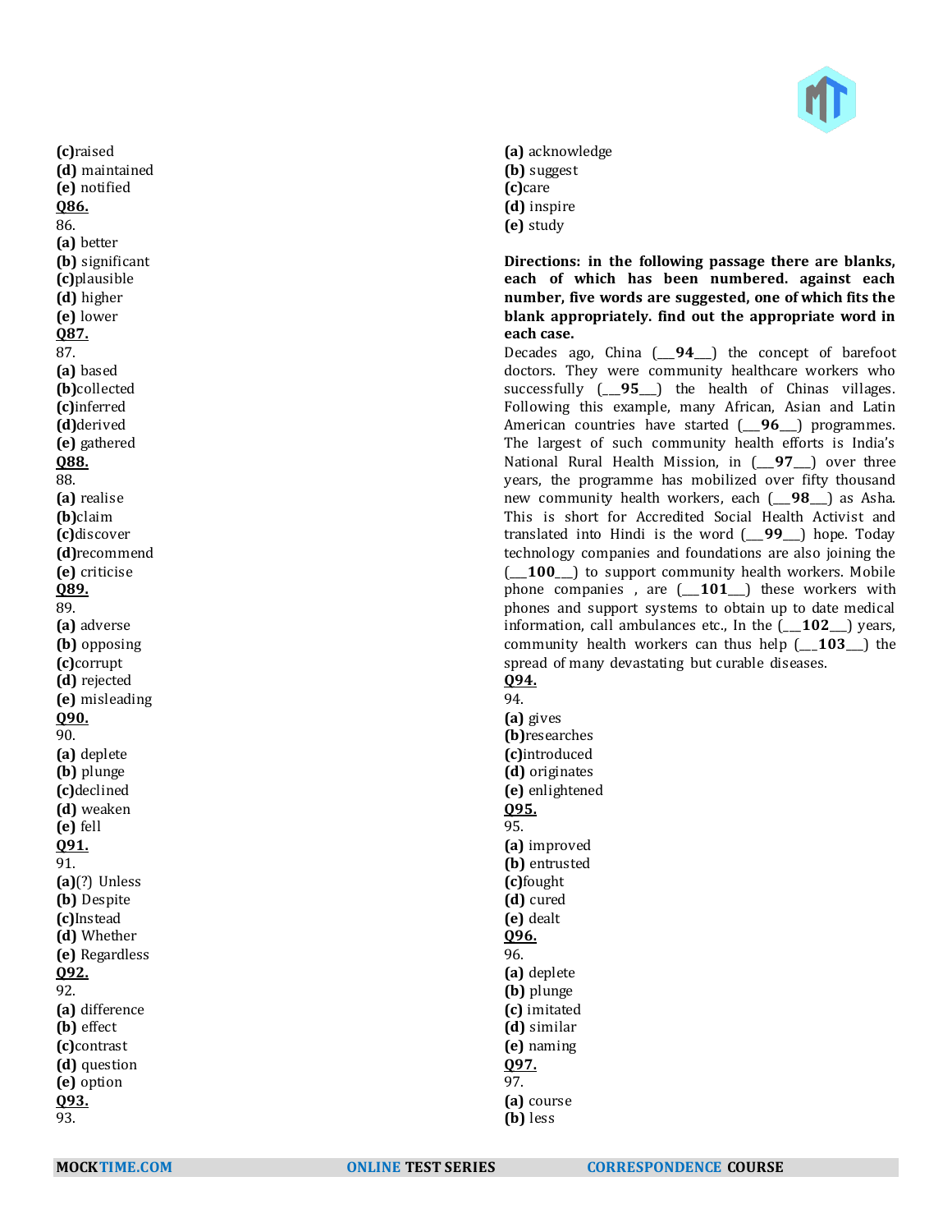**(c)**raised
**(d)** maintained
**(e)** notified

**Q86.**
86.
**(a)** better
**(b)** significant
**(c)**plausible
**(d)** higher
**(e)** lower

**Q87.**
87.
**(a)** based
**(b)**collected
**(c)**inferred
**(d)**derived
**(e)** gathered

**Q88.**
88.
**(a)** realise
**(b)**claim
**(c)**discover
**(d)**recommend
**(e)** criticise

**Q89.**
89.
**(a)** adverse
**(b)** opposing
**(c)**corrupt
**(d)** rejected
**(e)** misleading

**Q90.**
90.
**(a)** deplete
**(b)** plunge
**(c)**declined
**(d)** weaken
**(e)** fell

**Q91.**
91.
**(a)**(?) Unless
**(b)** Despite
**(c)**Instead
**(d)** Whether
**(e)** Regardless

**Q92.**
92.
**(a)** difference
**(b)** effect
**(c)**contrast
**(d)** question
**(e)** option

**Q93.**
93.
**(a)** acknowledge
**(b)** suggest
**(c)**care
**(d)** inspire
**(e)** study

**Directions: in the following passage there are blanks, each of which has been numbered. against each number, five words are suggested, one of which fits the blank appropriately. find out the appropriate word in each case.**

Decades ago, China (___**94**___) the concept of barefoot doctors. They were community healthcare workers who successfully (___**95**___) the health of Chinas villages. Following this example, many African, Asian and Latin American countries have started (___**96**___) programmes. The largest of such community health efforts is India's National Rural Health Mission, in (___**97**___) over three years, the programme has mobilized over fifty thousand new community health workers, each (___**98**___) as Asha. This is short for Accredited Social Health Activist and translated into Hindi is the word (___**99**___) hope. Today technology companies and foundations are also joining the (___**100**___) to support community health workers. Mobile phone companies , are (___**101**___) these workers with phones and support systems to obtain up to date medical information, call ambulances etc., In the (___**102**___) years, community health workers can thus help (___**103**___) the spread of many devastating but curable diseases.

**Q94.**
94.
**(a)** gives
**(b)**researches
**(c)**introduced
**(d)** originates
**(e)** enlightened

**Q95.**
95.
**(a)** improved
**(b)** entrusted
**(c)**fought
**(d)** cured
**(e)** dealt

**Q96.**
96.
**(a)** deplete
**(b)** plunge
**(c)** imitated
**(d)** similar
**(e)** naming

**Q97.**
97.
**(a)** course
**(b)** less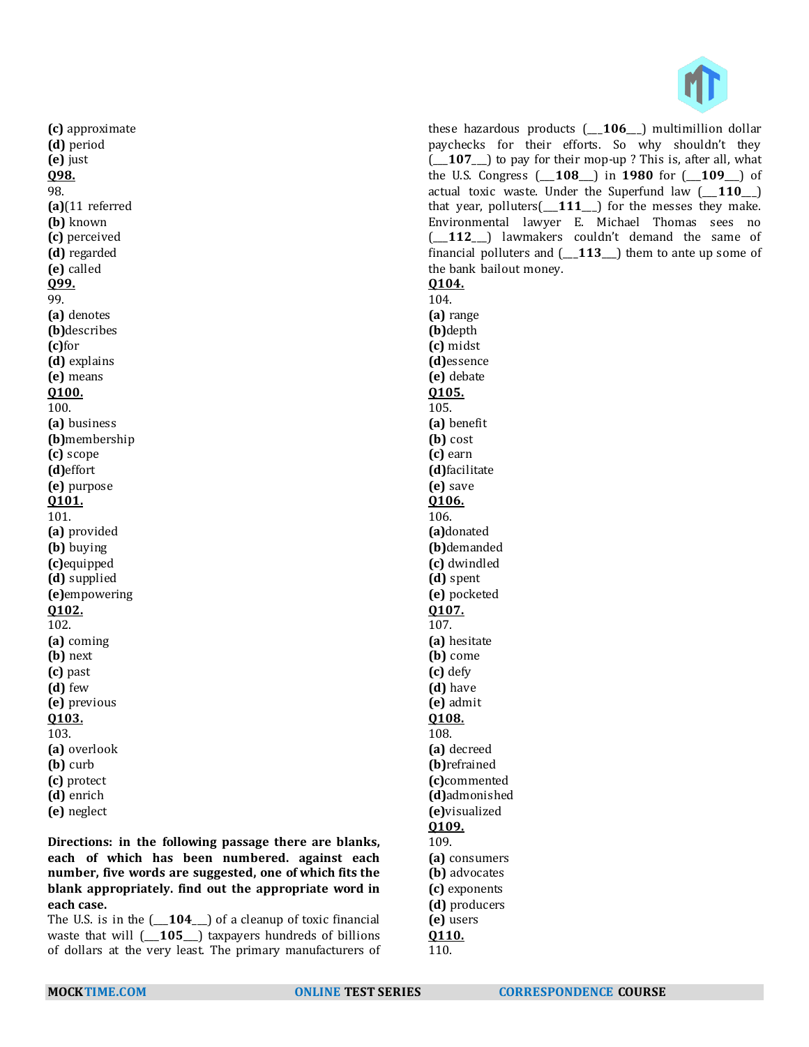**(c)** approximate
**(d)** period
**(e)** just

**Q98.**
98.
**(a)**(11 referred
**(b)** known
**(c)** perceived
**(d)** regarded
**(e)** called

**Q99.**
99.
**(a)** denotes
**(b)**describes
**(c)**for
**(d)** explains
**(e)** means

**Q100.**
100.
**(a)** business
**(b)**membership
**(c)** scope
**(d)**effort
**(e)** purpose

**Q101.**
101.
**(a)** provided
**(b)** buying
**(c)**equipped
**(d)** supplied
**(e)**empowering

**Q102.**
102.
**(a)** coming
**(b)** next
**(c)** past
**(d)** few
**(e)** previous

**Q103.**
103.
**(a)** overlook
**(b)** curb
**(c)** protect
**(d)** enrich
**(e)** neglect

**Directions: in the following passage there are blanks, each of which has been numbered. against each number, five words are suggested, one of which fits the blank appropriately. find out the appropriate word in each case.**

The U.S. is in the (___**104**___) of a cleanup of toxic financial waste that will (___**105**___) taxpayers hundreds of billions of dollars at the very least. The primary manufacturers of these hazardous products (___**106**___) multimillion dollar paychecks for their efforts. So why shouldn't they (___**107**___) to pay for their mop-up ? This is, after all, what the U.S. Congress (___**108**___) in **1980** for (___**109**___) of actual toxic waste. Under the Superfund law (___**110**___) that year, polluters(___**111**___) for the messes they make. Environmental lawyer E. Michael Thomas sees no (___**112**___) lawmakers couldn't demand the same of financial polluters and (___**113**___) them to ante up some of the bank bailout money.

**Q104.**
104.
**(a)** range
**(b)**depth
**(c)** midst
**(d)**essence
**(e)** debate

**Q105.**
105.
**(a)** benefit
**(b)** cost
**(c)** earn
**(d)**facilitate
**(e)** save

**Q106.**
106.
**(a)**donated
**(b)**demanded
**(c)** dwindled
**(d)** spent
**(e)** pocketed

**Q107.**
107.
**(a)** hesitate
**(b)** come
**(c)** defy
**(d)** have
**(e)** admit

**Q108.**
108.
**(a)** decreed
**(b)**refrained
**(c)**commented
**(d)**admonished
**(e)**visualized

**Q109.**
109.
**(a)** consumers
**(b)** advocates
**(c)** exponents
**(d)** producers
**(e)** users

**Q110.**
110.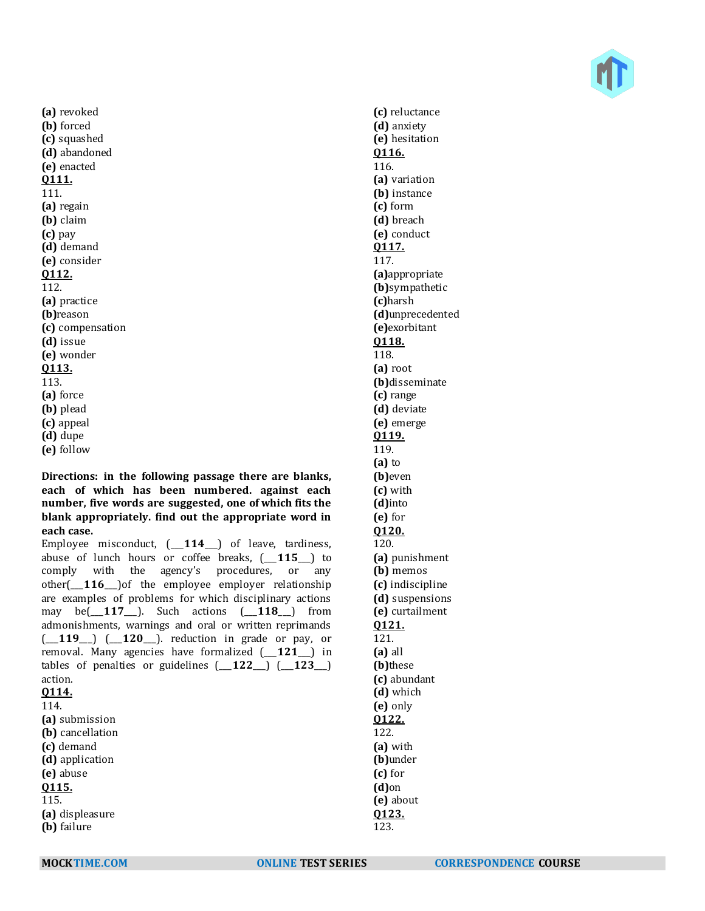**(a)** revoked
**(b)** forced
**(c)** squashed
**(d)** abandoned
**(e)** enacted

**Q111.**

111.
**(a)** regain
**(b)** claim
**(c)** pay
**(d)** demand
**(e)** consider

**Q112.**

112.
**(a)** practice
**(b)** reason
**(c)** compensation
**(d)** issue
**(e)** wonder

**Q113.**

113.
**(a)** force
**(b)** plead
**(c)** appeal
**(d)** dupe
**(e)** follow

**Directions: in the following passage there are blanks, each of which has been numbered. against each number, five words are suggested, one of which fits the blank appropriately. find out the appropriate word in each case.**

Employee misconduct, (___**114**___) of leave, tardiness, abuse of lunch hours or coffee breaks, (___**115**___) to comply with the agency's procedures, or any other(___**116**___)of the employee employer relationship are examples of problems for which disciplinary actions may be(___**117**___). Such actions (___**118**___) from admonishments, warnings and oral or written reprimands (___**119**___) (___**120**___). reduction in grade or pay, or removal. Many agencies have formalized (___**121**___) in tables of penalties or guidelines (___**122**___) (___**123**___) action.

**Q114.**

114.
**(a)** submission
**(b)** cancellation
**(c)** demand
**(d)** application
**(e)** abuse

**Q115.**

115.
**(a)** displeasure
**(b)** failure
**(c)** reluctance
**(d)** anxiety
**(e)** hesitation

**Q116.**

116.
**(a)** variation
**(b)** instance
**(c)** form
**(d)** breach
**(e)** conduct

**Q117.**

117.
**(a)**appropriate
**(b)**sympathetic
**(c)**harsh
**(d)**unprecedented
**(e)**exorbitant

**Q118.**

118.
**(a)** root
**(b)**disseminate
**(c)** range
**(d)** deviate
**(e)** emerge

**Q119.**

119.
**(a)** to
**(b)**even
**(c)** with
**(d)**into
**(e)** for

**Q120.**

120.
**(a)** punishment
**(b)** memos
**(c)** indiscipline
**(d)** suspensions
**(e)** curtailment

**Q121.**

121.
**(a)** all
**(b)**these
**(c)** abundant
**(d)** which
**(e)** only

**Q122.**

122.
**(a)** with
**(b)**under
**(c)** for
**(d)**on
**(e)** about

**Q123.**

123.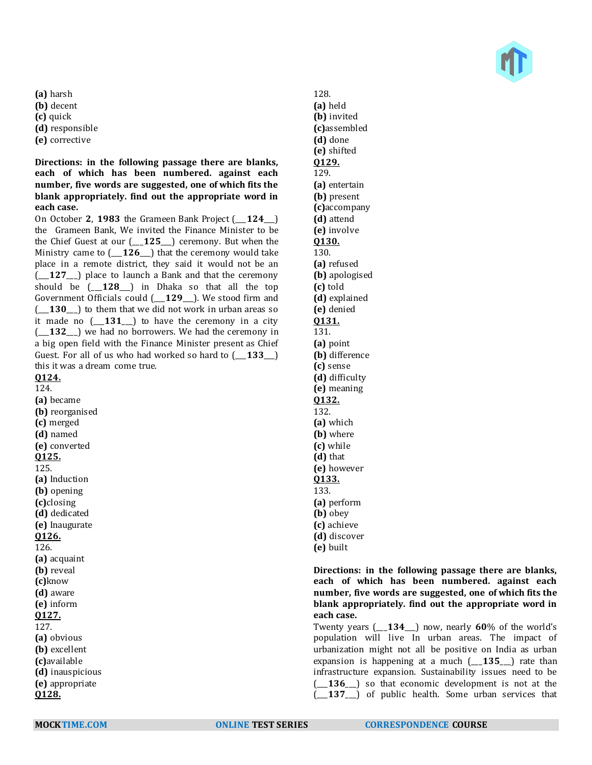**(a)** harsh
**(b)** decent
**(c)** quick
**(d)** responsible
**(e)** corrective

**Directions: in the following passage there are blanks, each of which has been numbered. against each number, five words are suggested, one of which fits the blank appropriately. find out the appropriate word in each case.**

On October **2**, **1983** the Grameen Bank Project (___**124**___) the Grameen Bank, We invited the Finance Minister to be the Chief Guest at our (___**125**___) ceremony. But when the Ministry came to (___**126**___) that the ceremony would take place in a remote district, they said it would not be an (___**127**___) place to launch a Bank and that the ceremony should be (___**128**___) in Dhaka so that all the top Government Officials could (___**129**___). We stood firm and (___**130**___) to them that we did not work in urban areas so it made no (___**131**___) to have the ceremony in a city (___**132**___) we had no borrowers. We had the ceremony in a big open field with the Finance Minister present as Chief Guest. For all of us who had worked so hard to (___**133**___) this it was a dream come true.

**Q124.**
124.
**(a)** became
**(b)** reorganised
**(c)** merged
**(d)** named
**(e)** converted

**Q125.**
125.
**(a)** Induction
**(b)** opening
**(c)** closing
**(d)** dedicated
**(e)** Inaugurate

**Q126.**
126.
**(a)** acquaint
**(b)** reveal
**(c)** know
**(d)** aware
**(e)** inform

**Q127.**
127.
**(a)** obvious
**(b)** excellent
**(c)** available
**(d)** inauspicious
**(e)** appropriate

**Q128.**
128.
**(a)** held
**(b)** invited
**(c)** assembled
**(d)** done
**(e)** shifted

**Q129.**
129.
**(a)** entertain
**(b)** present
**(c)** accompany
**(d)** attend
**(e)** involve

**Q130.**
130.
**(a)** refused
**(b)** apologised
**(c)** told
**(d)** explained
**(e)** denied

**Q131.**
131.
**(a)** point
**(b)** difference
**(c)** sense
**(d)** difficulty
**(e)** meaning

**Q132.**
132.
**(a)** which
**(b)** where
**(c)** while
**(d)** that
**(e)** however

**Q133.**
133.
**(a)** perform
**(b)** obey
**(c)** achieve
**(d)** discover
**(e)** built

**Directions: in the following passage there are blanks, each of which has been numbered. against each number, five words are suggested, one of which fits the blank appropriately. find out the appropriate word in each case.**

Twenty years (___**134**___) now, nearly **60**% of the world's population will live In urban areas. The impact of urbanization might not all be positive on India as urban expansion is happening at a much (___**135**___) rate than infrastructure expansion. Sustainability issues need to be (___**136**___) so that economic development is not at the (___**137**___) of public health. Some urban services that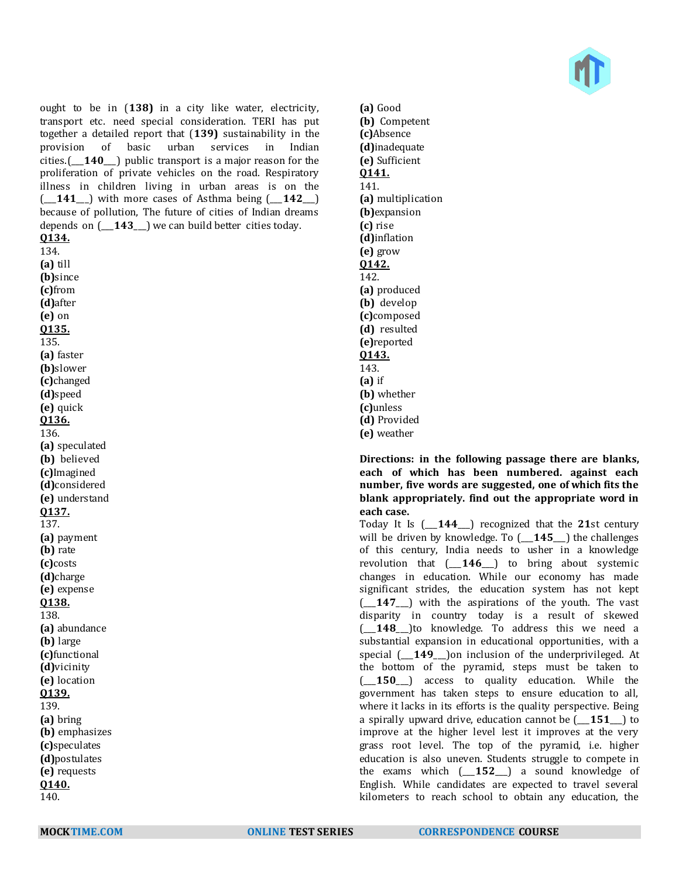ought to be in (**138)** in a city like water, electricity, transport etc. need special consideration. TERI has put together a detailed report that (**139)** sustainability in the provision of basic urban services in Indian cities.(___**140**___) public transport is a major reason for the proliferation of private vehicles on the road. Respiratory illness in children living in urban areas is on the (___**141**___) with more cases of Asthma being (___**142**___) because of pollution, The future of cities of Indian dreams depends on (___**143**___) we can build better cities today.

**Q134.**
134.
**(a)** till
**(b)**since
**(c)**from
**(d)**after
**(e)** on

**Q135.**
135.
**(a)** faster
**(b)**slower
**(c)**changed
**(d)**speed
**(e)** quick

**Q136.**
136.
**(a)** speculated
**(b)** believed
**(c)**Imagined
**(d)**considered
**(e)** understand

**Q137.**
137.
**(a)** payment
**(b)** rate
**(c)**costs
**(d)**charge
**(e)** expense

**Q138.**
138.
**(a)** abundance
**(b)** large
**(c)**functional
**(d)**vicinity
**(e)** location

**Q139.**
139.
**(a)** bring
**(b)** emphasizes
**(c)**speculates
**(d)**postulates
**(e)** requests

**Q140.**
140.
**(a)** Good
**(b)** Competent
**(c)**Absence
**(d)**inadequate
**(e)** Sufficient

**Q141.**
141.
**(a)** multiplication
**(b)**expansion
**(c)** rise
**(d)**inflation
**(e)** grow

**Q142.**
142.
**(a)** produced
**(b)** develop
**(c)**composed
**(d)** resulted
**(e)**reported

**Q143.**
143.
**(a)** if
**(b)** whether
**(c)**unless
**(d)** Provided
**(e)** weather

**Directions: in the following passage there are blanks, each of which has been numbered. against each number, five words are suggested, one of which fits the blank appropriately. find out the appropriate word in each case.**

Today It Is (___**144**___) recognized that the **21**st century will be driven by knowledge. To (___**145**___) the challenges of this century, India needs to usher in a knowledge revolution that (___**146**___) to bring about systemic changes in education. While our economy has made significant strides, the education system has not kept (___**147**___) with the aspirations of the youth. The vast disparity in country today is a result of skewed (___**148**___)to knowledge. To address this we need a substantial expansion in educational opportunities, with a special (___**149**___)on inclusion of the underprivileged. At the bottom of the pyramid, steps must be taken to (___**150**___) access to quality education. While the government has taken steps to ensure education to all, where it lacks in its efforts is the quality perspective. Being a spirally upward drive, education cannot be (___**151**___) to improve at the higher level lest it improves at the very grass root level. The top of the pyramid, i.e. higher education is also uneven. Students struggle to compete in the exams which (___**152**___) a sound knowledge of English. While candidates are expected to travel several kilometers to reach school to obtain any education, the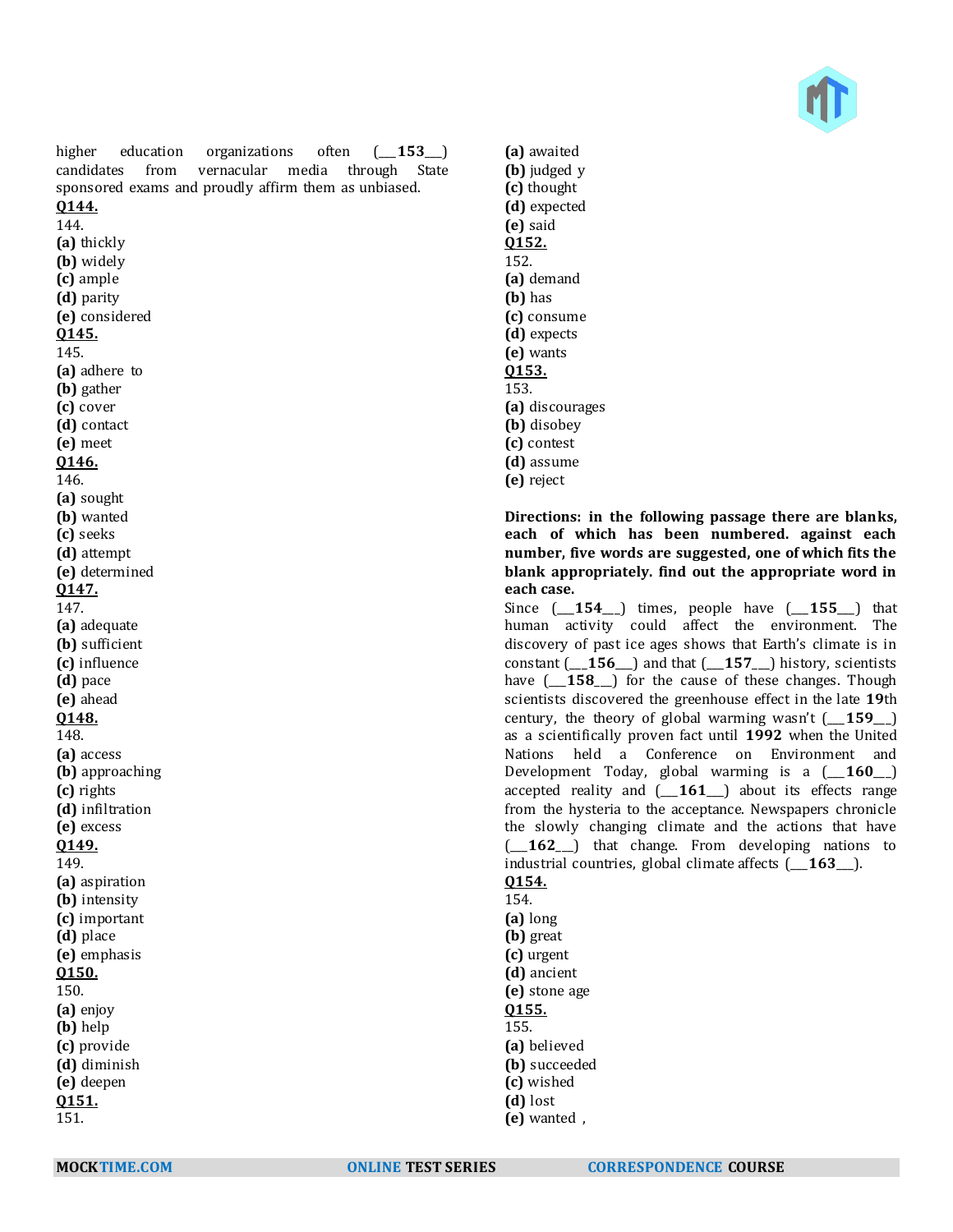higher education organizations often (___**153**___) candidates from vernacular media through State sponsored exams and proudly affirm them as unbiased.

**Q144.**
144.
**(a)** thickly
**(b)** widely
**(c)** ample
**(d)** parity
**(e)** considered

**Q145.**
145.
**(a)** adhere to
**(b)** gather
**(c)** cover
**(d)** contact
**(e)** meet

**Q146.**
146.
**(a)** sought
**(b)** wanted
**(c)** seeks
**(d)** attempt
**(e)** determined

**Q147.**
147.
**(a)** adequate
**(b)** sufficient
**(c)** influence
**(d)** pace
**(e)** ahead

**Q148.**
148.
**(a)** access
**(b)** approaching
**(c)** rights
**(d)** infiltration
**(e)** excess

**Q149.**
149.
**(a)** aspiration
**(b)** intensity
**(c)** important
**(d)** place
**(e)** emphasis

**Q150.**
150.
**(a)** enjoy
**(b)** help
**(c)** provide
**(d)** diminish
**(e)** deepen

**Q151.**
151.
**(a)** awaited
**(b)** judged y
**(c)** thought
**(d)** expected
**(e)** said

**Q152.**
152.
**(a)** demand
**(b)** has
**(c)** consume
**(d)** expects
**(e)** wants

**Q153.**
153.
**(a)** discourages
**(b)** disobey
**(c)** contest
**(d)** assume
**(e)** reject

**Directions: in the following passage there are blanks, each of which has been numbered. against each number, five words are suggested, one of which fits the blank appropriately. find out the appropriate word in each case.**

Since (___**154**___) times, people have (___**155**___) that human activity could affect the environment. The discovery of past ice ages shows that Earth's climate is in constant (___**156**___) and that (___**157**___) history, scientists have (___**158**___) for the cause of these changes. Though scientists discovered the greenhouse effect in the late **19**th century, the theory of global warming wasn't (___**159**___) as a scientifically proven fact until **1992** when the United Nations held a Conference on Environment and Development Today, global warming is a (___**160**___) accepted reality and (___**161**___) about its effects range from the hysteria to the acceptance. Newspapers chronicle the slowly changing climate and the actions that have (___**162**___) that change. From developing nations to industrial countries, global climate affects (___**163**___).

**Q154.**
154.
**(a)** long
**(b)** great
**(c)** urgent
**(d)** ancient
**(e)** stone age

**Q155.**
155.
**(a)** believed
**(b)** succeeded
**(c)** wished
**(d)** lost
**(e)** wanted ,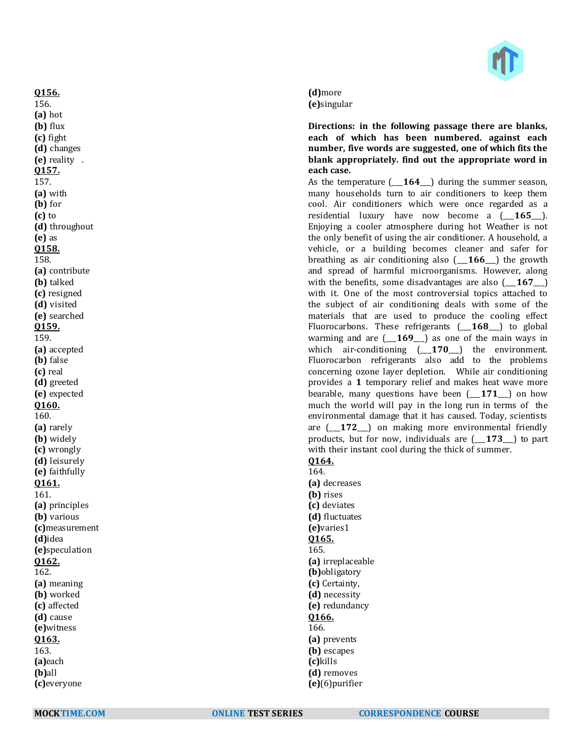**Q156.**
156.
**(a)** hot
**(b)** flux
**(c)** fight
**(d)** changes
**(e)** reality .

**Q157.**
157.
**(a)** with
**(b)** for
**(c)** to
**(d)** throughout
**(e)** as

**Q158.**
158.
**(a)** contribute
**(b)** talked
**(c)** resigned
**(d)** visited
**(e)** searched

**Q159.**
159.
**(a)** accepted
**(b)** false
**(c)** real
**(d)** greeted
**(e)** expected

**Q160.**
160.
**(a)** rarely
**(b)** widely
**(c)** wrongly
**(d)** leisurely
**(e)** faithfully

**Q161.**
161.
**(a)** principles
**(b)** various
**(c)**measurement
**(d)**idea
**(e)**speculation

**Q162.**
162.
**(a)** meaning
**(b)** worked
**(c)** affected
**(d)** cause
**(e)**witness

**Q163.**
163.
**(a)**each
**(b)**all
**(c)**everyone
**(d)**more
**(e)**singular

**Directions: in the following passage there are blanks, each of which has been numbered. against each number, five words are suggested, one of which fits the blank appropriately. find out the appropriate word in each case.**

As the temperature (___**164**___) during the summer season, many households turn to air conditioners to keep them cool. Air conditioners which were once regarded as a residential luxury have now become a (___**165**___). Enjoying a cooler atmosphere during hot Weather is not the only benefit of using the air conditioner. A household, a vehicle, or a building becomes cleaner and safer for breathing as air conditioning also (___**166**___) the growth and spread of harmful microorganisms. However, along with the benefits, some disadvantages are also (___**167**__) with it. One of the most controversial topics attached to the subject of air conditioning deals with some of the materials that are used to produce the cooling effect Fluorocarbons. These refrigerants (___**168**___) to global warming and are (___**169**__) as one of the main ways in which air-conditioning (___**170**___) the environment. Fluorocarbon refrigerants also add to the problems concerning ozone layer depletion. While air conditioning provides a **1** temporary relief and makes heat wave more bearable, many questions have been (___**171**___) on how much the world will pay in the long run in terms of the environmental damage that it has caused. Today, scientists are (___**172**___) on making more environmental friendly products, but for now, individuals are (___**173**___) to part with their instant cool during the thick of summer.

**Q164.**
164.
**(a)** decreases
**(b)** rises
**(c)** deviates
**(d)** fluctuates
**(e)**varies1

**Q165.**
165.
**(a)** irreplaceable
**(b)**obligatory
**(c)** Certainty,
**(d)** necessity
**(e)** redundancy

**Q166.**
166.
**(a)** prevents
**(b)** escapes
**(c)**kills
**(d)** removes
**(e)**(6)purifier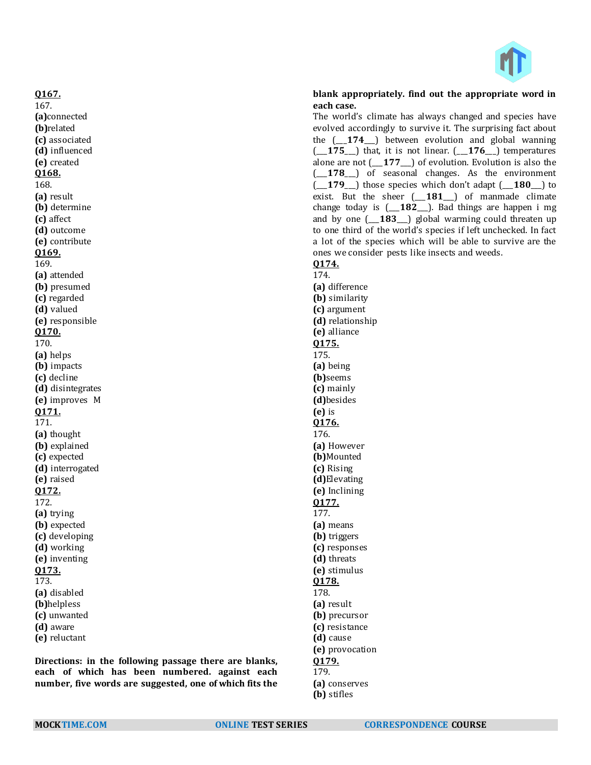**Q167.**
167.
**(a)**connected
**(b)**related
**(c)** associated
**(d)** influenced
**(e)** created

**Q168.**
168.
**(a)** result
**(b)** determine
**(c)** affect
**(d)** outcome
**(e)** contribute

**Q169.**
169.
**(a)** attended
**(b)** presumed
**(c)** regarded
**(d)** valued
**(e)** responsible

**Q170.**
170.
**(a)** helps
**(b)** impacts
**(c)** decline
**(d)** disintegrates
**(e)** improves M

**Q171.**
171.
**(a)** thought
**(b)** explained
**(c)** expected
**(d)** interrogated
**(e)** raised

**Q172.**
172.
**(a)** trying
**(b)** expected
**(c)** developing
**(d)** working
**(e)** inventing

**Q173.**
173.
**(a)** disabled
**(b)**helpless
**(c)** unwanted
**(d)** aware
**(e)** reluctant

**Directions: in the following passage there are blanks, each of which has been numbered. against each number, five words are suggested, one of which fits the blank appropriately. find out the appropriate word in each case.**

The world's climate has always changed and species have evolved accordingly to survive it. The surprising fact about the (\_\_\_**174**\_\_\_) between evolution and global wanning (\_\_\_**175**\_\_\_) that, it is not linear. (\_\_\_**176**\_\_\_) temperatures alone are not (\_\_\_**177**\_\_\_) of evolution. Evolution is also the (\_\_\_**178**\_\_\_) of seasonal changes. As the environment (\_\_\_**179**\_\_\_) those species which don't adapt (\_\_\_**180**\_\_\_) to exist. But the sheer (\_\_\_**181**\_\_\_) of manmade climate change today is (\_\_\_**182**\_\_\_). Bad things are happen i mg and by one (\_\_\_**183**\_\_\_) global warming could threaten up to one third of the world's species if left unchecked. In fact a lot of the species which will be able to survive are the ones we consider pests like insects and weeds.

**Q174.**
174.
**(a)** difference
**(b)** similarity
**(c)** argument
**(d)** relationship
**(e)** alliance

**Q175.**
175.
**(a)** being
**(b)**seems
**(c)** mainly
**(d)**besides
**(e)** is

**Q176.**
176.
**(a)** However
**(b)**Mounted
**(c)** Rising
**(d)**Elevating
**(e)** Inclining

**Q177.**
177.
**(a)** means
**(b)** triggers
**(c)** responses
**(d)** threats
**(e)** stimulus

**Q178.**
178.
**(a)** result
**(b)** precursor
**(c)** resistance
**(d)** cause
**(e)** provocation

**Q179.**
179.
**(a)** conserves
**(b)** stifles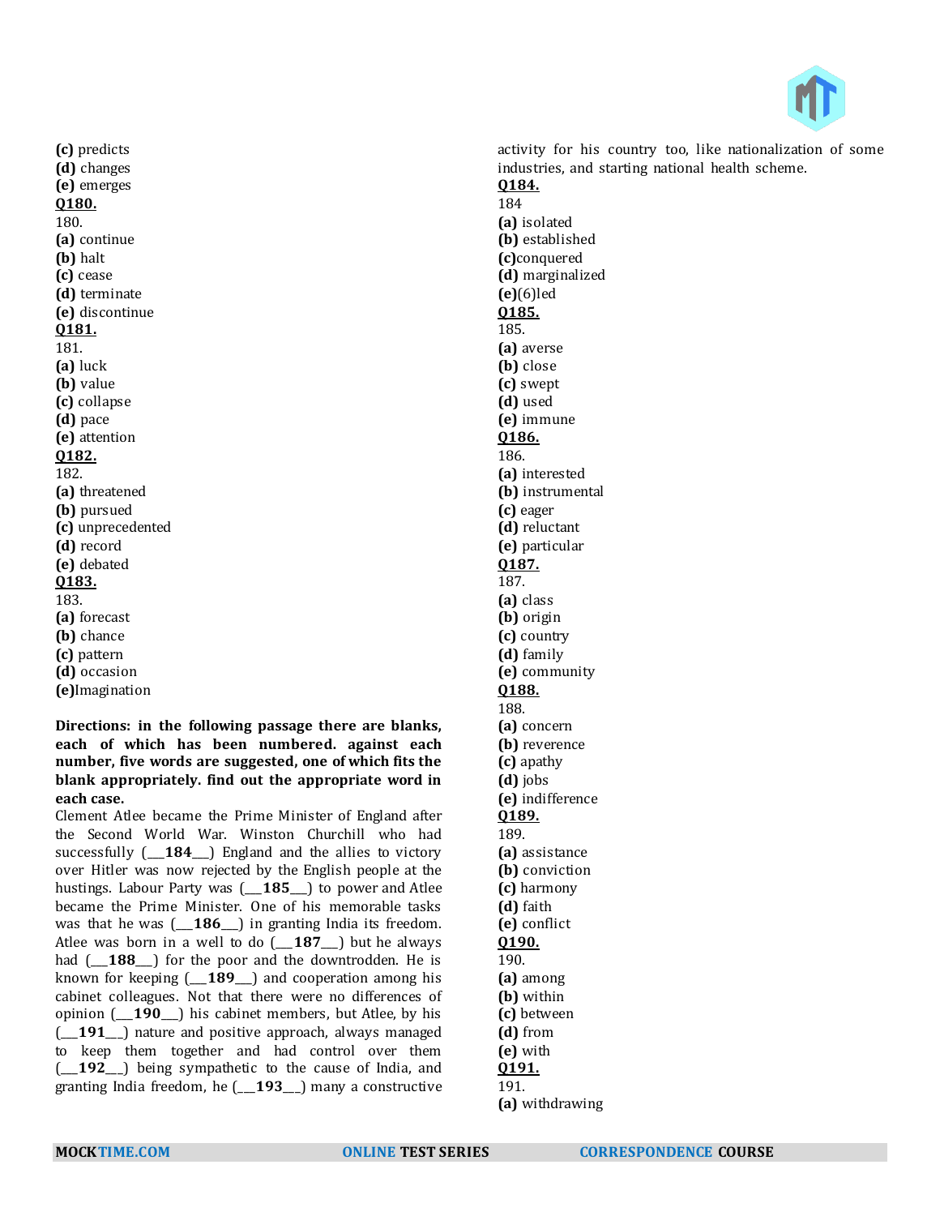**(c)** predicts
**(d)** changes
**(e)** emerges
**Q180.**
180.
**(a)** continue
**(b)** halt
**(c)** cease
**(d)** terminate
**(e)** discontinue
**Q181.**
181.
**(a)** luck
**(b)** value
**(c)** collapse
**(d)** pace
**(e)** attention
**Q182.**
182.
**(a)** threatened
**(b)** pursued
**(c)** unprecedented
**(d)** record
**(e)** debated
**Q183.**
183.
**(a)** forecast
**(b)** chance
**(c)** pattern
**(d)** occasion
**(e)**Imagination

**Directions: in the following passage there are blanks, each of which has been numbered. against each number, five words are suggested, one of which fits the blank appropriately. find out the appropriate word in each case.**

Clement Atlee became the Prime Minister of England after the Second World War. Winston Churchill who had successfully (___**184**___) England and the allies to victory over Hitler was now rejected by the English people at the hustings. Labour Party was (___**185**___) to power and Atlee became the Prime Minister. One of his memorable tasks was that he was (___**186**___) in granting India its freedom. Atlee was born in a well to do (___**187**___) but he always had (___**188**___) for the poor and the downtrodden. He is known for keeping (___**189**___) and cooperation among his cabinet colleagues. Not that there were no differences of opinion (___**190**___) his cabinet members, but Atlee, by his (___**191**___) nature and positive approach, always managed to keep them together and had control over them (___**192**___) being sympathetic to the cause of India, and granting India freedom, he (___**193**___) many a constructive activity for his country too, like nationalization of some industries, and starting national health scheme.

**Q184.**
184
**(a)** isolated
**(b)** established
**(c)**conquered
**(d)** marginalized
**(e)**(6)led
**Q185.**
185.
**(a)** averse
**(b)** close
**(c)** swept
**(d)** used
**(e)** immune
**Q186.**
186.
**(a)** interested
**(b)** instrumental
**(c)** eager
**(d)** reluctant
**(e)** particular
**Q187.**
187.
**(a)** class
**(b)** origin
**(c)** country
**(d)** family
**(e)** community
**Q188.**
188.
**(a)** concern
**(b)** reverence
**(c)** apathy
**(d)** jobs
**(e)** indifference
**Q189.**
189.
**(a)** assistance
**(b)** conviction
**(c)** harmony
**(d)** faith
**(e)** conflict
**Q190.**
190.
**(a)** among
**(b)** within
**(c)** between
**(d)** from
**(e)** with
**Q191.**
191.
**(a)** withdrawing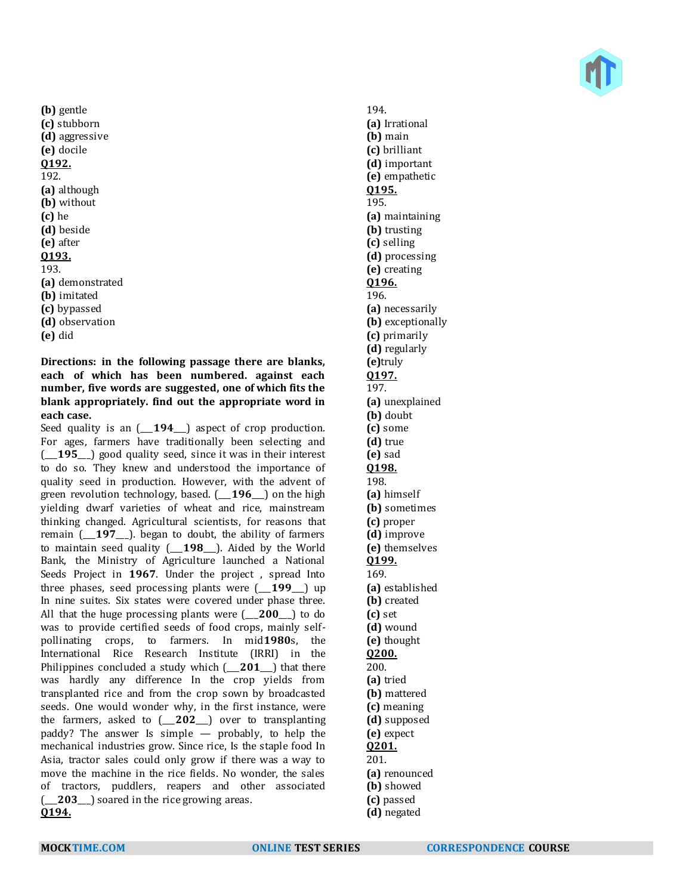**(b)** gentle
**(c)** stubborn
**(d)** aggressive
**(e)** docile

**Q192.**
192.
**(a)** although
**(b)** without
**(c)** he
**(d)** beside
**(e)** after

**Q193.**
193.
**(a)** demonstrated
**(b)** imitated
**(c)** bypassed
**(d)** observation
**(e)** did

**Directions: in the following passage there are blanks, each of which has been numbered. against each number, five words are suggested, one of which fits the blank appropriately. find out the appropriate word in each case.**

Seed quality is an (___**194**___) aspect of crop production. For ages, farmers have traditionally been selecting and (___**195**___) good quality seed, since it was in their interest to do so. They knew and understood the importance of quality seed in production. However, with the advent of green revolution technology, based. (___**196**___) on the high yielding dwarf varieties of wheat and rice, mainstream thinking changed. Agricultural scientists, for reasons that remain (___**197**___). began to doubt, the ability of farmers to maintain seed quality (___**198**___). Aided by the World Bank, the Ministry of Agriculture launched a National Seeds Project in **1967**. Under the project , spread Into three phases, seed processing plants were (___**199**___) up In nine suites. Six states were covered under phase three. All that the huge processing plants were (___**200**___) to do was to provide certified seeds of food crops, mainly self-pollinating crops, to farmers. In mid**1980**s, the International Rice Research Institute (IRRI) in the Philippines concluded a study which (___**201**___) that there was hardly any difference In the crop yields from transplanted rice and from the crop sown by broadcasted seeds. One would wonder why, in the first instance, were the farmers, asked to (___**202**___) over to transplanting paddy? The answer Is simple — probably, to help the mechanical industries grow. Since rice, Is the staple food In Asia, tractor sales could only grow if there was a way to move the machine in the rice fields. No wonder, the sales of tractors, puddlers, reapers and other associated (___**203**___) soared in the rice growing areas.

**Q194.**
194.
**(a)** Irrational
**(b)** main
**(c)** brilliant
**(d)** important
**(e)** empathetic

**Q195.**
195.
**(a)** maintaining
**(b)** trusting
**(c)** selling
**(d)** processing
**(e)** creating

**Q196.**
196.
**(a)** necessarily
**(b)** exceptionally
**(c)** primarily
**(d)** regularly
**(e)**truly

**Q197.**
197.
**(a)** unexplained
**(b)** doubt
**(c)** some
**(d)** true
**(e)** sad

**Q198.**
198.
**(a)** himself
**(b)** sometimes
**(c)** proper
**(d)** improve
**(e)** themselves

**Q199.**
169.
**(a)** established
**(b)** created
**(c)** set
**(d)** wound
**(e)** thought

**Q200.**
200.
**(a)** tried
**(b)** mattered
**(c)** meaning
**(d)** supposed
**(e)** expect

**Q201.**
201.
**(a)** renounced
**(b)** showed
**(c)** passed
**(d)** negated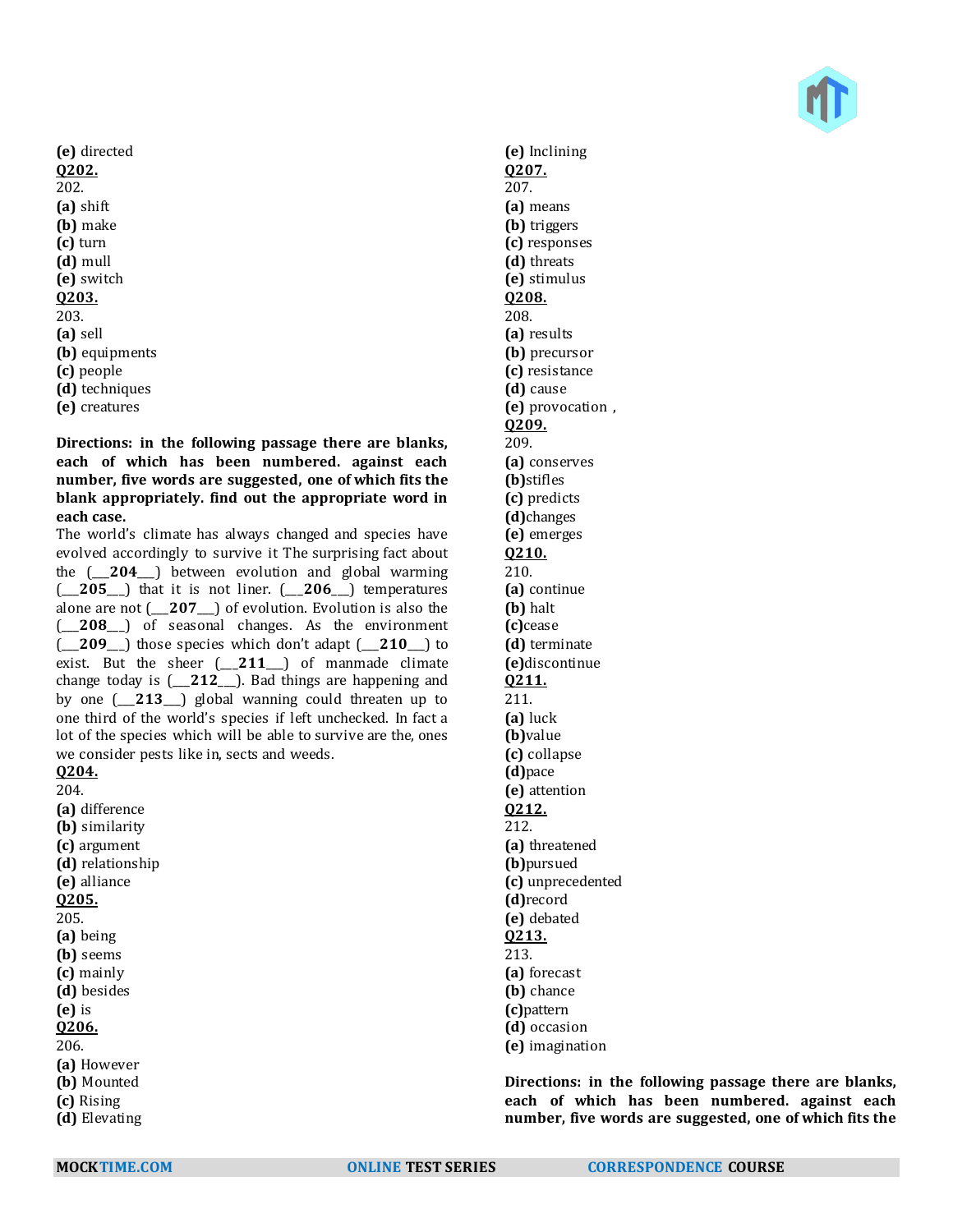**(e)** directed

**Q202.**

202.

**(a)** shift
**(b)** make
**(c)** turn
**(d)** mull
**(e)** switch

**Q203.**

203.

**(a)** sell
**(b)** equipments
**(c)** people
**(d)** techniques
**(e)** creatures

**Directions: in the following passage there are blanks, each of which has been numbered. against each number, five words are suggested, one of which fits the blank appropriately. find out the appropriate word in each case.**

The world's climate has always changed and species have evolved accordingly to survive it The surprising fact about the (___**204**___) between evolution and global warming (___**205**___) that it is not liner. (___**206**___) temperatures alone are not (___**207**___) of evolution. Evolution is also the (___**208**___) of seasonal changes. As the environment (___**209**___) those species which don't adapt (___**210**___) to exist. But the sheer (___**211**___) of manmade climate change today is (___**212**___). Bad things are happening and by one (___**213**___) global wanning could threaten up to one third of the world's species if left unchecked. In fact a lot of the species which will be able to survive are the, ones we consider pests like in, sects and weeds.

**Q204.**

204.

**(a)** difference
**(b)** similarity
**(c)** argument
**(d)** relationship
**(e)** alliance

**Q205.**

205.

**(a)** being
**(b)** seems
**(c)** mainly
**(d)** besides
**(e)** is

**Q206.**

206.

**(a)** However
**(b)** Mounted
**(c)** Rising
**(d)** Elevating
**(e)** Inclining

**Q207.**

207.

**(a)** means
**(b)** triggers
**(c)** responses
**(d)** threats
**(e)** stimulus

**Q208.**

208.

**(a)** results
**(b)** precursor
**(c)** resistance
**(d)** cause
**(e)** provocation ,

**Q209.**

209.

**(a)** conserves
**(b)**stifles
**(c)** predicts
**(d)**changes
**(e)** emerges

**Q210.**

210.

**(a)** continue
**(b)** halt
**(c)**cease
**(d)** terminate
**(e)**discontinue

**Q211.**

211.

**(a)** luck
**(b)**value
**(c)** collapse
**(d)**pace
**(e)** attention

**Q212.**

212.

**(a)** threatened
**(b)**pursued
**(c)** unprecedented
**(d)**record
**(e)** debated

**Q213.**

213.

**(a)** forecast
**(b)** chance
**(c)**pattern
**(d)** occasion
**(e)** imagination

**Directions: in the following passage there are blanks, each of which has been numbered. against each number, five words are suggested, one of which fits the**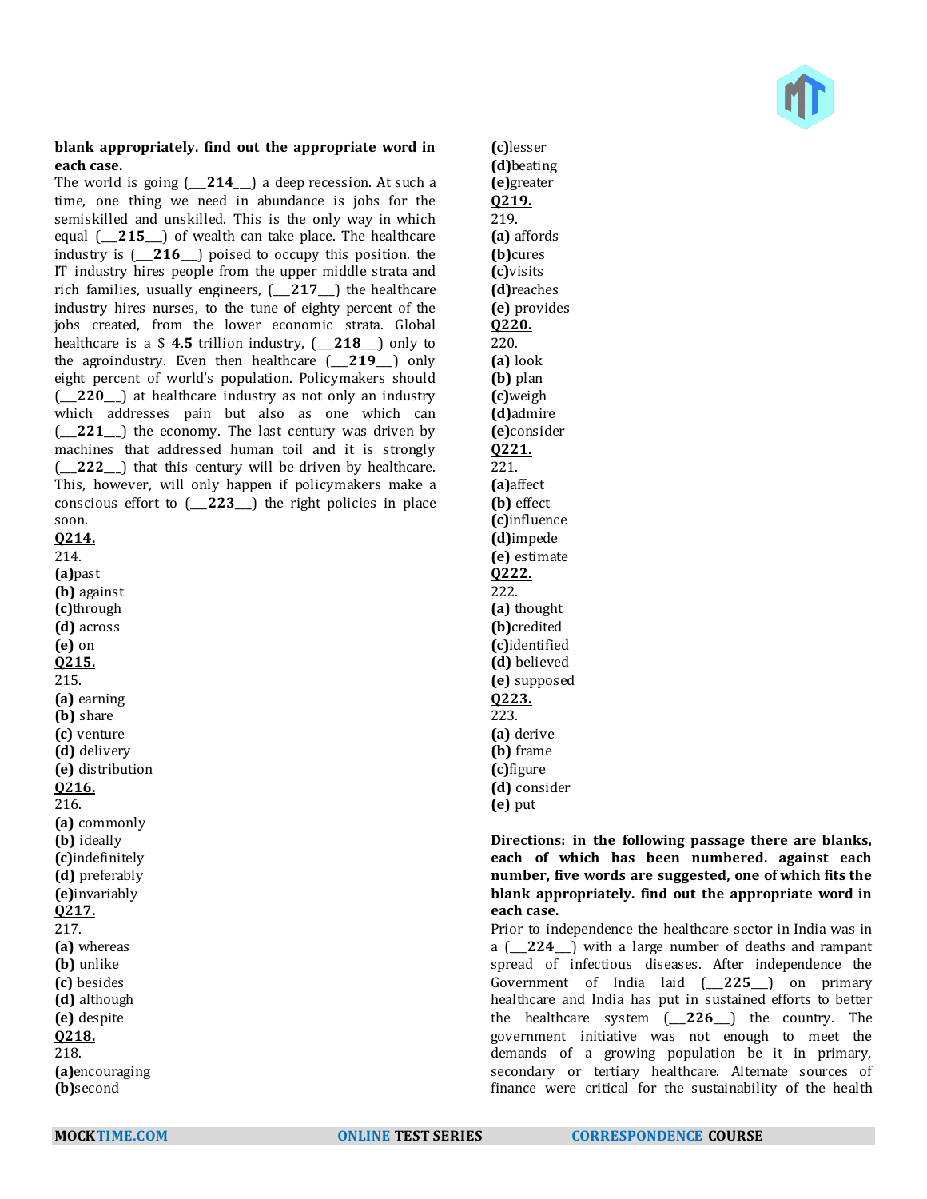**blank appropriately. find out the appropriate word in each case.**

The world is going (___**214**___) a deep recession. At such a time, one thing we need in abundance is jobs for the semiskilled and unskilled. This is the only way in which equal (___**215**___) of wealth can take place. The healthcare industry is (___**216**___) poised to occupy this position. the IT industry hires people from the upper middle strata and rich families, usually engineers, (___**217**___) the healthcare industry hires nurses, to the tune of eighty percent of the jobs created, from the lower economic strata. Global healthcare is a $ **4**.**5** trillion industry, (___**218**___) only to the agroindustry. Even then healthcare (___**219**___) only eight percent of world's population. Policymakers should (___**220**___) at healthcare industry as not only an industry which addresses pain but also as one which can (___**221**___) the economy. The last century was driven by machines that addressed human toil and it is strongly (___**222**___) that this century will be driven by healthcare. This, however, will only happen if policymakers make a conscious effort to (___**223**___) the right policies in place soon.

**Q214.**

214.

**(a)**past

**(b)** against

**(c)**through

**(d)** across

**(e)** on

**Q215.**

215.

**(a)** earning

**(b)** share

**(c)** venture

**(d)** delivery

**(e)** distribution

**Q216.**

216.

**(a)** commonly

**(b)** ideally

**(c)**indefinitely

**(d)** preferably

**(e)**invariably

**Q217.**

217.

**(a)** whereas

**(b)** unlike

**(c)** besides

**(d)** although

**(e)** despite

**Q218.**

218.

**(a)**encouraging

**(b)**second

**(c)**lesser

**(d)**beating

**(e)**greater

**Q219.**

219.

**(a)** affords

**(b)**cures

**(c)**visits

**(d)**reaches

**(e)** provides

**Q220.**

220.

**(a)** look

**(b)** plan

**(c)**weigh

**(d)**admire

**(e)**consider

**Q221.**

221.

**(a)**affect

**(b)** effect

**(c)**influence

**(d)**impede

**(e)** estimate

**Q222.**

222.

**(a)** thought

**(b)**credited

**(c)**identified

**(d)** believed

**(e)** supposed

**Q223.**

223.

**(a)** derive

**(b)** frame

**(c)**figure

**(d)** consider

**(e)** put

**Directions: in the following passage there are blanks, each of which has been numbered. against each number, five words are suggested, one of which fits the blank appropriately. find out the appropriate word in each case.**

Prior to independence the healthcare sector in India was in a (___**224**___) with a large number of deaths and rampant spread of infectious diseases. After independence the Government of India laid (___**225**___) on primary healthcare and India has put in sustained efforts to better the healthcare system (___**226**___) the country. The government initiative was not enough to meet the demands of a growing population be it in primary, secondary or tertiary healthcare. Alternate sources of finance were critical for the sustainability of the health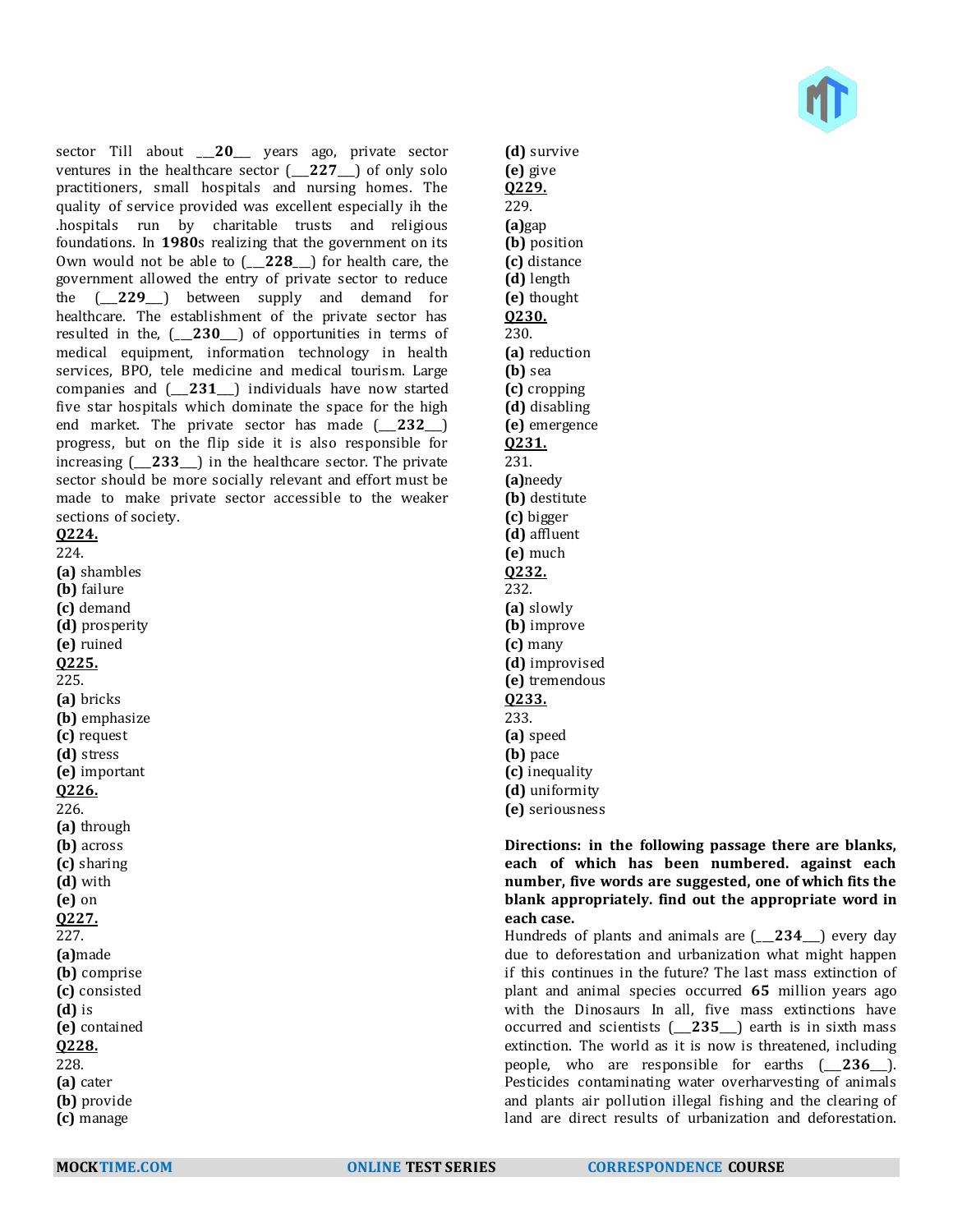sector Till about __**20**__ years ago, private sector ventures in the healthcare sector (__**227**__) of only solo practitioners, small hospitals and nursing homes. The quality of service provided was excellent especially ih the .hospitals run by charitable trusts and religious foundations. In **1980**s realizing that the government on its Own would not be able to (__**228**__) for health care, the government allowed the entry of private sector to reduce the (__**229**__) between supply and demand for healthcare. The establishment of the private sector has resulted in the, (__**230**__) of opportunities in terms of medical equipment, information technology in health services, BPO, tele medicine and medical tourism. Large companies and (__**231**__) individuals have now started five star hospitals which dominate the space for the high end market. The private sector has made (__**232**__) progress, but on the flip side it is also responsible for increasing (__**233**__) in the healthcare sector. The private sector should be more socially relevant and effort must be made to make private sector accessible to the weaker sections of society.

**Q224.**

224.

**(a)** shambles
**(b)** failure
**(c)** demand
**(d)** prosperity
**(e)** ruined

**Q225.**

225.

**(a)** bricks
**(b)** emphasize
**(c)** request
**(d)** stress
**(e)** important

**Q226.**

226.

**(a)** through
**(b)** across
**(c)** sharing
**(d)** with
**(e)** on

**Q227.**

227.

**(a)**made
**(b)** comprise
**(c)** consisted
**(d)** is
**(e)** contained

**Q228.**

228.

**(a)** cater
**(b)** provide
**(c)** manage
**(d)** survive
**(e)** give

**Q229.**

229.

**(a)**gap
**(b)** position
**(c)** distance
**(d)** length
**(e)** thought

**Q230.**

230.

**(a)** reduction
**(b)** sea
**(c)** cropping
**(d)** disabling
**(e)** emergence

**Q231.**

231.

**(a)**needy
**(b)** destitute
**(c)** bigger
**(d)** affluent
**(e)** much

**Q232.**

232.

**(a)** slowly
**(b)** improve
**(c)** many
**(d)** improvised
**(e)** tremendous

**Q233.**

233.

**(a)** speed
**(b)** pace
**(c)** inequality
**(d)** uniformity
**(e)** seriousness

**Directions: in the following passage there are blanks, each of which has been numbered. against each number, five words are suggested, one of which fits the blank appropriately. find out the appropriate word in each case.**

Hundreds of plants and animals are (__**234**__) every day due to deforestation and urbanization what might happen if this continues in the future? The last mass extinction of plant and animal species occurred **65** million years ago with the Dinosaurs In all, five mass extinctions have occurred and scientists (__**235**__) earth is in sixth mass extinction. The world as it is now is threatened, including people, who are responsible for earths (__**236**__). Pesticides contaminating water overharvesting of animals and plants air pollution illegal fishing and the clearing of land are direct results of urbanization and deforestation.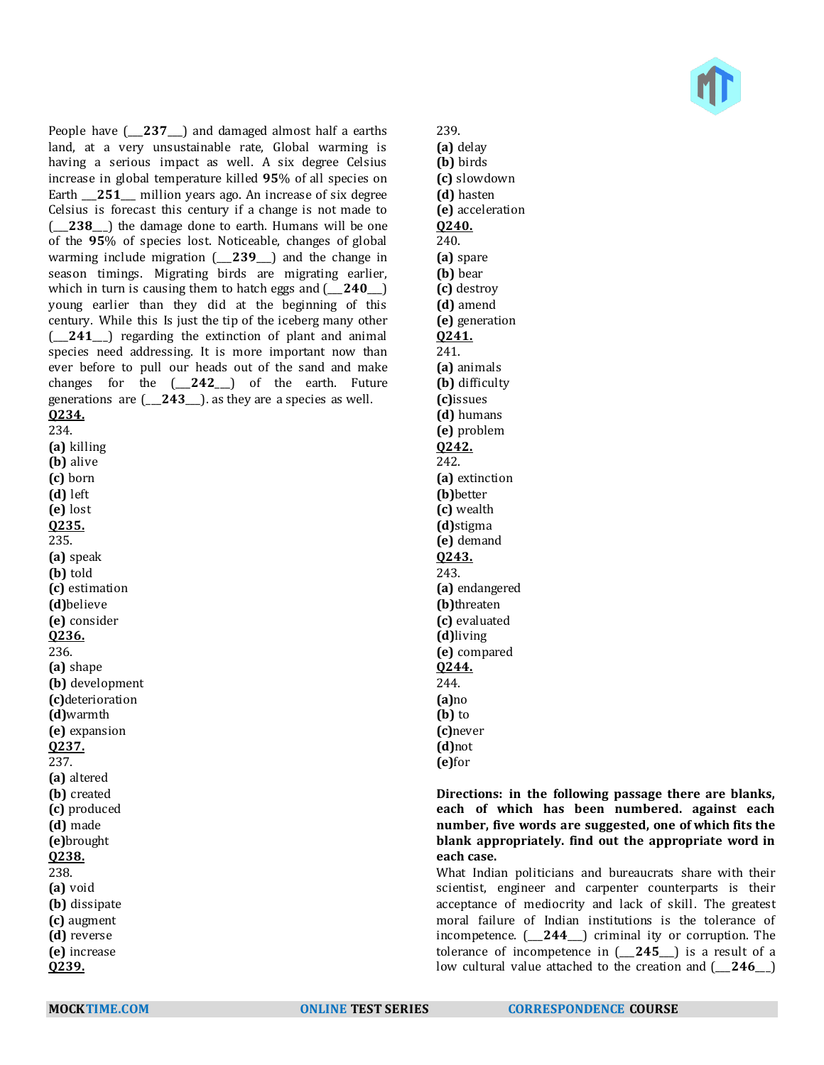People have (___237___) and damaged almost half a earths land, at a very unsustainable rate, Global warming is having a serious impact as well. A six degree Celsius increase in global temperature killed **95**% of all species on Earth ___**251**___ million years ago. An increase of six degree Celsius is forecast this century if a change is not made to (___**238**___) the damage done to earth. Humans will be one of the **95**% of species lost. Noticeable, changes of global warming include migration (___**239**___) and the change in season timings. Migrating birds are migrating earlier, which in turn is causing them to hatch eggs and (___**240**___) young earlier than they did at the beginning of this century. While this Is just the tip of the iceberg many other (___**241**___) regarding the extinction of plant and animal species need addressing. It is more important now than ever before to pull our heads out of the sand and make changes for the (___**242**___) of the earth. Future generations are (___**243**___). as they are a species as well.

**Q234.**

234.
**(a)** killing
**(b)** alive
**(c)** born
**(d)** left
**(e)** lost

**Q235.**

235.
**(a)** speak
**(b)** told
**(c)** estimation
**(d)**believe
**(e)** consider

**Q236.**

236.
**(a)** shape
**(b)** development
**(c)**deterioration
**(d)**warmth
**(e)** expansion

**Q237.**

237.
**(a)** altered
**(b)** created
**(c)** produced
**(d)** made
**(e)**brought

**Q238.**

238.
**(a)** void
**(b)** dissipate
**(c)** augment
**(d)** reverse
**(e)** increase

**Q239.**

239.
**(a)** delay
**(b)** birds
**(c)** slowdown
**(d)** hasten
**(e)** acceleration

**Q240.**

240.
**(a)** spare
**(b)** bear
**(c)** destroy
**(d)** amend
**(e)** generation

**Q241.**

241.
**(a)** animals
**(b)** difficulty
**(c)**issues
**(d)** humans
**(e)** problem

**Q242.**

242.
**(a)** extinction
**(b)**better
**(c)** wealth
**(d)**stigma
**(e)** demand

**Q243.**

243.
**(a)** endangered
**(b)**threaten
**(c)** evaluated
**(d)**living
**(e)** compared

**Q244.**

244.
**(a)**no
**(b)** to
**(c)**never
**(d)**not
**(e)**for

**Directions: in the following passage there are blanks, each of which has been numbered. against each number, five words are suggested, one of which fits the blank appropriately. find out the appropriate word in each case.**

What Indian politicians and bureaucrats share with their scientist, engineer and carpenter counterparts is their acceptance of mediocrity and lack of skill. The greatest moral failure of Indian institutions is the tolerance of incompetence. (___**244**___) criminal ity or corruption. The tolerance of incompetence in (___**245**___) is a result of a low cultural value attached to the creation and (___**246**__)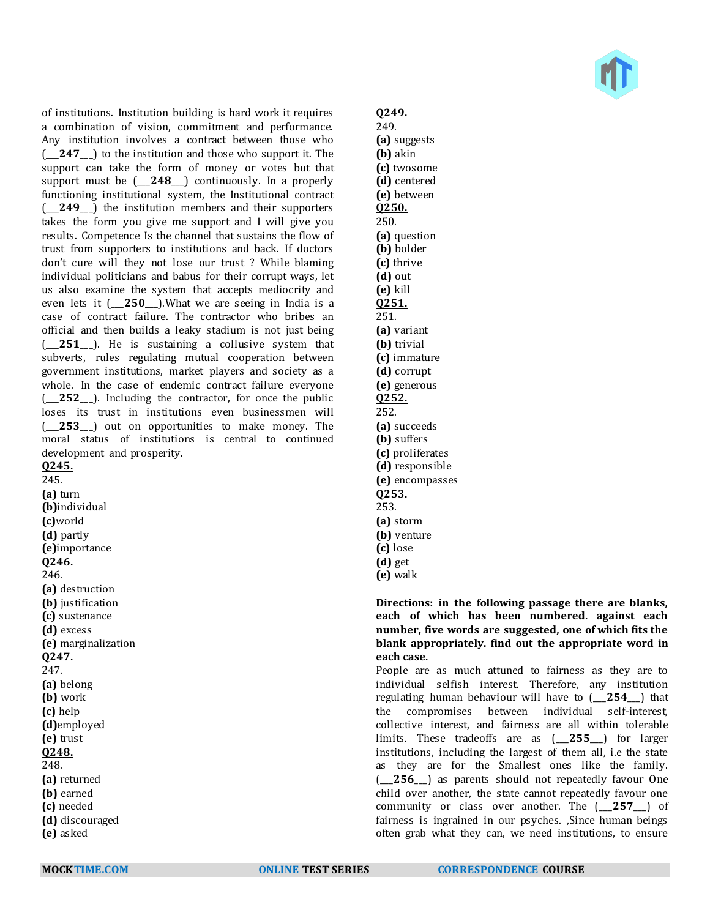of institutions. Institution building is hard work it requires a combination of vision, commitment and performance. Any institution involves a contract between those who (___**247**___) to the institution and those who support it. The support can take the form of money or votes but that support must be (___**248**___) continuously. In a properly functioning institutional system, the Institutional contract (___**249**___) the institution members and their supporters takes the form you give me support and I will give you results. Competence Is the channel that sustains the flow of trust from supporters to institutions and back. If doctors don't cure will they not lose our trust ? While blaming individual politicians and babus for their corrupt ways, let us also examine the system that accepts mediocrity and even lets it (___**250**___).What we are seeing in India is a case of contract failure. The contractor who bribes an official and then builds a leaky stadium is not just being (___**251**___). He is sustaining a collusive system that subverts, rules regulating mutual cooperation between government institutions, market players and society as a whole. In the case of endemic contract failure everyone (___**252**___). Including the contractor, for once the public loses its trust in institutions even businessmen will (___**253**___) out on opportunities to make money. The moral status of institutions is central to continued development and prosperity.

**Q245.**

245.

**(a)** turn
**(b)**individual
**(c)**world
**(d)** partly
**(e)**importance

**Q246.**

246.

**(a)** destruction
**(b)** justification
**(c)** sustenance
**(d)** excess
**(e)** marginalization

**Q247.**

247.

**(a)** belong
**(b)** work
**(c)** help
**(d)**employed
**(e)** trust

**Q248.**

248.

**(a)** returned
**(b)** earned
**(c)** needed
**(d)** discouraged
**(e)** asked

**Q249.**

249.

**(a)** suggests
**(b)** akin
**(c)** twosome
**(d)** centered
**(e)** between

**Q250.**

250.

**(a)** question
**(b)** bolder
**(c)** thrive
**(d)** out
**(e)** kill

**Q251.**

251.

**(a)** variant
**(b)** trivial
**(c)** immature
**(d)** corrupt
**(e)** generous

**Q252.**

252.

**(a)** succeeds
**(b)** suffers
**(c)** proliferates
**(d)** responsible
**(e)** encompasses

**Q253.**

253.

**(a)** storm
**(b)** venture
**(c)** lose
**(d)** get
**(e)** walk

**Directions: in the following passage there are blanks, each of which has been numbered. against each number, five words are suggested, one of which fits the blank appropriately. find out the appropriate word in each case.**

People are as much attuned to fairness as they are to individual selfish interest. Therefore, any institution regulating human behaviour will have to (___**254**___) that the compromises between individual self-interest, collective interest, and fairness are all within tolerable limits. These tradeoffs are as (___**255**___) for larger institutions, including the largest of them all, i.e the state as they are for the Smallest ones like the family. (___**256**___) as parents should not repeatedly favour One child over another, the state cannot repeatedly favour one community or class over another. The (___**257**___) of fairness is ingrained in our psyches. ,Since human beings often grab what they can, we need institutions, to ensure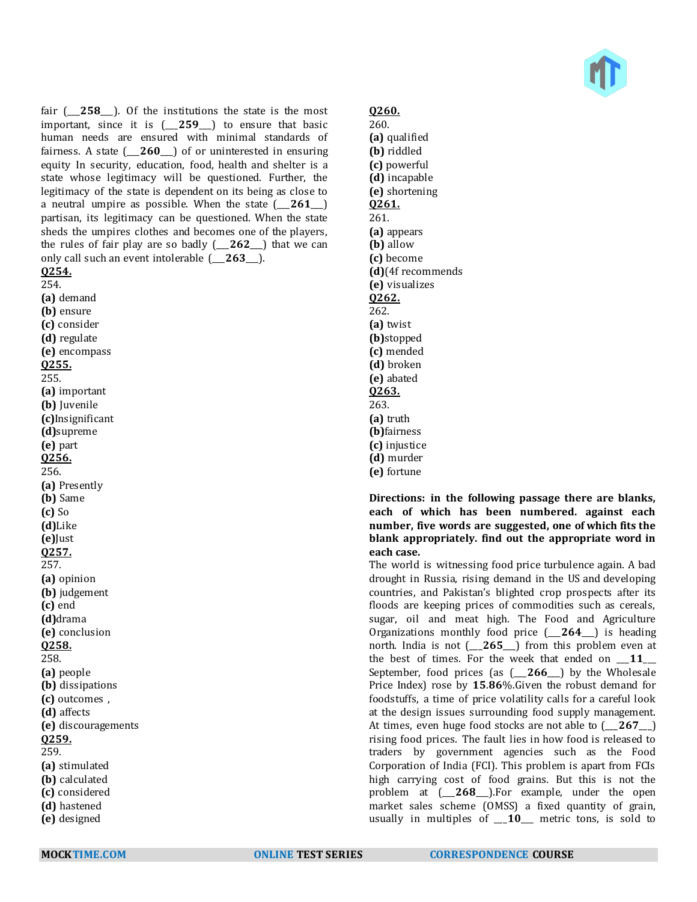fair (___**258**___). Of the institutions the state is the most important, since it is (___**259**___) to ensure that basic human needs are ensured with minimal standards of fairness. A state (___**260**___) of or uninterested in ensuring equity In security, education, food, health and shelter is a state whose legitimacy will be questioned. Further, the legitimacy of the state is dependent on its being as close to a neutral umpire as possible. When the state (___**261**___) partisan, its legitimacy can be questioned. When the state sheds the umpires clothes and becomes one of the players, the rules of fair play are so badly (___**262**___) that we can only call such an event intolerable (___**263**___).

**Q254.**
254.
**(a)** demand
**(b)** ensure
**(c)** consider
**(d)** regulate
**(e)** encompass

**Q255.**
255.
**(a)** important
**(b)** Juvenile
**(c)**Insignificant
**(d)**supreme
**(e)** part

**Q256.**
256.
**(a)** Presently
**(b)** Same
**(c)** So
**(d)**Like
**(e)**Just

**Q257.**
257.
**(a)** opinion
**(b)** judgement
**(c)** end
**(d)**drama
**(e)** conclusion

**Q258.**
258.
**(a)** people
**(b)** dissipations
**(c)** outcomes ,
**(d)** affects
**(e)** discouragements

**Q259.**
259.
**(a)** stimulated
**(b)** calculated
**(c)** considered
**(d)** hastened
**(e)** designed

**Q260.**
260.
**(a)** qualified
**(b)** riddled
**(c)** powerful
**(d)** incapable
**(e)** shortening

**Q261.**
261.
**(a)** appears
**(b)** allow
**(c)** become
**(d)**(4f recommends
**(e)** visualizes

**Q262.**
262.
**(a)** twist
**(b)**stopped
**(c)** mended
**(d)** broken
**(e)** abated

**Q263.**
263.
**(a)** truth
**(b)**fairness
**(c)** injustice
**(d)** murder
**(e)** fortune

**Directions: in the following passage there are blanks, each of which has been numbered. against each number, five words are suggested, one of which fits the blank appropriately. find out the appropriate word in each case.**

The world is witnessing food price turbulence again. A bad drought in Russia, rising demand in the US and developing countries, and Pakistan's blighted crop prospects after its floods are keeping prices of commodities such as cereals, sugar, oil and meat high. The Food and Agriculture Organizations monthly food price (___**264**___) is heading north. India is not (___**265**___) from this problem even at the best of times. For the week that ended on ___**11**___ September, food prices (as (___**266**___) by the Wholesale Price Index) rose by **15.86**%.Given the robust demand for foodstuffs, a time of price volatility calls for a careful look at the design issues surrounding food supply management. At times, even huge food stocks are not able to (___**267**___) rising food prices. The fault lies in how food is released to traders by government agencies such as the Food Corporation of India (FCI). This problem is apart from FCIs high carrying cost of food grains. But this is not the problem at (___**268**___).For example, under the open market sales scheme (OMSS) a fixed quantity of grain, usually in multiples of ___**10**___ metric tons, is sold to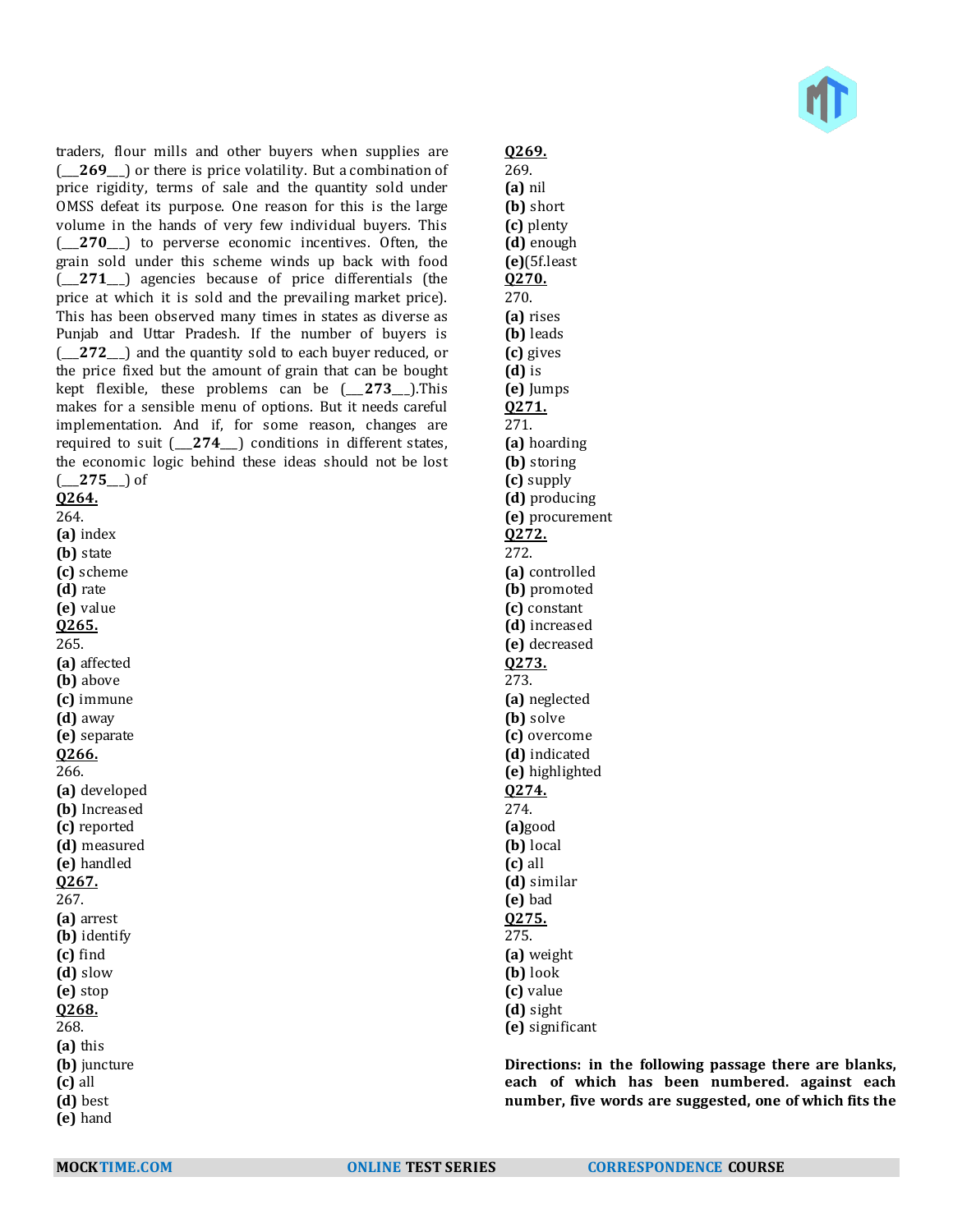traders, flour mills and other buyers when supplies are (___**269**___) or there is price volatility. But a combination of price rigidity, terms of sale and the quantity sold under OMSS defeat its purpose. One reason for this is the large volume in the hands of very few individual buyers. This (___**270**___) to perverse economic incentives. Often, the grain sold under this scheme winds up back with food (___**271**___) agencies because of price differentials (the price at which it is sold and the prevailing market price). This has been observed many times in states as diverse as Punjab and Uttar Pradesh. If the number of buyers is (___**272**___) and the quantity sold to each buyer reduced, or the price fixed but the amount of grain that can be bought kept flexible, these problems can be (___**273**___).This makes for a sensible menu of options. But it needs careful implementation. And if, for some reason, changes are required to suit (___**274**___) conditions in different states, the economic logic behind these ideas should not be lost (___**275**___) of

**Q264.**
264.
**(a)** index
**(b)** state
**(c)** scheme
**(d)** rate
**(e)** value

**Q265.**
265.
**(a)** affected
**(b)** above
**(c)** immune
**(d)** away
**(e)** separate

**Q266.**
266.
**(a)** developed
**(b)** Increased
**(c)** reported
**(d)** measured
**(e)** handled

**Q267.**
267.
**(a)** arrest
**(b)** identify
**(c)** find
**(d)** slow
**(e)** stop

**Q268.**
268.
**(a)** this
**(b)** juncture
**(c)** all
**(d)** best
**(e)** hand

**Q269.**
269.
**(a)** nil
**(b)** short
**(c)** plenty
**(d)** enough
**(e)**(5f.least

**Q270.**
270.
**(a)** rises
**(b)** leads
**(c)** gives
**(d)** is
**(e)** Jumps

**Q271.**
271.
**(a)** hoarding
**(b)** storing
**(c)** supply
**(d)** producing
**(e)** procurement

**Q272.**
272.
**(a)** controlled
**(b)** promoted
**(c)** constant
**(d)** increased
**(e)** decreased

**Q273.**
273.
**(a)** neglected
**(b)** solve
**(c)** overcome
**(d)** indicated
**(e)** highlighted

**Q274.**
274.
**(a)**good
**(b)** local
**(c)** all
**(d)** similar
**(e)** bad

**Q275.**
275.
**(a)** weight
**(b)** look
**(c)** value
**(d)** sight
**(e)** significant

**Directions: in the following passage there are blanks, each of which has been numbered. against each number, five words are suggested, one of which fits the**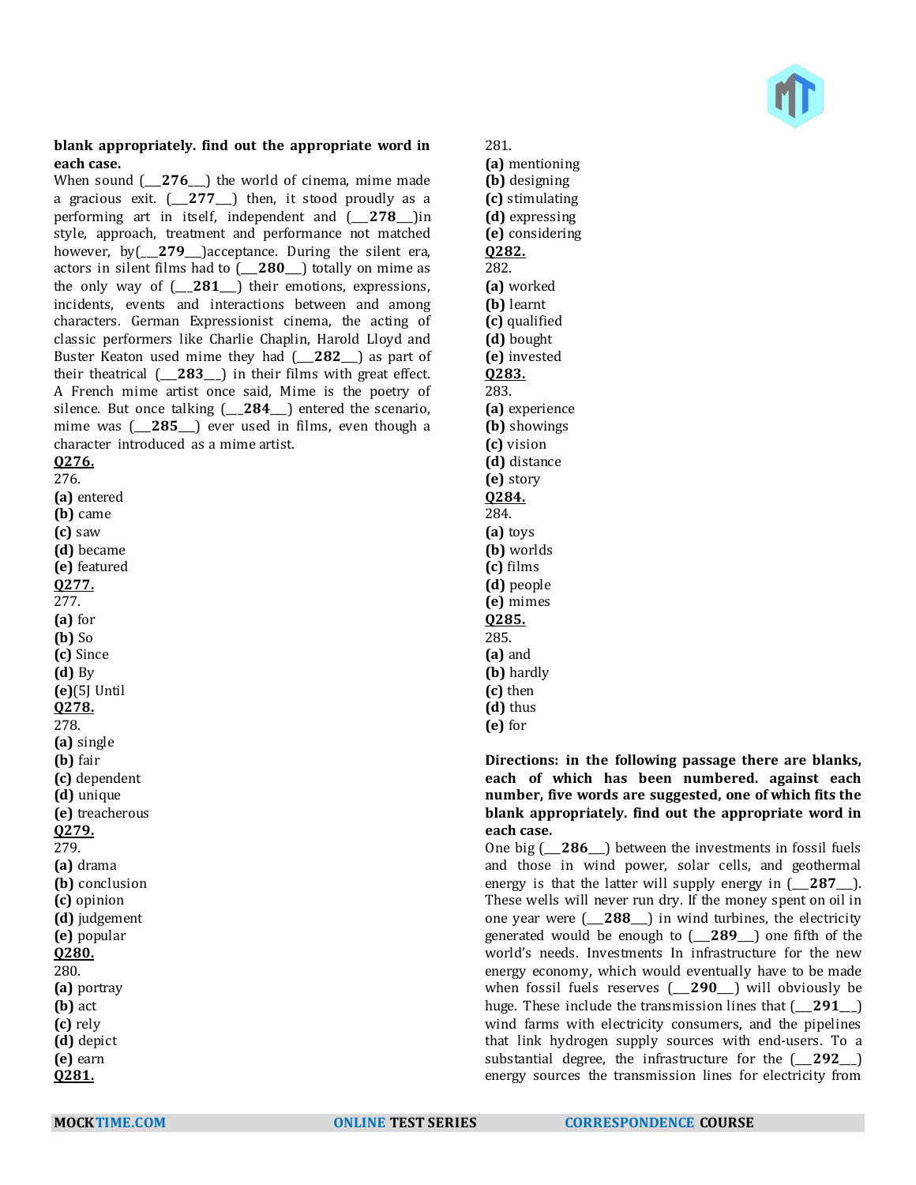**blank appropriately. find out the appropriate word in each case.**

When sound (___**276**___) the world of cinema, mime made a gracious exit. (___**277**___) then, it stood proudly as a performing art in itself, independent and (___**278**___)in style, approach, treatment and performance not matched however, by(___**279**___)acceptance. During the silent era, actors in silent films had to (___**280**___) totally on mime as the only way of (___**281**___) their emotions, expressions, incidents, events and interactions between and among characters. German Expressionist cinema, the acting of classic performers like Charlie Chaplin, Harold Lloyd and Buster Keaton used mime they had (___**282**___) as part of their theatrical (___**283**___) in their films with great effect. A French mime artist once said, Mime is the poetry of silence. But once talking (___**284**___) entered the scenario, mime was (___**285**___) ever used in films, even though a character introduced as a mime artist.

**Q276.**

276.

**(a)** entered
**(b)** came
**(c)** saw
**(d)** became
**(e)** featured

**Q277.**

277.

**(a)** for
**(b)** So
**(c)** Since
**(d)** By
**(e)**(5J Until

**Q278.**

278.

**(a)** single
**(b)** fair
**(c)** dependent
**(d)** unique
**(e)** treacherous

**Q279.**

279.

**(a)** drama
**(b)** conclusion
**(c)** opinion
**(d)** judgement
**(e)** popular

**Q280.**

280.

**(a)** portray
**(b)** act
**(c)** rely
**(d)** depict
**(e)** earn

**Q281.**

281.

**(a)** mentioning
**(b)** designing
**(c)** stimulating
**(d)** expressing
**(e)** considering

**Q282.**

282.

**(a)** worked
**(b)** learnt
**(c)** qualified
**(d)** bought
**(e)** invested

**Q283.**

283.

**(a)** experience
**(b)** showings
**(c)** vision
**(d)** distance
**(e)** story

**Q284.**

284.

**(a)** toys
**(b)** worlds
**(c)** films
**(d)** people
**(e)** mimes

**Q285.**

285.

**(a)** and
**(b)** hardly
**(c)** then
**(d)** thus
**(e)** for

**Directions: in the following passage there are blanks, each of which has been numbered. against each number, five words are suggested, one of which fits the blank appropriately. find out the appropriate word in each case.**

One big (___**286**___) between the investments in fossil fuels and those in wind power, solar cells, and geothermal energy is that the latter will supply energy in (___**287**___). These wells will never run dry. If the money spent on oil in one year were (___**288**___) in wind turbines, the electricity generated would be enough to (___**289**___) one fifth of the world's needs. Investments In infrastructure for the new energy economy, which would eventually have to be made when fossil fuels reserves (___**290**___) will obviously be huge. These include the transmission lines that (___**291**___) wind farms with electricity consumers, and the pipelines that link hydrogen supply sources with end-users. To a substantial degree, the infrastructure for the (___**292**___) energy sources the transmission lines for electricity from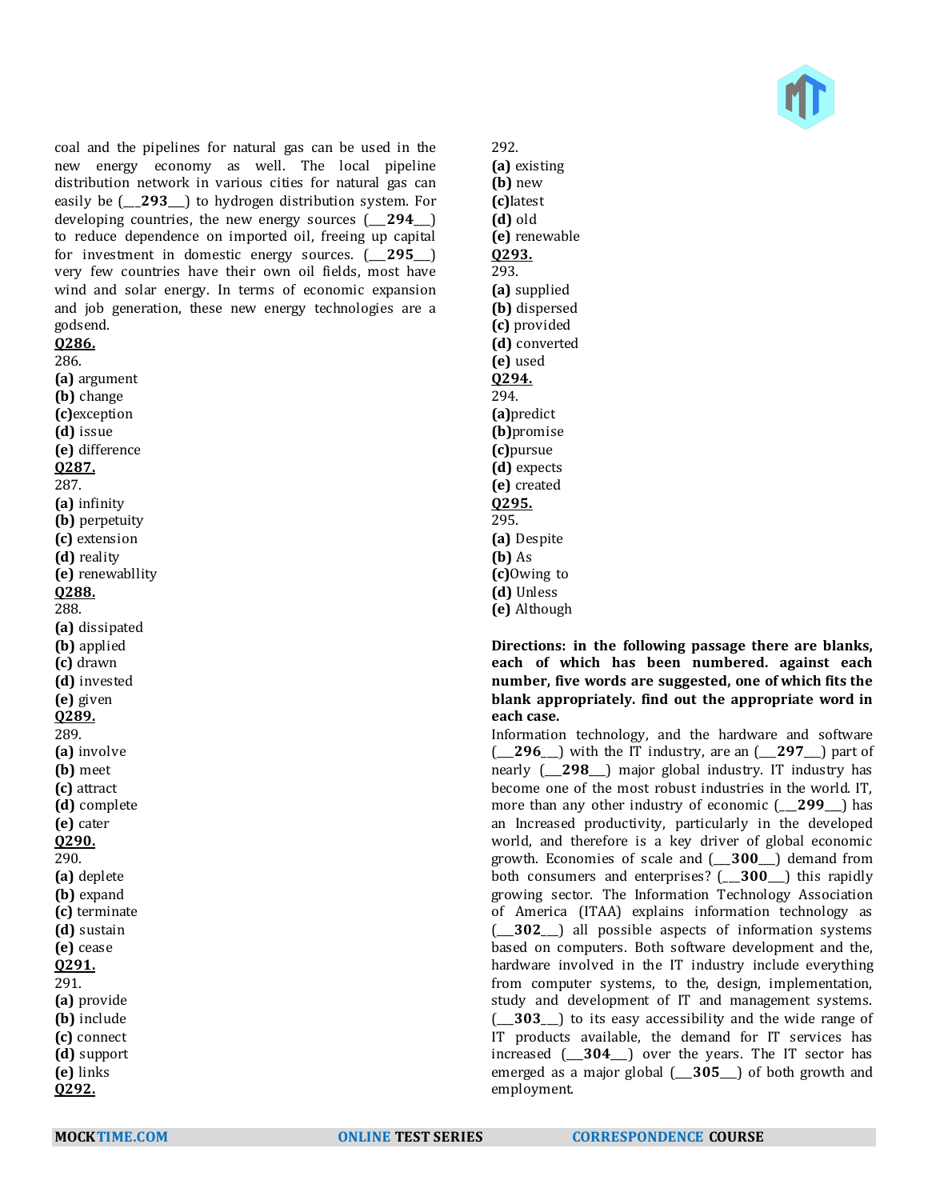coal and the pipelines for natural gas can be used in the new energy economy as well. The local pipeline distribution network in various cities for natural gas can easily be (___**293**___) to hydrogen distribution system. For developing countries, the new energy sources (___**294**___) to reduce dependence on imported oil, freeing up capital for investment in domestic energy sources. (___**295**___) very few countries have their own oil fields, most have wind and solar energy. In terms of economic expansion and job generation, these new energy technologies are a godsend.

**Q286.**
286.
**(a)** argument
**(b)** change
**(c)**exception
**(d)** issue
**(e)** difference

**Q287.**
287.
**(a)** infinity
**(b)** perpetuity
**(c)** extension
**(d)** reality
**(e)** renewabllity

**Q288.**
288.
**(a)** dissipated
**(b)** applied
**(c)** drawn
**(d)** invested
**(e)** given

**Q289.**
289.
**(a)** involve
**(b)** meet
**(c)** attract
**(d)** complete
**(e)** cater

**Q290.**
290.
**(a)** deplete
**(b)** expand
**(c)** terminate
**(d)** sustain
**(e)** cease

**Q291.**
291.
**(a)** provide
**(b)** include
**(c)** connect
**(d)** support
**(e)** links

**Q292.**
292.
**(a)** existing
**(b)** new
**(c)**latest
**(d)** old
**(e)** renewable

**Q293.**
293.
**(a)** supplied
**(b)** dispersed
**(c)** provided
**(d)** converted
**(e)** used

**Q294.**
294.
**(a)**predict
**(b)**promise
**(c)**pursue
**(d)** expects
**(e)** created

**Q295.**
295.
**(a)** Despite
**(b)** As
**(c)**Owing to
**(d)** Unless
**(e)** Although

**Directions: in the following passage there are blanks, each of which has been numbered. against each number, five words are suggested, one of which fits the blank appropriately. find out the appropriate word in each case.**

Information technology, and the hardware and software (___**296**___) with the IT industry, are an (___**297**___) part of nearly (___**298**___) major global industry. IT industry has become one of the most robust industries in the world. IT, more than any other industry of economic (___**299**___) has an Increased productivity, particularly in the developed world, and therefore is a key driver of global economic growth. Economies of scale and (___**300**___) demand from both consumers and enterprises? (___**300**___) this rapidly growing sector. The Information Technology Association of America (ITAA) explains information technology as (___**302**___) all possible aspects of information systems based on computers. Both software development and the, hardware involved in the IT industry include everything from computer systems, to the, design, implementation, study and development of IT and management systems. (___**303**___) to its easy accessibility and the wide range of IT products available, the demand for IT services has increased (___**304**___) over the years. The IT sector has emerged as a major global (___**305**___) of both growth and employment.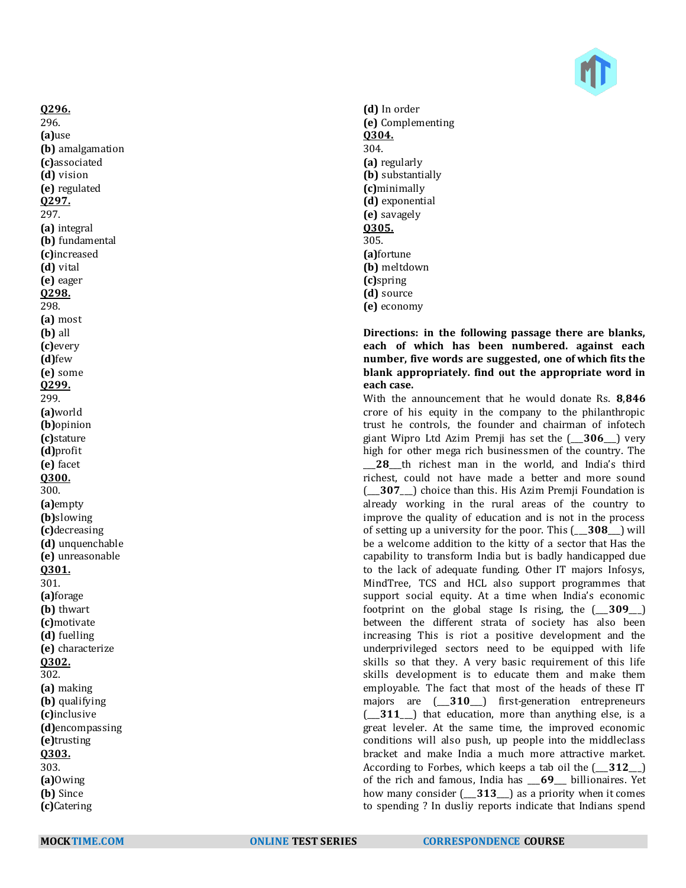**Q296.**
296.
**(a)**use
**(b)** amalgamation
**(c)**associated
**(d)** vision
**(e)** regulated
**Q297.**
297.
**(a)** integral
**(b)** fundamental
**(c)**increased
**(d)** vital
**(e)** eager
**Q298.**
298.
**(a)** most
**(b)** all
**(c)**every
**(d)**few
**(e)** some
**Q299.**
299.
**(a)**world
**(b)**opinion
**(c)**stature
**(d)**profit
**(e)** facet
**Q300.**
300.
**(a)**empty
**(b)**slowing
**(c)**decreasing
**(d)** unquenchable
**(e)** unreasonable
**Q301.**
301.
**(a)**forage
**(b)** thwart
**(c)**motivate
**(d)** fuelling
**(e)** characterize
**Q302.**
302.
**(a)** making
**(b)** qualifying
**(c)**inclusive
**(d)**encompassing
**(e)**trusting
**Q303.**
303.
**(a)**Owing
**(b)** Since
**(c)**Catering
**(d)** In order
**(e)** Complementing
**Q304.**
304.
**(a)** regularly
**(b)** substantially
**(c)**minimally
**(d)** exponential
**(e)** savagely
**Q305.**
305.
**(a)**fortune
**(b)** meltdown
**(c)**spring
**(d)** source
**(e)** economy

**Directions: in the following passage there are blanks, each of which has been numbered. against each number, five words are suggested, one of which fits the blank appropriately. find out the appropriate word in each case.**

With the announcement that he would donate Rs. **8**,**846** crore of his equity in the company to the philanthropic trust he controls, the founder and chairman of infotech giant Wipro Ltd Azim Premji has set the (___**306**___) very high for other mega rich businessmen of the country. The ___**28**___th richest man in the world, and India's third richest, could not have made a better and more sound (___**307**___) choice than this. His Azim Premji Foundation is already working in the rural areas of the country to improve the quality of education and is not in the process of setting up a university for the poor. This (___**308**___) will be a welcome addition to the kitty of a sector that Has the capability to transform India but is badly handicapped due to the lack of adequate funding. Other IT majors Infosys, MindTree, TCS and HCL also support programmes that support social equity. At a time when India's economic footprint on the global stage Is rising, the (___**309**___) between the different strata of society has also been increasing This is riot a positive development and the underprivileged sectors need to be equipped with life skills so that they. A very basic requirement of this life skills development is to educate them and make them employable. The fact that most of the heads of these IT majors are (___**310**___) first-generation entrepreneurs (___**311**___) that education, more than anything else, is a great leveler. At the same time, the improved economic conditions will also push, up people into the middleclass bracket and make India a much more attractive market. According to Forbes, which keeps a tab oil the (___**312**___) of the rich and famous, India has ___**69**___ billionaires. Yet how many consider (___**313**___) as a priority when it comes to spending ? In dusliy reports indicate that Indians spend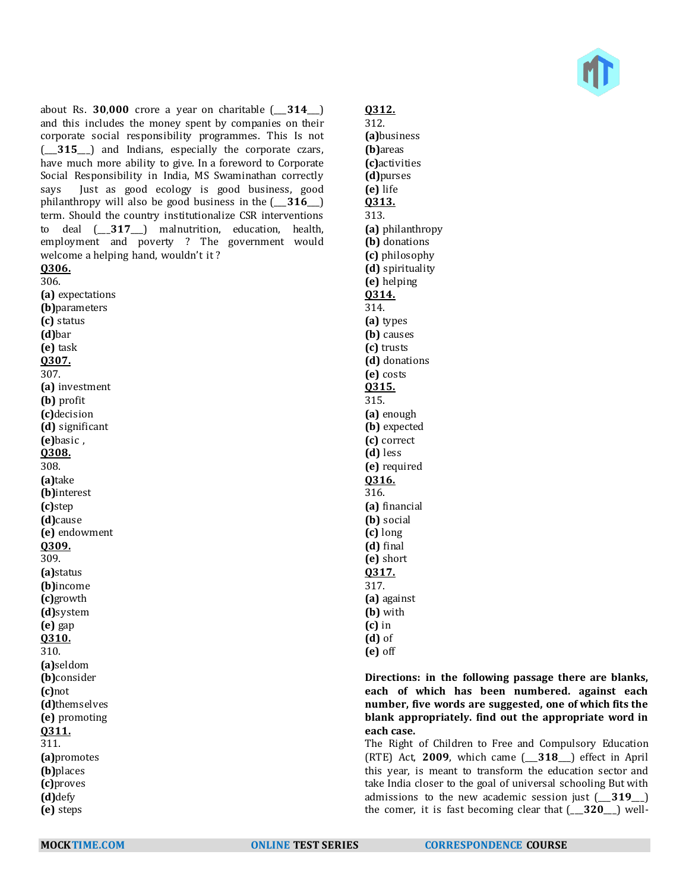about Rs. **30,000** crore a year on charitable (___**314**___) and this includes the money spent by companies on their corporate social responsibility programmes. This Is not (___**315**___) and Indians, especially the corporate czars, have much more ability to give. In a foreword to Corporate Social Responsibility in India, MS Swaminathan correctly says Just as good ecology is good business, good philanthropy will also be good business in the (___**316**___) term. Should the country institutionalize CSR interventions to deal (___**317**___) malnutrition, education, health, employment and poverty ? The government would welcome a helping hand, wouldn't it ?

**Q306.**
306.
**(a)** expectations
**(b)**parameters
**(c)** status
**(d)**bar
**(e)** task

**Q307.**
307.
**(a)** investment
**(b)** profit
**(c)**decision
**(d)** significant
**(e)**basic ,

**Q308.**
308.
**(a)**take
**(b)**interest
**(c)**step
**(d)**cause
**(e)** endowment

**Q309.**
309.
**(a)**status
**(b)**income
**(c)**growth
**(d)**system
**(e)** gap

**Q310.**
310.
**(a)**seldom
**(b)**consider
**(c)**not
**(d)**themselves
**(e)** promoting

**Q311.**
311.
**(a)**promotes
**(b)**places
**(c)**proves
**(d)**defy
**(e)** steps

**Q312.**
312.
**(a)**business
**(b)**areas
**(c)**activities
**(d)**purses
**(e)** life

**Q313.**
313.
**(a)** philanthropy
**(b)** donations
**(c)** philosophy
**(d)** spirituality
**(e)** helping

**Q314.**
314.
**(a)** types
**(b)** causes
**(c)** trusts
**(d)** donations
**(e)** costs

**Q315.**
315.
**(a)** enough
**(b)** expected
**(c)** correct
**(d)** less
**(e)** required

**Q316.**
316.
**(a)** financial
**(b)** social
**(c)** long
**(d)** final
**(e)** short

**Q317.**
317.
**(a)** against
**(b)** with
**(c)** in
**(d)** of
**(e)** off

**Directions: in the following passage there are blanks, each of which has been numbered. against each number, five words are suggested, one of which fits the blank appropriately. find out the appropriate word in each case.**

The Right of Children to Free and Compulsory Education (RTE) Act, **2009**, which came (___**318**___) effect in April this year, is meant to transform the education sector and take India closer to the goal of universal schooling But with admissions to the new academic session just (___**319**___) the comer, it is fast becoming clear that (___**320**___) well-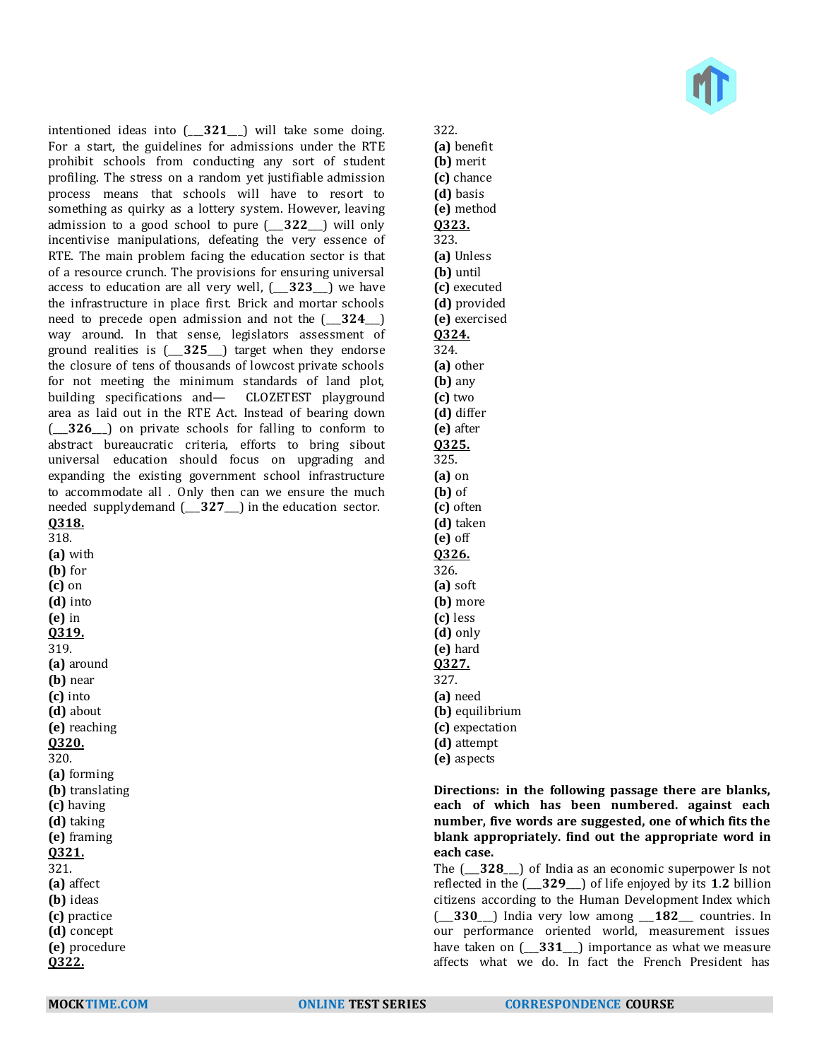intentioned ideas into (___**321**___) will take some doing. For a start, the guidelines for admissions under the RTE prohibit schools from conducting any sort of student profiling. The stress on a random yet justifiable admission process means that schools will have to resort to something as quirky as a lottery system. However, leaving admission to a good school to pure (___**322**___) will only incentivise manipulations, defeating the very essence of RTE. The main problem facing the education sector is that of a resource crunch. The provisions for ensuring universal access to education are all very well, (___**323**___) we have the infrastructure in place first. Brick and mortar schools need to precede open admission and not the (___**324**___) way around. In that sense, legislators assessment of ground realities is (___**325**___) target when they endorse the closure of tens of thousands of lowcost private schools for not meeting the minimum standards of land plot, building specifications and— CLOZETEST playground area as laid out in the RTE Act. Instead of bearing down (___**326**___) on private schools for falling to conform to abstract bureaucratic criteria, efforts to bring sibout universal education should focus on upgrading and expanding the existing government school infrastructure to accommodate all . Only then can we ensure the much needed supplydemand (___**327**___) in the education sector.

**Q318.**
318.
**(a)** with
**(b)** for
**(c)** on
**(d)** into
**(e)** in

**Q319.**
319.
**(a)** around
**(b)** near
**(c)** into
**(d)** about
**(e)** reaching

**Q320.**
320.
**(a)** forming
**(b)** translating
**(c)** having
**(d)** taking
**(e)** framing

**Q321.**
321.
**(a)** affect
**(b)** ideas
**(c)** practice
**(d)** concept
**(e)** procedure

**Q322.**
322.
**(a)** benefit
**(b)** merit
**(c)** chance
**(d)** basis
**(e)** method

**Q323.**
323.
**(a)** Unless
**(b)** until
**(c)** executed
**(d)** provided
**(e)** exercised

**Q324.**
324.
**(a)** other
**(b)** any
**(c)** two
**(d)** differ
**(e)** after

**Q325.**
325.
**(a)** on
**(b)** of
**(c)** often
**(d)** taken
**(e)** off

**Q326.**
326.
**(a)** soft
**(b)** more
**(c)** less
**(d)** only
**(e)** hard

**Q327.**
327.
**(a)** need
**(b)** equilibrium
**(c)** expectation
**(d)** attempt
**(e)** aspects

**Directions: in the following passage there are blanks, each of which has been numbered. against each number, five words are suggested, one of which fits the blank appropriately. find out the appropriate word in each case.**

The (___**328**___) of India as an economic superpower Is not reflected in the (___**329**___) of life enjoyed by its **1.2** billion citizens according to the Human Development Index which (___**330**___) India very low among ___**182**___ countries. In our performance oriented world, measurement issues have taken on (___**331**___) importance as what we measure affects what we do. In fact the French President has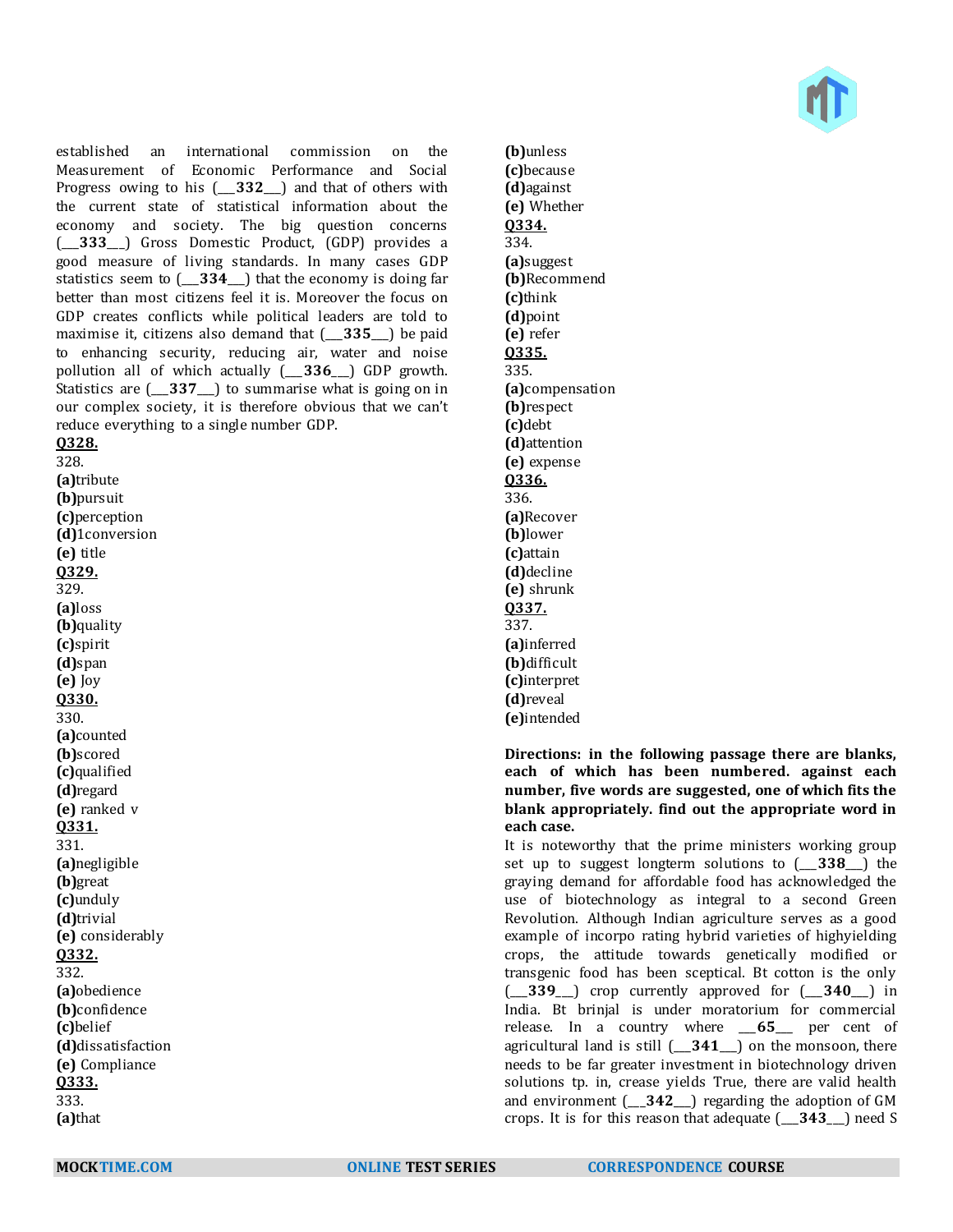established an international commission on the Measurement of Economic Performance and Social Progress owing to his (___**332**___) and that of others with the current state of statistical information about the economy and society. The big question concerns (___**333**___) Gross Domestic Product, (GDP) provides a good measure of living standards. In many cases GDP statistics seem to (___**334**___) that the economy is doing far better than most citizens feel it is. Moreover the focus on GDP creates conflicts while political leaders are told to maximise it, citizens also demand that (___**335**___) be paid to enhancing security, reducing air, water and noise pollution all of which actually (___**336**___) GDP growth. Statistics are (___**337**___) to summarise what is going on in our complex society, it is therefore obvious that we can't reduce everything to a single number GDP.

**Q328.**

328.

**(a)**tribute
**(b)**pursuit
**(c)**perception
**(d)**1conversion
**(e)** title

**Q329.**

329.

**(a)**loss
**(b)**quality
**(c)**spirit
**(d)**span
**(e)** Joy

**Q330.**

330.

**(a)**counted
**(b)**scored
**(c)**qualified
**(d)**regard
**(e)** ranked v

**Q331.**

331.

**(a)**negligible
**(b)**great
**(c)**unduly
**(d)**trivial
**(e)** considerably

**Q332.**

332.

**(a)**obedience
**(b)**confidence
**(c)**belief
**(d)**dissatisfaction
**(e)** Compliance

**Q333.**

333.

**(a)**that
**(b)**unless
**(c)**because
**(d)**against
**(e)** Whether

**Q334.**

334.

**(a)**suggest
**(b)**Recommend
**(c)**think
**(d)**point
**(e)** refer

**Q335.**

335.

**(a)**compensation
**(b)**respect
**(c)**debt
**(d)**attention
**(e)** expense

**Q336.**

336.

**(a)**Recover
**(b)**lower
**(c)**attain
**(d)**decline
**(e)** shrunk

**Q337.**

337.

**(a)**inferred
**(b)**difficult
**(c)**interpret
**(d)**reveal
**(e)**intended

**Directions: in the following passage there are blanks, each of which has been numbered. against each number, five words are suggested, one of which fits the blank appropriately. find out the appropriate word in each case.**

It is noteworthy that the prime ministers working group set up to suggest longterm solutions to (___**338**___) the graying demand for affordable food has acknowledged the use of biotechnology as integral to a second Green Revolution. Although Indian agriculture serves as a good example of incorpo rating hybrid varieties of highyielding crops, the attitude towards genetically modified or transgenic food has been sceptical. Bt cotton is the only (___**339**___) crop currently approved for (___**340**___) in India. Bt brinjal is under moratorium for commercial release. In a country where ___**65**___ per cent of agricultural land is still (___**341**___) on the monsoon, there needs to be far greater investment in biotechnology driven solutions tp. in, crease yields True, there are valid health and environment (___**342**___) regarding the adoption of GM crops. It is for this reason that adequate (___**343**___) need S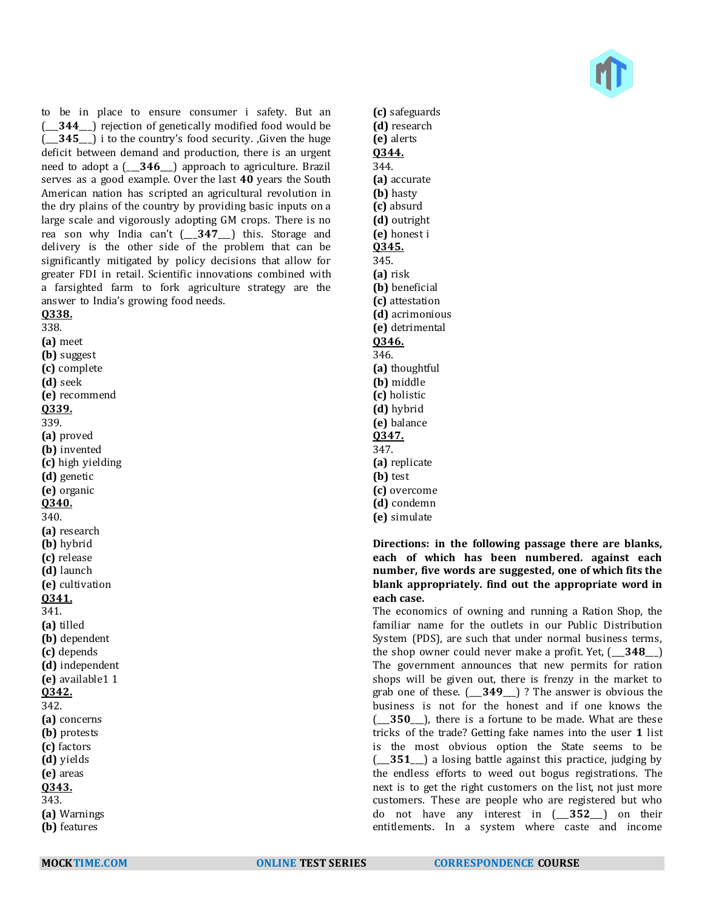to be in place to ensure consumer i safety. But an (___**344**___) rejection of genetically modified food would be (___**345**___) i to the country's food security. ,Given the huge deficit between demand and production, there is an urgent need to adopt a (___**346**___) approach to agriculture. Brazil serves as a good example. Over the last **40** years the South American nation has scripted an agricultural revolution in the dry plains of the country by providing basic inputs on a large scale and vigorously adopting GM crops. There is no rea son why India can't (___**347**___) this. Storage and delivery is the other side of the problem that can be significantly mitigated by policy decisions that allow for greater FDI in retail. Scientific innovations combined with a farsighted farm to fork agriculture strategy are the answer to India's growing food needs.

**Q338.**

338.

**(a)** meet
**(b)** suggest
**(c)** complete
**(d)** seek
**(e)** recommend

**Q339.**

339.

**(a)** proved
**(b)** invented
**(c)** high yielding
**(d)** genetic
**(e)** organic

**Q340.**

340.

**(a)** research
**(b)** hybrid
**(c)** release
**(d)** launch
**(e)** cultivation

**Q341.**

341.

**(a)** tilled
**(b)** dependent
**(c)** depends
**(d)** independent
**(e)** available1 1

**Q342.**

342.

**(a)** concerns
**(b)** protests
**(c)** factors
**(d)** yields
**(e)** areas

**Q343.**

343.

**(a)** Warnings
**(b)** features
**(c)** safeguards
**(d)** research
**(e)** alerts

**Q344.**

344.

**(a)** accurate
**(b)** hasty
**(c)** absurd
**(d)** outright
**(e)** honest i

**Q345.**

345.

**(a)** risk
**(b)** beneficial
**(c)** attestation
**(d)** acrimonious
**(e)** detrimental

**Q346.**

346.

**(a)** thoughtful
**(b)** middle
**(c)** holistic
**(d)** hybrid
**(e)** balance

**Q347.**

347.

**(a)** replicate
**(b)** test
**(c)** overcome
**(d)** condemn
**(e)** simulate

**Directions: in the following passage there are blanks, each of which has been numbered. against each number, five words are suggested, one of which fits the blank appropriately. find out the appropriate word in each case.**

The economics of owning and running a Ration Shop, the familiar name for the outlets in our Public Distribution System (PDS), are such that under normal business terms, the shop owner could never make a profit. Yet, (___**348**___) The government announces that new permits for ration shops will be given out, there is frenzy in the market to grab one of these. (___**349**___) ? The answer is obvious the business is not for the honest and if one knows the (___**350**___), there is a fortune to be made. What are these tricks of the trade? Getting fake names into the user **1** list is the most obvious option the State seems to be (___**351**___) a losing battle against this practice, judging by the endless efforts to weed out bogus registrations. The next is to get the right customers on the list, not just more customers. These are people who are registered but who do not have any interest in (___**352**___) on their entitlements. In a system where caste and income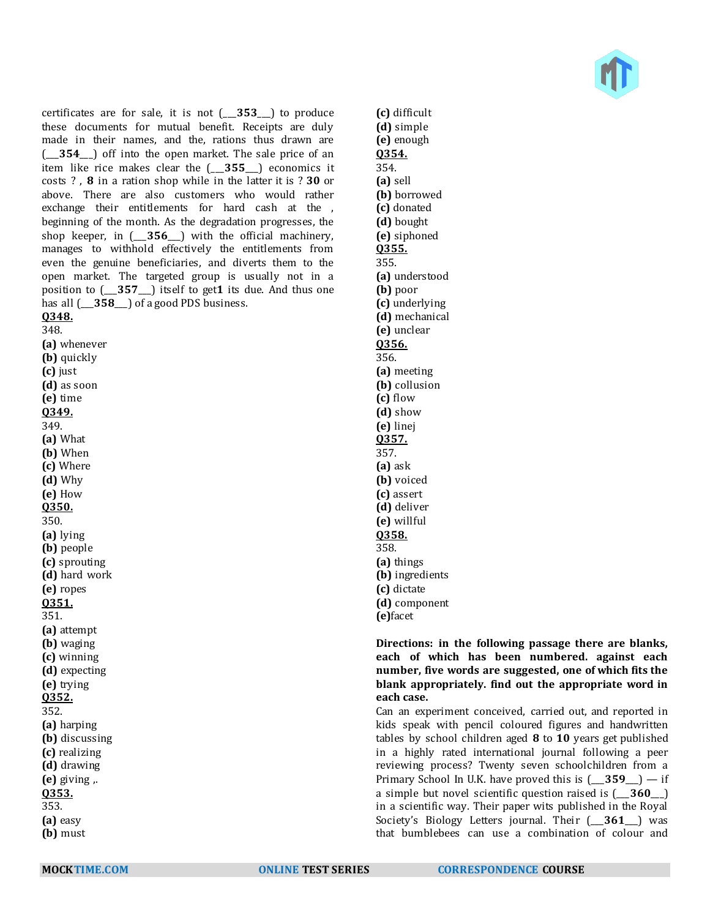certificates are for sale, it is not (___**353**___) to produce these documents for mutual benefit. Receipts are duly made in their names, and the, rations thus drawn are (___**354**___) off into the open market. The sale price of an item like rice makes clear the (___**355**___) economics it costs ? , **8** in a ration shop while in the latter it is ? **30** or above. There are also customers who would rather exchange their entitlements for hard cash at the , beginning of the month. As the degradation progresses, the shop keeper, in (___**356**___) with the official machinery, manages to withhold effectively the entitlements from even the genuine beneficiaries, and diverts them to the open market. The targeted group is usually not in a position to (___**357**___) itself to get**1** its due. And thus one has all (___**358**___) of a good PDS business.

**Q348.**

348.

**(a)** whenever
**(b)** quickly
**(c)** just
**(d)** as soon
**(e)** time

**Q349.**

349.

**(a)** What
**(b)** When
**(c)** Where
**(d)** Why
**(e)** How

**Q350.**

350.

**(a)** lying
**(b)** people
**(c)** sprouting
**(d)** hard work
**(e)** ropes

**Q351.**

351.

**(a)** attempt
**(b)** waging
**(c)** winning
**(d)** expecting
**(e)** trying

**Q352.**

352.

**(a)** harping
**(b)** discussing
**(c)** realizing
**(d)** drawing
**(e)** giving ,.

**Q353.**

353.

**(a)** easy
**(b)** must
**(c)** difficult
**(d)** simple
**(e)** enough

**Q354.**

354.

**(a)** sell
**(b)** borrowed
**(c)** donated
**(d)** bought
**(e)** siphoned

**Q355.**

355.

**(a)** understood
**(b)** poor
**(c)** underlying
**(d)** mechanical
**(e)** unclear

**Q356.**

356.

**(a)** meeting
**(b)** collusion
**(c)** flow
**(d)** show
**(e)** linej

**Q357.**

357.

**(a)** ask
**(b)** voiced
**(c)** assert
**(d)** deliver
**(e)** willful

**Q358.**

358.

**(a)** things
**(b)** ingredients
**(c)** dictate
**(d)** component
**(e)**facet

**Directions: in the following passage there are blanks, each of which has been numbered. against each number, five words are suggested, one of which fits the blank appropriately. find out the appropriate word in each case.**

Can an experiment conceived, carried out, and reported in kids speak with pencil coloured figures and handwritten tables by school children aged **8** to **10** years get published in a highly rated international journal following a peer reviewing process? Twenty seven schoolchildren from a Primary School In U.K. have proved this is (___**359**___) — if a simple but novel scientific question raised is (___**360**___) in a scientific way. Their paper wits published in the Royal Society's Biology Letters journal. Their (___**361**___) was that bumblebees can use a combination of colour and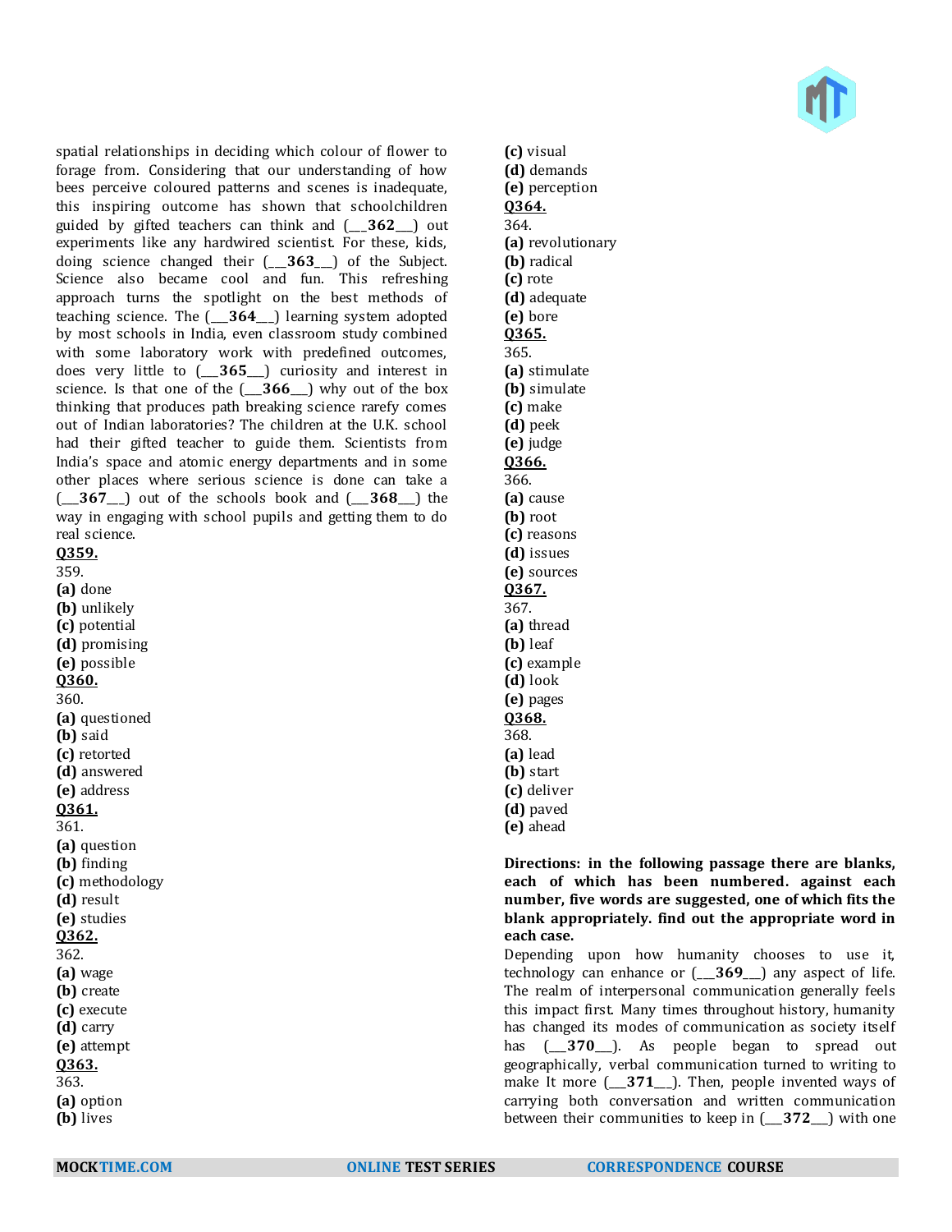spatial relationships in deciding which colour of flower to forage from. Considering that our understanding of how bees perceive coloured patterns and scenes is inadequate, this inspiring outcome has shown that schoolchildren guided by gifted teachers can think and (___**362**___) out experiments like any hardwired scientist. For these, kids, doing science changed their (___**363**___) of the Subject. Science also became cool and fun. This refreshing approach turns the spotlight on the best methods of teaching science. The (___**364**___) learning system adopted by most schools in India, even classroom study combined with some laboratory work with predefined outcomes, does very little to (___**365**___) curiosity and interest in science. Is that one of the (___**366**___) why out of the box thinking that produces path breaking science rarely comes out of Indian laboratories? The children at the U.K. school had their gifted teacher to guide them. Scientists from India's space and atomic energy departments and in some other places where serious science is done can take a (___**367**___) out of the schools book and (___**368**___) the way in engaging with school pupils and getting them to do real science.

**Q359.**
359.
**(a)** done
**(b)** unlikely
**(c)** potential
**(d)** promising
**(e)** possible

**Q360.**
360.
**(a)** questioned
**(b)** said
**(c)** retorted
**(d)** answered
**(e)** address

**Q361.**
361.
**(a)** question
**(b)** finding
**(c)** methodology
**(d)** result
**(e)** studies

**Q362.**
362.
**(a)** wage
**(b)** create
**(c)** execute
**(d)** carry
**(e)** attempt

**Q363.**
363.
**(a)** option
**(b)** lives
**(c)** visual
**(d)** demands
**(e)** perception

**Q364.**
364.
**(a)** revolutionary
**(b)** radical
**(c)** rote
**(d)** adequate
**(e)** bore

**Q365.**
365.
**(a)** stimulate
**(b)** simulate
**(c)** make
**(d)** peek
**(e)** judge

**Q366.**
366.
**(a)** cause
**(b)** root
**(c)** reasons
**(d)** issues
**(e)** sources

**Q367.**
367.
**(a)** thread
**(b)** leaf
**(c)** example
**(d)** look
**(e)** pages

**Q368.**
368.
**(a)** lead
**(b)** start
**(c)** deliver
**(d)** paved
**(e)** ahead

**Directions: in the following passage there are blanks, each of which has been numbered. against each number, five words are suggested, one of which fits the blank appropriately. find out the appropriate word in each case.**

Depending upon how humanity chooses to use it, technology can enhance or (___**369**___) any aspect of life. The realm of interpersonal communication generally feels this impact first. Many times throughout history, humanity has changed its modes of communication as society itself has (___**370**___). As people began to spread out geographically, verbal communication turned to writing to make It more (___**371**___). Then, people invented ways of carrying both conversation and written communication between their communities to keep in (___**372**___) with one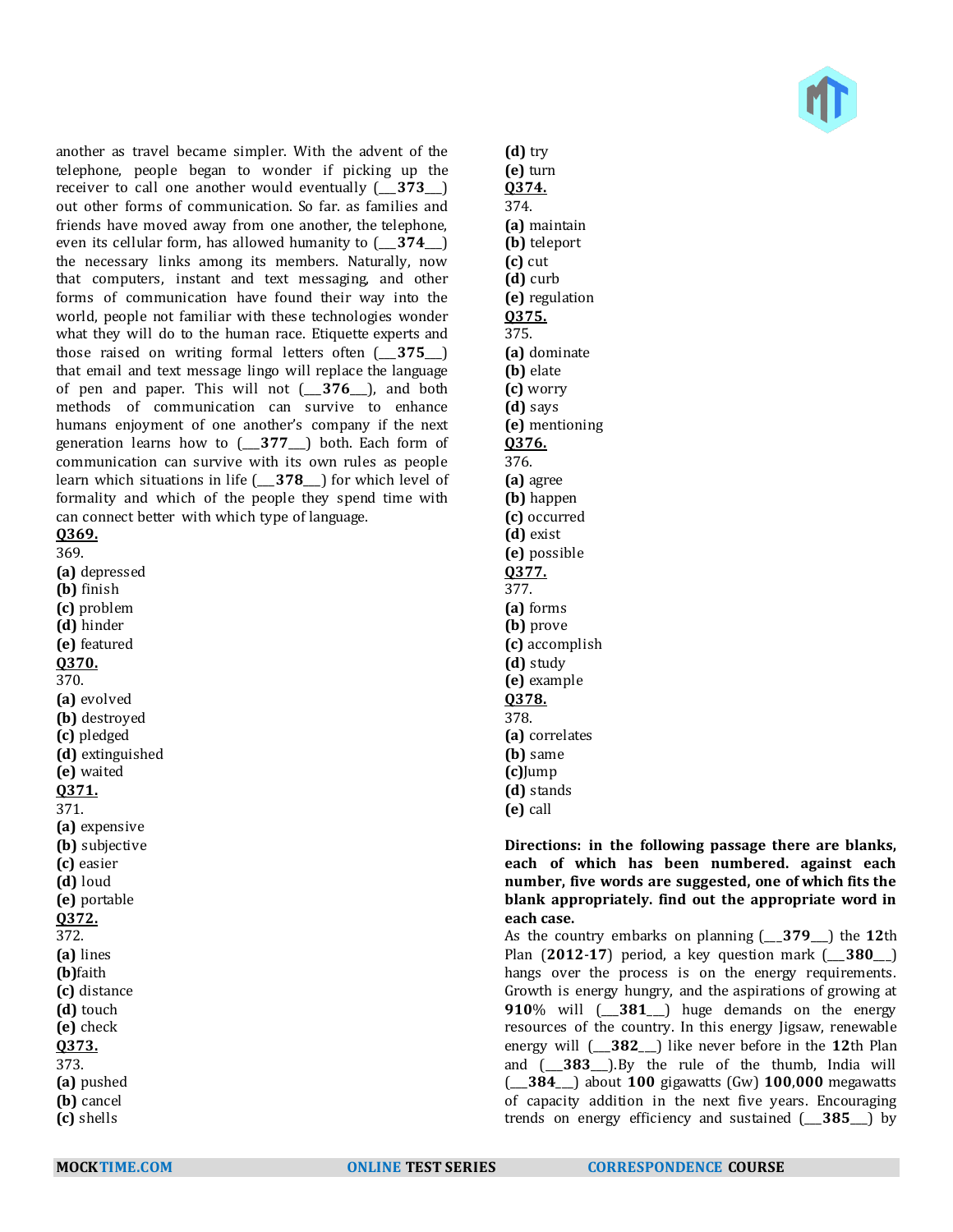another as travel became simpler. With the advent of the telephone, people began to wonder if picking up the receiver to call one another would eventually (___**373**___) out other forms of communication. So far. as families and friends have moved away from one another, the telephone, even its cellular form, has allowed humanity to (___**374**___) the necessary links among its members. Naturally, now that computers, instant and text messaging, and other forms of communication have found their way into the world, people not familiar with these technologies wonder what they will do to the human race. Etiquette experts and those raised on writing formal letters often (___**375**___) that email and text message lingo will replace the language of pen and paper. This will not (___**376**___), and both methods of communication can survive to enhance humans enjoyment of one another's company if the next generation learns how to (___**377**___) both. Each form of communication can survive with its own rules as people learn which situations in life (___**378**___) for which level of formality and which of the people they spend time with can connect better with which type of language.

**Q369.**
369.
**(a)** depressed
**(b)** finish
**(c)** problem
**(d)** hinder
**(e)** featured

**Q370.**
370.
**(a)** evolved
**(b)** destroyed
**(c)** pledged
**(d)** extinguished
**(e)** waited

**Q371.**
371.
**(a)** expensive
**(b)** subjective
**(c)** easier
**(d)** loud
**(e)** portable

**Q372.**
372.
**(a)** lines
**(b)**faith
**(c)** distance
**(d)** touch
**(e)** check

**Q373.**
373.
**(a)** pushed
**(b)** cancel
**(c)** shells
**(d)** try
**(e)** turn

**Q374.**
374.
**(a)** maintain
**(b)** teleport
**(c)** cut
**(d)** curb
**(e)** regulation

**Q375.**
375.
**(a)** dominate
**(b)** elate
**(c)** worry
**(d)** says
**(e)** mentioning

**Q376.**
376.
**(a)** agree
**(b)** happen
**(c)** occurred
**(d)** exist
**(e)** possible

**Q377.**
377.
**(a)** forms
**(b)** prove
**(c)** accomplish
**(d)** study
**(e)** example

**Q378.**
378.
**(a)** correlates
**(b)** same
**(c)**Jump
**(d)** stands
**(e)** call

**Directions: in the following passage there are blanks, each of which has been numbered. against each number, five words are suggested, one of which fits the blank appropriately. find out the appropriate word in each case.**

As the country embarks on planning (___**379**___) the **12**th Plan (**2012**-**17**) period, a key question mark (___**380**___) hangs over the process is on the energy requirements. Growth is energy hungry, and the aspirations of growing at **910**% will (___**381**___) huge demands on the energy resources of the country. In this energy Jigsaw, renewable energy will (___**382**___) like never before in the **12**th Plan and (___**383**___).By the rule of the thumb, India will (___**384**___) about **100** gigawatts (Gw) **100,000** megawatts of capacity addition in the next five years. Encouraging trends on energy efficiency and sustained (___**385**___) by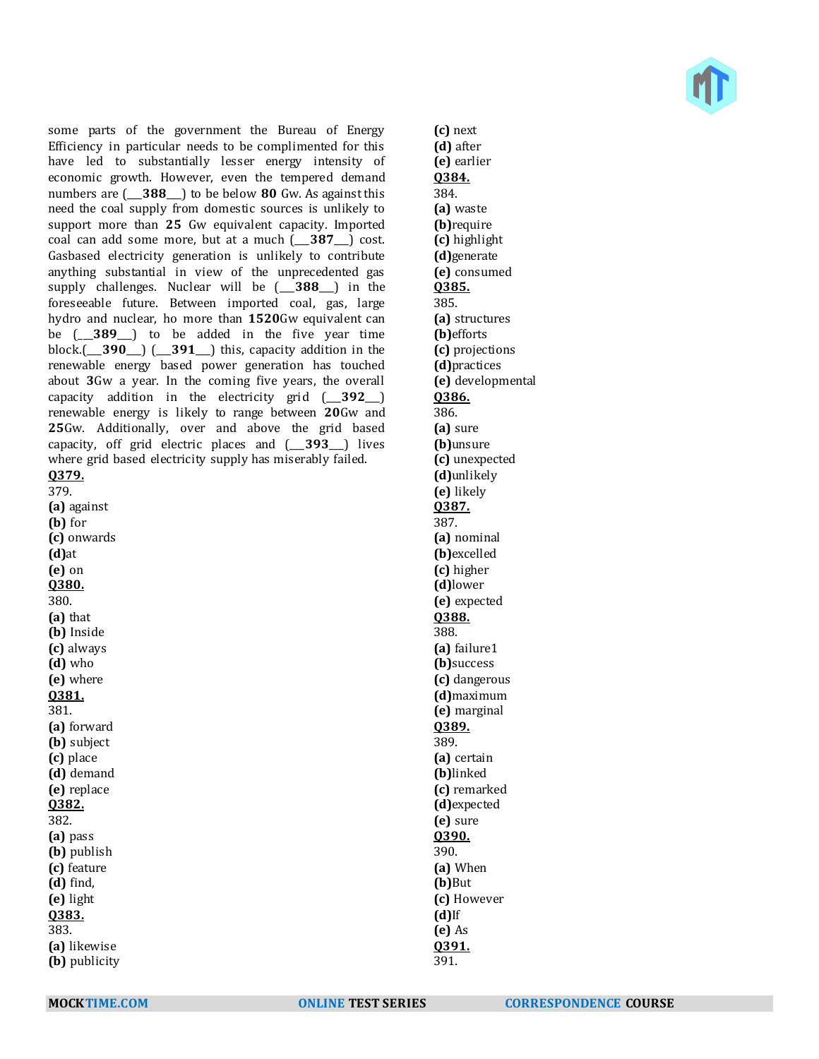some parts of the government the Bureau of Energy Efficiency in particular needs to be complimented for this have led to substantially lesser energy intensity of economic growth. However, even the tempered demand numbers are (___**388**___) to be below **80** Gw. As against this need the coal supply from domestic sources is unlikely to support more than **25** Gw equivalent capacity. Imported coal can add some more, but at a much (___**387**___) cost. Gasbased electricity generation is unlikely to contribute anything substantial in view of the unprecedented gas supply challenges. Nuclear will be (___**388**___) in the foreseeable future. Between imported coal, gas, large hydro and nuclear, ho more than **1520**Gw equivalent can be (___**389**___) to be added in the five year time block.(___**390**___) (___**391**___) this, capacity addition in the renewable energy based power generation has touched about **3**Gw a year. In the coming five years, the overall capacity addition in the electricity grid (___**392**___) renewable energy is likely to range between **20**Gw and **25**Gw. Additionally, over and above the grid based capacity, off grid electric places and (___**393**___) lives where grid based electricity supply has miserably failed.

**Q379.**
379.
**(a)** against
**(b)** for
**(c)** onwards
**(d)**at
**(e)** on

**Q380.**
380.
**(a)** that
**(b)** Inside
**(c)** always
**(d)** who
**(e)** where

**Q381.**
381.
**(a)** forward
**(b)** subject
**(c)** place
**(d)** demand
**(e)** replace

**Q382.**
382.
**(a)** pass
**(b)** publish
**(c)** feature
**(d)** find,
**(e)** light

**Q383.**
383.
**(a)** likewise
**(b)** publicity
**(c)** next
**(d)** after
**(e)** earlier

**Q384.**
384.
**(a)** waste
**(b)**require
**(c)** highlight
**(d)**generate
**(e)** consumed

**Q385.**
385.
**(a)** structures
**(b)**efforts
**(c)** projections
**(d)**practices
**(e)** developmental

**Q386.**
386.
**(a)** sure
**(b)**unsure
**(c)** unexpected
**(d)**unlikely
**(e)** likely

**Q387.**
387.
**(a)** nominal
**(b)**excelled
**(c)** higher
**(d)**lower
**(e)** expected

**Q388.**
388.
**(a)** failure1
**(b)**success
**(c)** dangerous
**(d)**maximum
**(e)** marginal

**Q389.**
389.
**(a)** certain
**(b)**linked
**(c)** remarked
**(d)**expected
**(e)** sure

**Q390.**
390.
**(a)** When
**(b)**But
**(c)** However
**(d)**If
**(e)** As

**Q391.**
391.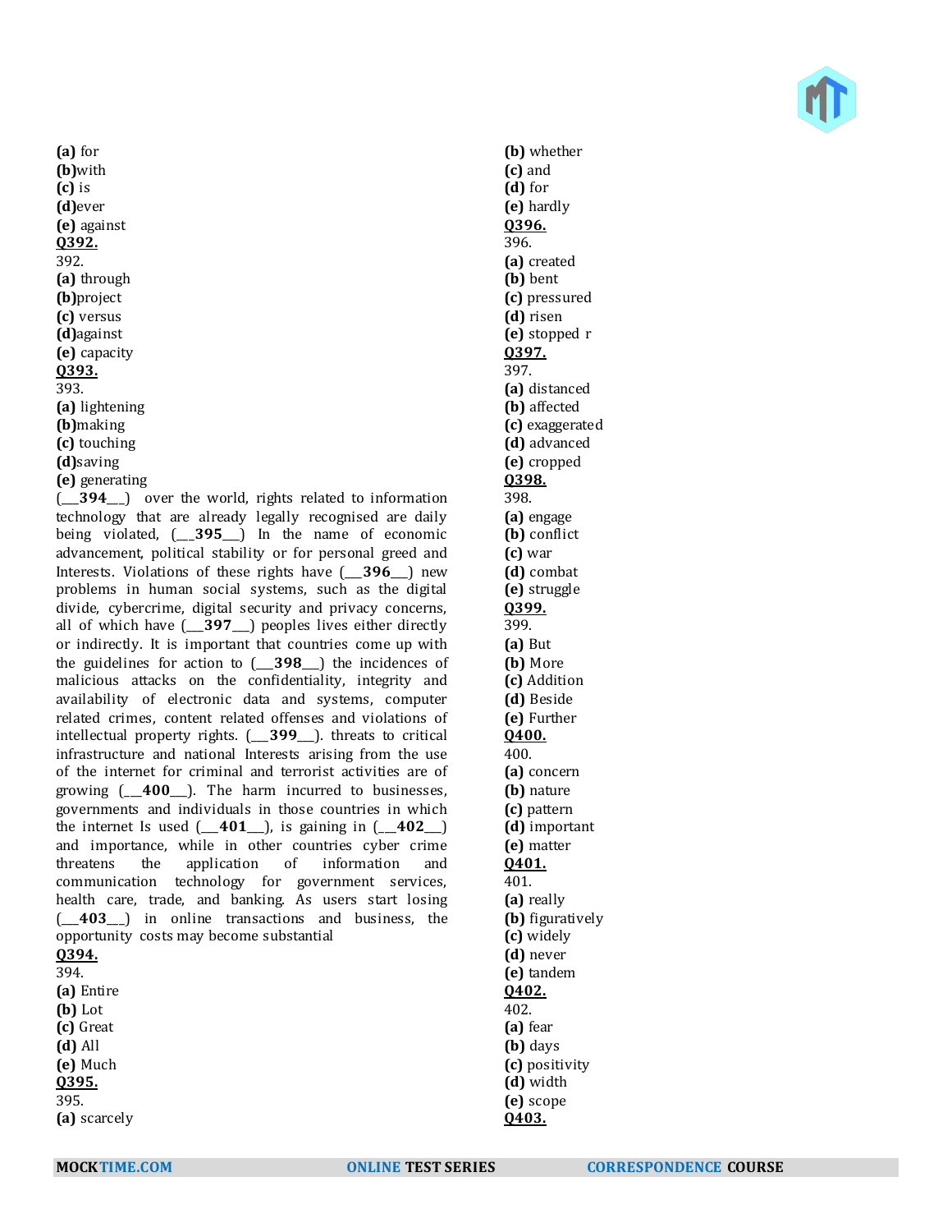**(a)** for
**(b)**with
**(c)** is
**(d)**ever
**(e)** against

**Q392.**
392.
**(a)** through
**(b)**project
**(c)** versus
**(d)**against
**(e)** capacity

**Q393.**
393.
**(a)** lightening
**(b)**making
**(c)** touching
**(d)**saving
**(e)** generating

(__**394**__) over the world, rights related to information technology that are already legally recognised are daily being violated, (__**395**__) In the name of economic advancement, political stability or for personal greed and Interests. Violations of these rights have (__**396**__) new problems in human social systems, such as the digital divide, cybercrime, digital security and privacy concerns, all of which have (__**397**__) peoples lives either directly or indirectly. It is important that countries come up with the guidelines for action to (__**398**__) the incidences of malicious attacks on the confidentiality, integrity and availability of electronic data and systems, computer related crimes, content related offenses and violations of intellectual property rights. (__**399**__). threats to critical infrastructure and national Interests arising from the use of the internet for criminal and terrorist activities are of growing (__**400**__). The harm incurred to businesses, governments and individuals in those countries in which the internet Is used (__**401**__), is gaining in (__**402**__) and importance, while in other countries cyber crime threatens the application of information and communication technology for government services, health care, trade, and banking. As users start losing (__**403**__) in online transactions and business, the opportunity costs may become substantial

**Q394.**
394.
**(a)** Entire
**(b)** Lot
**(c)** Great
**(d)** All
**(e)** Much

**Q395.**
395.
**(a)** scarcely
**(b)** whether
**(c)** and
**(d)** for
**(e)** hardly

**Q396.**
396.
**(a)** created
**(b)** bent
**(c)** pressured
**(d)** risen
**(e)** stopped r

**Q397.**
397.
**(a)** distanced
**(b)** affected
**(c)** exaggerated
**(d)** advanced
**(e)** cropped

**Q398.**
398.
**(a)** engage
**(b)** conflict
**(c)** war
**(d)** combat
**(e)** struggle

**Q399.**
399.
**(a)** But
**(b)** More
**(c)** Addition
**(d)** Beside
**(e)** Further

**Q400.**
400.
**(a)** concern
**(b)** nature
**(c)** pattern
**(d)** important
**(e)** matter

**Q401.**
401.
**(a)** really
**(b)** figuratively
**(c)** widely
**(d)** never
**(e)** tandem

**Q402.**
402.
**(a)** fear
**(b)** days
**(c)** positivity
**(d)** width
**(e)** scope

**Q403.**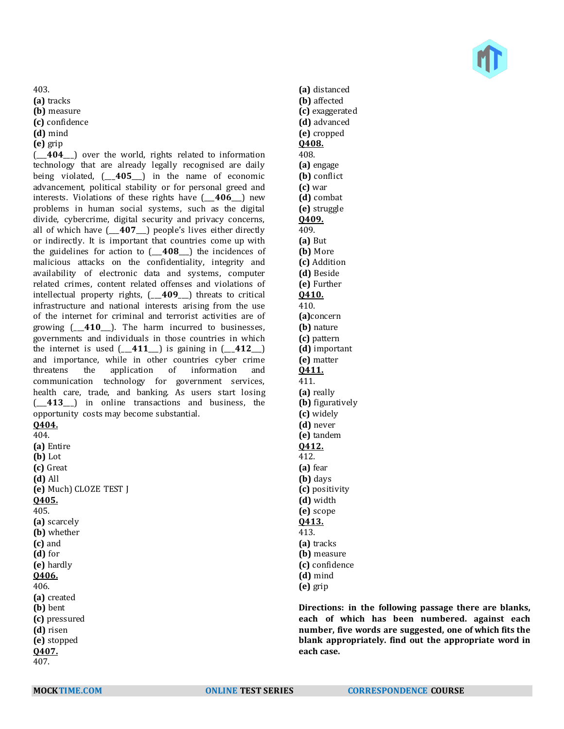403.
**(a)** tracks
**(b)** measure
**(c)** confidence
**(d)** mind
**(e)** grip

(___**404**___) over the world, rights related to information technology that are already legally recognised are daily being violated, (___**405**___) in the name of economic advancement, political stability or for personal greed and interests. Violations of these rights have (___**406**___) new problems in human social systems, such as the digital divide, cybercrime, digital security and privacy concerns, all of which have (___**407**___) people's lives either directly or indirectly. It is important that countries come up with the guidelines for action to (___**408**___) the incidences of malicious attacks on the confidentiality, integrity and availability of electronic data and systems, computer related crimes, content related offenses and violations of intellectual property rights, (___**409**___) threats to critical infrastructure and national interests arising from the use of the internet for criminal and terrorist activities are of growing (___**410**___). The harm incurred to businesses, governments and individuals in those countries in which the internet is used (___**411**___) is gaining in (___**412**___) and importance, while in other countries cyber crime threatens the application of information and communication technology for government services, health care, trade, and banking. As users start losing (___**413**___) in online transactions and business, the opportunity costs may become substantial.

**Q404.**
404.
**(a)** Entire
**(b)** Lot
**(c)** Great
**(d)** All
**(e)** Much) CLOZE TEST J

**Q405.**
405.
**(a)** scarcely
**(b)** whether
**(c)** and
**(d)** for
**(e)** hardly

**Q406.**
406.
**(a)** created
**(b)** bent
**(c)** pressured
**(d)** risen
**(e)** stopped

**Q407.**
407.
**(a)** distanced
**(b)** affected
**(c)** exaggerated
**(d)** advanced
**(e)** cropped

**Q408.**
408.
**(a)** engage
**(b)** conflict
**(c)** war
**(d)** combat
**(e)** struggle

**Q409.**
409.
**(a)** But
**(b)** More
**(c)** Addition
**(d)** Beside
**(e)** Further

**Q410.**
410.
**(a)** concern
**(b)** nature
**(c)** pattern
**(d)** important
**(e)** matter

**Q411.**
411.
**(a)** really
**(b)** figuratively
**(c)** widely
**(d)** never
**(e)** tandem

**Q412.**
412.
**(a)** fear
**(b)** days
**(c)** positivity
**(d)** width
**(e)** scope

**Q413.**
413.
**(a)** tracks
**(b)** measure
**(c)** confidence
**(d)** mind
**(e)** grip

**Directions: in the following passage there are blanks, each of which has been numbered. against each number, five words are suggested, one of which fits the blank appropriately. find out the appropriate word in each case.**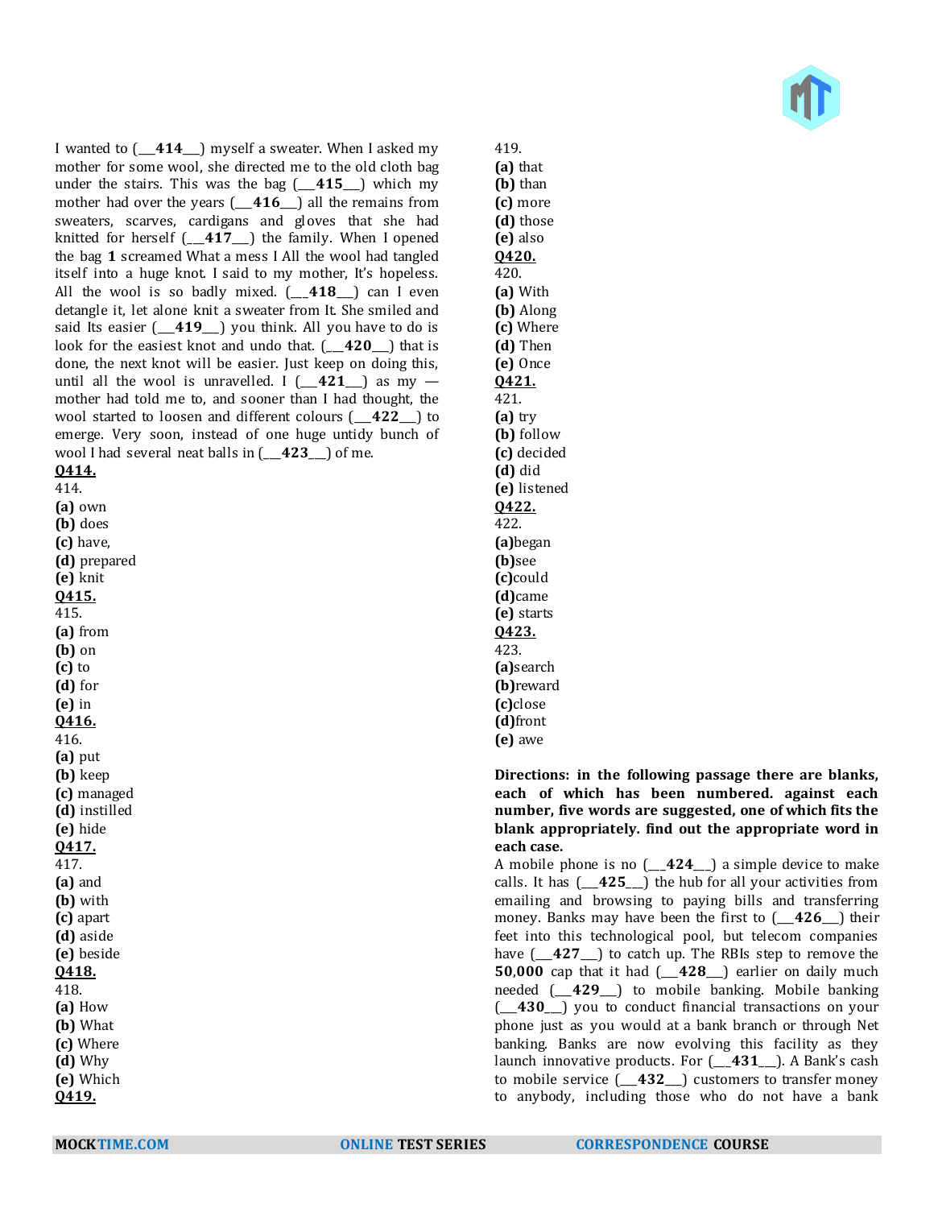I wanted to (___**414**___) myself a sweater. When I asked my mother for some wool, she directed me to the old cloth bag under the stairs. This was the bag (___**415**___) which my mother had over the years (___**416**___) all the remains from sweaters, scarves, cardigans and gloves that she had knitted for herself (___**417**___) the family. When I opened the bag **1** screamed What a mess I All the wool had tangled itself into a huge knot. I said to my mother, It's hopeless. All the wool is so badly mixed. (___**418**___) can I even detangle it, let alone knit a sweater from It. She smiled and said Its easier (___**419**___) you think. All you have to do is look for the easiest knot and undo that. (___**420**___) that is done, the next knot will be easier. Just keep on doing this, until all the wool is unravelled. I (___**421**___) as my — mother had told me to, and sooner than I had thought, the wool started to loosen and different colours (___**422**___) to emerge. Very soon, instead of one huge untidy bunch of wool I had several neat balls in (___**423**___) of me.

**Q414.**
414.
**(a)** own
**(b)** does
**(c)** have,
**(d)** prepared
**(e)** knit

**Q415.**
415.
**(a)** from
**(b)** on
**(c)** to
**(d)** for
**(e)** in

**Q416.**
416.
**(a)** put
**(b)** keep
**(c)** managed
**(d)** instilled
**(e)** hide

**Q417.**
417.
**(a)** and
**(b)** with
**(c)** apart
**(d)** aside
**(e)** beside

**Q418.**
418.
**(a)** How
**(b)** What
**(c)** Where
**(d)** Why
**(e)** Which

**Q419.**
419.
**(a)** that
**(b)** than
**(c)** more
**(d)** those
**(e)** also

**Q420.**
420.
**(a)** With
**(b)** Along
**(c)** Where
**(d)** Then
**(e)** Once

**Q421.**
421.
**(a)** try
**(b)** follow
**(c)** decided
**(d)** did
**(e)** listened

**Q422.**
422.
**(a)**began
**(b)**see
**(c)**could
**(d)**came
**(e)** starts

**Q423.**
423.
**(a)**search
**(b)**reward
**(c)**close
**(d)**front
**(e)** awe

**Directions: in the following passage there are blanks, each of which has been numbered. against each number, five words are suggested, one of which fits the blank appropriately. find out the appropriate word in each case.**

A mobile phone is no (___**424**___) a simple device to make calls. It has (___**425**___) the hub for all your activities from emailing and browsing to paying bills and transferring money. Banks may have been the first to (___**426**___) their feet into this technological pool, but telecom companies have (___**427**___) to catch up. The RBIs step to remove the **50,000** cap that it had (___**428**___) earlier on daily much needed (___**429**___) to mobile banking. Mobile banking (___**430**___) you to conduct financial transactions on your phone just as you would at a bank branch or through Net banking. Banks are now evolving this facility as they launch innovative products. For (___**431**___). A Bank's cash to mobile service (___**432**___) customers to transfer money to anybody, including those who do not have a bank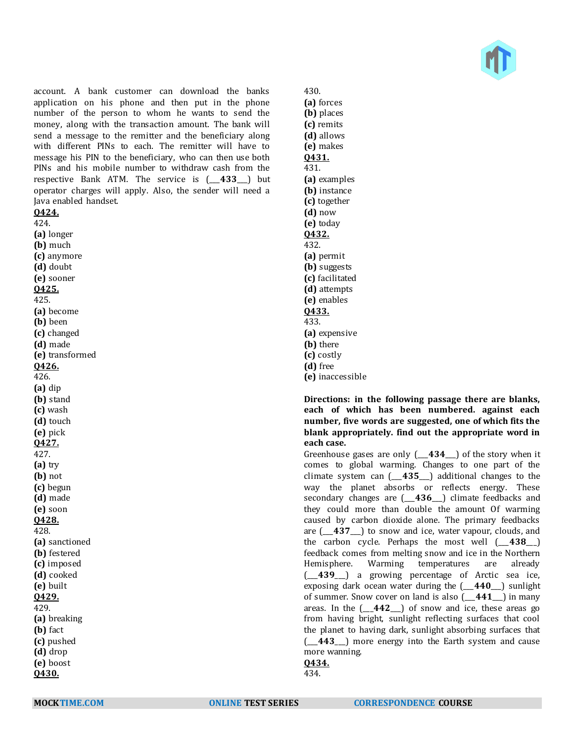account. A bank customer can download the banks application on his phone and then put in the phone number of the person to whom he wants to send the money, along with the transaction amount. The bank will send a message to the remitter and the beneficiary along with different PINs to each. The remitter will have to message his PIN to the beneficiary, who can then use both PINs and his mobile number to withdraw cash from the respective Bank ATM. The service is (___**433**___) but operator charges will apply. Also, the sender will need a Java enabled handset.

**Q424.**

424.
**(a)** longer
**(b)** much
**(c)** anymore
**(d)** doubt
**(e)** sooner

**Q425.**

425.
**(a)** become
**(b)** been
**(c)** changed
**(d)** made
**(e)** transformed

**Q426.**

426.
**(a)** dip
**(b)** stand
**(c)** wash
**(d)** touch
**(e)** pick

**Q427.**

427.
**(a)** try
**(b)** not
**(c)** begun
**(d)** made
**(e)** soon

**Q428.**

428.
**(a)** sanctioned
**(b)** festered
**(c)** imposed
**(d)** cooked
**(e)** built

**Q429.**

429.
**(a)** breaking
**(b)** fact
**(c)** pushed
**(d)** drop
**(e)** boost

**Q430.**

430.
**(a)** forces
**(b)** places
**(c)** remits
**(d)** allows
**(e)** makes

**Q431.**

431.
**(a)** examples
**(b)** instance
**(c)** together
**(d)** now
**(e)** today

**Q432.**

432.
**(a)** permit
**(b)** suggests
**(c)** facilitated
**(d)** attempts
**(e)** enables

**Q433.**

433.
**(a)** expensive
**(b)** there
**(c)** costly
**(d)** free
**(e)** inaccessible

**Directions: in the following passage there are blanks, each of which has been numbered. against each number, five words are suggested, one of which fits the blank appropriately. find out the appropriate word in each case.**

Greenhouse gases are only (___**434**___) of the story when it comes to global warming. Changes to one part of the climate system can (___**435**___) additional changes to the way the planet absorbs or reflects energy. These secondary changes are (___**436**___) climate feedbacks and they could more than double the amount Of warming caused by carbon dioxide alone. The primary feedbacks are (___**437**___) to snow and ice, water vapour, clouds, and the carbon cycle. Perhaps the most well (___**438**___) feedback comes from melting snow and ice in the Northern Hemisphere. Warming temperatures are already (___**439**___) a growing percentage of Arctic sea ice, exposing dark ocean water during the (___**440**___) sunlight of summer. Snow cover on land is also (___**441**___) in many areas. In the (___**442**___) of snow and ice, these areas go from having bright, sunlight reflecting surfaces that cool the planet to having dark, sunlight absorbing surfaces that (___**443**___) more energy into the Earth system and cause more wanning.

**Q434.**

434.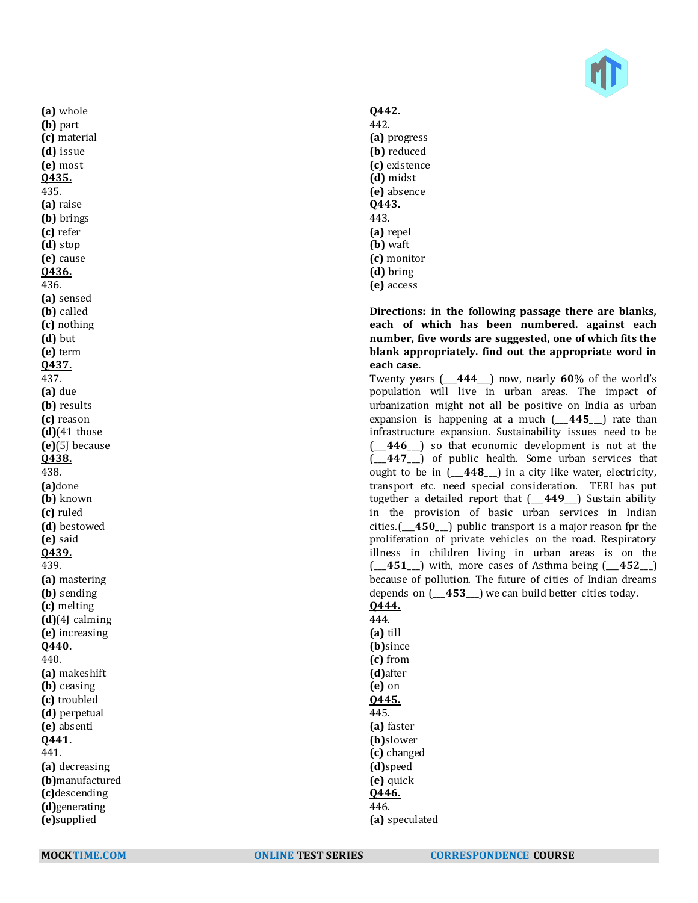**(a)** whole
**(b)** part
**(c)** material
**(d)** issue
**(e)** most

**Q435.**
435.
**(a)** raise
**(b)** brings
**(c)** refer
**(d)** stop
**(e)** cause

**Q436.**
436.
**(a)** sensed
**(b)** called
**(c)** nothing
**(d)** but
**(e)** term

**Q437.**
437.
**(a)** due
**(b)** results
**(c)** reason
**(d)**(41 those
**(e)**(5J because

**Q438.**
438.
**(a)**done
**(b)** known
**(c)** ruled
**(d)** bestowed
**(e)** said

**Q439.**
439.
**(a)** mastering
**(b)** sending
**(c)** melting
**(d)**(4J calming
**(e)** increasing

**Q440.**
440.
**(a)** makeshift
**(b)** ceasing
**(c)** troubled
**(d)** perpetual
**(e)** absenti

**Q441.**
441.
**(a)** decreasing
**(b)**manufactured
**(c)**descending
**(d)**generating
**(e)**supplied

**Q442.**
442.
**(a)** progress
**(b)** reduced
**(c)** existence
**(d)** midst
**(e)** absence

**Q443.**
443.
**(a)** repel
**(b)** waft
**(c)** monitor
**(d)** bring
**(e)** access

**Directions: in the following passage there are blanks, each of which has been numbered. against each number, five words are suggested, one of which fits the blank appropriately. find out the appropriate word in each case.**

Twenty years (___**444**___) now, nearly **60**% of the world's population will live in urban areas. The impact of urbanization might not all be positive on India as urban expansion is happening at a much (___**445**___) rate than infrastructure expansion. Sustainability issues need to be (___**446**___) so that economic development is not at the (___**447**___) of public health. Some urban services that ought to be in (___**448**___) in a city like water, electricity, transport etc. need special consideration. TERI has put together a detailed report that (___**449**___) Sustain ability in the provision of basic urban services in Indian cities.(___**450**___) public transport is a major reason fpr the proliferation of private vehicles on the road. Respiratory illness in children living in urban areas is on the (___**451**___) with, more cases of Asthma being (___**452**___) because of pollution. The future of cities of Indian dreams depends on (___**453**___) we can build better cities today.

**Q444.**
444.
**(a)** till
**(b)**since
**(c)** from
**(d)**after
**(e)** on

**Q445.**
445.
**(a)** faster
**(b)**slower
**(c)** changed
**(d)**speed
**(e)** quick

**Q446.**
446.
**(a)** speculated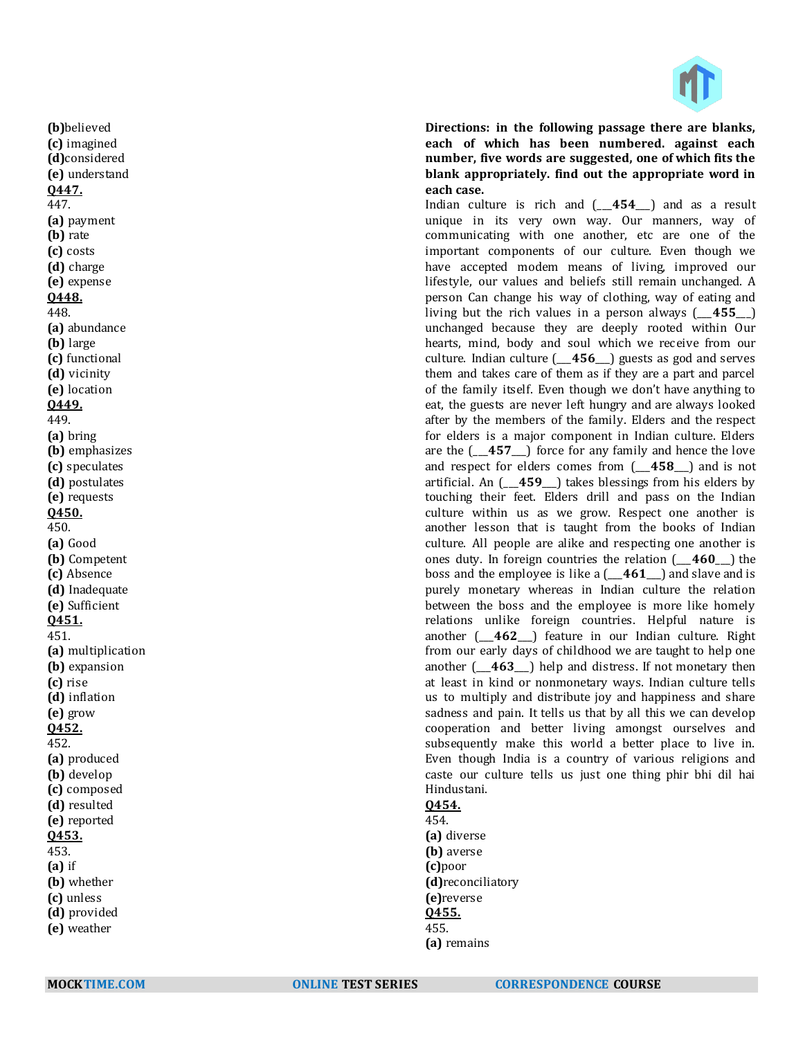**(b)**believed
**(c)** imagined
**(d)**considered
**(e)** understand

**Q447.**
447.
**(a)** payment
**(b)** rate
**(c)** costs
**(d)** charge
**(e)** expense

**Q448.**
448.
**(a)** abundance
**(b)** large
**(c)** functional
**(d)** vicinity
**(e)** location

**Q449.**
449.
**(a)** bring
**(b)** emphasizes
**(c)** speculates
**(d)** postulates
**(e)** requests

**Q450.**
450.
**(a)** Good
**(b)** Competent
**(c)** Absence
**(d)** Inadequate
**(e)** Sufficient

**Q451.**
451.
**(a)** multiplication
**(b)** expansion
**(c)** rise
**(d)** inflation
**(e)** grow

**Q452.**
452.
**(a)** produced
**(b)** develop
**(c)** composed
**(d)** resulted
**(e)** reported

**Q453.**
453.
**(a)** if
**(b)** whether
**(c)** unless
**(d)** provided
**(e)** weather

**Directions: in the following passage there are blanks, each of which has been numbered. against each number, five words are suggested, one of which fits the blank appropriately. find out the appropriate word in each case.**

Indian culture is rich and (___**454**___) and as a result unique in its very own way. Our manners, way of communicating with one another, etc are one of the important components of our culture. Even though we have accepted modem means of living, improved our lifestyle, our values and beliefs still remain unchanged. A person Can change his way of clothing, way of eating and living but the rich values in a person always (___**455**___) unchanged because they are deeply rooted within Our hearts, mind, body and soul which we receive from our culture. Indian culture (___**456**___) guests as god and serves them and takes care of them as if they are a part and parcel of the family itself. Even though we don't have anything to eat, the guests are never left hungry and are always looked after by the members of the family. Elders and the respect for elders is a major component in Indian culture. Elders are the (___**457**___) force for any family and hence the love and respect for elders comes from (___**458**___) and is not artificial. An (___**459**___) takes blessings from his elders by touching their feet. Elders drill and pass on the Indian culture within us as we grow. Respect one another is another lesson that is taught from the books of Indian culture. All people are alike and respecting one another is ones duty. In foreign countries the relation (___**460**___) the boss and the employee is like a (___**461**___) and slave and is purely monetary whereas in Indian culture the relation between the boss and the employee is more like homely relations unlike foreign countries. Helpful nature is another (___**462**___) feature in our Indian culture. Right from our early days of childhood we are taught to help one another (___**463**___) help and distress. If not monetary then at least in kind or nonmonetary ways. Indian culture tells us to multiply and distribute joy and happiness and share sadness and pain. It tells us that by all this we can develop cooperation and better living amongst ourselves and subsequently make this world a better place to live in. Even though India is a country of various religions and caste our culture tells us just one thing phir bhi dil hai Hindustani.

**Q454.**
454.
**(a)** diverse
**(b)** averse
**(c)**poor
**(d)**reconciliatory
**(e)**reverse

**Q455.**
455.
**(a)** remains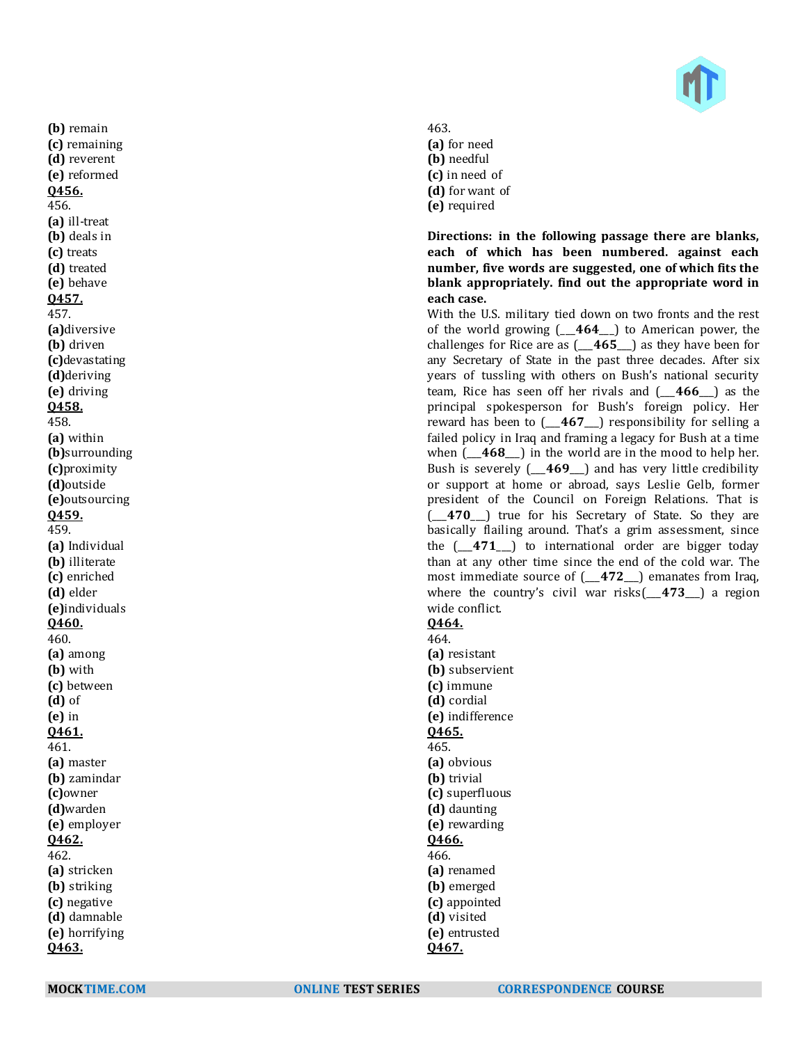**(b)** remain
**(c)** remaining
**(d)** reverent
**(e)** reformed

**Q456.**
456.
**(a)** ill-treat
**(b)** deals in
**(c)** treats
**(d)** treated
**(e)** behave

**Q457.**
457.
**(a)**diversive
**(b)** driven
**(c)**devastating
**(d)**deriving
**(e)** driving

**Q458.**
458.
**(a)** within
**(b)**surrounding
**(c)**proximity
**(d)**outside
**(e)**outsourcing

**Q459.**
459.
**(a)** Individual
**(b)** illiterate
**(c)** enriched
**(d)** elder
**(e)**individuals

**Q460.**
460.
**(a)** among
**(b)** with
**(c)** between
**(d)** of
**(e)** in

**Q461.**
461.
**(a)** master
**(b)** zamindar
**(c)**owner
**(d)**warden
**(e)** employer

**Q462.**
462.
**(a)** stricken
**(b)** striking
**(c)** negative
**(d)** damnable
**(e)** horrifying

**Q463.**
463.
**(a)** for need
**(b)** needful
**(c)** in need of
**(d)** for want of
**(e)** required

**Directions: in the following passage there are blanks, each of which has been numbered. against each number, five words are suggested, one of which fits the blank appropriately. find out the appropriate word in each case.**

With the U.S. military tied down on two fronts and the rest of the world growing (___**464**___) to American power, the challenges for Rice are as (___**465**___) as they have been for any Secretary of State in the past three decades. After six years of tussling with others on Bush's national security team, Rice has seen off her rivals and (___**466**___) as the principal spokesperson for Bush's foreign policy. Her reward has been to (___**467**___) responsibility for selling a failed policy in Iraq and framing a legacy for Bush at a time when (___**468**___) in the world are in the mood to help her. Bush is severely (___**469**___) and has very little credibility or support at home or abroad, says Leslie Gelb, former president of the Council on Foreign Relations. That is (___**470**___) true for his Secretary of State. So they are basically flailing around. That's a grim assessment, since the (___**471**___) to international order are bigger today than at any other time since the end of the cold war. The most immediate source of (___**472**___) emanates from Iraq, where the country's civil war risks(___**473**___) a region wide conflict.

**Q464.**
464.
**(a)** resistant
**(b)** subservient
**(c)** immune
**(d)** cordial
**(e)** indifference

**Q465.**
465.
**(a)** obvious
**(b)** trivial
**(c)** superfluous
**(d)** daunting
**(e)** rewarding

**Q466.**
466.
**(a)** renamed
**(b)** emerged
**(c)** appointed
**(d)** visited
**(e)** entrusted

**Q467.**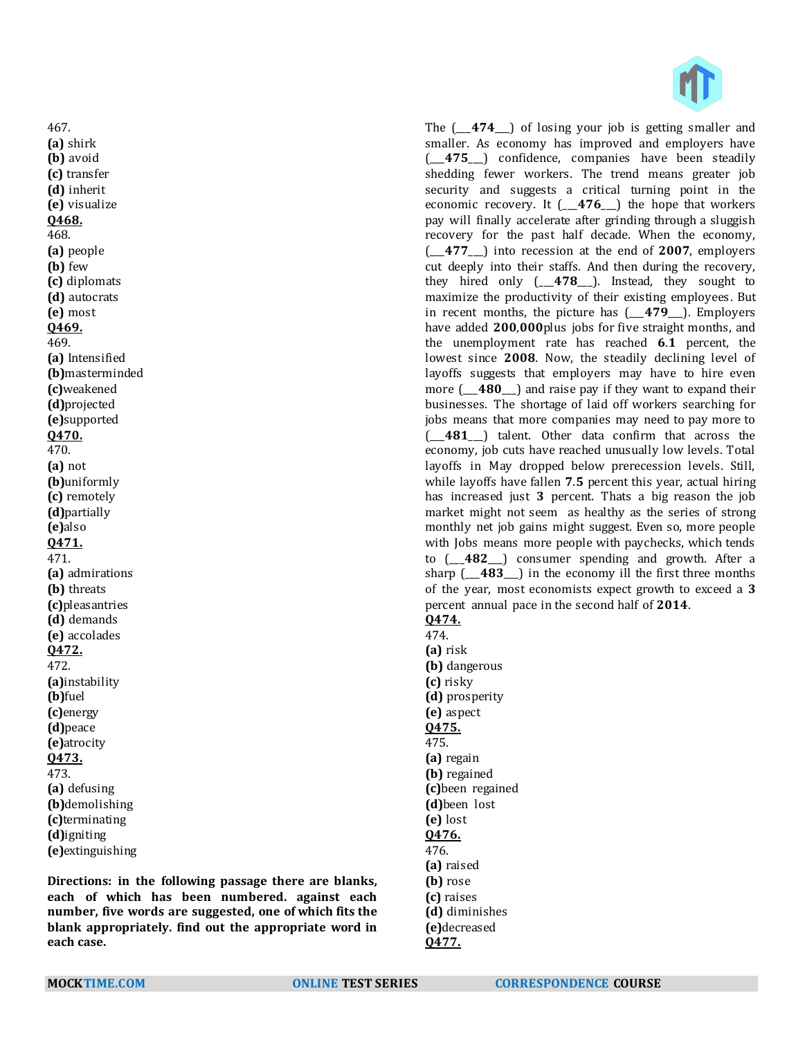467.
**(a)** shirk
**(b)** avoid
**(c)** transfer
**(d)** inherit
**(e)** visualize
**Q468.**
468.
**(a)** people
**(b)** few
**(c)** diplomats
**(d)** autocrats
**(e)** most
**Q469.**
469.
**(a)** Intensified
**(b)**masterminded
**(c)**weakened
**(d)**projected
**(e)**supported
**Q470.**
470.
**(a)** not
**(b)**uniformly
**(c)** remotely
**(d)**partially
**(e)**also
**Q471.**
471.
**(a)** admirations
**(b)** threats
**(c)**pleasantries
**(d)** demands
**(e)** accolades
**Q472.**
472.
**(a)**instability
**(b)**fuel
**(c)**energy
**(d)**peace
**(e)**atrocity
**Q473.**
473.
**(a)** defusing
**(b)**demolishing
**(c)**terminating
**(d)**igniting
**(e)**extinguishing

**Directions: in the following passage there are blanks, each of which has been numbered. against each number, five words are suggested, one of which fits the blank appropriately. find out the appropriate word in each case.**

The (\_\_\_**474**\_\_\_) of losing your job is getting smaller and smaller. As economy has improved and employers have (\_\_\_**475**\_\_\_) confidence, companies have been steadily shedding fewer workers. The trend means greater job security and suggests a critical turning point in the economic recovery. It (\_\_\_**476**\_\_\_) the hope that workers pay will finally accelerate after grinding through a sluggish recovery for the past half decade. When the economy, (\_\_\_**477**\_\_\_) into recession at the end of **2007**, employers cut deeply into their staffs. And then during the recovery, they hired only (\_\_\_**478**\_\_\_). Instead, they sought to maximize the productivity of their existing employees. But in recent months, the picture has (\_\_\_**479**\_\_\_). Employers have added **200,000**plus jobs for five straight months, and the unemployment rate has reached **6.1** percent, the lowest since **2008**. Now, the steadily declining level of layoffs suggests that employers may have to hire even more (\_\_\_**480**\_\_\_) and raise pay if they want to expand their businesses. The shortage of laid off workers searching for jobs means that more companies may need to pay more to (\_\_\_**481**\_\_\_) talent. Other data confirm that across the economy, job cuts have reached unusually low levels. Total layoffs in May dropped below prerecession levels. Still, while layoffs have fallen **7.5** percent this year, actual hiring has increased just **3** percent. Thats a big reason the job market might not seem as healthy as the series of strong monthly net job gains might suggest. Even so, more people with Jobs means more people with paychecks, which tends to (\_\_\_**482**\_\_\_) consumer spending and growth. After a sharp (\_\_\_**483**\_\_\_) in the economy ill the first three months of the year, most economists expect growth to exceed a **3** percent annual pace in the second half of **2014**.

**Q474.**
474.
**(a)** risk
**(b)** dangerous
**(c)** risky
**(d)** prosperity
**(e)** aspect
**Q475.**
475.
**(a)** regain
**(b)** regained
**(c)**been regained
**(d)**been lost
**(e)** lost
**Q476.**
476.
**(a)** raised
**(b)** rose
**(c)** raises
**(d)** diminishes
**(e)**decreased
**Q477.**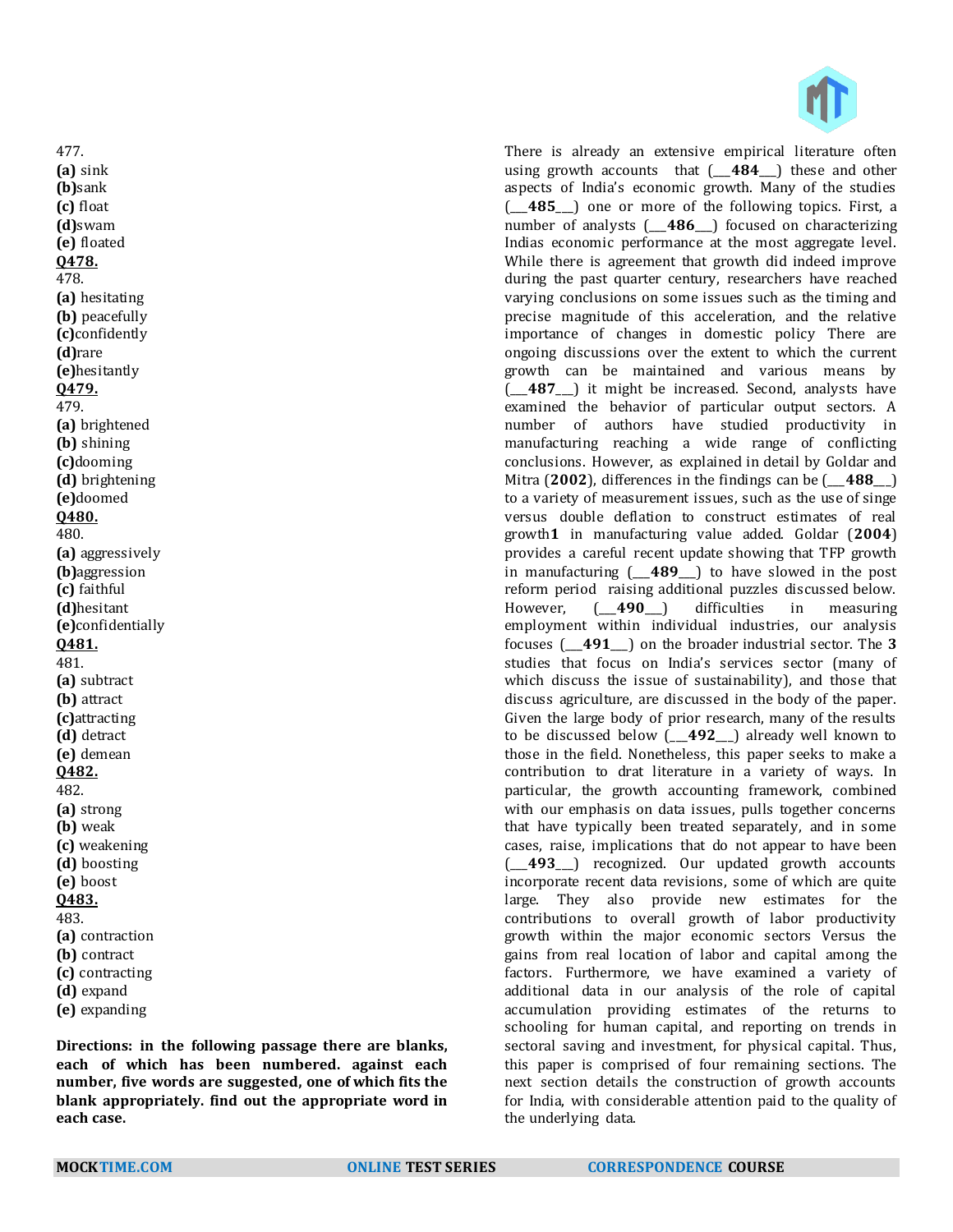477.
**(a)** sink
**(b)**sank
**(c)** float
**(d)**swam
**(e)** floated
**Q478.**
478.
**(a)** hesitating
**(b)** peacefully
**(c)**confidently
**(d)**rare
**(e)**hesitantly
**Q479.**
479.
**(a)** brightened
**(b)** shining
**(c)**dooming
**(d)** brightening
**(e)**doomed
**Q480.**
480.
**(a)** aggressively
**(b)**aggression
**(c)** faithful
**(d)**hesitant
**(e)**confidentially
**Q481.**
481.
**(a)** subtract
**(b)** attract
**(c)**attracting
**(d)** detract
**(e)** demean
**Q482.**
482.
**(a)** strong
**(b)** weak
**(c)** weakening
**(d)** boosting
**(e)** boost
**Q483.**
483.
**(a)** contraction
**(b)** contract
**(c)** contracting
**(d)** expand
**(e)** expanding

**Directions: in the following passage there are blanks, each of which has been numbered. against each number, five words are suggested, one of which fits the blank appropriately. find out the appropriate word in each case.**

There is already an extensive empirical literature often using growth accounts that (___**484**___) these and other aspects of India's economic growth. Many of the studies (___**485**___) one or more of the following topics. First, a number of analysts (___**486**___) focused on characterizing Indias economic performance at the most aggregate level. While there is agreement that growth did indeed improve during the past quarter century, researchers have reached varying conclusions on some issues such as the timing and precise magnitude of this acceleration, and the relative importance of changes in domestic policy There are ongoing discussions over the extent to which the current growth can be maintained and various means by (___**487**___) it might be increased. Second, analysts have examined the behavior of particular output sectors. A number of authors have studied productivity in manufacturing reaching a wide range of conflicting conclusions. However, as explained in detail by Goldar and Mitra (**2002**), differences in the findings can be (___**488**___) to a variety of measurement issues, such as the use of singe versus double deflation to construct estimates of real growth**1** in manufacturing value added. Goldar (**2004**) provides a careful recent update showing that TFP growth in manufacturing (___**489**___) to have slowed in the post reform period raising additional puzzles discussed below. However, (___**490**___) difficulties in measuring employment within individual industries, our analysis focuses (___**491**___) on the broader industrial sector. The **3** studies that focus on India's services sector (many of which discuss the issue of sustainability), and those that discuss agriculture, are discussed in the body of the paper. Given the large body of prior research, many of the results to be discussed below (___**492**___) already well known to those in the field. Nonetheless, this paper seeks to make a contribution to drat literature in a variety of ways. In particular, the growth accounting framework, combined with our emphasis on data issues, pulls together concerns that have typically been treated separately, and in some cases, raise, implications that do not appear to have been (___**493**___) recognized. Our updated growth accounts incorporate recent data revisions, some of which are quite large. They also provide new estimates for the contributions to overall growth of labor productivity growth within the major economic sectors Versus the gains from real location of labor and capital among the factors. Furthermore, we have examined a variety of additional data in our analysis of the role of capital accumulation providing estimates of the returns to schooling for human capital, and reporting on trends in sectoral saving and investment, for physical capital. Thus, this paper is comprised of four remaining sections. The next section details the construction of growth accounts for India, with considerable attention paid to the quality of the underlying data.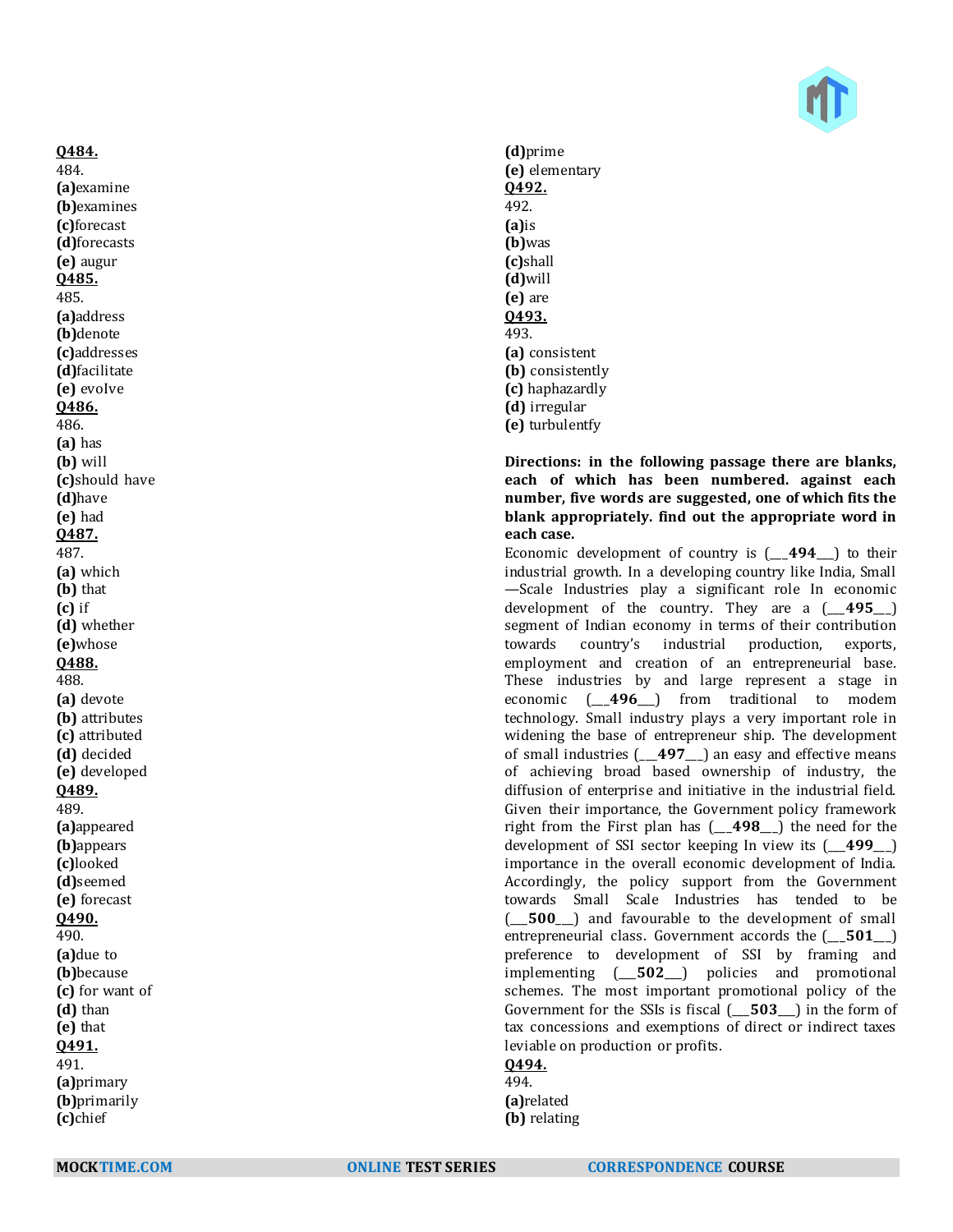**Q484.**

484.

**(a)**examine

**(b)**examines

**(c)**forecast

**(d)**forecasts

**(e)** augur

**Q485.**

485.

**(a)**address

**(b)**denote

**(c)**addresses

**(d)**facilitate

**(e)** evolve

**Q486.**

486.

**(a)** has

**(b)** will

**(c)**should have

**(d)**have

**(e)** had

**Q487.**

487.

**(a)** which

**(b)** that

**(c)** if

**(d)** whether

**(e)**whose

**Q488.**

488.

**(a)** devote

**(b)** attributes

**(c)** attributed

**(d)** decided

**(e)** developed

**Q489.**

489.

**(a)**appeared

**(b)**appears

**(c)**looked

**(d)**seemed

**(e)** forecast

**Q490.**

490.

**(a)**due to

**(b)**because

**(c)** for want of

**(d)** than

**(e)** that

**Q491.**

491.

**(a)**primary

**(b)**primarily

**(c)**chief

**(d)**prime

**(e)** elementary

**Q492.**

492.

**(a)**is

**(b)**was

**(c)**shall

**(d)**will

**(e)** are

**Q493.**

493.

**(a)** consistent

**(b)** consistently

**(c)** haphazardly

**(d)** irregular

**(e)** turbulentfy

**Directions: in the following passage there are blanks, each of which has been numbered. against each number, five words are suggested, one of which fits the blank appropriately. find out the appropriate word in each case.**

Economic development of country is (___**494**___) to their industrial growth. In a developing country like India, Small —Scale Industries play a significant role In economic development of the country. They are a (___**495**___) segment of Indian economy in terms of their contribution towards country's industrial production, exports, employment and creation of an entrepreneurial base. These industries by and large represent a stage in economic (___**496**___) from traditional to modem technology. Small industry plays a very important role in widening the base of entrepreneur ship. The development of small industries (___**497**___) an easy and effective means of achieving broad based ownership of industry, the diffusion of enterprise and initiative in the industrial field. Given their importance, the Government policy framework right from the First plan has (___**498**___) the need for the development of SSI sector keeping In view its (___**499**___) importance in the overall economic development of India. Accordingly, the policy support from the Government towards Small Scale Industries has tended to be (___**500**___) and favourable to the development of small entrepreneurial class. Government accords the (___**501**___) preference to development of SSI by framing and implementing (___**502**___) policies and promotional schemes. The most important promotional policy of the Government for the SSIs is fiscal (___**503**___) in the form of tax concessions and exemptions of direct or indirect taxes leviable on production or profits.

**Q494.**

494.

**(a)**related

**(b)** relating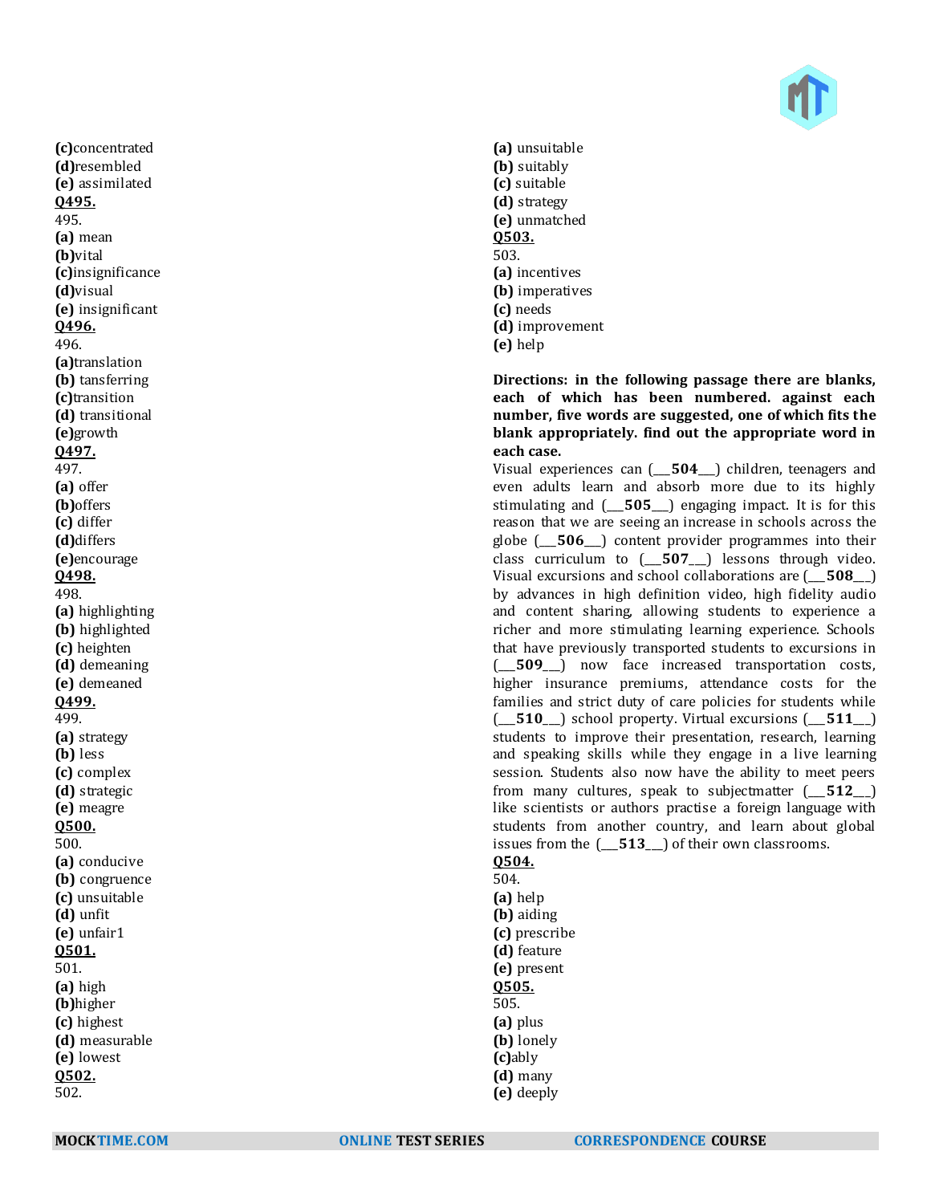**(c)**concentrated
**(d)**resembled
**(e)** assimilated

**Q495.**
495.
**(a)** mean
**(b)**vital
**(c)**insignificance
**(d)**visual
**(e)** insignificant

**Q496.**
496.
**(a)**translation
**(b)** tansferring
**(c)**transition
**(d)** transitional
**(e)**growth

**Q497.**
497.
**(a)** offer
**(b)**offers
**(c)** differ
**(d)**differs
**(e)**encourage

**Q498.**
498.
**(a)** highlighting
**(b)** highlighted
**(c)** heighten
**(d)** demeaning
**(e)** demeaned

**Q499.**
499.
**(a)** strategy
**(b)** less
**(c)** complex
**(d)** strategic
**(e)** meagre

**Q500.**
500.
**(a)** conducive
**(b)** congruence
**(c)** unsuitable
**(d)** unfit
**(e)** unfair1

**Q501.**
501.
**(a)** high
**(b)**higher
**(c)** highest
**(d)** measurable
**(e)** lowest

**Q502.**
502.
**(a)** unsuitable
**(b)** suitably
**(c)** suitable
**(d)** strategy
**(e)** unmatched

**Q503.**
503.
**(a)** incentives
**(b)** imperatives
**(c)** needs
**(d)** improvement
**(e)** help

**Directions: in the following passage there are blanks, each of which has been numbered. against each number, five words are suggested, one of which fits the blank appropriately. find out the appropriate word in each case.**

Visual experiences can (___**504**___) children, teenagers and even adults learn and absorb more due to its highly stimulating and (___**505**___) engaging impact. It is for this reason that we are seeing an increase in schools across the globe (___**506**___) content provider programmes into their class curriculum to (___**507**__) lessons through video. Visual excursions and school collaborations are (___**508**__) by advances in high definition video, high fidelity audio and content sharing, allowing students to experience a richer and more stimulating learning experience. Schools that have previously transported students to excursions in (___**509**___) now face increased transportation costs, higher insurance premiums, attendance costs for the families and strict duty of care policies for students while (___**510**___) school property. Virtual excursions (___**511**__) students to improve their presentation, research, learning and speaking skills while they engage in a live learning session. Students also now have the ability to meet peers from many cultures, speak to subjectmatter (___**512**__) like scientists or authors practise a foreign language with students from another country, and learn about global issues from the (___**513**__) of their own classrooms.

**Q504.**
504.
**(a)** help
**(b)** aiding
**(c)** prescribe
**(d)** feature
**(e)** present

**Q505.**
505.
**(a)** plus
**(b)** lonely
**(c)**ably
**(d)** many
**(e)** deeply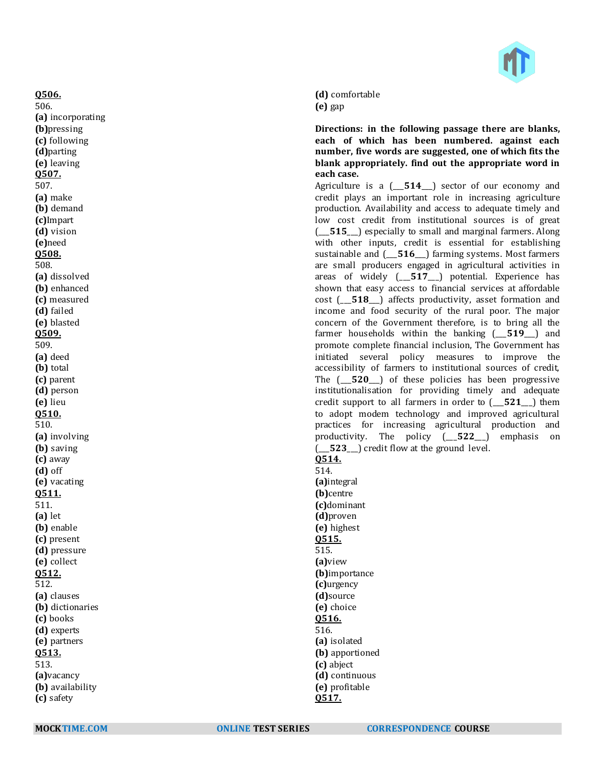**Q506.**
506.
**(a)** incorporating
**(b)**pressing
**(c)** following
**(d)**parting
**(e)** leaving
**Q507.**
507.
**(a)** make
**(b)** demand
**(c)**Impart
**(d)** vision
**(e)**need
**Q508.**
508.
**(a)** dissolved
**(b)** enhanced
**(c)** measured
**(d)** failed
**(e)** blasted
**Q509.**
509.
**(a)** deed
**(b)** total
**(c)** parent
**(d)** person
**(e)** lieu
**Q510.**
510.
**(a)** involving
**(b)** saving
**(c)** away
**(d)** off
**(e)** vacating
**Q511.**
511.
**(a)** let
**(b)** enable
**(c)** present
**(d)** pressure
**(e)** collect
**Q512.**
512.
**(a)** clauses
**(b)** dictionaries
**(c)** books
**(d)** experts
**(e)** partners
**Q513.**
513.
**(a)**vacancy
**(b)** availability
**(c)** safety
**(d)** comfortable
**(e)** gap

**Directions: in the following passage there are blanks, each of which has been numbered. against each number, five words are suggested, one of which fits the blank appropriately. find out the appropriate word in each case.**

Agriculture is a (___**514**___) sector of our economy and credit plays an important role in increasing agriculture production. Availability and access to adequate timely and low cost credit from institutional sources is of great (___**515**___) especially to small and marginal farmers. Along with other inputs, credit is essential for establishing sustainable and (___**516**___) farming systems. Most farmers are small producers engaged in agricultural activities in areas of widely (___**517**___) potential. Experience has shown that easy access to financial services at affordable cost (___**518**___) affects productivity, asset formation and income and food security of the rural poor. The major concern of the Government therefore, is to bring all the farmer households within the banking (___**519**___) and promote complete financial inclusion, The Government has initiated several policy measures to improve the accessibility of farmers to institutional sources of credit, The (___**520**___) of these policies has been progressive institutionalisation for providing timely and adequate credit support to all farmers in order to (___**521**___) them to adopt modem technology and improved agricultural practices for increasing agricultural production and productivity. The policy (___**522**___) emphasis on (___**523**___) credit flow at the ground level.

**Q514.**
514.
**(a)**integral
**(b)**centre
**(c)**dominant
**(d)**proven
**(e)** highest
**Q515.**
515.
**(a)**view
**(b)**importance
**(c)**urgency
**(d)**source
**(e)** choice
**Q516.**
516.
**(a)** isolated
**(b)** apportioned
**(c)** abject
**(d)** continuous
**(e)** profitable
**Q517.**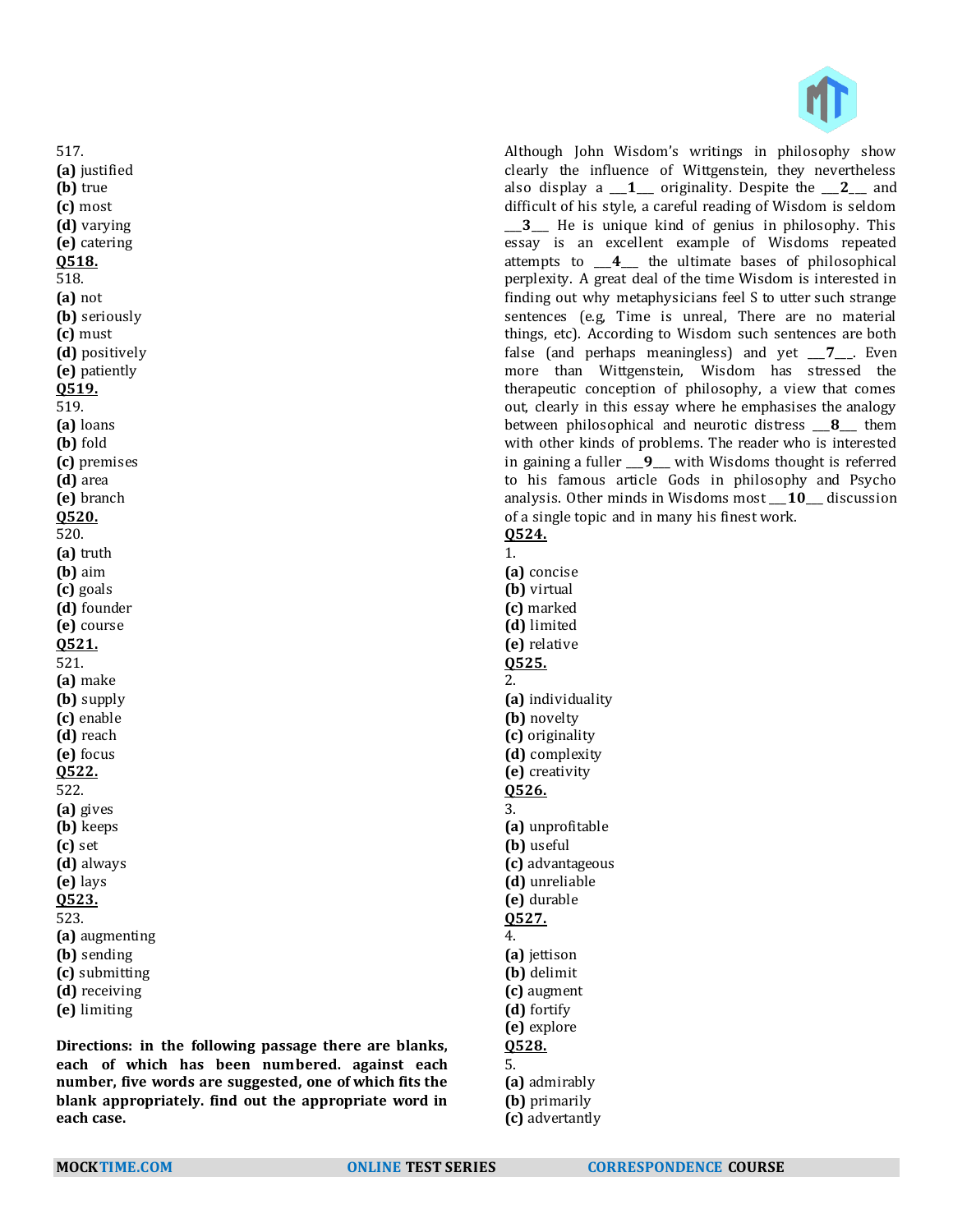517.
**(a)** justified
**(b)** true
**(c)** most
**(d)** varying
**(e)** catering

**Q518.**
518.
**(a)** not
**(b)** seriously
**(c)** must
**(d)** positively
**(e)** patiently

**Q519.**
519.
**(a)** loans
**(b)** fold
**(c)** premises
**(d)** area
**(e)** branch

**Q520.**
520.
**(a)** truth
**(b)** aim
**(c)** goals
**(d)** founder
**(e)** course

**Q521.**
521.
**(a)** make
**(b)** supply
**(c)** enable
**(d)** reach
**(e)** focus

**Q522.**
522.
**(a)** gives
**(b)** keeps
**(c)** set
**(d)** always
**(e)** lays

**Q523.**
523.
**(a)** augmenting
**(b)** sending
**(c)** submitting
**(d)** receiving
**(e)** limiting

**Directions: in the following passage there are blanks, each of which has been numbered. against each number, five words are suggested, one of which fits the blank appropriately. find out the appropriate word in each case.**

Although John Wisdom's writings in philosophy show clearly the influence of Wittgenstein, they nevertheless also display a ___**1**___ originality. Despite the ___**2**___ and difficult of his style, a careful reading of Wisdom is seldom ___**3**___ He is unique kind of genius in philosophy. This essay is an excellent example of Wisdoms repeated attempts to ___**4**___ the ultimate bases of philosophical perplexity. A great deal of the time Wisdom is interested in finding out why metaphysicians feel S to utter such strange sentences (e.g, Time is unreal, There are no material things, etc). According to Wisdom such sentences are both false (and perhaps meaningless) and yet ___**7**___. Even more than Wittgenstein, Wisdom has stressed the therapeutic conception of philosophy, a view that comes out, clearly in this essay where he emphasises the analogy between philosophical and neurotic distress ___**8**___ them with other kinds of problems. The reader who is interested in gaining a fuller ___**9**___ with Wisdoms thought is referred to his famous article Gods in philosophy and Psycho analysis. Other minds in Wisdoms most ___**10**___ discussion of a single topic and in many his finest work.

**Q524.**
1.
**(a)** concise
**(b)** virtual
**(c)** marked
**(d)** limited
**(e)** relative

**Q525.**
2.
**(a)** individuality
**(b)** novelty
**(c)** originality
**(d)** complexity
**(e)** creativity

**Q526.**
3.
**(a)** unprofitable
**(b)** useful
**(c)** advantageous
**(d)** unreliable
**(e)** durable

**Q527.**
4.
**(a)** jettison
**(b)** delimit
**(c)** augment
**(d)** fortify
**(e)** explore

**Q528.**
5.
**(a)** admirably
**(b)** primarily
**(c)** advertantly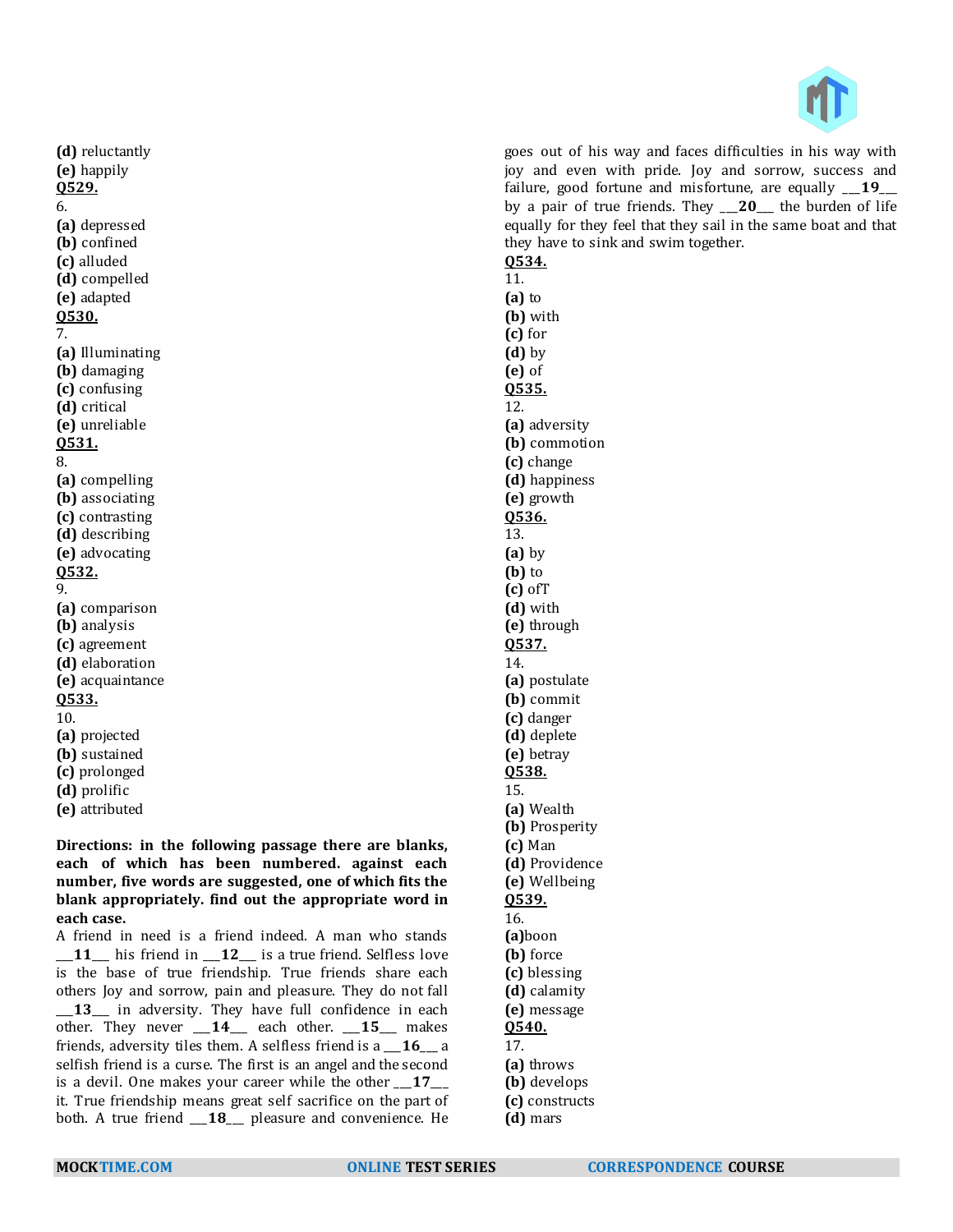**(d)** reluctantly
**(e)** happily

**Q529.**
6.
**(a)** depressed
**(b)** confined
**(c)** alluded
**(d)** compelled
**(e)** adapted

**Q530.**
7.
**(a)** Illuminating
**(b)** damaging
**(c)** confusing
**(d)** critical
**(e)** unreliable

**Q531.**
8.
**(a)** compelling
**(b)** associating
**(c)** contrasting
**(d)** describing
**(e)** advocating

**Q532.**
9.
**(a)** comparison
**(b)** analysis
**(c)** agreement
**(d)** elaboration
**(e)** acquaintance

**Q533.**
10.
**(a)** projected
**(b)** sustained
**(c)** prolonged
**(d)** prolific
**(e)** attributed

**Directions: in the following passage there are blanks, each of which has been numbered. against each number, five words are suggested, one of which fits the blank appropriately. find out the appropriate word in each case.**

A friend in need is a friend indeed. A man who stands ___**11**___ his friend in ___**12**___ is a true friend. Selfless love is the base of true friendship. True friends share each others Joy and sorrow, pain and pleasure. They do not fall ___**13**___ in adversity. They have full confidence in each other. They never ___**14**___ each other. ___**15**___ makes friends, adversity tiles them. A selfless friend is a ___**16**___ a selfish friend is a curse. The first is an angel and the second is a devil. One makes your career while the other ___**17**___ it. True friendship means great self sacrifice on the part of both. A true friend ___**18**___ pleasure and convenience. He goes out of his way and faces difficulties in his way with joy and even with pride. Joy and sorrow, success and failure, good fortune and misfortune, are equally ___**19**___ by a pair of true friends. They ___**20**___ the burden of life equally for they feel that they sail in the same boat and that they have to sink and swim together.

**Q534.**
11.
**(a)** to
**(b)** with
**(c)** for
**(d)** by
**(e)** of

**Q535.**
12.
**(a)** adversity
**(b)** commotion
**(c)** change
**(d)** happiness
**(e)** growth

**Q536.**
13.
**(a)** by
**(b)** to
**(c)** ofT
**(d)** with
**(e)** through

**Q537.**
14.
**(a)** postulate
**(b)** commit
**(c)** danger
**(d)** deplete
**(e)** betray

**Q538.**
15.
**(a)** Wealth
**(b)** Prosperity
**(c)** Man
**(d)** Providence
**(e)** Wellbeing

**Q539.**
16.
**(a)**boon
**(b)** force
**(c)** blessing
**(d)** calamity
**(e)** message

**Q540.**
17.
**(a)** throws
**(b)** develops
**(c)** constructs
**(d)** mars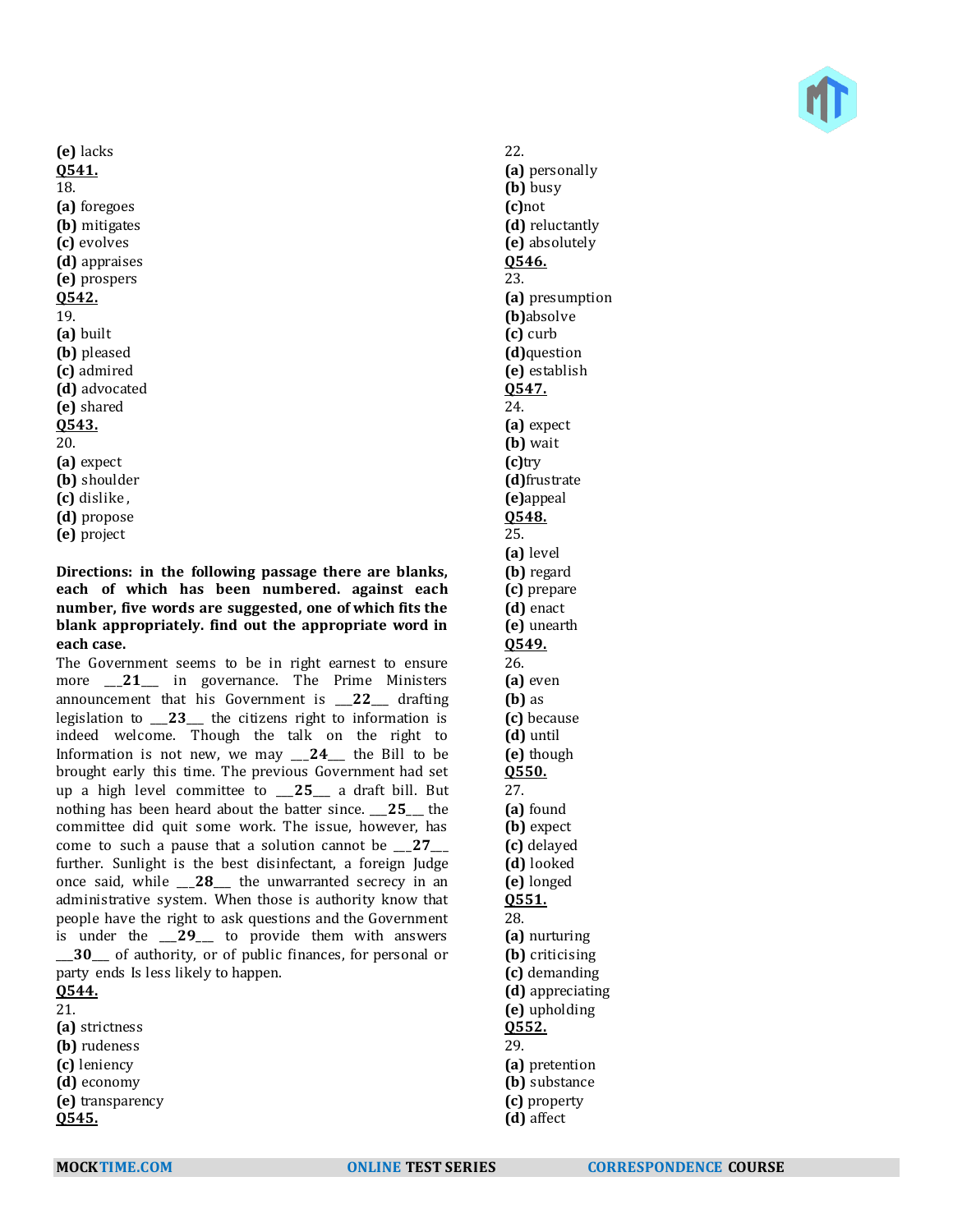**(e)** lacks

**Q541.**

18.

**(a)** foregoes
**(b)** mitigates
**(c)** evolves
**(d)** appraises
**(e)** prospers

**Q542.**

19.

**(a)** built
**(b)** pleased
**(c)** admired
**(d)** advocated
**(e)** shared

**Q543.**

20.

**(a)** expect
**(b)** shoulder
**(c)** dislike ,
**(d)** propose
**(e)** project

**Directions: in the following passage there are blanks, each of which has been numbered. against each number, five words are suggested, one of which fits the blank appropriately. find out the appropriate word in each case.**

The Government seems to be in right earnest to ensure more __**21**__ in governance. The Prime Ministers announcement that his Government is __**22**__ drafting legislation to __**23**__ the citizens right to information is indeed welcome. Though the talk on the right to Information is not new, we may __**24**__ the Bill to be brought early this time. The previous Government had set up a high level committee to __**25**__ a draft bill. But nothing has been heard about the batter since. __**25**__ the committee did quit some work. The issue, however, has come to such a pause that a solution cannot be __**27**__ further. Sunlight is the best disinfectant, a foreign Judge once said, while __**28**__ the unwarranted secrecy in an administrative system. When those is authority know that people have the right to ask questions and the Government is under the __**29**__ to provide them with answers __**30**__ of authority, or of public finances, for personal or party ends Is less likely to happen.

**Q544.**

21.

**(a)** strictness
**(b)** rudeness
**(c)** leniency
**(d)** economy
**(e)** transparency

**Q545.**

22.

**(a)** personally
**(b)** busy
**(c)**not
**(d)** reluctantly
**(e)** absolutely

**Q546.**

23.

**(a)** presumption
**(b)**absolve
**(c)** curb
**(d)**question
**(e)** establish

**Q547.**

24.

**(a)** expect
**(b)** wait
**(c)**try
**(d)**frustrate
**(e)**appeal

**Q548.**

25.

**(a)** level
**(b)** regard
**(c)** prepare
**(d)** enact
**(e)** unearth

**Q549.**

26.

**(a)** even
**(b)** as
**(c)** because
**(d)** until
**(e)** though

**Q550.**

27.

**(a)** found
**(b)** expect
**(c)** delayed
**(d)** looked
**(e)** longed

**Q551.**

28.

**(a)** nurturing
**(b)** criticising
**(c)** demanding
**(d)** appreciating
**(e)** upholding

**Q552.**

29.

**(a)** pretention
**(b)** substance
**(c)** property
**(d)** affect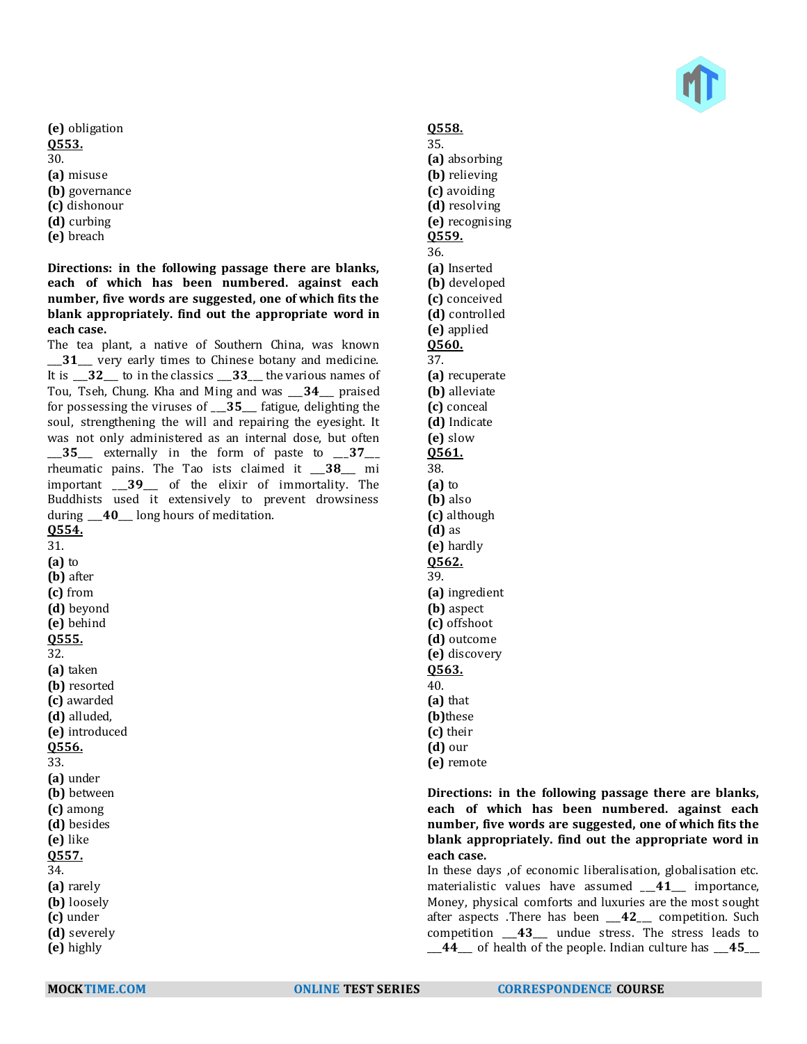**(e)** obligation

**Q553.**

30.

**(a)** misuse
**(b)** governance
**(c)** dishonour
**(d)** curbing
**(e)** breach

**Directions: in the following passage there are blanks, each of which has been numbered. against each number, five words are suggested, one of which fits the blank appropriately. find out the appropriate word in each case.**

The tea plant, a native of Southern China, was known ___**31**___ very early times to Chinese botany and medicine. It is ___**32**___ to in the classics ___**33**___ the various names of Tou, Tseh, Chung. Kha and Ming and was ___**34**___ praised for possessing the viruses of ___**35**___ fatigue, delighting the soul, strengthening the will and repairing the eyesight. It was not only administered as an internal dose, but often ___**35**___ externally in the form of paste to ___**37**___ rheumatic pains. The Tao ists claimed it ___**38**___ mi important ___**39**___ of the elixir of immortality. The Buddhists used it extensively to prevent drowsiness during ___**40**___ long hours of meditation.

**Q554.**

31.

**(a)** to
**(b)** after
**(c)** from
**(d)** beyond
**(e)** behind

**Q555.**

32.

**(a)** taken
**(b)** resorted
**(c)** awarded
**(d)** alluded,
**(e)** introduced

**Q556.**

33.

**(a)** under
**(b)** between
**(c)** among
**(d)** besides
**(e)** like

**Q557.**

34.

**(a)** rarely
**(b)** loosely
**(c)** under
**(d)** severely
**(e)** highly

**Q558.**

35.

**(a)** absorbing
**(b)** relieving
**(c)** avoiding
**(d)** resolving
**(e)** recognising

**Q559.**

36.

**(a)** Inserted
**(b)** developed
**(c)** conceived
**(d)** controlled
**(e)** applied

**Q560.**

37.

**(a)** recuperate
**(b)** alleviate
**(c)** conceal
**(d)** Indicate
**(e)** slow

**Q561.**

38.

**(a)** to
**(b)** also
**(c)** although
**(d)** as
**(e)** hardly

**Q562.**

39.

**(a)** ingredient
**(b)** aspect
**(c)** offshoot
**(d)** outcome
**(e)** discovery

**Q563.**

40.

**(a)** that
**(b)**these
**(c)** their
**(d)** our
**(e)** remote

**Directions: in the following passage there are blanks, each of which has been numbered. against each number, five words are suggested, one of which fits the blank appropriately. find out the appropriate word in each case.**

In these days ,of economic liberalisation, globalisation etc. materialistic values have assumed ___**41**___ importance, Money, physical comforts and luxuries are the most sought after aspects .There has been ___**42**___ competition. Such competition ___**43**___ undue stress. The stress leads to ___**44**___ of health of the people. Indian culture has ___**45**___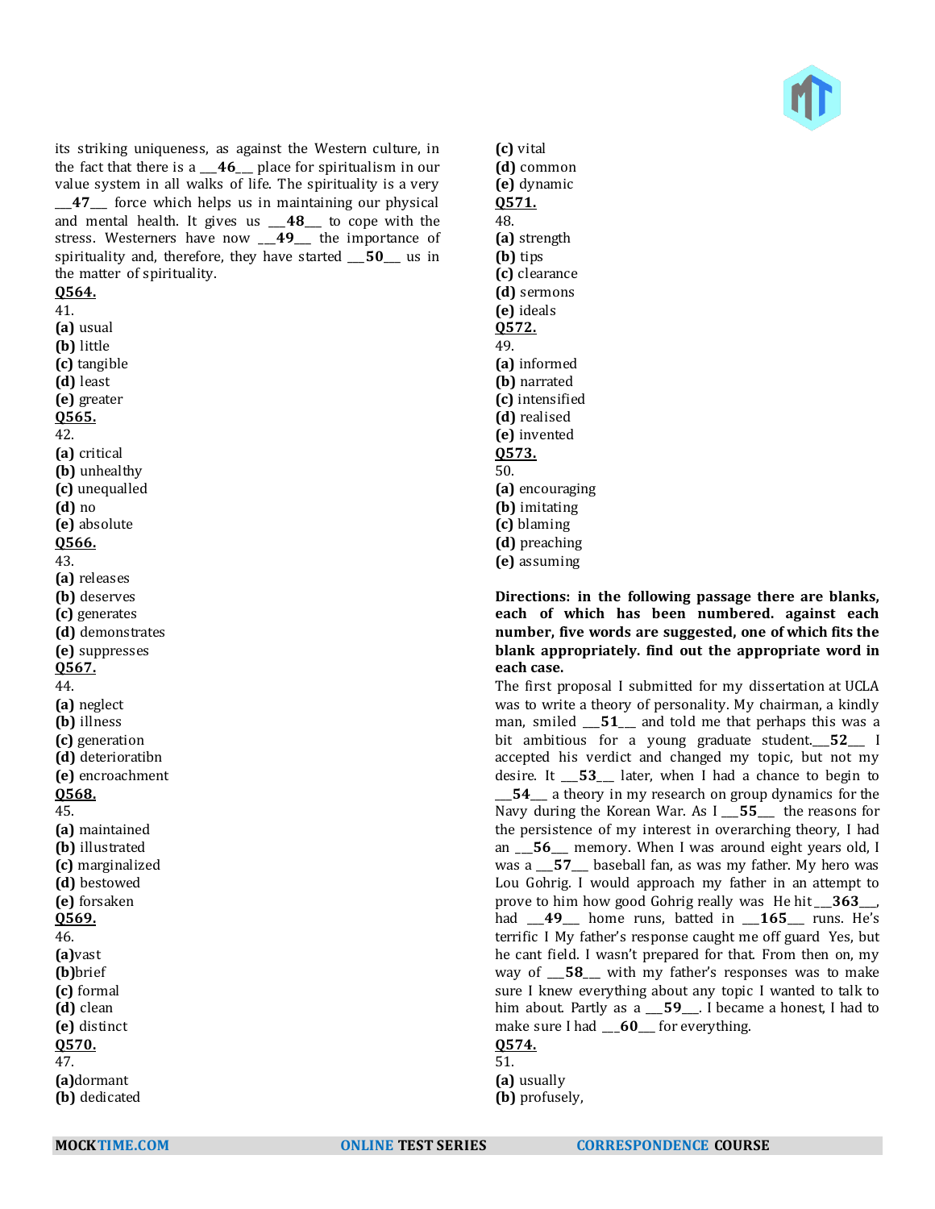its striking uniqueness, as against the Western culture, in the fact that there is a ___**46**___ place for spiritualism in our value system in all walks of life. The spirituality is a very ___**47**___ force which helps us in maintaining our physical and mental health. It gives us ___**48**___ to cope with the stress. Westerners have now ___**49**___ the importance of spirituality and, therefore, they have started ___**50**___ us in the matter of spirituality.

**Q564.**
41.
**(a)** usual
**(b)** little
**(c)** tangible
**(d)** least
**(e)** greater

**Q565.**
42.
**(a)** critical
**(b)** unhealthy
**(c)** unequalled
**(d)** no
**(e)** absolute

**Q566.**
43.
**(a)** releases
**(b)** deserves
**(c)** generates
**(d)** demonstrates
**(e)** suppresses

**Q567.**
44.
**(a)** neglect
**(b)** illness
**(c)** generation
**(d)** deterioratibn
**(e)** encroachment

**Q568.**
45.
**(a)** maintained
**(b)** illustrated
**(c)** marginalized
**(d)** bestowed
**(e)** forsaken

**Q569.**
46.
**(a)**vast
**(b)**brief
**(c)** formal
**(d)** clean
**(e)** distinct

**Q570.**
47.
**(a)**dormant
**(b)** dedicated
**(c)** vital
**(d)** common
**(e)** dynamic

**Q571.**
48.
**(a)** strength
**(b)** tips
**(c)** clearance
**(d)** sermons
**(e)** ideals

**Q572.**
49.
**(a)** informed
**(b)** narrated
**(c)** intensified
**(d)** realised
**(e)** invented

**Q573.**
50.
**(a)** encouraging
**(b)** imitating
**(c)** blaming
**(d)** preaching
**(e)** assuming

**Directions: in the following passage there are blanks, each of which has been numbered. against each number, five words are suggested, one of which fits the blank appropriately. find out the appropriate word in each case.**

The first proposal I submitted for my dissertation at UCLA was to write a theory of personality. My chairman, a kindly man, smiled ___**51**___ and told me that perhaps this was a bit ambitious for a young graduate student.___**52**___ I accepted his verdict and changed my topic, but not my desire. It ___**53**___ later, when I had a chance to begin to ___**54**___ a theory in my research on group dynamics for the Navy during the Korean War. As I ___**55**___ the reasons for the persistence of my interest in overarching theory, I had an ___**56**___ memory. When I was around eight years old, I was a ___**57**___ baseball fan, as was my father. My hero was Lou Gohrig. I would approach my father in an attempt to prove to him how good Gohrig really was He hit ___**363**___, had ___**49**___ home runs, batted in ___**165**___ runs. He's terrific I My father's response caught me off guard Yes, but he cant field. I wasn't prepared for that. From then on, my way of ___**58**___ with my father's responses was to make sure I knew everything about any topic I wanted to talk to him about. Partly as a ___**59**___. I became a honest, I had to make sure I had ___**60**___ for everything.

**Q574.**
51.
**(a)** usually
**(b)** profusely,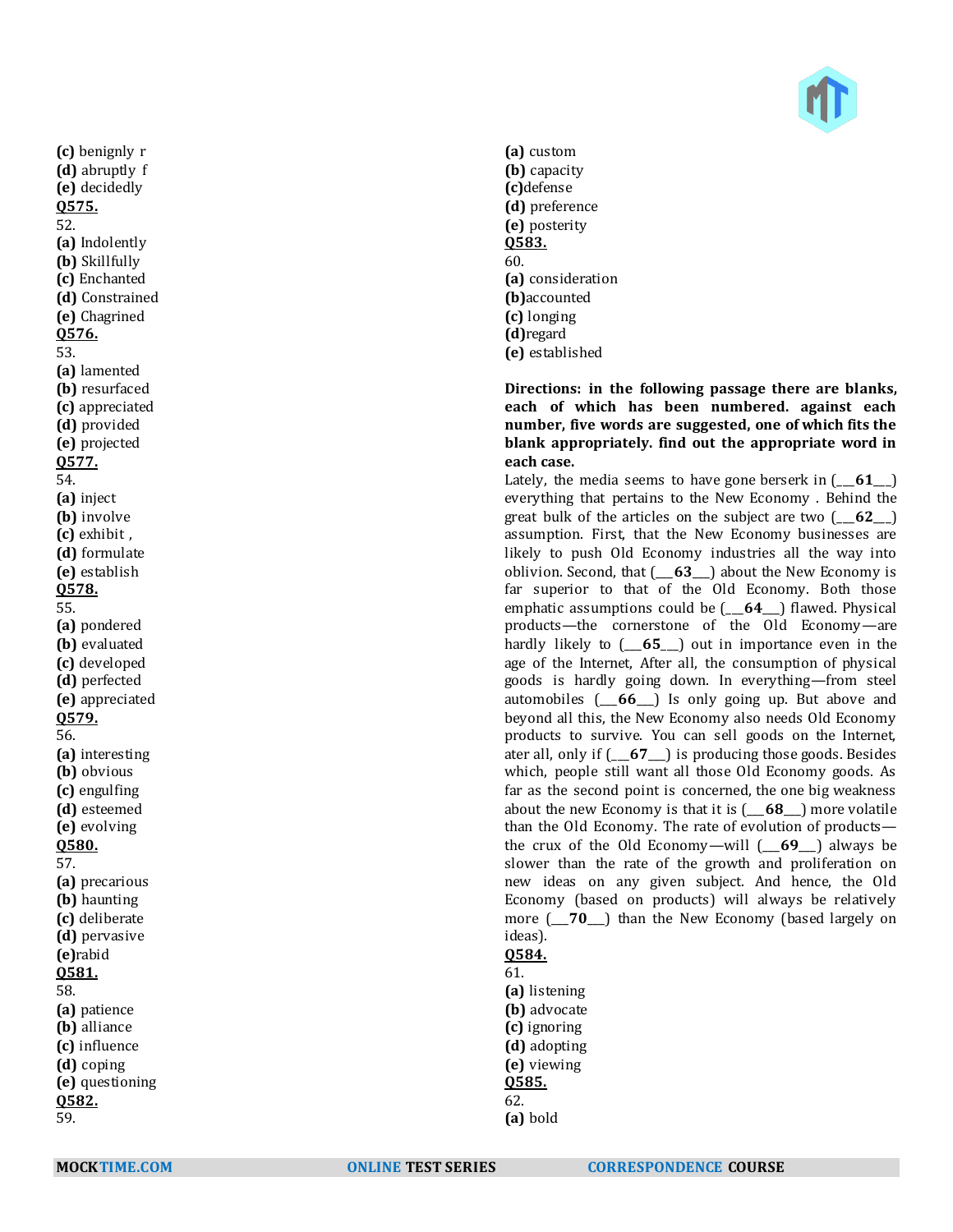**(c)** benignly r
**(d)** abruptly f
**(e)** decidedly

**Q575.**
52.
**(a)** Indolently
**(b)** Skillfully
**(c)** Enchanted
**(d)** Constrained
**(e)** Chagrined

**Q576.**
53.
**(a)** lamented
**(b)** resurfaced
**(c)** appreciated
**(d)** provided
**(e)** projected

**Q577.**
54.
**(a)** inject
**(b)** involve
**(c)** exhibit ,
**(d)** formulate
**(e)** establish

**Q578.**
55.
**(a)** pondered
**(b)** evaluated
**(c)** developed
**(d)** perfected
**(e)** appreciated

**Q579.**
56.
**(a)** interesting
**(b)** obvious
**(c)** engulfing
**(d)** esteemed
**(e)** evolving

**Q580.**
57.
**(a)** precarious
**(b)** haunting
**(c)** deliberate
**(d)** pervasive
**(e)**rabid

**Q581.**
58.
**(a)** patience
**(b)** alliance
**(c)** influence
**(d)** coping
**(e)** questioning

**Q582.**
59.
**(a)** custom
**(b)** capacity
**(c)**defense
**(d)** preference
**(e)** posterity

**Q583.**
60.
**(a)** consideration
**(b)**accounted
**(c)** longing
**(d)**regard
**(e)** established

**Directions: in the following passage there are blanks, each of which has been numbered. against each number, five words are suggested, one of which fits the blank appropriately. find out the appropriate word in each case.**

Lately, the media seems to have gone berserk in (___**61**___) everything that pertains to the New Economy . Behind the great bulk of the articles on the subject are two (___**62**___) assumption. First, that the New Economy businesses are likely to push Old Economy industries all the way into oblivion. Second, that (___**63**___) about the New Economy is far superior to that of the Old Economy. Both those emphatic assumptions could be (___**64**___) flawed. Physical products—the cornerstone of the Old Economy—are hardly likely to (___**65**___) out in importance even in the age of the Internet, After all, the consumption of physical goods is hardly going down. In everything—from steel automobiles (___**66**___) Is only going up. But above and beyond all this, the New Economy also needs Old Economy products to survive. You can sell goods on the Internet, ater all, only if (___**67**___) is producing those goods. Besides which, people still want all those Old Economy goods. As far as the second point is concerned, the one big weakness about the new Economy is that it is (___**68**___) more volatile than the Old Economy. The rate of evolution of products—the crux of the Old Economy—will (___**69**___) always be slower than the rate of the growth and proliferation on new ideas on any given subject. And hence, the Old Economy (based on products) will always be relatively more (___**70**___) than the New Economy (based largely on ideas).

**Q584.**
61.
**(a)** listening
**(b)** advocate
**(c)** ignoring
**(d)** adopting
**(e)** viewing

**Q585.**
62.
**(a)** bold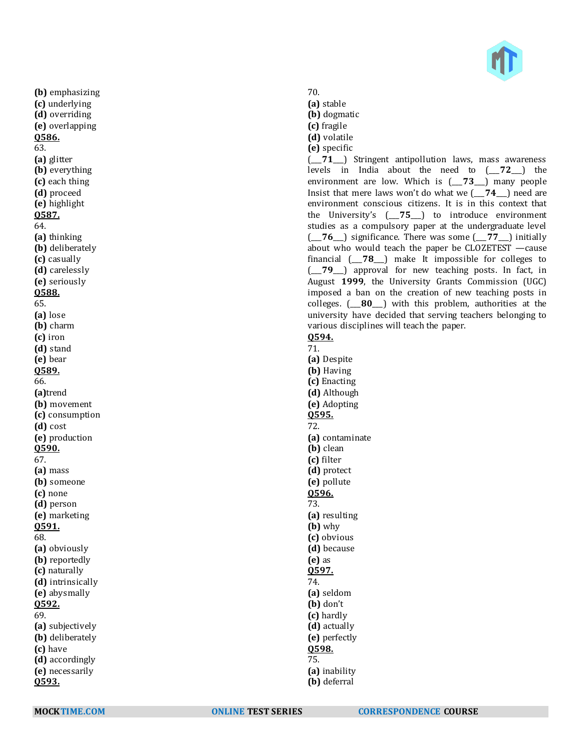**(b)** emphasizing
**(c)** underlying
**(d)** overriding
**(e)** overlapping

**Q586.**
63.
**(a)** glitter
**(b)** everything
**(c)** each thing
**(d)** proceed
**(e)** highlight

**Q587.**
64.
**(a)** thinking
**(b)** deliberately
**(c)** casually
**(d)** carelessly
**(e)** seriously

**Q588.**
65.
**(a)** lose
**(b)** charm
**(c)** iron
**(d)** stand
**(e)** bear

**Q589.**
66.
**(a)**trend
**(b)** movement
**(c)** consumption
**(d)** cost
**(e)** production

**Q590.**
67.
**(a)** mass
**(b)** someone
**(c)** none
**(d)** person
**(e)** marketing

**Q591.**
68.
**(a)** obviously
**(b)** reportedly
**(c)** naturally
**(d)** intrinsically
**(e)** abysmally

**Q592.**
69.
**(a)** subjectively
**(b)** deliberately
**(c)** have
**(d)** accordingly
**(e)** necessarily

**Q593.**
70.
**(a)** stable
**(b)** dogmatic
**(c)** fragile
**(d)** volatile
**(e)** specific

(\_\_\_**71**\_\_\_) Stringent antipollution laws, mass awareness levels in India about the need to (\_\_\_**72**\_\_\_) the environment are low. Which is (\_\_\_**73**\_\_\_) many people Insist that mere laws won't do what we (\_\_\_**74**\_\_\_) need are environment conscious citizens. It is in this context that the University's (\_\_\_**75**\_\_\_) to introduce environment studies as a compulsory paper at the undergraduate level (\_\_\_**76**\_\_\_) significance. There was some (\_\_\_**77**\_\_\_) initially about who would teach the paper be CLOZETEST —cause financial (\_\_\_**78**\_\_\_) make It impossible for colleges to (\_\_\_**79**\_\_\_) approval for new teaching posts. In fact, in August **1999**, the University Grants Commission (UGC) imposed a ban on the creation of new teaching posts in colleges. (\_\_\_**80**\_\_\_) with this problem, authorities at the university have decided that serving teachers belonging to various disciplines will teach the paper.

**Q594.**
71.
**(a)** Despite
**(b)** Having
**(c)** Enacting
**(d)** Although
**(e)** Adopting

**Q595.**
72.
**(a)** contaminate
**(b)** clean
**(c)** filter
**(d)** protect
**(e)** pollute

**Q596.**
73.
**(a)** resulting
**(b)** why
**(c)** obvious
**(d)** because
**(e)** as

**Q597.**
74.
**(a)** seldom
**(b)** don't
**(c)** hardly
**(d)** actually
**(e)** perfectly

**Q598.**
75.
**(a)** inability
**(b)** deferral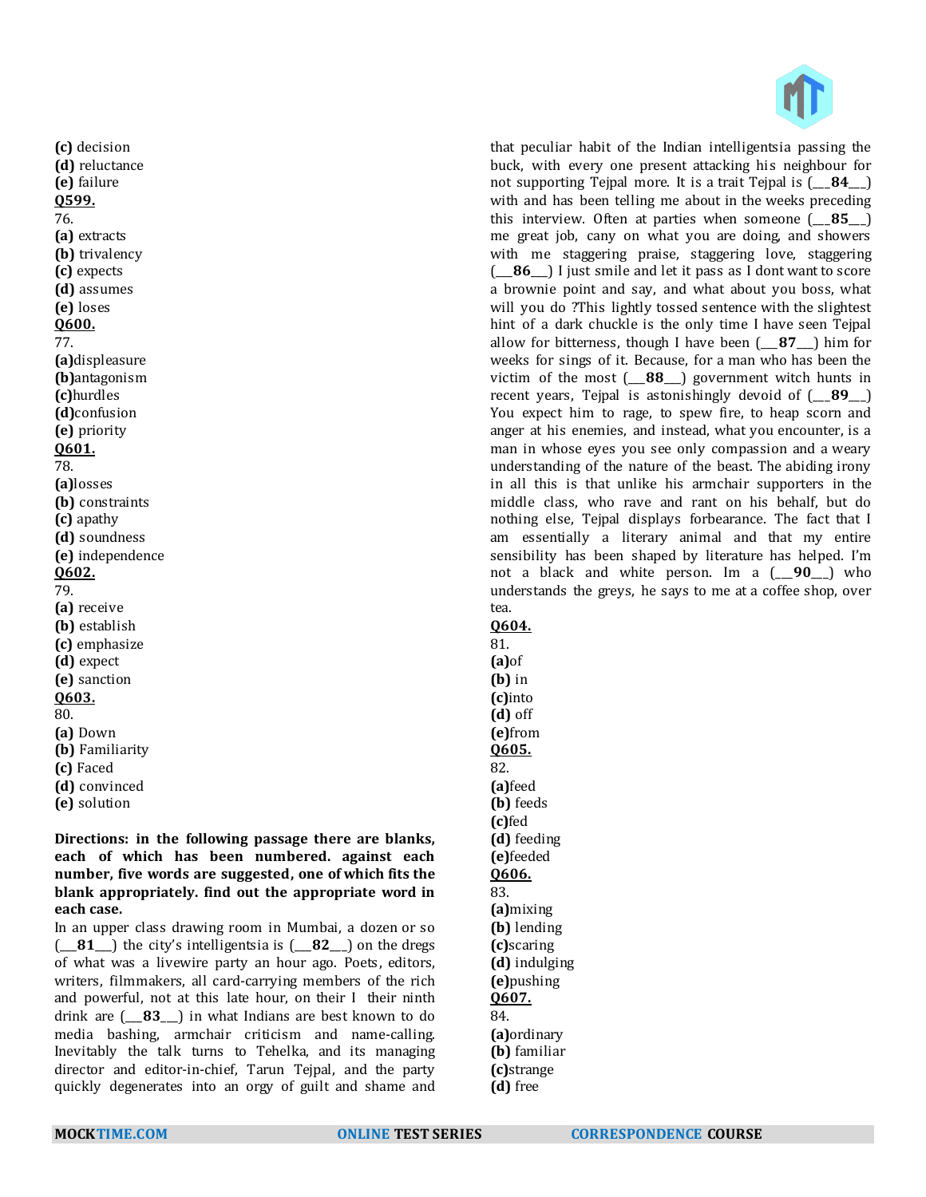**(c)** decision
**(d)** reluctance
**(e)** failure

**Q599.**
76.
**(a)** extracts
**(b)** trivalency
**(c)** expects
**(d)** assumes
**(e)** loses

**Q600.**
77.
**(a)**displeasure
**(b)**antagonism
**(c)**hurdles
**(d)**confusion
**(e)** priority

**Q601.**
78.
**(a)**losses
**(b)** constraints
**(c)** apathy
**(d)** soundness
**(e)** independence

**Q602.**
79.
**(a)** receive
**(b)** establish
**(c)** emphasize
**(d)** expect
**(e)** sanction

**Q603.**
80.
**(a)** Down
**(b)** Familiarity
**(c)** Faced
**(d)** convinced
**(e)** solution

**Directions: in the following passage there are blanks, each of which has been numbered. against each number, five words are suggested, one of which fits the blank appropriately. find out the appropriate word in each case.**

In an upper class drawing room in Mumbai, a dozen or so (___**81**___) the city's intelligentsia is (___**82**___) on the dregs of what was a livewire party an hour ago. Poets, editors, writers, filmmakers, all card-carrying members of the rich and powerful, not at this late hour, on their I their ninth drink are (___**83**___) in what Indians are best known to do media bashing, armchair criticism and name-calling. Inevitably the talk turns to Tehelka, and its managing director and editor-in-chief, Tarun Tejpal, and the party quickly degenerates into an orgy of guilt and shame and that peculiar habit of the Indian intelligentsia passing the buck, with every one present attacking his neighbour for not supporting Tejpal more. It is a trait Tejpal is (___**84**___) with and has been telling me about in the weeks preceding this interview. Often at parties when someone (___**85**___) me great job, cany on what you are doing, and showers with me staggering praise, staggering love, staggering (___**86**___) I just smile and let it pass as I dont want to score a brownie point and say, and what about you boss, what will you do ?This lightly tossed sentence with the slightest hint of a dark chuckle is the only time I have seen Tejpal allow for bitterness, though I have been (___**87**___) him for weeks for sings of it. Because, for a man who has been the victim of the most (___**88**___) government witch hunts in recent years, Tejpal is astonishingly devoid of (___**89**___) You expect him to rage, to spew fire, to heap scorn and anger at his enemies, and instead, what you encounter, is a man in whose eyes you see only compassion and a weary understanding of the nature of the beast. The abiding irony in all this is that unlike his armchair supporters in the middle class, who rave and rant on his behalf, but do nothing else, Tejpal displays forbearance. The fact that I am essentially a literary animal and that my entire sensibility has been shaped by literature has helped. I'm not a black and white person. Im a (___**90**___) who understands the greys, he says to me at a coffee shop, over tea.

**Q604.**
81.
**(a)**of
**(b)** in
**(c)**into
**(d)** off
**(e)**from

**Q605.**
82.
**(a)**feed
**(b)** feeds
**(c)**fed
**(d)** feeding
**(e)**feeded

**Q606.**
83.
**(a)**mixing
**(b)** lending
**(c)**scaring
**(d)** indulging
**(e)**pushing

**Q607.**
84.
**(a)**ordinary
**(b)** familiar
**(c)**strange
**(d)** free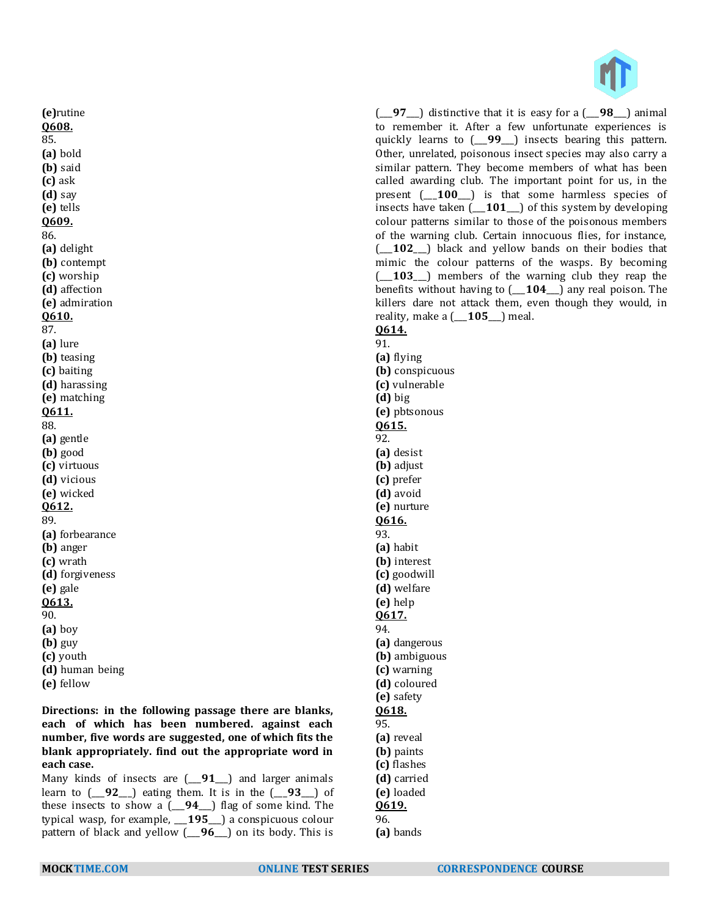**(e)**rutine

**Q608.**

85.

**(a)** bold
**(b)** said
**(c)** ask
**(d)** say
**(e)** tells

**Q609.**

86.

**(a)** delight
**(b)** contempt
**(c)** worship
**(d)** affection
**(e)** admiration

**Q610.**

87.

**(a)** lure
**(b)** teasing
**(c)** baiting
**(d)** harassing
**(e)** matching

**Q611.**

88.

**(a)** gentle
**(b)** good
**(c)** virtuous
**(d)** vicious
**(e)** wicked

**Q612.**

89.

**(a)** forbearance
**(b)** anger
**(c)** wrath
**(d)** forgiveness
**(e)** gale

**Q613.**

90.

**(a)** boy
**(b)** guy
**(c)** youth
**(d)** human being
**(e)** fellow

**Directions: in the following passage there are blanks, each of which has been numbered. against each number, five words are suggested, one of which fits the blank appropriately. find out the appropriate word in each case.**

Many kinds of insects are (___**91**___) and larger animals learn to (___**92**___) eating them. It is in the (___**93**___) of these insects to show a (___**94**___) flag of some kind. The typical wasp, for example, ___**195**___) a conspicuous colour pattern of black and yellow (___**96**___) on its body. This is (___**97**___) distinctive that it is easy for a (___**98**___) animal to remember it. After a few unfortunate experiences is quickly learns to (___**99**___) insects bearing this pattern. Other, unrelated, poisonous insect species may also carry a similar pattern. They become members of what has been called awarding club. The important point for us, in the present (___**100**___) is that some harmless species of insects have taken (___**101**___) of this system by developing colour patterns similar to those of the poisonous members of the warning club. Certain innocuous flies, for instance, (___**102**___) black and yellow bands on their bodies that mimic the colour patterns of the wasps. By becoming (___**103**___) members of the warning club they reap the benefits without having to (___**104**___) any real poison. The killers dare not attack them, even though they would, in reality, make a (___**105**___) meal.

**Q614.**

91.

**(a)** flying
**(b)** conspicuous
**(c)** vulnerable
**(d)** big
**(e)** pbtsonous

**Q615.**

92.

**(a)** desist
**(b)** adjust
**(c)** prefer
**(d)** avoid
**(e)** nurture

**Q616.**

93.

**(a)** habit
**(b)** interest
**(c)** goodwill
**(d)** welfare
**(e)** help

**Q617.**

94.

**(a)** dangerous
**(b)** ambiguous
**(c)** warning
**(d)** coloured
**(e)** safety

**Q618.**

95.

**(a)** reveal
**(b)** paints
**(c)** flashes
**(d)** carried
**(e)** loaded

**Q619.**

96.

**(a)** bands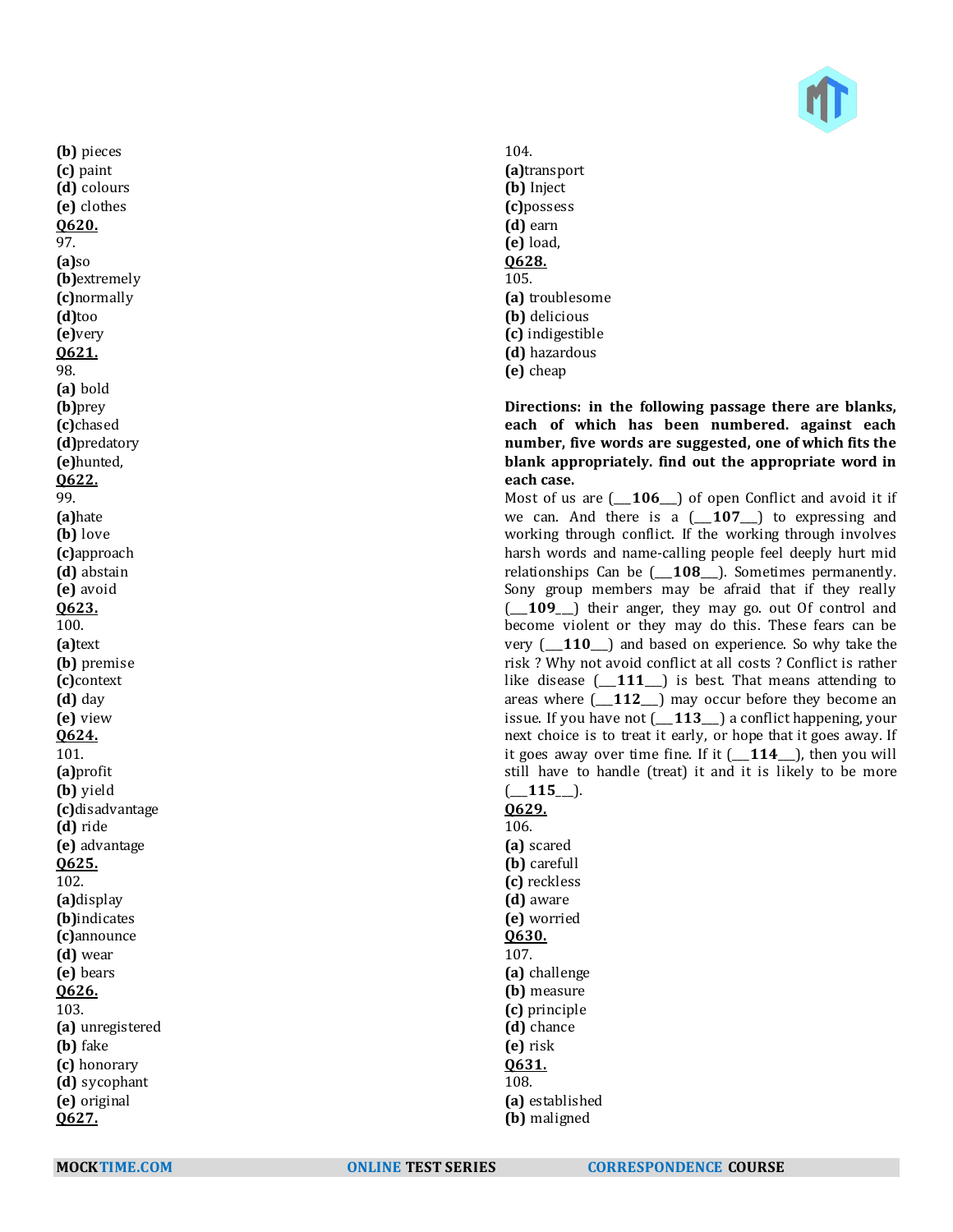**(b)** pieces
**(c)** paint
**(d)** colours
**(e)** clothes
**Q620.**
97.
**(a)**so
**(b)**extremely
**(c)**normally
**(d)**too
**(e)**very
**Q621.**
98.
**(a)** bold
**(b)**prey
**(c)**chased
**(d)**predatory
**(e)**hunted,
**Q622.**
99.
**(a)**hate
**(b)** love
**(c)**approach
**(d)** abstain
**(e)** avoid
**Q623.**
100.
**(a)**text
**(b)** premise
**(c)**context
**(d)** day
**(e)** view
**Q624.**
101.
**(a)**profit
**(b)** yield
**(c)**disadvantage
**(d)** ride
**(e)** advantage
**Q625.**
102.
**(a)**display
**(b)**indicates
**(c)**announce
**(d)** wear
**(e)** bears
**Q626.**
103.
**(a)** unregistered
**(b)** fake
**(c)** honorary
**(d)** sycophant
**(e)** original
**Q627.**
104.
**(a)**transport
**(b)** Inject
**(c)**possess
**(d)** earn
**(e)** load,
**Q628.**
105.
**(a)** troublesome
**(b)** delicious
**(c)** indigestible
**(d)** hazardous
**(e)** cheap

**Directions: in the following passage there are blanks, each of which has been numbered. against each number, five words are suggested, one of which fits the blank appropriately. find out the appropriate word in each case.**

Most of us are (___**106**___) of open Conflict and avoid it if we can. And there is a (___**107**___) to expressing and working through conflict. If the working through involves harsh words and name-calling people feel deeply hurt mid relationships Can be (___**108**___). Sometimes permanently. Sony group members may be afraid that if they really (___**109**___) their anger, they may go. out Of control and become violent or they may do this. These fears can be very (___**110**___) and based on experience. So why take the risk ? Why not avoid conflict at all costs ? Conflict is rather like disease (___**111**___) is best. That means attending to areas where (___**112**___) may occur before they become an issue. If you have not (___**113**___) a conflict happening, your next choice is to treat it early, or hope that it goes away. If it goes away over time fine. If it (___**114**___), then you will still have to handle (treat) it and it is likely to be more (___**115**___).

**Q629.**
106.
**(a)** scared
**(b)** carefull
**(c)** reckless
**(d)** aware
**(e)** worried
**Q630.**
107.
**(a)** challenge
**(b)** measure
**(c)** principle
**(d)** chance
**(e)** risk
**Q631.**
108.
**(a)** established
**(b)** maligned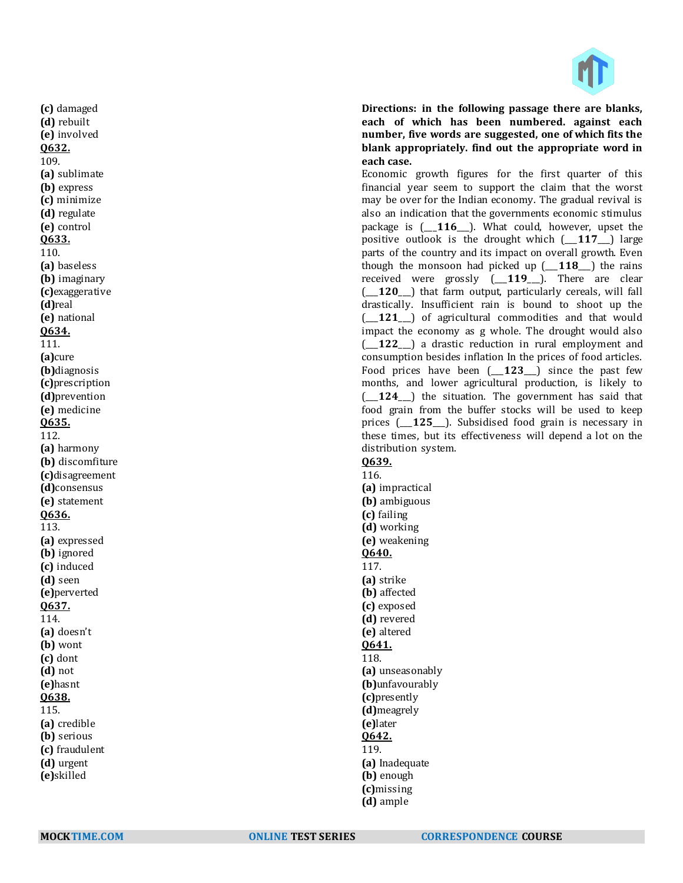**(c)** damaged
**(d)** rebuilt
**(e)** involved

**Q632.**
109.
**(a)** sublimate
**(b)** express
**(c)** minimize
**(d)** regulate
**(e)** control

**Q633.**
110.
**(a)** baseless
**(b)** imaginary
**(c)**exaggerative
**(d)**real
**(e)** national

**Q634.**
111.
**(a)**cure
**(b)**diagnosis
**(c)**prescription
**(d)**prevention
**(e)** medicine

**Q635.**
112.
**(a)** harmony
**(b)** discomfiture
**(c)**disagreement
**(d)**consensus
**(e)** statement

**Q636.**
113.
**(a)** expressed
**(b)** ignored
**(c)** induced
**(d)** seen
**(e)**perverted

**Q637.**
114.
**(a)** doesn't
**(b)** wont
**(c)** dont
**(d)** not
**(e)**hasnt

**Q638.**
115.
**(a)** credible
**(b)** serious
**(c)** fraudulent
**(d)** urgent
**(e)**skilled

**Directions: in the following passage there are blanks, each of which has been numbered. against each number, five words are suggested, one of which fits the blank appropriately. find out the appropriate word in each case.**

Economic growth figures for the first quarter of this financial year seem to support the claim that the worst may be over for the Indian economy. The gradual revival is also an indication that the governments economic stimulus package is (___**116**___). What could, however, upset the positive outlook is the drought which (___**117**___) large parts of the country and its impact on overall growth. Even though the monsoon had picked up (___**118**___) the rains received were grossly (___**119**___). There are clear (___**120**___) that farm output, particularly cereals, will fall drastically. Insufficient rain is bound to shoot up the (___**121**___) of agricultural commodities and that would impact the economy as g whole. The drought would also (___**122**___) a drastic reduction in rural employment and consumption besides inflation In the prices of food articles. Food prices have been (___**123**___) since the past few months, and lower agricultural production, is likely to (___**124**___) the situation. The government has said that food grain from the buffer stocks will be used to keep prices (___**125**___). Subsidised food grain is necessary in these times, but its effectiveness will depend a lot on the distribution system.

**Q639.**
116.
**(a)** impractical
**(b)** ambiguous
**(c)** failing
**(d)** working
**(e)** weakening

**Q640.**
117.
**(a)** strike
**(b)** affected
**(c)** exposed
**(d)** revered
**(e)** altered

**Q641.**
118.
**(a)** unseasonably
**(b)**unfavourably
**(c)**presently
**(d)**meagrely
**(e)**later

**Q642.**
119.
**(a)** Inadequate
**(b)** enough
**(c)**missing
**(d)** ample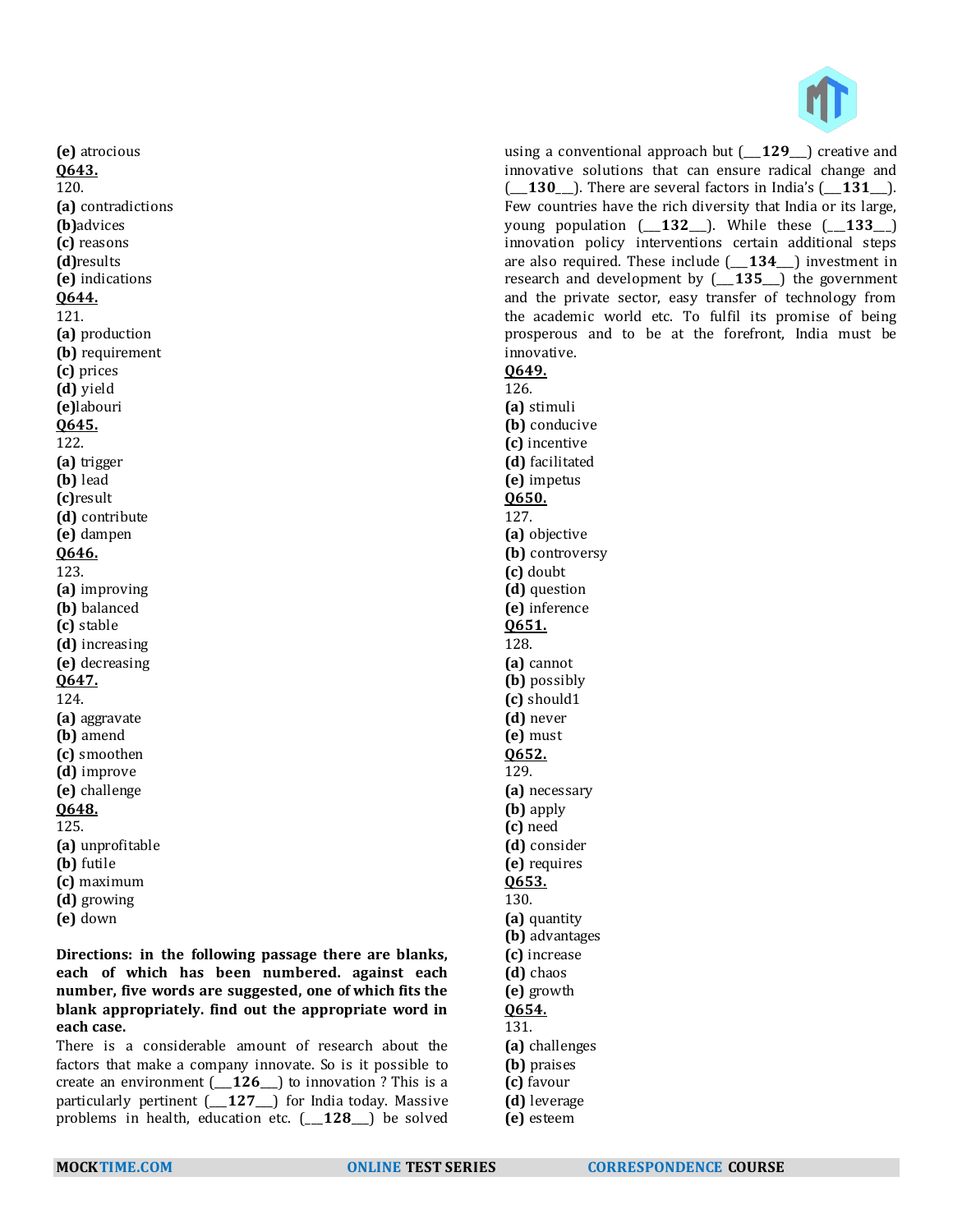**(e)** atrocious

**Q643.**

120.

**(a)** contradictions

**(b)**advices

**(c)** reasons

**(d)**results

**(e)** indications

**Q644.**

121.

**(a)** production

**(b)** requirement

**(c)** prices

**(d)** yield

**(e)**labouri

**Q645.**

122.

**(a)** trigger

**(b)** lead

**(c)**result

**(d)** contribute

**(e)** dampen

**Q646.**

123.

**(a)** improving

**(b)** balanced

**(c)** stable

**(d)** increasing

**(e)** decreasing

**Q647.**

124.

**(a)** aggravate

**(b)** amend

**(c)** smoothen

**(d)** improve

**(e)** challenge

**Q648.**

125.

**(a)** unprofitable

**(b)** futile

**(c)** maximum

**(d)** growing

**(e)** down

**Directions: in the following passage there are blanks, each of which has been numbered. against each number, five words are suggested, one of which fits the blank appropriately. find out the appropriate word in each case.**

There is a considerable amount of research about the factors that make a company innovate. So is it possible to create an environment (___**126**___) to innovation ? This is a particularly pertinent (___**127**___) for India today. Massive problems in health, education etc. (___**128**___) be solved using a conventional approach but (___**129**___) creative and innovative solutions that can ensure radical change and (___**130**___). There are several factors in India's (___**131**___). Few countries have the rich diversity that India or its large, young population (___**132**___). While these (___**133**___) innovation policy interventions certain additional steps are also required. These include (___**134**___) investment in research and development by (___**135**___) the government and the private sector, easy transfer of technology from the academic world etc. To fulfil its promise of being prosperous and to be at the forefront, India must be innovative.

**Q649.**

126.

**(a)** stimuli

**(b)** conducive

**(c)** incentive

**(d)** facilitated

**(e)** impetus

**Q650.**

127.

**(a)** objective

**(b)** controversy

**(c)** doubt

**(d)** question

**(e)** inference

**Q651.**

128.

**(a)** cannot

**(b)** possibly

**(c)** should1

**(d)** never

**(e)** must

**Q652.**

129.

**(a)** necessary

**(b)** apply

**(c)** need

**(d)** consider

**(e)** requires

**Q653.**

130.

**(a)** quantity

**(b)** advantages

**(c)** increase

**(d)** chaos

**(e)** growth

**Q654.**

131.

**(a)** challenges

**(b)** praises

**(c)** favour

**(d)** leverage

**(e)** esteem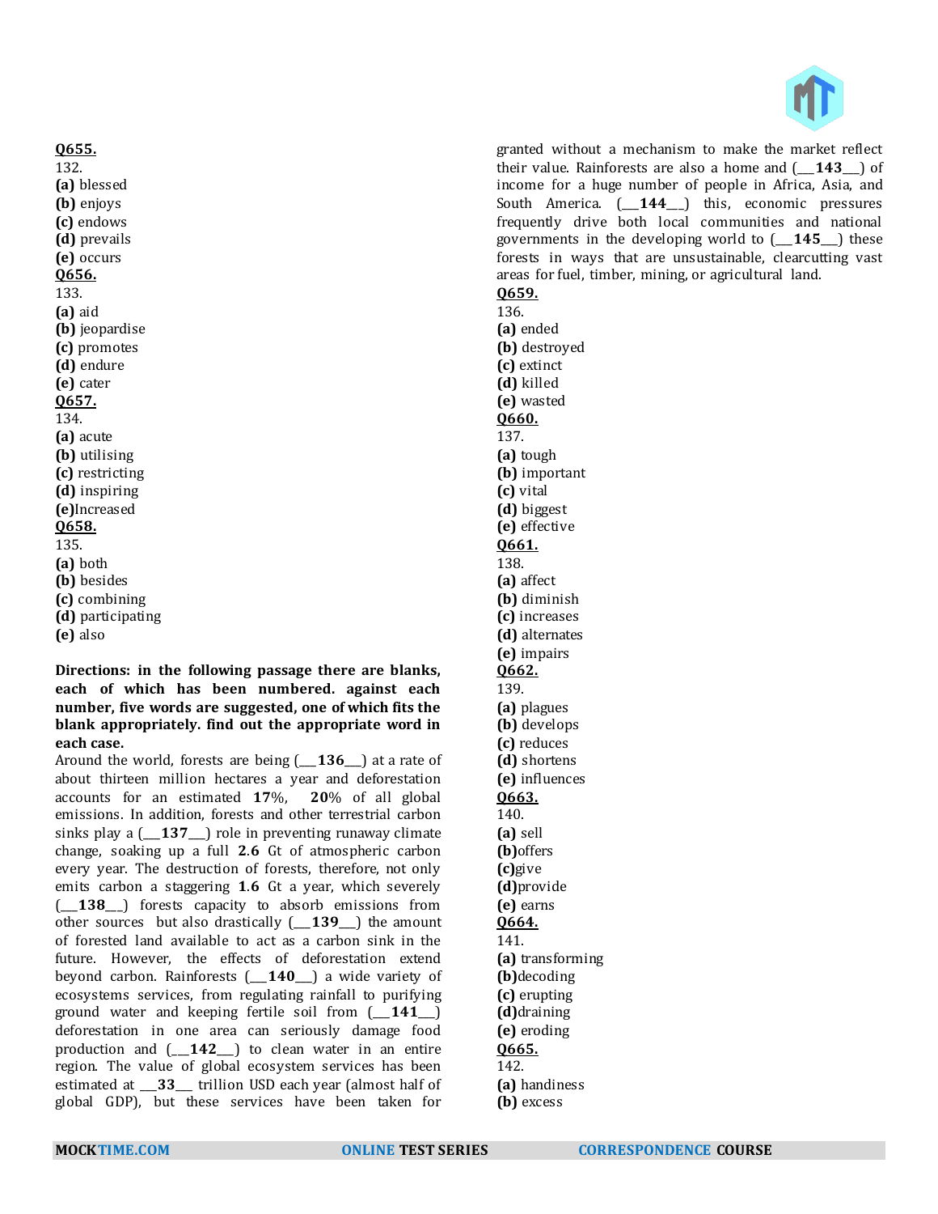**Q655.**
132.
**(a)** blessed
**(b)** enjoys
**(c)** endows
**(d)** prevails
**(e)** occurs

**Q656.**
133.
**(a)** aid
**(b)** jeopardise
**(c)** promotes
**(d)** endure
**(e)** cater

**Q657.**
134.
**(a)** acute
**(b)** utilising
**(c)** restricting
**(d)** inspiring
**(e)**Increased

**Q658.**
135.
**(a)** both
**(b)** besides
**(c)** combining
**(d)** participating
**(e)** also

**Directions: in the following passage there are blanks, each of which has been numbered. against each number, five words are suggested, one of which fits the blank appropriately. find out the appropriate word in each case.**

Around the world, forests are being (___**136**___) at a rate of about thirteen million hectares a year and deforestation accounts for an estimated **17**%, **20**% of all global emissions. In addition, forests and other terrestrial carbon sinks play a (___**137**___) role in preventing runaway climate change, soaking up a full **2.6** Gt of atmospheric carbon every year. The destruction of forests, therefore, not only emits carbon a staggering **1.6** Gt a year, which severely (___**138**___) forests capacity to absorb emissions from other sources but also drastically (___**139**___) the amount of forested land available to act as a carbon sink in the future. However, the effects of deforestation extend beyond carbon. Rainforests (___**140**___) a wide variety of ecosystems services, from regulating rainfall to purifying ground water and keeping fertile soil from (___**141**___) deforestation in one area can seriously damage food production and (___**142**___) to clean water in an entire region. The value of global ecosystem services has been estimated at ___**33**___ trillion USD each year (almost half of global GDP), but these services have been taken for granted without a mechanism to make the market reflect their value. Rainforests are also a home and (___**143**___) of income for a huge number of people in Africa, Asia, and South America. (___**144**___) this, economic pressures frequently drive both local communities and national governments in the developing world to (___**145**___) these forests in ways that are unsustainable, clearcutting vast areas for fuel, timber, mining, or agricultural land.

**Q659.**
136.
**(a)** ended
**(b)** destroyed
**(c)** extinct
**(d)** killed
**(e)** wasted

**Q660.**
137.
**(a)** tough
**(b)** important
**(c)** vital
**(d)** biggest
**(e)** effective

**Q661.**
138.
**(a)** affect
**(b)** diminish
**(c)** increases
**(d)** alternates
**(e)** impairs

**Q662.**
139.
**(a)** plagues
**(b)** develops
**(c)** reduces
**(d)** shortens
**(e)** influences

**Q663.**
140.
**(a)** sell
**(b)**offers
**(c)**give
**(d)**provide
**(e)** earns

**Q664.**
141.
**(a)** transforming
**(b)**decoding
**(c)** erupting
**(d)**draining
**(e)** eroding

**Q665.**
142.
**(a)** handiness
**(b)** excess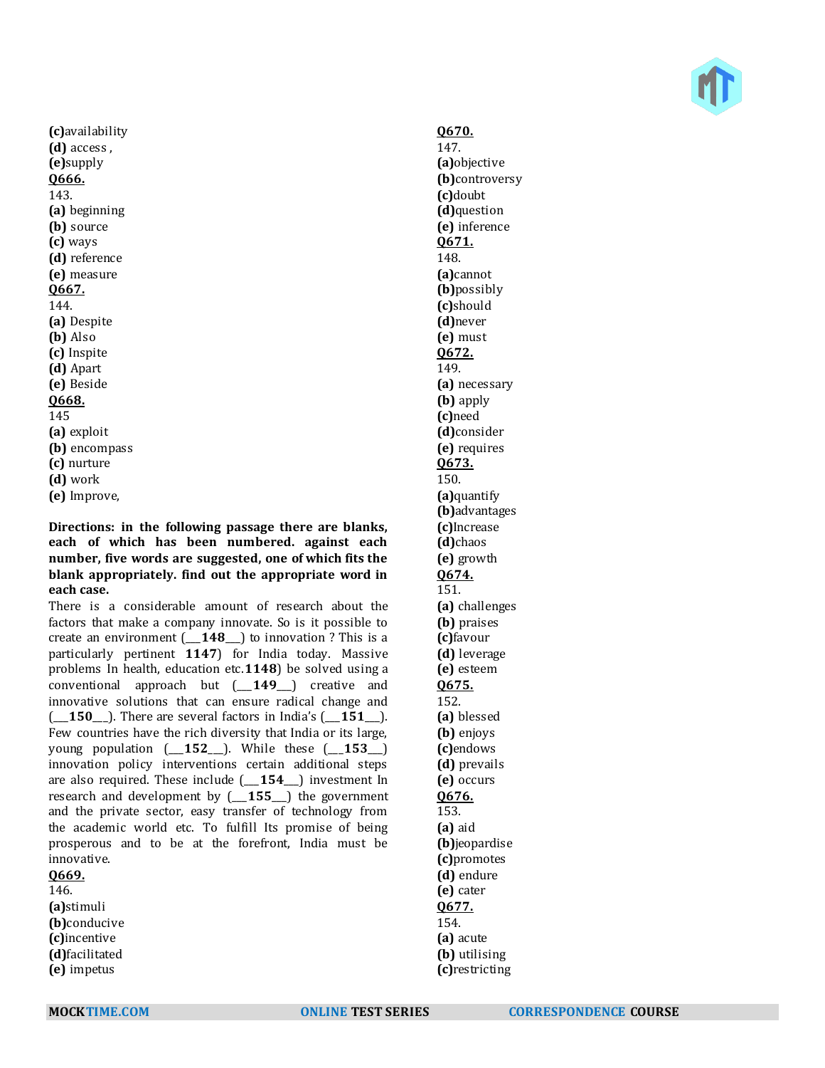**(c)**availability
**(d)** access ,
**(e)**supply

**Q666.**
143.
**(a)** beginning
**(b)** source
**(c)** ways
**(d)** reference
**(e)** measure

**Q667.**
144.
**(a)** Despite
**(b)** Also
**(c)** Inspite
**(d)** Apart
**(e)** Beside

**Q668.**
145
**(a)** exploit
**(b)** encompass
**(c)** nurture
**(d)** work
**(e)** Improve,

**Directions: in the following passage there are blanks, each of which has been numbered. against each number, five words are suggested, one of which fits the blank appropriately. find out the appropriate word in each case.**

There is a considerable amount of research about the factors that make a company innovate. So is it possible to create an environment (___**148**___) to innovation ? This is a particularly pertinent **1147**) for India today. Massive problems In health, education etc.**1148**) be solved using a conventional approach but (___**149**___) creative and innovative solutions that can ensure radical change and (___**150**___). There are several factors in India's (___**151**___). Few countries have the rich diversity that India or its large, young population (___**152**___). While these (___**153**___) innovation policy interventions certain additional steps are also required. These include (___**154**___) investment In research and development by (___**155**___) the government and the private sector, easy transfer of technology from the academic world etc. To fulfill Its promise of being prosperous and to be at the forefront, India must be innovative.

**Q669.**
146.
**(a)**stimuli
**(b)**conducive
**(c)**incentive
**(d)**facilitated
**(e)** impetus

**Q670.**
147.
**(a)**objective
**(b)**controversy
**(c)**doubt
**(d)**question
**(e)** inference

**Q671.**
148.
**(a)**cannot
**(b)**possibly
**(c)**should
**(d)**never
**(e)** must

**Q672.**
149.
**(a)** necessary
**(b)** apply
**(c)**need
**(d)**consider
**(e)** requires

**Q673.**
150.
**(a)**quantify
**(b)**advantages
**(c)**Increase
**(d)**chaos
**(e)** growth

**Q674.**
151.
**(a)** challenges
**(b)** praises
**(c)**favour
**(d)** leverage
**(e)** esteem

**Q675.**
152.
**(a)** blessed
**(b)** enjoys
**(c)**endows
**(d)** prevails
**(e)** occurs

**Q676.**
153.
**(a)** aid
**(b)**jeopardise
**(c)**promotes
**(d)** endure
**(e)** cater

**Q677.**
154.
**(a)** acute
**(b)** utilising
**(c)**restricting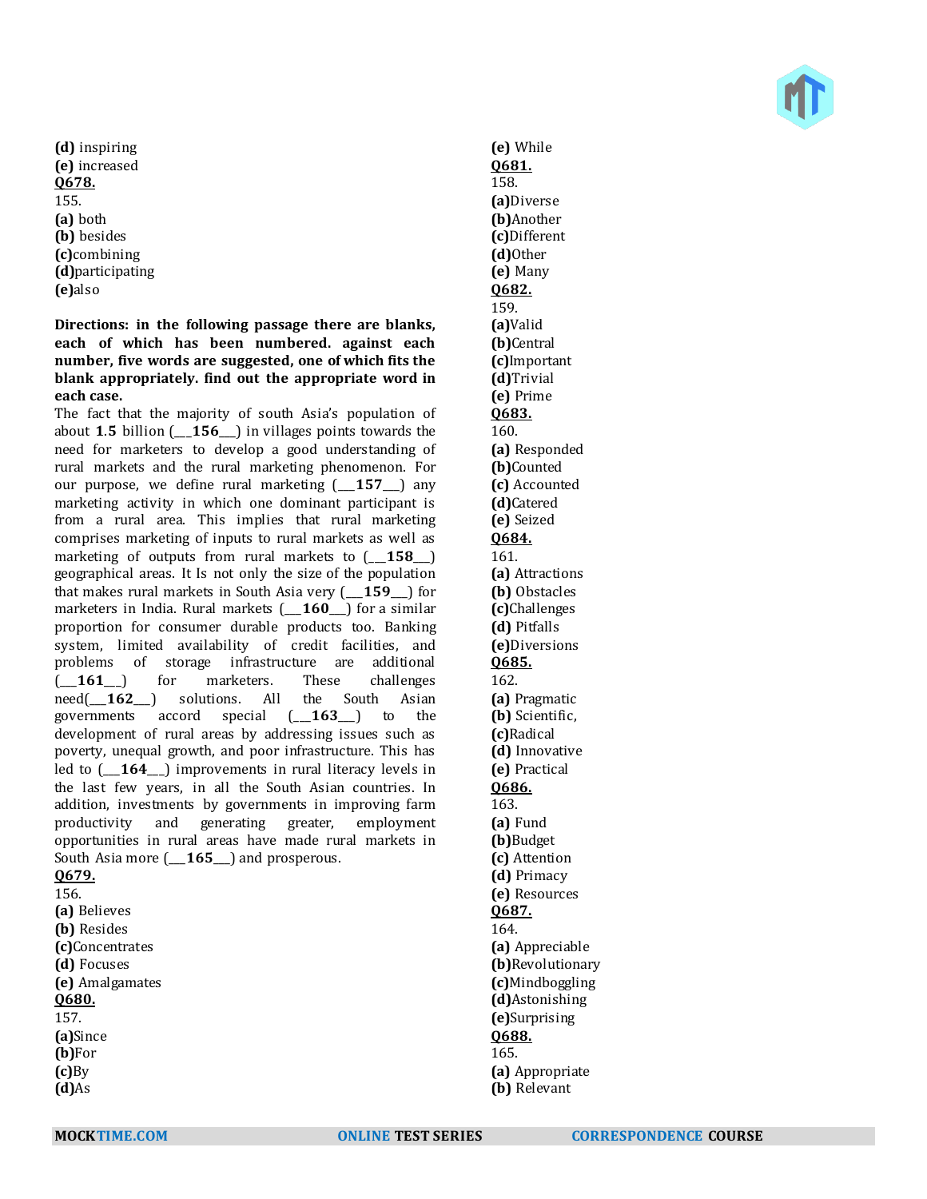**(d)** inspiring
**(e)** increased
**Q678.**
155.
**(a)** both
**(b)** besides
**(c)**combining
**(d)**participating
**(e)**also

**Directions: in the following passage there are blanks, each of which has been numbered. against each number, five words are suggested, one of which fits the blank appropriately. find out the appropriate word in each case.**

The fact that the majority of south Asia's population of about **1.5** billion (___**156**___) in villages points towards the need for marketers to develop a good understanding of rural markets and the rural marketing phenomenon. For our purpose, we define rural marketing (___**157**___) any marketing activity in which one dominant participant is from a rural area. This implies that rural marketing comprises marketing of inputs to rural markets as well as marketing of outputs from rural markets to (___**158**___) geographical areas. It Is not only the size of the population that makes rural markets in South Asia very (___**159**___) for marketers in India. Rural markets (___**160**___) for a similar proportion for consumer durable products too. Banking system, limited availability of credit facilities, and problems of storage infrastructure are additional (___**161**___) for marketers. These challenges need(___**162**___) solutions. All the South Asian governments accord special (___**163**___) to the development of rural areas by addressing issues such as poverty, unequal growth, and poor infrastructure. This has led to (___**164**___) improvements in rural literacy levels in the last few years, in all the South Asian countries. In addition, investments by governments in improving farm productivity and generating greater, employment opportunities in rural areas have made rural markets in South Asia more (___**165**___) and prosperous.

**Q679.**
156.
**(a)** Believes
**(b)** Resides
**(c)**Concentrates
**(d)** Focuses
**(e)** Amalgamates
**Q680.**
157.
**(a)**Since
**(b)**For
**(c)**By
**(d)**As
**(e)** While
**Q681.**
158.
**(a)**Diverse
**(b)**Another
**(c)**Different
**(d)**Other
**(e)** Many
**Q682.**
159.
**(a)**Valid
**(b)**Central
**(c)**Important
**(d)**Trivial
**(e)** Prime
**Q683.**
160.
**(a)** Responded
**(b)**Counted
**(c)** Accounted
**(d)**Catered
**(e)** Seized
**Q684.**
161.
**(a)** Attractions
**(b)** Obstacles
**(c)**Challenges
**(d)** Pitfalls
**(e)**Diversions
**Q685.**
162.
**(a)** Pragmatic
**(b)** Scientific,
**(c)**Radical
**(d)** Innovative
**(e)** Practical
**Q686.**
163.
**(a)** Fund
**(b)**Budget
**(c)** Attention
**(d)** Primacy
**(e)** Resources
**Q687.**
164.
**(a)** Appreciable
**(b)**Revolutionary
**(c)**Mindboggling
**(d)**Astonishing
**(e)**Surprising
**Q688.**
165.
**(a)** Appropriate
**(b)** Relevant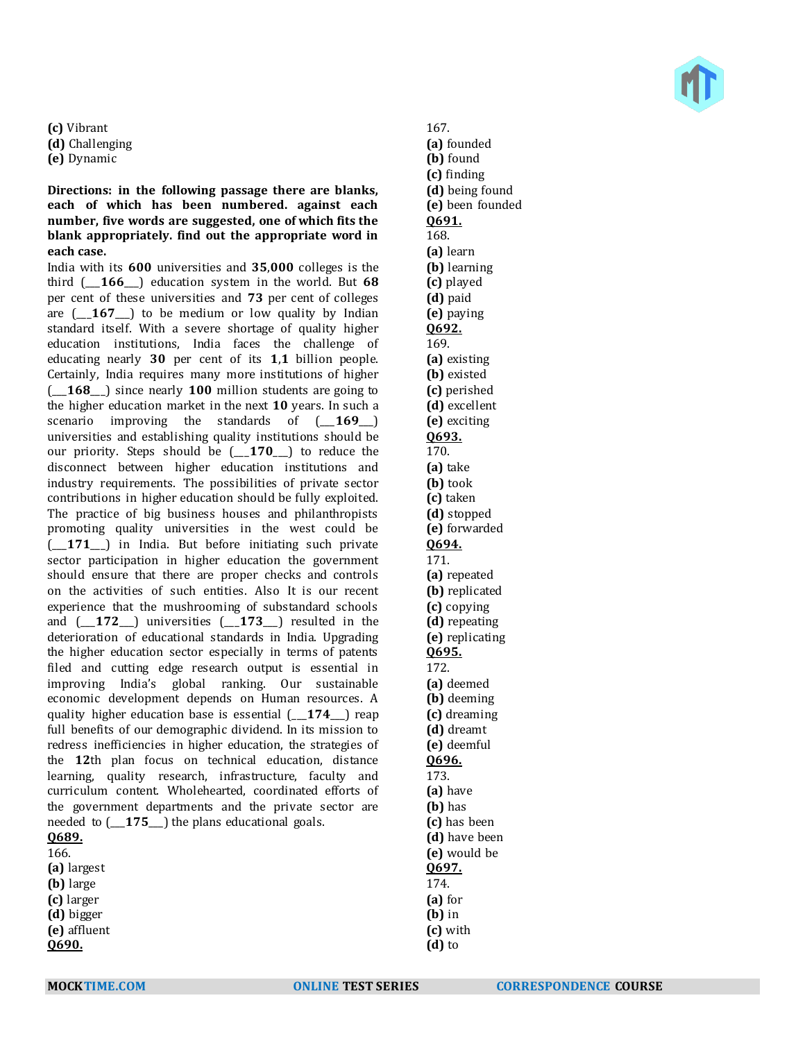**(c)** Vibrant
**(d)** Challenging
**(e)** Dynamic

**Directions: in the following passage there are blanks, each of which has been numbered. against each number, five words are suggested, one of which fits the blank appropriately. find out the appropriate word in each case.**

India with its **600** universities and **35,000** colleges is the third (___**166**___) education system in the world. But **68** per cent of these universities and **73** per cent of colleges are (___**167**___) to be medium or low quality by Indian standard itself. With a severe shortage of quality higher education institutions, India faces the challenge of educating nearly **30** per cent of its **1,1** billion people. Certainly, India requires many more institutions of higher (___**168**___) since nearly **100** million students are going to the higher education market in the next **10** years. In such a scenario improving the standards of (___**169**___) universities and establishing quality institutions should be our priority. Steps should be (___**170**___) to reduce the disconnect between higher education institutions and industry requirements. The possibilities of private sector contributions in higher education should be fully exploited. The practice of big business houses and philanthropists promoting quality universities in the west could be (___**171**___) in India. But before initiating such private sector participation in higher education the government should ensure that there are proper checks and controls on the activities of such entities. Also It is our recent experience that the mushrooming of substandard schools and (___**172**___) universities (___**173**___) resulted in the deterioration of educational standards in India. Upgrading the higher education sector especially in terms of patents filed and cutting edge research output is essential in improving India's global ranking. Our sustainable economic development depends on Human resources. A quality higher education base is essential (___**174**___) reap full benefits of our demographic dividend. In its mission to redress inefficiencies in higher education, the strategies of the **12**th plan focus on technical education, distance learning, quality research, infrastructure, faculty and curriculum content. Wholehearted, coordinated efforts of the government departments and the private sector are needed to (___**175**___) the plans educational goals.

**Q689.**
166.
**(a)** largest
**(b)** large
**(c)** larger
**(d)** bigger
**(e)** affluent

**Q690.**
167.
**(a)** founded
**(b)** found
**(c)** finding
**(d)** being found
**(e)** been founded

**Q691.**
168.
**(a)** learn
**(b)** learning
**(c)** played
**(d)** paid
**(e)** paying

**Q692.**
169.
**(a)** existing
**(b)** existed
**(c)** perished
**(d)** excellent
**(e)** exciting

**Q693.**
170.
**(a)** take
**(b)** took
**(c)** taken
**(d)** stopped
**(e)** forwarded

**Q694.**
171.
**(a)** repeated
**(b)** replicated
**(c)** copying
**(d)** repeating
**(e)** replicating

**Q695.**
172.
**(a)** deemed
**(b)** deeming
**(c)** dreaming
**(d)** dreamt
**(e)** deemful

**Q696.**
173.
**(a)** have
**(b)** has
**(c)** has been
**(d)** have been
**(e)** would be

**Q697.**
174.
**(a)** for
**(b)** in
**(c)** with
**(d)** to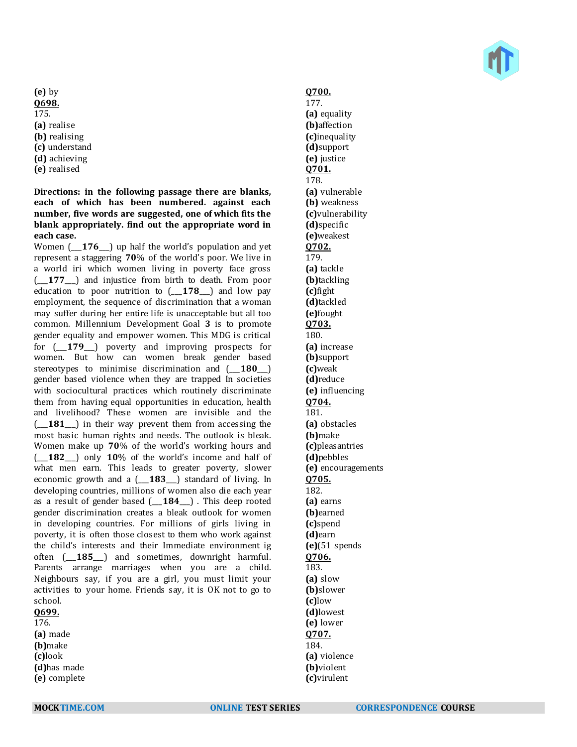**(e)** by

**Q698.**

175.

**(a)** realise
**(b)** realising
**(c)** understand
**(d)** achieving
**(e)** realised

**Directions: in the following passage there are blanks, each of which has been numbered. against each number, five words are suggested, one of which fits the blank appropriately. find out the appropriate word in each case.**

Women (___**176**___) up half the world's population and yet represent a staggering **70**% of the world's poor. We live in a world iri which women living in poverty face gross (___**177**___) and injustice from birth to death. From poor education to poor nutrition to (___**178**___) and low pay employment, the sequence of discrimination that a woman may suffer during her entire life is unacceptable but all too common. Millennium Development Goal **3** is to promote gender equality and empower women. This MDG is critical for (___**179**___) poverty and improving prospects for women. But how can women break gender based stereotypes to minimise discrimination and (___**180**___) gender based violence when they are trapped In societies with sociocultural practices which routinely discriminate them from having equal opportunities in education, health and livelihood? These women are invisible and the (___**181**___) in their way prevent them from accessing the most basic human rights and needs. The outlook is bleak. Women make up **70**% of the world's working hours and (___**182**___) only **10**% of the world's income and half of what men earn. This leads to greater poverty, slower economic growth and a (___**183**___) standard of living. In developing countries, millions of women also die each year as a result of gender based (___**184**___) . This deep rooted gender discrimination creates a bleak outlook for women in developing countries. For millions of girls living in poverty, it is often those closest to them who work against the child's interests and their Immediate environment ig often (___**185**___) and sometimes, downright harmful. Parents arrange marriages when you are a child. Neighbours say, if you are a girl, you must limit your activities to your home. Friends say, it is OK not to go to school.

**Q699.**

176.

**(a)** made
**(b)**make
**(c)**look
**(d)**has made
**(e)** complete

**Q700.**

177.

**(a)** equality
**(b)**affection
**(c)**inequality
**(d)**support
**(e)** justice

**Q701.**

178.

**(a)** vulnerable
**(b)** weakness
**(c)**vulnerability
**(d)**specific
**(e)**weakest

**Q702.**

179.

**(a)** tackle
**(b)**tackling
**(c)**fight
**(d)**tackled
**(e)**fought

**Q703.**

180.

**(a)** increase
**(b)**support
**(c)**weak
**(d)**reduce
**(e)** influencing

**Q704.**

181.

**(a)** obstacles
**(b)**make
**(c)**pleasantries
**(d)**pebbles
**(e)** encouragements

**Q705.**

182.

**(a)** earns
**(b)**earned
**(c)**spend
**(d)**earn
**(e)**(51 spends

**Q706.**

183.

**(a)** slow
**(b)**slower
**(c)**low
**(d)**lowest
**(e)** lower

**Q707.**

184.

**(a)** violence
**(b)**violent
**(c)**virulent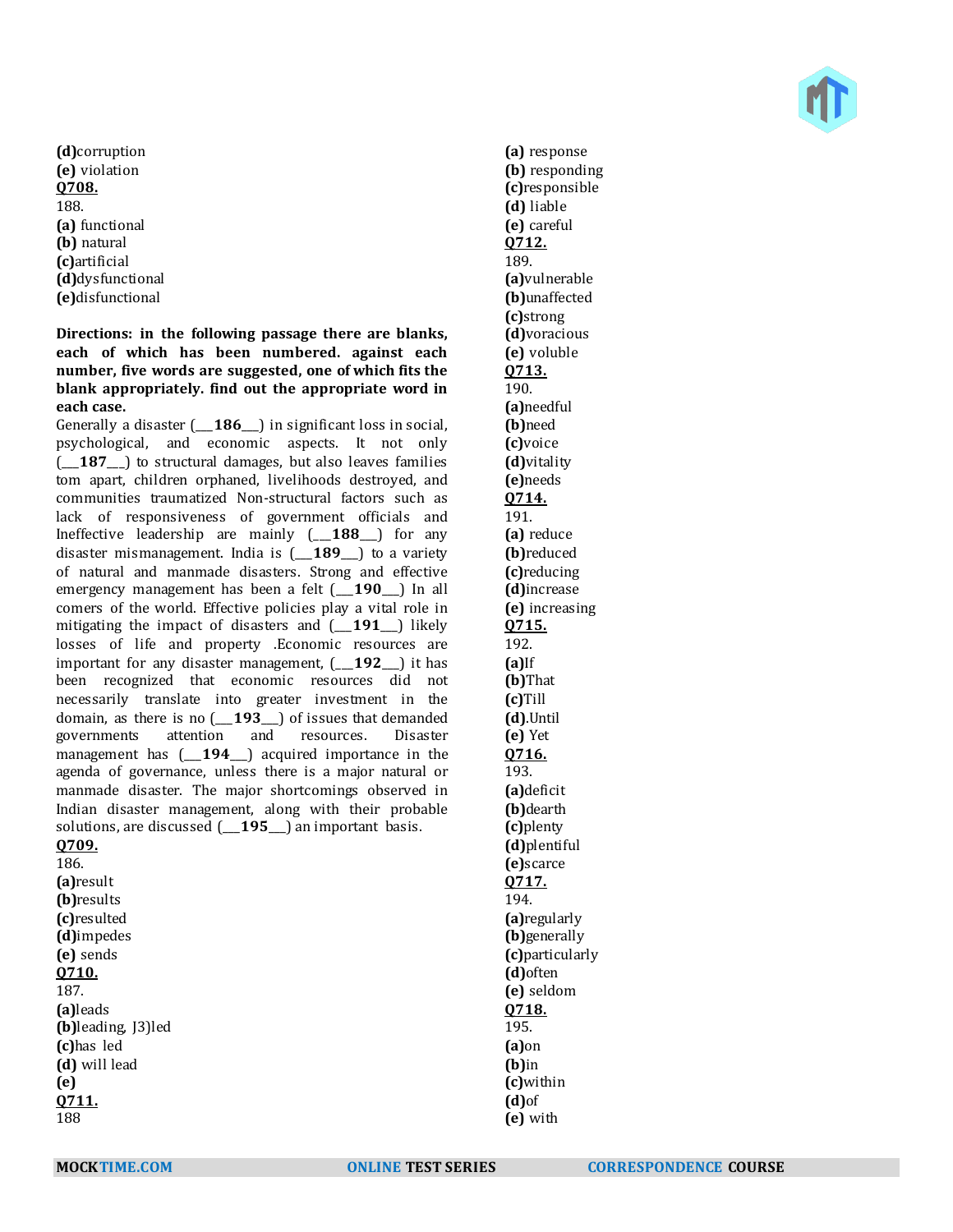**(d)**corruption
**(e)** violation
**Q708.**
188.
**(a)** functional
**(b)** natural
**(c)**artificial
**(d)**dysfunctional
**(e)**disfunctional

**Directions: in the following passage there are blanks, each of which has been numbered. against each number, five words are suggested, one of which fits the blank appropriately. find out the appropriate word in each case.**

Generally a disaster (___**186**___) in significant loss in social, psychological, and economic aspects. It not only (___**187**___) to structural damages, but also leaves families tom apart, children orphaned, livelihoods destroyed, and communities traumatized Non-structural factors such as lack of responsiveness of government officials and Ineffective leadership are mainly (___**188**___) for any disaster mismanagement. India is (___**189**___) to a variety of natural and manmade disasters. Strong and effective emergency management has been a felt (___**190**___) In all comers of the world. Effective policies play a vital role in mitigating the impact of disasters and (___**191**___) likely losses of life and property .Economic resources are important for any disaster management, (___**192**___) it has been recognized that economic resources did not necessarily translate into greater investment in the domain, as there is no (___**193**___) of issues that demanded governments attention and resources. Disaster management has (___**194**___) acquired importance in the agenda of governance, unless there is a major natural or manmade disaster. The major shortcomings observed in Indian disaster management, along with their probable solutions, are discussed (___**195**___) an important basis.

**Q709.**
186.
**(a)**result
**(b)**results
**(c)**resulted
**(d)**impedes
**(e)** sends

**Q710.**
187.
**(a)**leads
**(b)**leading, J3)led
**(c)**has led
**(d)** will lead
**(e)**

**Q711.**
188
**(a)** response
**(b)** responding
**(c)**responsible
**(d)** liable
**(e)** careful

**Q712.**
189.
**(a)**vulnerable
**(b)**unaffected
**(c)**strong
**(d)**voracious
**(e)** voluble

**Q713.**
190.
**(a)**needful
**(b)**need
**(c)**voice
**(d)**vitality
**(e)**needs

**Q714.**
191.
**(a)** reduce
**(b)**reduced
**(c)**reducing
**(d)**increase
**(e)** increasing

**Q715.**
192.
**(a)**If
**(b)**That
**(c)**Till
**(d)**.Until
**(e)** Yet

**Q716.**
193.
**(a)**deficit
**(b)**dearth
**(c)**plenty
**(d)**plentiful
**(e)**scarce

**Q717.**
194.
**(a)**regularly
**(b)**generally
**(c)**particularly
**(d)**often
**(e)** seldom

**Q718.**
195.
**(a)**on
**(b)**in
**(c)**within
**(d)**of
**(e)** with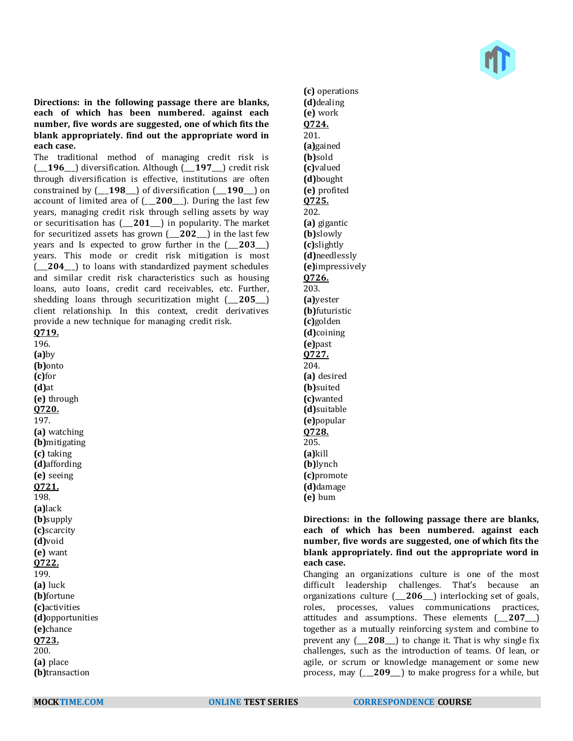**Directions: in the following passage there are blanks, each of which has been numbered. against each number, five words are suggested, one of which fits the blank appropriately. find out the appropriate word in each case.**

The traditional method of managing credit risk is (___**196**___) diversification. Although (___**197**___) credit risk through diversification is effective, institutions are often constrained by (___**198**___) of diversification (___**190**___) on account of limited area of (___**200**___). During the last few years, managing credit risk through selling assets by way or securitisation has (___**201**___) in popularity. The market for securitized assets has grown (___**202**___) in the last few years and Is expected to grow further in the (___**203**___) years. This mode or credit risk mitigation is most (___**204**___) to loans with standardized payment schedules and similar credit risk characteristics such as housing loans, auto loans, credit card receivables, etc. Further, shedding loans through securitization might (___**205**___) client relationship. In this context, credit derivatives provide a new technique for managing credit risk.

**Q719.**
196.
**(a)**by
**(b)**onto
**(c)**for
**(d)**at
**(e)** through

**Q720.**
197.
**(a)** watching
**(b)**mitigating
**(c)** taking
**(d)**affording
**(e)** seeing

**Q721.**
198.
**(a)**lack
**(b)**supply
**(c)**scarcity
**(d)**void
**(e)** want

**Q722.**
199.
**(a)** luck
**(b)**fortune
**(c)**activities
**(d)**opportunities
**(e)**chance

**Q723.**
200.
**(a)** place
**(b)**transaction
**(c)** operations
**(d)**dealing
**(e)** work

**Q724.**
201.
**(a)**gained
**(b)**sold
**(c)**valued
**(d)**bought
**(e)** profited

**Q725.**
202.
**(a)** gigantic
**(b)**slowly
**(c)**slightly
**(d)**needlessly
**(e)**impressively

**Q726.**
203.
**(a)**yester
**(b)**futuristic
**(c)**golden
**(d)**coining
**(e)**past

**Q727.**
204.
**(a)** desired
**(b)**suited
**(c)**wanted
**(d)**suitable
**(e)**popular

**Q728.**
205.
**(a)**kill
**(b)**lynch
**(c)**promote
**(d)**damage
**(e)** bum

**Directions: in the following passage there are blanks, each of which has been numbered. against each number, five words are suggested, one of which fits the blank appropriately. find out the appropriate word in each case.**

Changing an organizations culture is one of the most difficult leadership challenges. That's because an organizations culture (___**206**___) interlocking set of goals, roles, processes, values communications practices, attitudes and assumptions. These elements (___**207**___) together as a mutually reinforcing system and combine to prevent any (___**208**___) to change it. That is why single fix challenges, such as the introduction of teams. Of lean, or agile, or scrum or knowledge management or some new process, may (___**209**___) to make progress for a while, but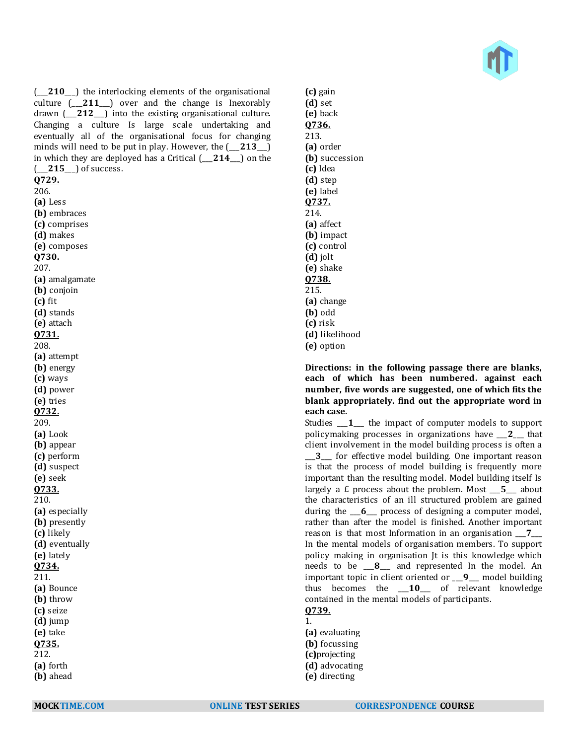(___**210**___) the interlocking elements of the organisational culture (___**211**___) over and the change is Inexorably drawn (___**212**___) into the existing organisational culture. Changing a culture Is large scale undertaking and eventually all of the organisational focus for changing minds will need to be put in play. However, the (___**213**___) in which they are deployed has a Critical (___**214**___) on the (___**215**___) of success.

**Q729.**
206.
**(a)** Less
**(b)** embraces
**(c)** comprises
**(d)** makes
**(e)** composes

**Q730.**
207.
**(a)** amalgamate
**(b)** conjoin
**(c)** fit
**(d)** stands
**(e)** attach

**Q731.**
208.
**(a)** attempt
**(b)** energy
**(c)** ways
**(d)** power
**(e)** tries

**Q732.**
209.
**(a)** Look
**(b)** appear
**(c)** perform
**(d)** suspect
**(e)** seek

**Q733.**
210.
**(a)** especially
**(b)** presently
**(c)** likely
**(d)** eventually
**(e)** lately

**Q734.**
211.
**(a)** Bounce
**(b)** throw
**(c)** seize
**(d)** jump
**(e)** take

**Q735.**
212.
**(a)** forth
**(b)** ahead
**(c)** gain
**(d)** set
**(e)** back

**Q736.**
213.
**(a)** order
**(b)** succession
**(c)** Idea
**(d)** step
**(e)** label

**Q737.**
214.
**(a)** affect
**(b)** impact
**(c)** control
**(d)** jolt
**(e)** shake

**Q738.**
215.
**(a)** change
**(b)** odd
**(c)** risk
**(d)** likelihood
**(e)** option

**Directions: in the following passage there are blanks, each of which has been numbered. against each number, five words are suggested, one of which fits the blank appropriately. find out the appropriate word in each case.**

Studies ___**1**___ the impact of computer models to support policymaking processes in organizations have ___**2**___ that client involvement in the model building process is often a ___**3**___ for effective model building. One important reason is that the process of model building is frequently more important than the resulting model. Model building itself Is largely a £ process about the problem. Most ___**5**___ about the characteristics of an ill structured problem are gained during the ___**6**___ process of designing a computer model, rather than after the model is finished. Another important reason is that most Information in an organisation ___**7**___ In the mental models of organisation members. To support policy making in organisation Jt is this knowledge which needs to be ___**8**___ and represented In the model. An important topic in client oriented or ___**9**___ model building thus becomes the ___**10**___ of relevant knowledge contained in the mental models of participants.

**Q739.**
1.
**(a)** evaluating
**(b)** focussing
**(c)**projecting
**(d)** advocating
**(e)** directing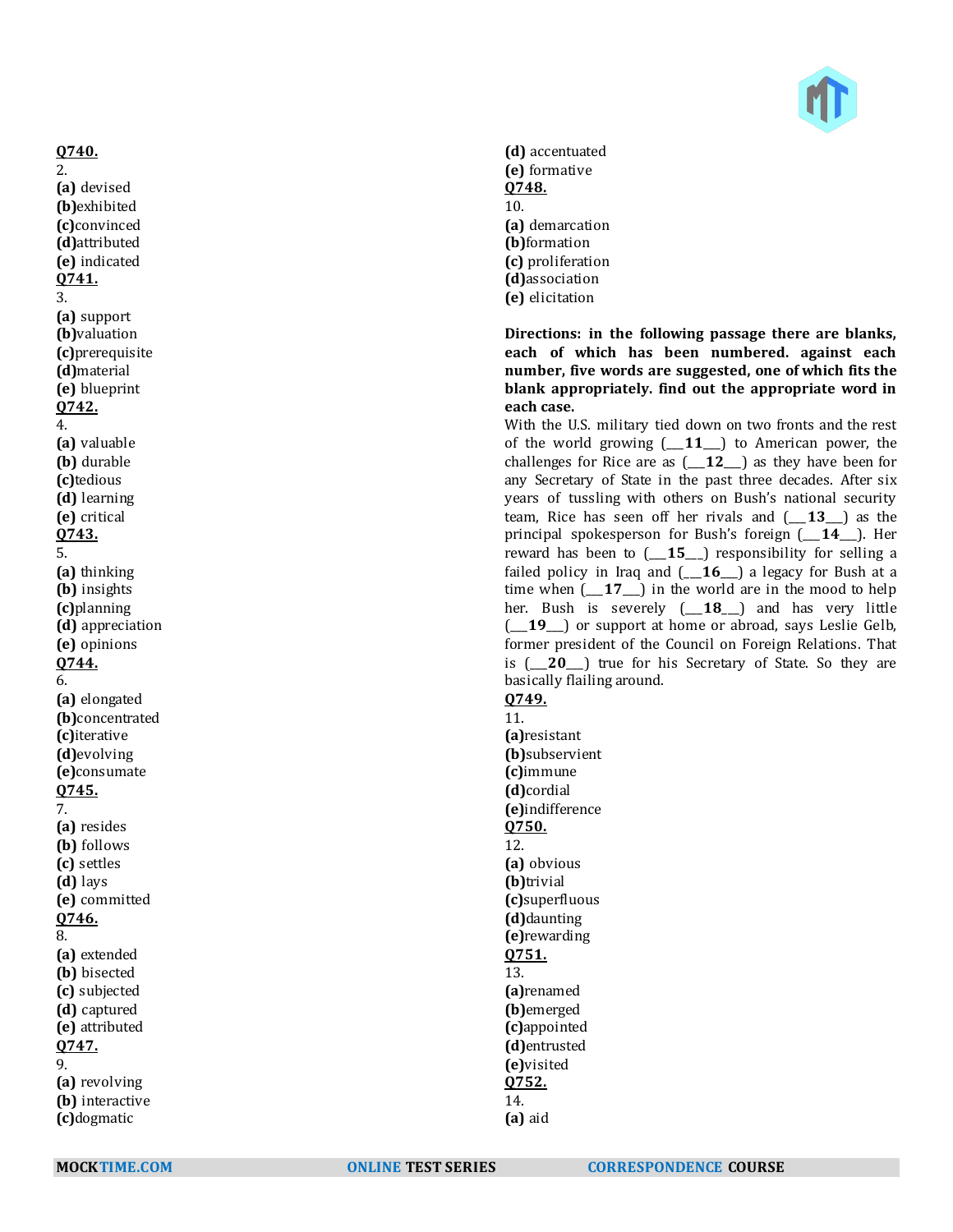**Q740.**
2.
**(a)** devised
**(b)**exhibited
**(c)**convinced
**(d)**attributed
**(e)** indicated

**Q741.**
3.
**(a)** support
**(b)**valuation
**(c)**prerequisite
**(d)**material
**(e)** blueprint

**Q742.**
4.
**(a)** valuable
**(b)** durable
**(c)**tedious
**(d)** learning
**(e)** critical

**Q743.**
5.
**(a)** thinking
**(b)** insights
**(c)**planning
**(d)** appreciation
**(e)** opinions

**Q744.**
6.
**(a)** elongated
**(b)**concentrated
**(c)**iterative
**(d)**evolving
**(e)**consumate

**Q745.**
7.
**(a)** resides
**(b)** follows
**(c)** settles
**(d)** lays
**(e)** committed

**Q746.**
8.
**(a)** extended
**(b)** bisected
**(c)** subjected
**(d)** captured
**(e)** attributed

**Q747.**
9.
**(a)** revolving
**(b)** interactive
**(c)**dogmatic
**(d)** accentuated
**(e)** formative

**Q748.**
10.
**(a)** demarcation
**(b)**formation
**(c)** proliferation
**(d)**association
**(e)** elicitation

**Directions: in the following passage there are blanks, each of which has been numbered. against each number, five words are suggested, one of which fits the blank appropriately. find out the appropriate word in each case.**

With the U.S. military tied down on two fronts and the rest of the world growing (___**11**___) to American power, the challenges for Rice are as (___**12**___) as they have been for any Secretary of State in the past three decades. After six years of tussling with others on Bush's national security team, Rice has seen off her rivals and (___**13**___) as the principal spokesperson for Bush's foreign (___**14**___). Her reward has been to (___**15**___) responsibility for selling a failed policy in Iraq and (___**16**___) a legacy for Bush at a time when (___**17**___) in the world are in the mood to help her. Bush is severely (___**18**___) and has very little (___**19**___) or support at home or abroad, says Leslie Gelb, former president of the Council on Foreign Relations. That is (___**20**___) true for his Secretary of State. So they are basically flailing around.

**Q749.**
11.
**(a)**resistant
**(b)**subservient
**(c)**immune
**(d)**cordial
**(e)**indifference

**Q750.**
12.
**(a)** obvious
**(b)**trivial
**(c)**superfluous
**(d)**daunting
**(e)**rewarding

**Q751.**
13.
**(a)**renamed
**(b)**emerged
**(c)**appointed
**(d)**entrusted
**(e)**visited

**Q752.**
14.
**(a)** aid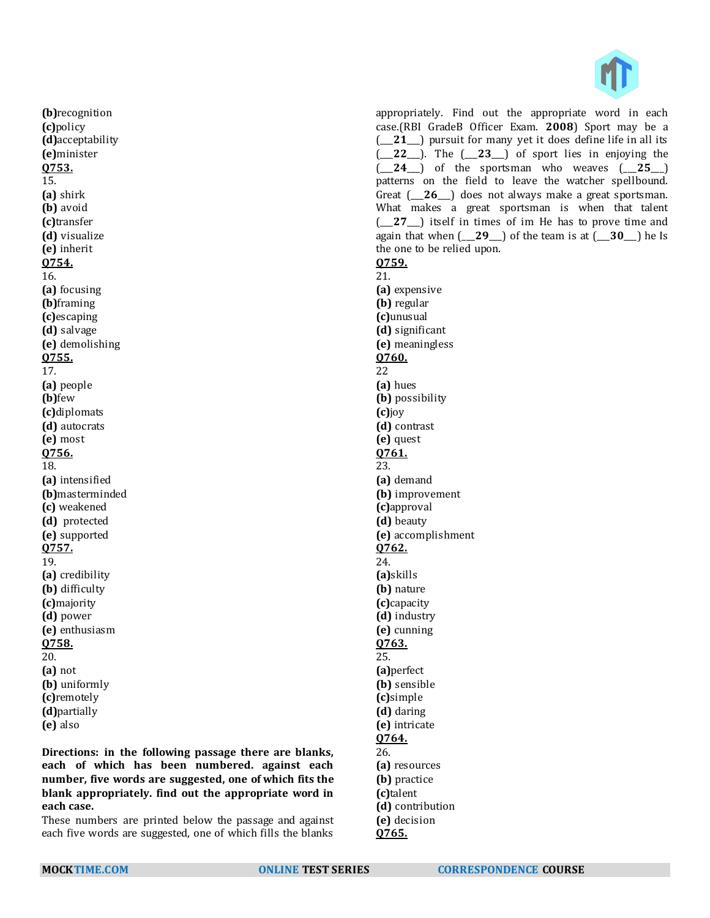**(b)**recognition
**(c)**policy
**(d)**acceptability
**(e)**minister

**Q753.**
15.
**(a)** shirk
**(b)** avoid
**(c)**transfer
**(d)** visualize
**(e)** inherit

**Q754.**
16.
**(a)** focusing
**(b)**framing
**(c)**escaping
**(d)** salvage
**(e)** demolishing

**Q755.**
17.
**(a)** people
**(b)**few
**(c)**diplomats
**(d)** autocrats
**(e)** most

**Q756.**
18.
**(a)** intensified
**(b)**masterminded
**(c)** weakened
**(d)** protected
**(e)** supported

**Q757.**
19.
**(a)** credibility
**(b)** difficulty
**(c)**majority
**(d)** power
**(e)** enthusiasm

**Q758.**
20.
**(a)** not
**(b)** uniformly
**(c)**remotely
**(d)**partially
**(e)** also

**Directions: in the following passage there are blanks, each of which has been numbered. against each number, five words are suggested, one of which fits the blank appropriately. find out the appropriate word in each case.**

These numbers are printed below the passage and against each five words are suggested, one of which fills the blanks appropriately. Find out the appropriate word in each case.(RBI GradeB Officer Exam. **2008**) Sport may be a (___**21**___) pursuit for many yet it does define life in all its (___**22**___). The (___**23**___) of sport lies in enjoying the (___**24**___) of the sportsman who weaves (___**25**___) patterns on the field to leave the watcher spellbound. Great (___**26**___) does not always make a great sportsman. What makes a great sportsman is when that talent (___**27**___) itself in times of im He has to prove time and again that when (___**29**___) of the team is at (___**30**___) he Is the one to be relied upon.

**Q759.**
21.
**(a)** expensive
**(b)** regular
**(c)**unusual
**(d)** significant
**(e)** meaningless

**Q760.**
22
**(a)** hues
**(b)** possibility
**(c)**joy
**(d)** contrast
**(e)** quest

**Q761.**
23.
**(a)** demand
**(b)** improvement
**(c)**approval
**(d)** beauty
**(e)** accomplishment

**Q762.**
24.
**(a)**skills
**(b)** nature
**(c)**capacity
**(d)** industry
**(e)** cunning

**Q763.**
25.
**(a)**perfect
**(b)** sensible
**(c)**simple
**(d)** daring
**(e)** intricate

**Q764.**
26.
**(a)** resources
**(b)** practice
**(c)**talent
**(d)** contribution
**(e)** decision

**Q765.**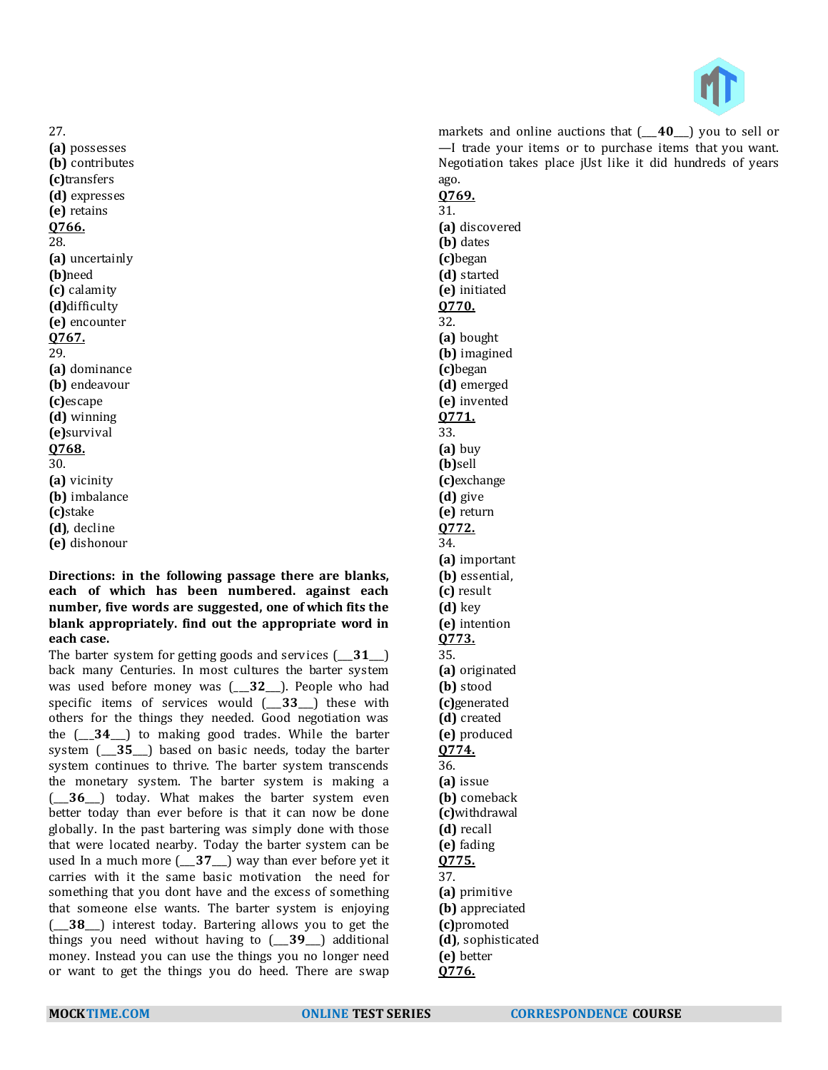27.
**(a)** possesses
**(b)** contributes
**(c)**transfers
**(d)** expresses
**(e)** retains
**Q766.**
28.
**(a)** uncertainly
**(b)**need
**(c)** calamity
**(d)**difficulty
**(e)** encounter
**Q767.**
29.
**(a)** dominance
**(b)** endeavour
**(c)**escape
**(d)** winning
**(e)**survival
**Q768.**
30.
**(a)** vicinity
**(b)** imbalance
**(c)**stake
**(d)**, decline
**(e)** dishonour

**Directions: in the following passage there are blanks, each of which has been numbered. against each number, five words are suggested, one of which fits the blank appropriately. find out the appropriate word in each case.**

The barter system for getting goods and services (__**31**__) back many Centuries. In most cultures the barter system was used before money was (__**32**__). People who had specific items of services would (__**33**__) these with others for the things they needed. Good negotiation was the (__**34**__) to making good trades. While the barter system (__**35**__) based on basic needs, today the barter system continues to thrive. The barter system transcends the monetary system. The barter system is making a (__**36**__) today. What makes the barter system even better today than ever before is that it can now be done globally. In the past bartering was simply done with those that were located nearby. Today the barter system can be used In a much more (__**37**__) way than ever before yet it carries with it the same basic motivation the need for something that you dont have and the excess of something that someone else wants. The barter system is enjoying (__**38**__) interest today. Bartering allows you to get the things you need without having to (__**39**__) additional money. Instead you can use the things you no longer need or want to get the things you do heed. There are swap markets and online auctions that (__**40**__) you to sell or —I trade your items or to purchase items that you want. Negotiation takes place jUst like it did hundreds of years ago.

**Q769.**
31.
**(a)** discovered
**(b)** dates
**(c)**began
**(d)** started
**(e)** initiated
**Q770.**
32.
**(a)** bought
**(b)** imagined
**(c)**began
**(d)** emerged
**(e)** invented
**Q771.**
33.
**(a)** buy
**(b)**sell
**(c)**exchange
**(d)** give
**(e)** return
**Q772.**
34.
**(a)** important
**(b)** essential,
**(c)** result
**(d)** key
**(e)** intention
**Q773.**
35.
**(a)** originated
**(b)** stood
**(c)**generated
**(d)** created
**(e)** produced
**Q774.**
36.
**(a)** issue
**(b)** comeback
**(c)**withdrawal
**(d)** recall
**(e)** fading
**Q775.**
37.
**(a)** primitive
**(b)** appreciated
**(c)**promoted
**(d)**, sophisticated
**(e)** better
**Q776.**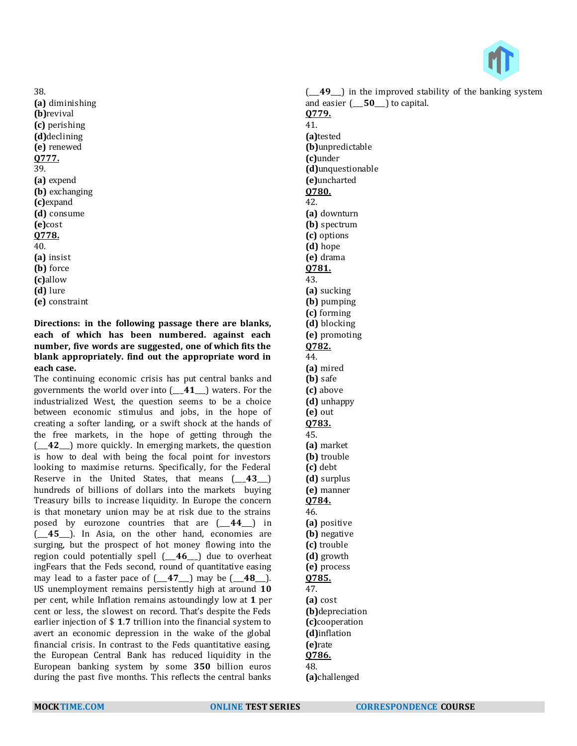38.
**(a)** diminishing
**(b)**revival
**(c)** perishing
**(d)**declining
**(e)** renewed

**Q777.**
39.
**(a)** expend
**(b)** exchanging
**(c)**expand
**(d)** consume
**(e)**cost

**Q778.**
40.
**(a)** insist
**(b)** force
**(c)**allow
**(d)** lure
**(e)** constraint

**Directions: in the following passage there are blanks, each of which has been numbered. against each number, five words are suggested, one of which fits the blank appropriately. find out the appropriate word in each case.**

The continuing economic crisis has put central banks and governments the world over into (___**41**___) waters. For the industrialized West, the question seems to be a choice between economic stimulus and jobs, in the hope of creating a softer landing, or a swift shock at the hands of the free markets, in the hope of getting through the (___**42**___) more quickly. In emerging markets, the question is how to deal with being the focal point for investors looking to maximise returns. Specifically, for the Federal Reserve in the United States, that means (___**43**___) hundreds of billions of dollars into the markets buying Treasury bills to increase liquidity. In Europe the concern is that monetary union may be at risk due to the strains posed by eurozone countries that are (___**44**___) in (___**45**___). In Asia, on the other hand, economies are surging, but the prospect of hot money flowing into the region could potentially spell (___**46**___) due to overheat ingFears that the Feds second, round of quantitative easing may lead to a faster pace of (___**47**___) may be (___**48**___). US unemployment remains persistently high at around **10** per cent, while Inflation remains astoundingly low at **1** per cent or less, the slowest on record. That's despite the Feds earlier injection of $ **1.7** trillion into the financial system to avert an economic depression in the wake of the global financial crisis. In contrast to the Feds quantitative easing, the European Central Bank has reduced liquidity in the European banking system by some **350** billion euros during the past five months. This reflects the central banks (___**49**___) in the improved stability of the banking system and easier (___**50**___) to capital.

**Q779.**
41.
**(a)**tested
**(b)**unpredictable
**(c)**under
**(d)**unquestionable
**(e)**uncharted

**Q780.**
42.
**(a)** downturn
**(b)** spectrum
**(c)** options
**(d)** hope
**(e)** drama

**Q781.**
43.
**(a)** sucking
**(b)** pumping
**(c)** forming
**(d)** blocking
**(e)** promoting

**Q782.**
44.
**(a)** mired
**(b)** safe
**(c)** above
**(d)** unhappy
**(e)** out

**Q783.**
45.
**(a)** market
**(b)** trouble
**(c)** debt
**(d)** surplus
**(e)** manner

**Q784.**
46.
**(a)** positive
**(b)** negative
**(c)** trouble
**(d)** growth
**(e)** process

**Q785.**
47.
**(a)** cost
**(b)**depreciation
**(c)**cooperation
**(d)**inflation
**(e)**rate

**Q786.**
48.
**(a)**challenged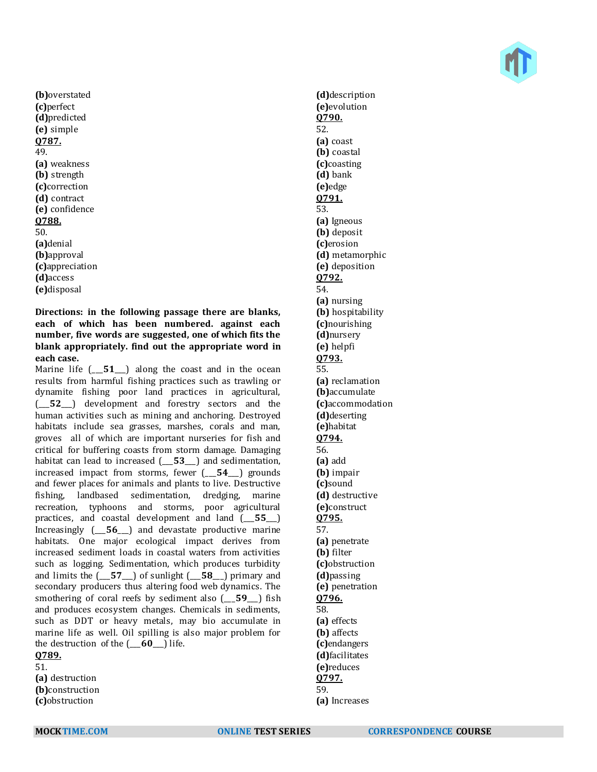**(b)**overstated
**(c)**perfect
**(d)**predicted
**(e)** simple

**Q787.**
49.
**(a)** weakness
**(b)** strength
**(c)**correction
**(d)** contract
**(e)** confidence

**Q788.**
50.
**(a)**denial
**(b)**approval
**(c)**appreciation
**(d)**access
**(e)**disposal

**Directions: in the following passage there are blanks, each of which has been numbered. against each number, five words are suggested, one of which fits the blank appropriately. find out the appropriate word in each case.**

Marine life (___**51**___) along the coast and in the ocean results from harmful fishing practices such as trawling or dynamite fishing poor land practices in agricultural, (___**52**___) development and forestry sectors and the human activities such as mining and anchoring. Destroyed habitats include sea grasses, marshes, corals and man, groves all of which are important nurseries for fish and critical for buffering coasts from storm damage. Damaging habitat can lead to increased (___**53**___) and sedimentation, increased impact from storms, fewer (___**54**___) grounds and fewer places for animals and plants to live. Destructive fishing, landbased sedimentation, dredging, marine recreation, typhoons and storms, poor agricultural practices, and coastal development and land (___**55**___) Increasingly (___**56**___) and devastate productive marine habitats. One major ecological impact derives from increased sediment loads in coastal waters from activities such as logging. Sedimentation, which produces turbidity and limits the (___**57**___) of sunlight (___**58**___) primary and secondary producers thus altering food web dynamics. The smothering of coral reefs by sediment also (___**59**___) fish and produces ecosystem changes. Chemicals in sediments, such as DDT or heavy metals, may bio accumulate in marine life as well. Oil spilling is also major problem for the destruction of the (___**60**___) life.

**Q789.**
51.
**(a)** destruction
**(b)**construction
**(c)**obstruction
**(d)**description
**(e)**evolution

**Q790.**
52.
**(a)** coast
**(b)** coastal
**(c)**coasting
**(d)** bank
**(e)**edge

**Q791.**
53.
**(a)** Igneous
**(b)** deposit
**(c)**erosion
**(d)** metamorphic
**(e)** deposition

**Q792.**
54.
**(a)** nursing
**(b)** hospitability
**(c)**nourishing
**(d)**nursery
**(e)** helpfi

**Q793.**
55.
**(a)** reclamation
**(b)**accumulate
**(c)**accommodation
**(d)**deserting
**(e)**habitat

**Q794.**
56.
**(a)** add
**(b)** impair
**(c)**sound
**(d)** destructive
**(e)**construct

**Q795.**
57.
**(a)** penetrate
**(b)** filter
**(c)**obstruction
**(d)**passing
**(e)** penetration

**Q796.**
58.
**(a)** effects
**(b)** affects
**(c)**endangers
**(d)**facilitates
**(e)**reduces

**Q797.**
59.
**(a)** Increases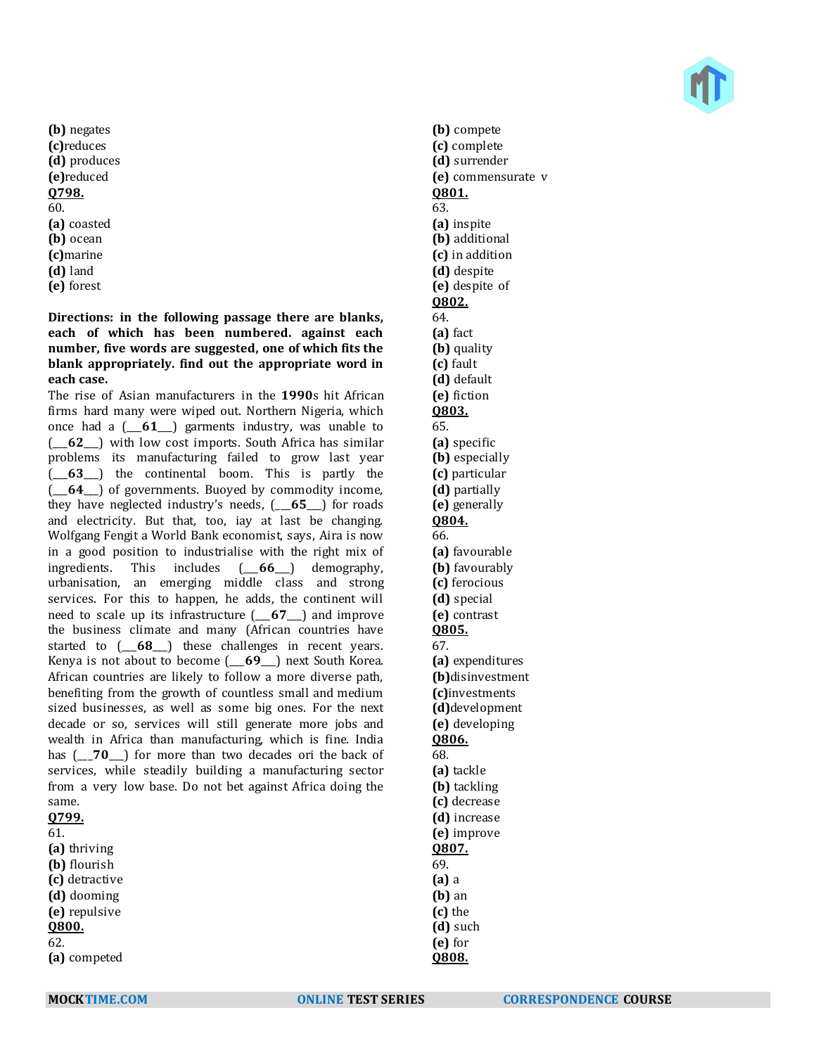**(b)** negates
**(c)**reduces
**(d)** produces
**(e)**reduced

**Q798.**
60.
**(a)** coasted
**(b)** ocean
**(c)**marine
**(d)** land
**(e)** forest

**Directions: in the following passage there are blanks, each of which has been numbered. against each number, five words are suggested, one of which fits the blank appropriately. find out the appropriate word in each case.**

The rise of Asian manufacturers in the **1990**s hit African firms hard many were wiped out. Northern Nigeria, which once had a (___**61**___) garments industry, was unable to (___**62**___) with low cost imports. South Africa has similar problems its manufacturing failed to grow last year (___**63**___) the continental boom. This is partly the (___**64**___) of governments. Buoyed by commodity income, they have neglected industry's needs, (___**65**___) for roads and electricity. But that, too, iay at last be changing. Wolfgang Fengit a World Bank economist, says, Aira is now in a good position to industrialise with the right mix of ingredients. This includes (___**66**___) demography, urbanisation, an emerging middle class and strong services. For this to happen, he adds, the continent will need to scale up its infrastructure (___**67**___) and improve the business climate and many (African countries have started to (___**68**___) these challenges in recent years. Kenya is not about to become (___**69**___) next South Korea. African countries are likely to follow a more diverse path, benefiting from the growth of countless small and medium sized businesses, as well as some big ones. For the next decade or so, services will still generate more jobs and wealth in Africa than manufacturing, which is fine. India has (__**70**___) for more than two decades ori the back of services, while steadily building a manufacturing sector from a very low base. Do not bet against Africa doing the same.

**Q799.**
61.
**(a)** thriving
**(b)** flourish
**(c)** detractive
**(d)** dooming
**(e)** repulsive

**Q800.**
62.
**(a)** competed
**(b)** compete
**(c)** complete
**(d)** surrender
**(e)** commensurate v

**Q801.**
63.
**(a)** inspite
**(b)** additional
**(c)** in addition
**(d)** despite
**(e)** despite of

**Q802.**
64.
**(a)** fact
**(b)** quality
**(c)** fault
**(d)** default
**(e)** fiction

**Q803.**
65.
**(a)** specific
**(b)** especially
**(c)** particular
**(d)** partially
**(e)** generally

**Q804.**
66.
**(a)** favourable
**(b)** favourably
**(c)** ferocious
**(d)** special
**(e)** contrast

**Q805.**
67.
**(a)** expenditures
**(b)**disinvestment
**(c)**investments
**(d)**development
**(e)** developing

**Q806.**
68.
**(a)** tackle
**(b)** tackling
**(c)** decrease
**(d)** increase
**(e)** improve

**Q807.**
69.
**(a)** a
**(b)** an
**(c)** the
**(d)** such
**(e)** for

**Q808.**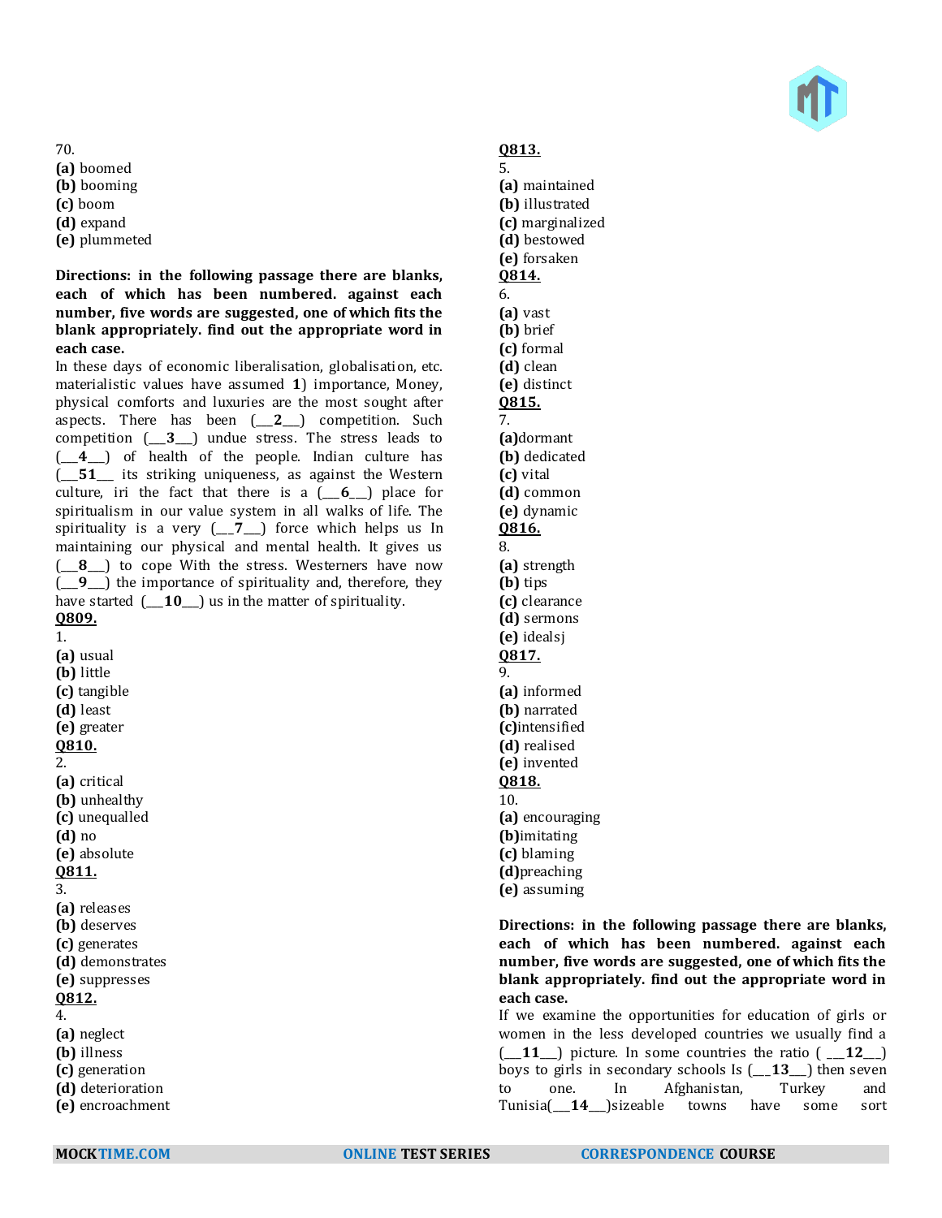70.
**(a)** boomed
**(b)** booming
**(c)** boom
**(d)** expand
**(e)** plummeted

**Directions: in the following passage there are blanks, each of which has been numbered. against each number, five words are suggested, one of which fits the blank appropriately. find out the appropriate word in each case.**

In these days of economic liberalisation, globalisation, etc. materialistic values have assumed **1**) importance, Money, physical comforts and luxuries are the most sought after aspects. There has been (___**2**___) competition. Such competition (___**3**___) undue stress. The stress leads to (___**4**___) of health of the people. Indian culture has (___**51**___ its striking uniqueness, as against the Western culture, iri the fact that there is a (___**6**___) place for spiritualism in our value system in all walks of life. The spirituality is a very (___**7**___) force which helps us In maintaining our physical and mental health. It gives us (___**8**___) to cope With the stress. Westerners have now (___**9**___) the importance of spirituality and, therefore, they have started (___**10**___) us in the matter of spirituality.

**Q809.**
1.
**(a)** usual
**(b)** little
**(c)** tangible
**(d)** least
**(e)** greater

**Q810.**
2.
**(a)** critical
**(b)** unhealthy
**(c)** unequalled
**(d)** no
**(e)** absolute

**Q811.**
3.
**(a)** releases
**(b)** deserves
**(c)** generates
**(d)** demonstrates
**(e)** suppresses

**Q812.**
4.
**(a)** neglect
**(b)** illness
**(c)** generation
**(d)** deterioration
**(e)** encroachment

**Q813.**
5.
**(a)** maintained
**(b)** illustrated
**(c)** marginalized
**(d)** bestowed
**(e)** forsaken

**Q814.**
6.
**(a)** vast
**(b)** brief
**(c)** formal
**(d)** clean
**(e)** distinct

**Q815.**
7.
**(a)**dormant
**(b)** dedicated
**(c)** vital
**(d)** common
**(e)** dynamic

**Q816.**
8.
**(a)** strength
**(b)** tips
**(c)** clearance
**(d)** sermons
**(e)** idealsj

**Q817.**
9.
**(a)** informed
**(b)** narrated
**(c)**intensified
**(d)** realised
**(e)** invented

**Q818.**
10.
**(a)** encouraging
**(b)**imitating
**(c)** blaming
**(d)**preaching
**(e)** assuming

**Directions: in the following passage there are blanks, each of which has been numbered. against each number, five words are suggested, one of which fits the blank appropriately. find out the appropriate word in each case.**

If we examine the opportunities for education of girls or women in the less developed countries we usually find a (___**11**___) picture. In some countries the ratio ( ___**12**___) boys to girls in secondary schools Is (___**13**___) then seven to one. In Afghanistan, Turkey and Tunisia(___**14**___)sizeable towns have some sort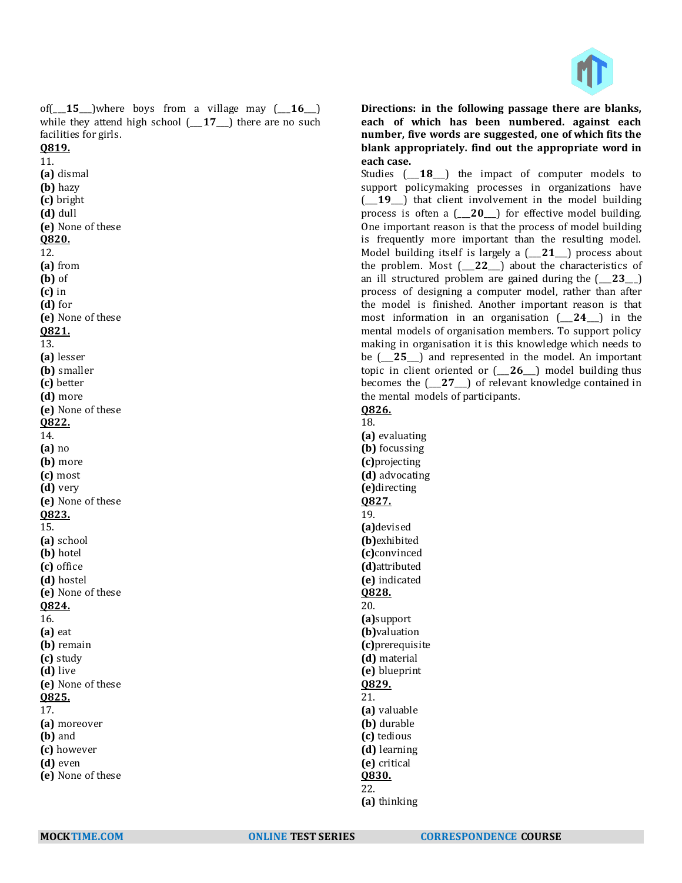of(___**15**___)where boys from a village may (___**16**___) while they attend high school (___**17**___) there are no such facilities for girls.

**Q819.**
11.
**(a)** dismal
**(b)** hazy
**(c)** bright
**(d)** dull
**(e)** None of these

**Q820.**
12.
**(a)** from
**(b)** of
**(c)** in
**(d)** for
**(e)** None of these

**Q821.**
13.
**(a)** lesser
**(b)** smaller
**(c)** better
**(d)** more
**(e)** None of these

**Q822.**
14.
**(a)** no
**(b)** more
**(c)** most
**(d)** very
**(e)** None of these

**Q823.**
15.
**(a)** school
**(b)** hotel
**(c)** office
**(d)** hostel
**(e)** None of these

**Q824.**
16.
**(a)** eat
**(b)** remain
**(c)** study
**(d)** live
**(e)** None of these

**Q825.**
17.
**(a)** moreover
**(b)** and
**(c)** however
**(d)** even
**(e)** None of these

**Directions: in the following passage there are blanks, each of which has been numbered. against each number, five words are suggested, one of which fits the blank appropriately. find out the appropriate word in each case.**

Studies (___**18**___) the impact of computer models to support policymaking processes in organizations have (___**19**___) that client involvement in the model building process is often a (___**20**___) for effective model building. One important reason is that the process of model building is frequently more important than the resulting model. Model building itself is largely a (___**21**___) process about the problem. Most (___**22**___) about the characteristics of an ill structured problem are gained during the (___**23**___) process of designing a computer model, rather than after the model is finished. Another important reason is that most information in an organisation (___**24**___) in the mental models of organisation members. To support policy making in organisation it is this knowledge which needs to be (___**25**___) and represented in the model. An important topic in client oriented or (___**26**___) model building thus becomes the (___**27**___) of relevant knowledge contained in the mental models of participants.

**Q826.**
18.
**(a)** evaluating
**(b)** focussing
**(c)**projecting
**(d)** advocating
**(e)**directing

**Q827.**
19.
**(a)**devised
**(b)**exhibited
**(c)**convinced
**(d)**attributed
**(e)** indicated

**Q828.**
20.
**(a)**support
**(b)**valuation
**(c)**prerequisite
**(d)** material
**(e)** blueprint

**Q829.**
21.
**(a)** valuable
**(b)** durable
**(c)** tedious
**(d)** learning
**(e)** critical

**Q830.**
22.
**(a)** thinking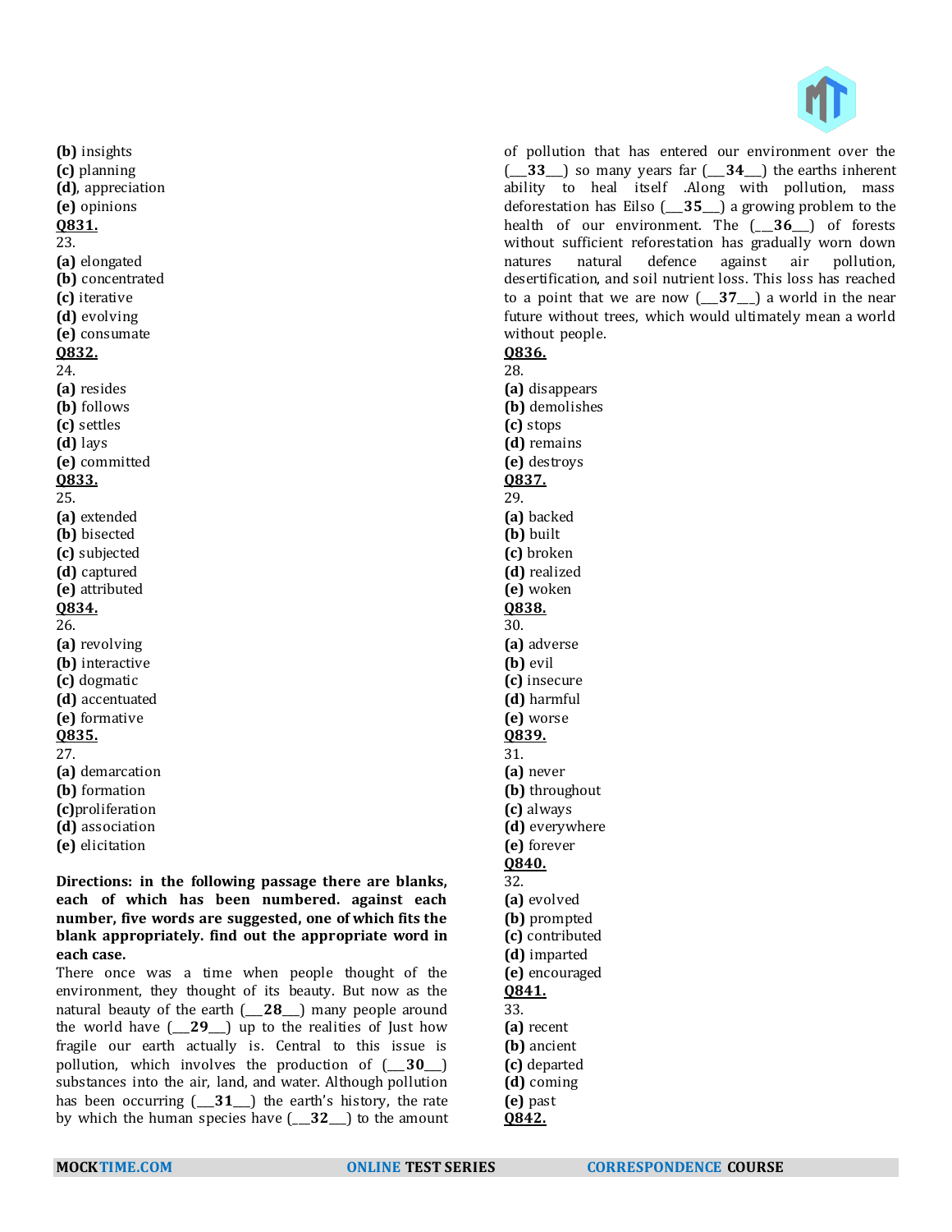**(b)** insights
**(c)** planning
**(d)**, appreciation
**(e)** opinions

**Q831.**
23.
**(a)** elongated
**(b)** concentrated
**(c)** iterative
**(d)** evolving
**(e)** consumate

**Q832.**
24.
**(a)** resides
**(b)** follows
**(c)** settles
**(d)** lays
**(e)** committed

**Q833.**
25.
**(a)** extended
**(b)** bisected
**(c)** subjected
**(d)** captured
**(e)** attributed

**Q834.**
26.
**(a)** revolving
**(b)** interactive
**(c)** dogmatic
**(d)** accentuated
**(e)** formative

**Q835.**
27.
**(a)** demarcation
**(b)** formation
**(c)**proliferation
**(d)** association
**(e)** elicitation

**Directions: in the following passage there are blanks, each of which has been numbered. against each number, five words are suggested, one of which fits the blank appropriately. find out the appropriate word in each case.**

There once was a time when people thought of the environment, they thought of its beauty. But now as the natural beauty of the earth (___**28**___) many people around the world have (___**29**___) up to the realities of Just how fragile our earth actually is. Central to this issue is pollution, which involves the production of (___**30**___) substances into the air, land, and water. Although pollution has been occurring (___**31**___) the earth's history, the rate by which the human species have (___**32**___) to the amount of pollution that has entered our environment over the (___**33**___) so many years far (___**34**___) the earths inherent ability to heal itself .Along with pollution, mass deforestation has Eilso (___**35**___) a growing problem to the health of our environment. The (___**36**___) of forests without sufficient reforestation has gradually worn down natures natural defence against air pollution, desertification, and soil nutrient loss. This loss has reached to a point that we are now (___**37**___) a world in the near future without trees, which would ultimately mean a world without people.

**Q836.**
28.
**(a)** disappears
**(b)** demolishes
**(c)** stops
**(d)** remains
**(e)** destroys

**Q837.**
29.
**(a)** backed
**(b)** built
**(c)** broken
**(d)** realized
**(e)** woken

**Q838.**
30.
**(a)** adverse
**(b)** evil
**(c)** insecure
**(d)** harmful
**(e)** worse

**Q839.**
31.
**(a)** never
**(b)** throughout
**(c)** always
**(d)** everywhere
**(e)** forever

**Q840.**
32.
**(a)** evolved
**(b)** prompted
**(c)** contributed
**(d)** imparted
**(e)** encouraged

**Q841.**
33.
**(a)** recent
**(b)** ancient
**(c)** departed
**(d)** coming
**(e)** past

**Q842.**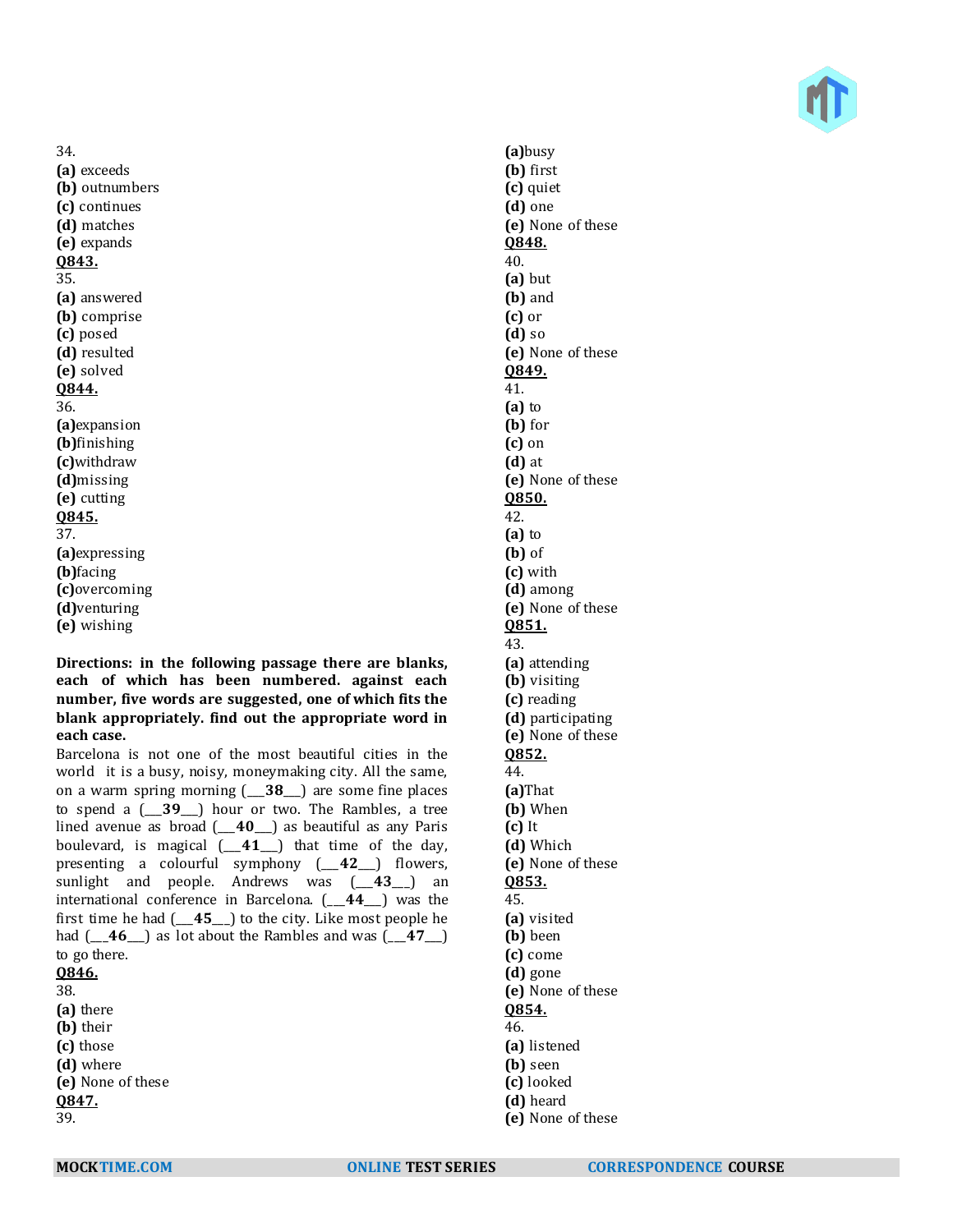34.
**(a)** exceeds
**(b)** outnumbers
**(c)** continues
**(d)** matches
**(e)** expands

**Q843.**
35.
**(a)** answered
**(b)** comprise
**(c)** posed
**(d)** resulted
**(e)** solved

**Q844.**
36.
**(a)**expansion
**(b)**finishing
**(c)**withdraw
**(d)**missing
**(e)** cutting

**Q845.**
37.
**(a)**expressing
**(b)**facing
**(c)**overcoming
**(d)**venturing
**(e)** wishing

**Directions: in the following passage there are blanks, each of which has been numbered. against each number, five words are suggested, one of which fits the blank appropriately. find out the appropriate word in each case.**

Barcelona is not one of the most beautiful cities in the world it is a busy, noisy, moneymaking city. All the same, on a warm spring morning (___**38**___) are some fine places to spend a (___**39**___) hour or two. The Rambles, a tree lined avenue as broad (___**40**___) as beautiful as any Paris boulevard, is magical (___**41**___) that time of the day, presenting a colourful symphony (___**42**___) flowers, sunlight and people. Andrews was (___**43**___) an international conference in Barcelona. (___**44**___) was the first time he had (___**45**___) to the city. Like most people he had (___**46**___) as lot about the Rambles and was (___**47**___) to go there.

**Q846.**
38.
**(a)** there
**(b)** their
**(c)** those
**(d)** where
**(e)** None of these

**Q847.**
39.
**(a)**busy
**(b)** first
**(c)** quiet
**(d)** one
**(e)** None of these

**Q848.**
40.
**(a)** but
**(b)** and
**(c)** or
**(d)** so
**(e)** None of these

**Q849.**
41.
**(a)** to
**(b)** for
**(c)** on
**(d)** at
**(e)** None of these

**Q850.**
42.
**(a)** to
**(b)** of
**(c)** with
**(d)** among
**(e)** None of these

**Q851.**
43.
**(a)** attending
**(b)** visiting
**(c)** reading
**(d)** participating
**(e)** None of these

**Q852.**
44.
**(a)**That
**(b)** When
**(c)** It
**(d)** Which
**(e)** None of these

**Q853.**
45.
**(a)** visited
**(b)** been
**(c)** come
**(d)** gone
**(e)** None of these

**Q854.**
46.
**(a)** listened
**(b)** seen
**(c)** looked
**(d)** heard
**(e)** None of these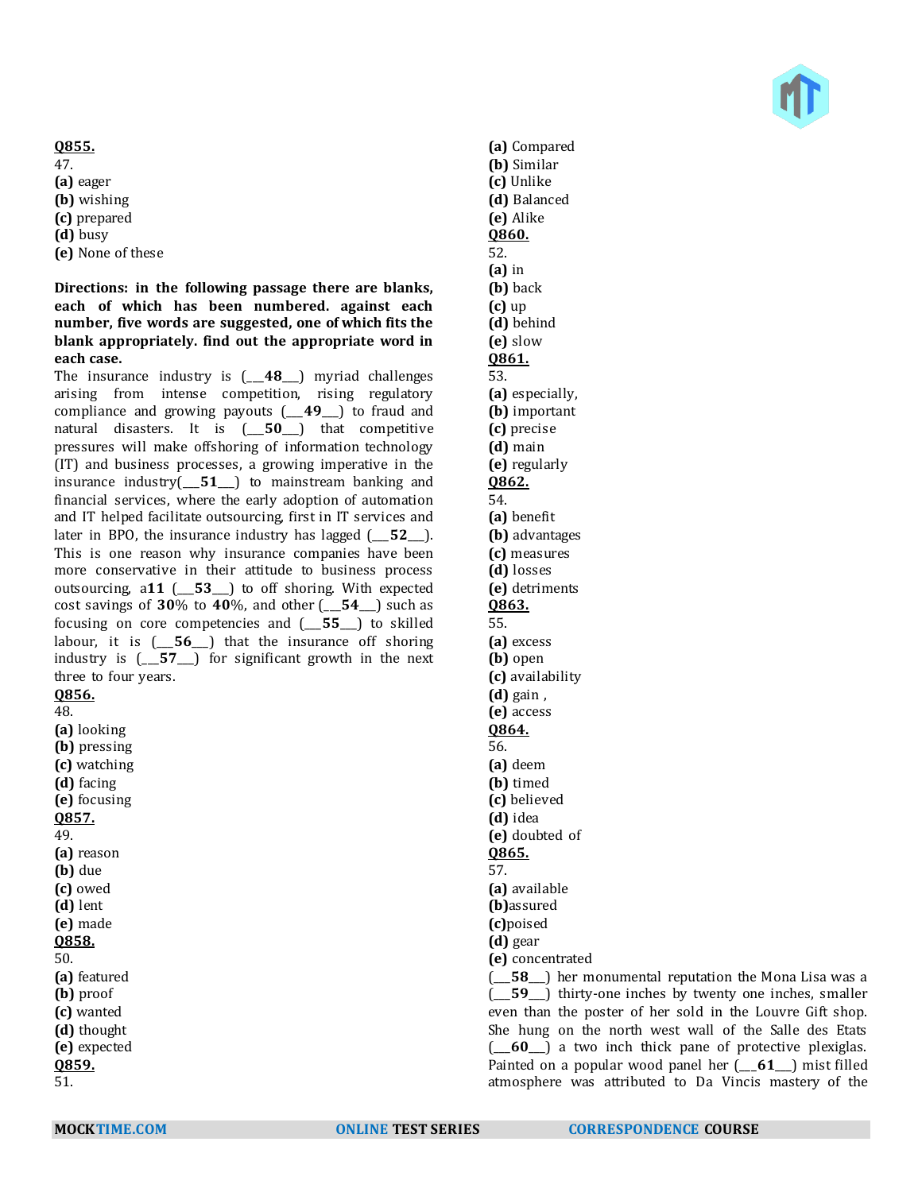**Q855.**

47.

**(a)** eager
**(b)** wishing
**(c)** prepared
**(d)** busy
**(e)** None of these

**Directions: in the following passage there are blanks, each of which has been numbered. against each number, five words are suggested, one of which fits the blank appropriately. find out the appropriate word in each case.**

The insurance industry is (___**48**___) myriad challenges arising from intense competition, rising regulatory compliance and growing payouts (___**49**___) to fraud and natural disasters. It is (___**50**___) that competitive pressures will make offshoring of information technology (IT) and business processes, a growing imperative in the insurance industry(___**51**___) to mainstream banking and financial services, where the early adoption of automation and IT helped facilitate outsourcing, first in IT services and later in BPO, the insurance industry has lagged (___**52**___). This is one reason why insurance companies have been more conservative in their attitude to business process outsourcing, a**11** (___**53**___) to off shoring. With expected cost savings of **30**% to **40**%, and other (___**54**___) such as focusing on core competencies and (___**55**___) to skilled labour, it is (___**56**___) that the insurance off shoring industry is (___**57**___) for significant growth in the next three to four years.

**Q856.**

48.

**(a)** looking
**(b)** pressing
**(c)** watching
**(d)** facing
**(e)** focusing

**Q857.**

49.

**(a)** reason
**(b)** due
**(c)** owed
**(d)** lent
**(e)** made

**Q858.**

50.

**(a)** featured
**(b)** proof
**(c)** wanted
**(d)** thought
**(e)** expected

**Q859.**

51.

**(a)** Compared
**(b)** Similar
**(c)** Unlike
**(d)** Balanced
**(e)** Alike

**Q860.**

52.

**(a)** in
**(b)** back
**(c)** up
**(d)** behind
**(e)** slow

**Q861.**

53.

**(a)** especially,
**(b)** important
**(c)** precise
**(d)** main
**(e)** regularly

**Q862.**

54.

**(a)** benefit
**(b)** advantages
**(c)** measures
**(d)** losses
**(e)** detriments

**Q863.**

55.

**(a)** excess
**(b)** open
**(c)** availability
**(d)** gain ,
**(e)** access

**Q864.**

56.

**(a)** deem
**(b)** timed
**(c)** believed
**(d)** idea
**(e)** doubted of

**Q865.**

57.

**(a)** available
**(b)**assured
**(c)**poised
**(d)** gear
**(e)** concentrated

(___**58**___) her monumental reputation the Mona Lisa was a (___**59**___) thirty-one inches by twenty one inches, smaller even than the poster of her sold in the Louvre Gift shop. She hung on the north west wall of the Salle des Etats (___**60**___) a two inch thick pane of protective plexiglas. Painted on a popular wood panel her (___**61**___) mist filled atmosphere was attributed to Da Vincis mastery of the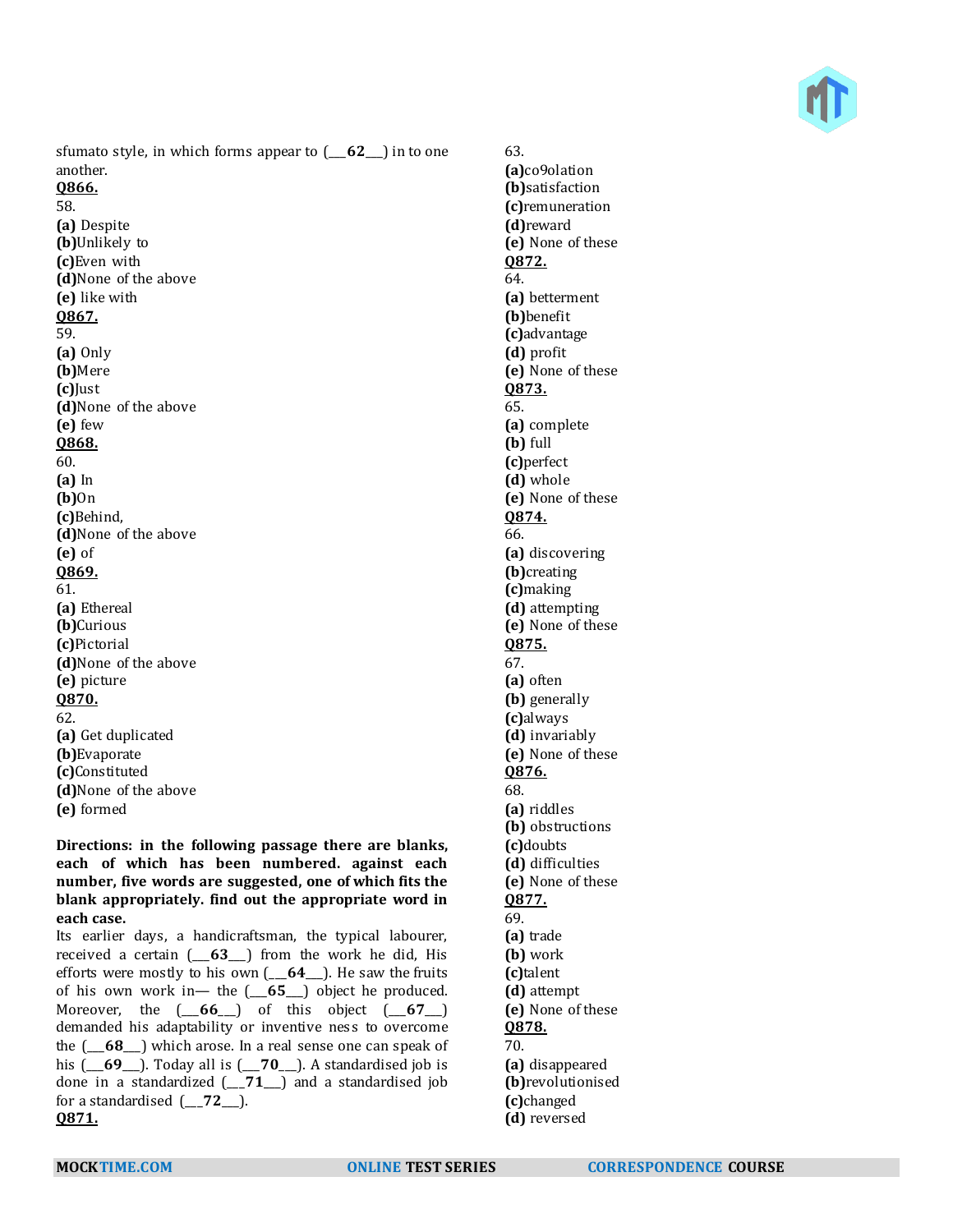sfumato style, in which forms appear to (___**62**___) in to one another.

**Q866.**
58.
**(a)** Despite
**(b)**Unlikely to
**(c)**Even with
**(d)**None of the above
**(e)** like with

**Q867.**
59.
**(a)** Only
**(b)**Mere
**(c)**Just
**(d)**None of the above
**(e)** few

**Q868.**
60.
**(a)** In
**(b)**On
**(c)**Behind,
**(d)**None of the above
**(e)** of

**Q869.**
61.
**(a)** Ethereal
**(b)**Curious
**(c)**Pictorial
**(d)**None of the above
**(e)** picture

**Q870.**
62.
**(a)** Get duplicated
**(b)**Evaporate
**(c)**Constituted
**(d)**None of the above
**(e)** formed

**Directions: in the following passage there are blanks, each of which has been numbered. against each number, five words are suggested, one of which fits the blank appropriately. find out the appropriate word in each case.**

Its earlier days, a handicraftsman, the typical labourer, received a certain (___**63**___) from the work he did, His efforts were mostly to his own (___**64**___). He saw the fruits of his own work in— the (___**65**___) object he produced. Moreover, the (___**66**___) of this object (___**67**___) demanded his adaptability or inventive ness to overcome the (___**68**___) which arose. In a real sense one can speak of his (___**69**___). Today all is (___**70**___). A standardised job is done in a standardized (___**71**___) and a standardised job for a standardised (___**72**___).

**Q871.**
63.
**(a)**co9olation
**(b)**satisfaction
**(c)**remuneration
**(d)**reward
**(e)** None of these

**Q872.**
64.
**(a)** betterment
**(b)**benefit
**(c)**advantage
**(d)** profit
**(e)** None of these

**Q873.**
65.
**(a)** complete
**(b)** full
**(c)**perfect
**(d)** whole
**(e)** None of these

**Q874.**
66.
**(a)** discovering
**(b)**creating
**(c)**making
**(d)** attempting
**(e)** None of these

**Q875.**
67.
**(a)** often
**(b)** generally
**(c)**always
**(d)** invariably
**(e)** None of these

**Q876.**
68.
**(a)** riddles
**(b)** obstructions
**(c)**doubts
**(d)** difficulties
**(e)** None of these

**Q877.**
69.
**(a)** trade
**(b)** work
**(c)**talent
**(d)** attempt
**(e)** None of these

**Q878.**
70.
**(a)** disappeared
**(b)**revolutionised
**(c)**changed
**(d)** reversed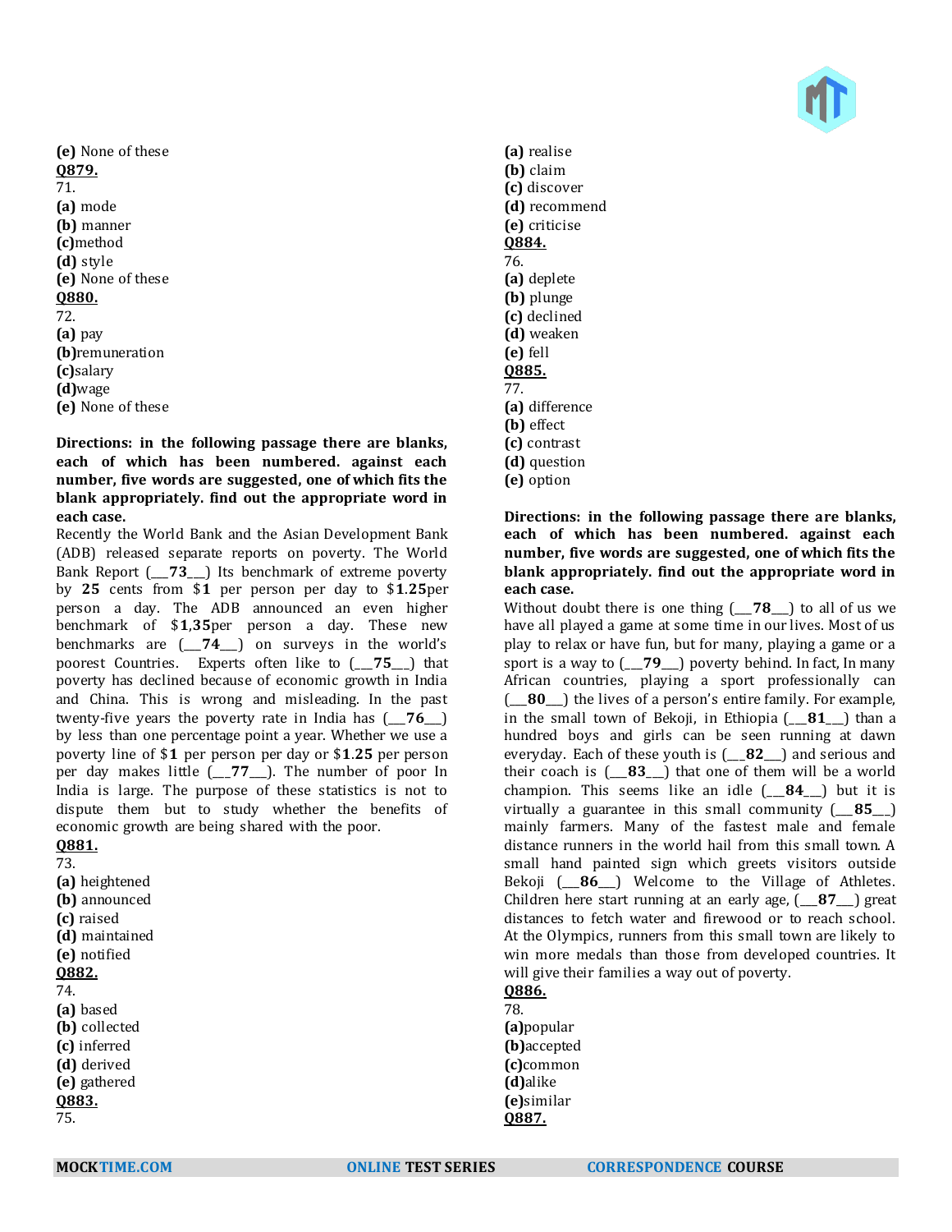**(e)** None of these

**Q879.**

71.

**(a)** mode

**(b)** manner

**(c)**method

**(d)** style

**(e)** None of these

**Q880.**

72.

**(a)** pay

**(b)**remuneration

**(c)**salary

**(d)**wage

**(e)** None of these

**Directions: in the following passage there are blanks, each of which has been numbered. against each number, five words are suggested, one of which fits the blank appropriately. find out the appropriate word in each case.**

Recently the World Bank and the Asian Development Bank (ADB) released separate reports on poverty. The World Bank Report (\_\_\_**73**\_\_\_) Its benchmark of extreme poverty by **25** cents from $**1** per person per day to $**1**.**25**per person a day. The ADB announced an even higher benchmark of $**1**,**35**per person a day. These new benchmarks are (\_\_\_**74**\_\_\_) on surveys in the world's poorest Countries. Experts often like to (\_\_\_**75**\_\_\_) that poverty has declined because of economic growth in India and China. This is wrong and misleading. In the past twenty-five years the poverty rate in India has (\_\_\_**76**\_\_\_) by less than one percentage point a year. Whether we use a poverty line of $**1** per person per day or $**1**.**25** per person per day makes little (\_\_\_**77**\_\_\_). The number of poor In India is large. The purpose of these statistics is not to dispute them but to study whether the benefits of economic growth are being shared with the poor.

**Q881.**

73.

**(a)** heightened

**(b)** announced

**(c)** raised

**(d)** maintained

**(e)** notified

**Q882.**

74.

**(a)** based

**(b)** collected

**(c)** inferred

**(d)** derived

**(e)** gathered

**Q883.**

75.

**(a)** realise

**(b)** claim

**(c)** discover

**(d)** recommend

**(e)** criticise

**Q884.**

76.

**(a)** deplete

**(b)** plunge

**(c)** declined

**(d)** weaken

**(e)** fell

**Q885.**

77.

**(a)** difference

**(b)** effect

**(c)** contrast

**(d)** question

**(e)** option

**Directions: in the following passage there are blanks, each of which has been numbered. against each number, five words are suggested, one of which fits the blank appropriately. find out the appropriate word in each case.**

Without doubt there is one thing (\_\_\_**78**\_\_\_) to all of us we have all played a game at some time in our lives. Most of us play to relax or have fun, but for many, playing a game or a sport is a way to (\_\_\_**79**\_\_\_) poverty behind. In fact, In many African countries, playing a sport professionally can (\_\_\_**80**\_\_\_) the lives of a person's entire family. For example, in the small town of Bekoji, in Ethiopia (\_\_\_**81**\_\_\_) than a hundred boys and girls can be seen running at dawn everyday. Each of these youth is (\_\_\_**82**\_\_\_) and serious and their coach is (\_\_\_**83**\_\_\_) that one of them will be a world champion. This seems like an idle (\_\_\_**84**\_\_\_) but it is virtually a guarantee in this small community (\_\_\_**85**\_\_\_) mainly farmers. Many of the fastest male and female distance runners in the world hail from this small town. A small hand painted sign which greets visitors outside Bekoji (\_\_\_**86**\_\_\_) Welcome to the Village of Athletes. Children here start running at an early age, (\_\_\_**87**\_\_\_) great distances to fetch water and firewood or to reach school. At the Olympics, runners from this small town are likely to win more medals than those from developed countries. It will give their families a way out of poverty.

**Q886.**

78.

**(a)**popular

**(b)**accepted

**(c)**common

**(d)**alike

**(e)**similar

**Q887.**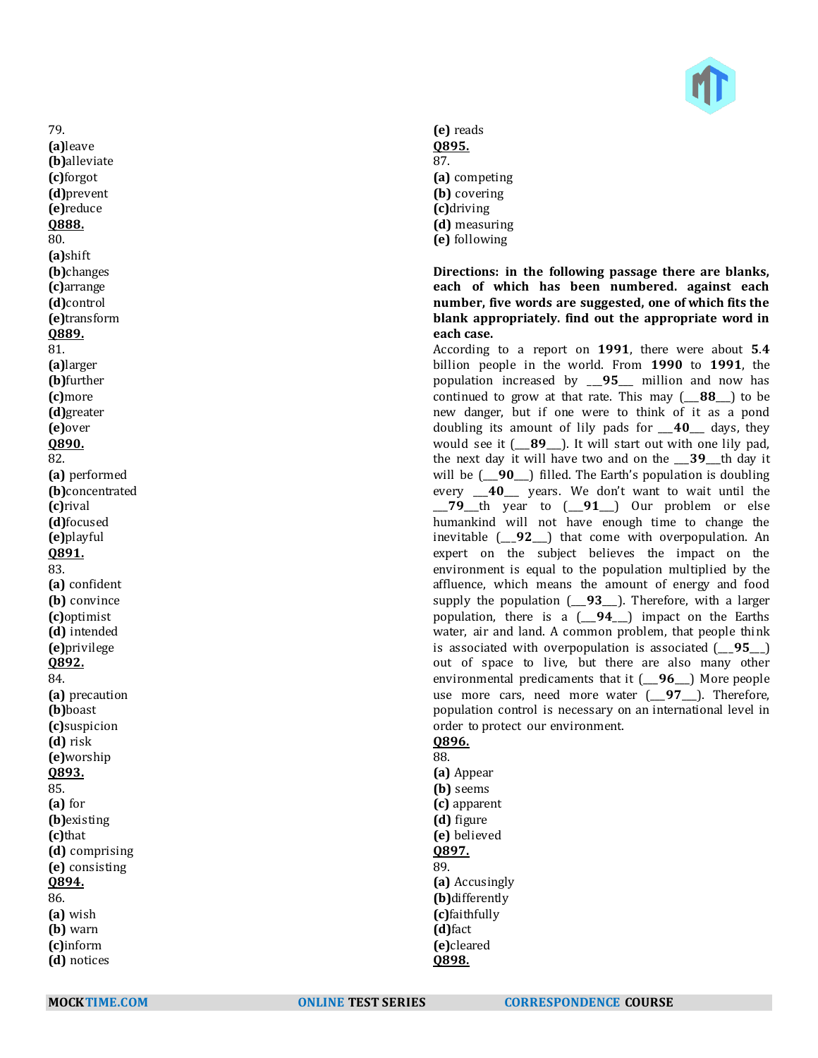79.
**(a)**leave
**(b)**alleviate
**(c)**forgot
**(d)**prevent
**(e)**reduce
**Q888.**
80.
**(a)**shift
**(b)**changes
**(c)**arrange
**(d)**control
**(e)**transform
**Q889.**
81.
**(a)**larger
**(b)**further
**(c)**more
**(d)**greater
**(e)**over
**Q890.**
82.
**(a)** performed
**(b)**concentrated
**(c)**rival
**(d)**focused
**(e)**playful
**Q891.**
83.
**(a)** confident
**(b)** convince
**(c)**optimist
**(d)** intended
**(e)**privilege
**Q892.**
84.
**(a)** precaution
**(b)**boast
**(c)**suspicion
**(d)** risk
**(e)**worship
**Q893.**
85.
**(a)** for
**(b)**existing
**(c)**that
**(d)** comprising
**(e)** consisting
**Q894.**
86.
**(a)** wish
**(b)** warn
**(c)**inform
**(d)** notices
**(e)** reads
**Q895.**
87.
**(a)** competing
**(b)** covering
**(c)**driving
**(d)** measuring
**(e)** following

**Directions: in the following passage there are blanks, each of which has been numbered. against each number, five words are suggested, one of which fits the blank appropriately. find out the appropriate word in each case.**

According to a report on **1991**, there were about **5.4** billion people in the world. From **1990** to **1991**, the population increased by ___**95**___ million and now has continued to grow at that rate. This may (___**88**___) to be new danger, but if one were to think of it as a pond doubling its amount of lily pads for ___**40**___ days, they would see it (___**89**___). It will start out with one lily pad, the next day it will have two and on the ___**39**___th day it will be (___**90**___) filled. The Earth's population is doubling every ___**40**___ years. We don't want to wait until the ___**79**___th year to (___**91**___) Our problem or else humankind will not have enough time to change the inevitable (___**92**___) that come with overpopulation. An expert on the subject believes the impact on the environment is equal to the population multiplied by the affluence, which means the amount of energy and food supply the population (___**93**___). Therefore, with a larger population, there is a (___**94**___) impact on the Earths water, air and land. A common problem, that people think is associated with overpopulation is associated (___**95**___) out of space to live, but there are also many other environmental predicaments that it (___**96**___) More people use more cars, need more water (___**97**___). Therefore, population control is necessary on an international level in order to protect our environment.

**Q896.**
88.
**(a)** Appear
**(b)** seems
**(c)** apparent
**(d)** figure
**(e)** believed
**Q897.**
89.
**(a)** Accusingly
**(b)**differently
**(c)**faithfully
**(d)**fact
**(e)**cleared
**Q898.**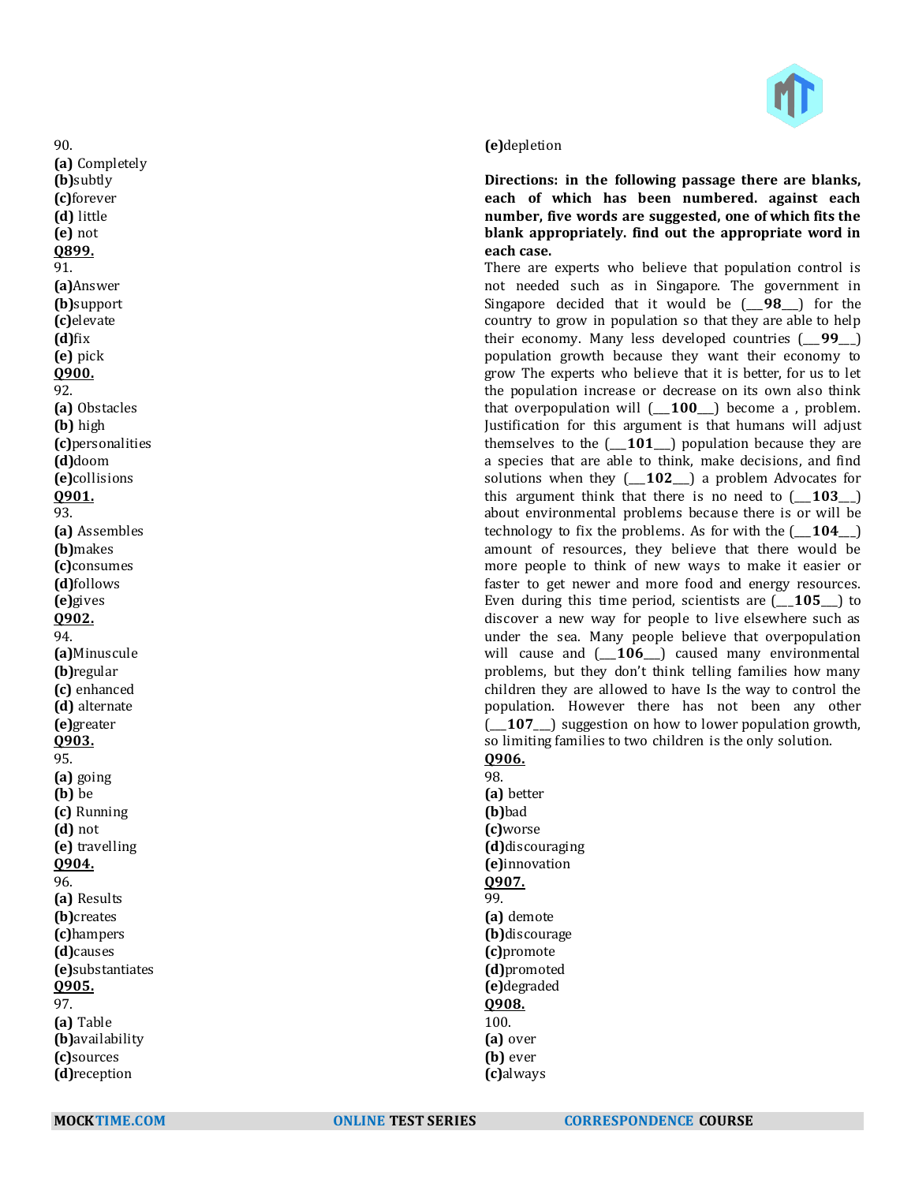90.
**(a)** Completely
**(b)**subtly
**(c)**forever
**(d)** little
**(e)** not

**Q899.**
91.
**(a)**Answer
**(b)**support
**(c)**elevate
**(d)**fix
**(e)** pick

**Q900.**
92.
**(a)** Obstacles
**(b)** high
**(c)**personalities
**(d)**doom
**(e)**collisions

**Q901.**
93.
**(a)** Assembles
**(b)**makes
**(c)**consumes
**(d)**follows
**(e)**gives

**Q902.**
94.
**(a)**Minuscule
**(b)**regular
**(c)** enhanced
**(d)** alternate
**(e)**greater

**Q903.**
95.
**(a)** going
**(b)** be
**(c)** Running
**(d)** not
**(e)** travelling

**Q904.**
96.
**(a)** Results
**(b)**creates
**(c)**hampers
**(d)**causes
**(e)**substantiates

**Q905.**
97.
**(a)** Table
**(b)**availability
**(c)**sources
**(d)**reception
**(e)**depletion

**Directions: in the following passage there are blanks, each of which has been numbered. against each number, five words are suggested, one of which fits the blank appropriately. find out the appropriate word in each case.**

There are experts who believe that population control is not needed such as in Singapore. The government in Singapore decided that it would be (___**98**___) for the country to grow in population so that they are able to help their economy. Many less developed countries (___**99**___) population growth because they want their economy to grow The experts who believe that it is better, for us to let the population increase or decrease on its own also think that overpopulation will (___**100**___) become a , problem. Justification for this argument is that humans will adjust themselves to the (___**101**___) population because they are a species that are able to think, make decisions, and find solutions when they (___**102**___) a problem Advocates for this argument think that there is no need to (___**103**___) about environmental problems because there is or will be technology to fix the problems. As for with the (___**104**___) amount of resources, they believe that there would be more people to think of new ways to make it easier or faster to get newer and more food and energy resources. Even during this time period, scientists are (___**105**___) to discover a new way for people to live elsewhere such as under the sea. Many people believe that overpopulation will cause and (___**106**___) caused many environmental problems, but they don't think telling families how many children they are allowed to have Is the way to control the population. However there has not been any other (___**107**___) suggestion on how to lower population growth, so limiting families to two children is the only solution.

**Q906.**
98.
**(a)** better
**(b)**bad
**(c)**worse
**(d)**discouraging
**(e)**innovation

**Q907.**
99.
**(a)** demote
**(b)**discourage
**(c)**promote
**(d)**promoted
**(e)**degraded

**Q908.**
100.
**(a)** over
**(b)** ever
**(c)**always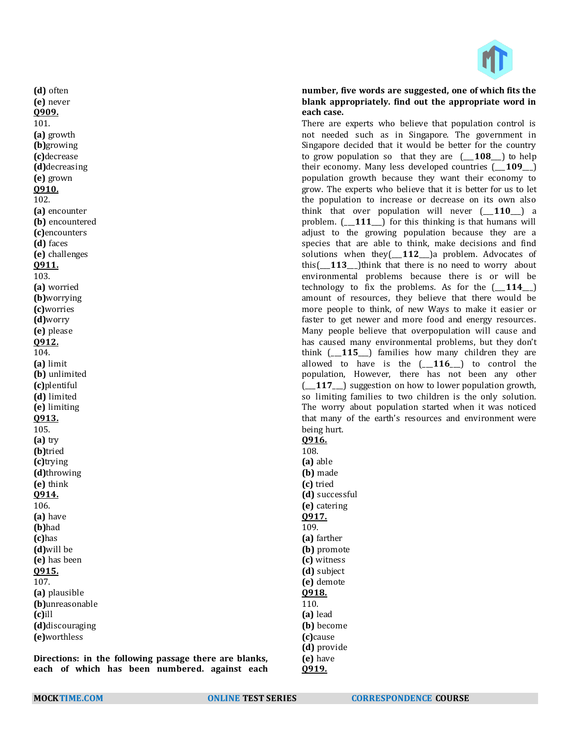**(d)** often
**(e)** never
**Q909.**
101.
**(a)** growth
**(b)**growing
**(c)**decrease
**(d)**decreasing
**(e)** grown
**Q910.**
102.
**(a)** encounter
**(b)** encountered
**(c)**encounters
**(d)** faces
**(e)** challenges
**Q911.**
103.
**(a)** worried
**(b)**worrying
**(c)**worries
**(d)**worry
**(e)** please
**Q912.**
104.
**(a)** limit
**(b)** unlimited
**(c)**plentiful
**(d)** limited
**(e)** limiting
**Q913.**
105.
**(a)** try
**(b)**tried
**(c)**trying
**(d)**throwing
**(e)** think
**Q914.**
106.
**(a)** have
**(b)**had
**(c)**has
**(d)**will be
**(e)** has been
**Q915.**
107.
**(a)** plausible
**(b)**unreasonable
**(c)**ill
**(d)**discouraging
**(e)**worthless

**Directions: in the following passage there are blanks, each of which has been numbered. against each number, five words are suggested, one of which fits the blank appropriately. find out the appropriate word in each case.**

There are experts who believe that population control is not needed such as in Singapore. The government in Singapore decided that it would be better for the country to grow population so that they are (___**108**___) to help their economy. Many less developed countries (___**109**__) population growth because they want their economy to grow. The experts who believe that it is better for us to let the population to increase or decrease on its own also think that over population will never (___**110**___) a problem. (__**111**___) for this thinking is that humans will adjust to the growing population because they are a species that are able to think, make decisions and find solutions when they(___**112**___)a problem. Advocates of this(___**113**__)think that there is no need to worry about environmental problems because there is or will be technology to fix the problems. As for the (___**114**__) amount of resources, they believe that there would be more people to think, of new Ways to make it easier or faster to get newer and more food and energy resources. Many people believe that overpopulation will cause and has caused many environmental problems, but they don't think (__**115**___) families how many children they are allowed to have is the (__**116**__) to control the population, However, there has not been any other (___**117**__) suggestion on how to lower population growth, so limiting families to two children is the only solution. The worry about population started when it was noticed that many of the earth's resources and environment were being hurt.

**Q916.**
108.
**(a)** able
**(b)** made
**(c)** tried
**(d)** successful
**(e)** catering
**Q917.**
109.
**(a)** farther
**(b)** promote
**(c)** witness
**(d)** subject
**(e)** demote
**Q918.**
110.
**(a)** lead
**(b)** become
**(c)**cause
**(d)** provide
**(e)** have
**Q919.**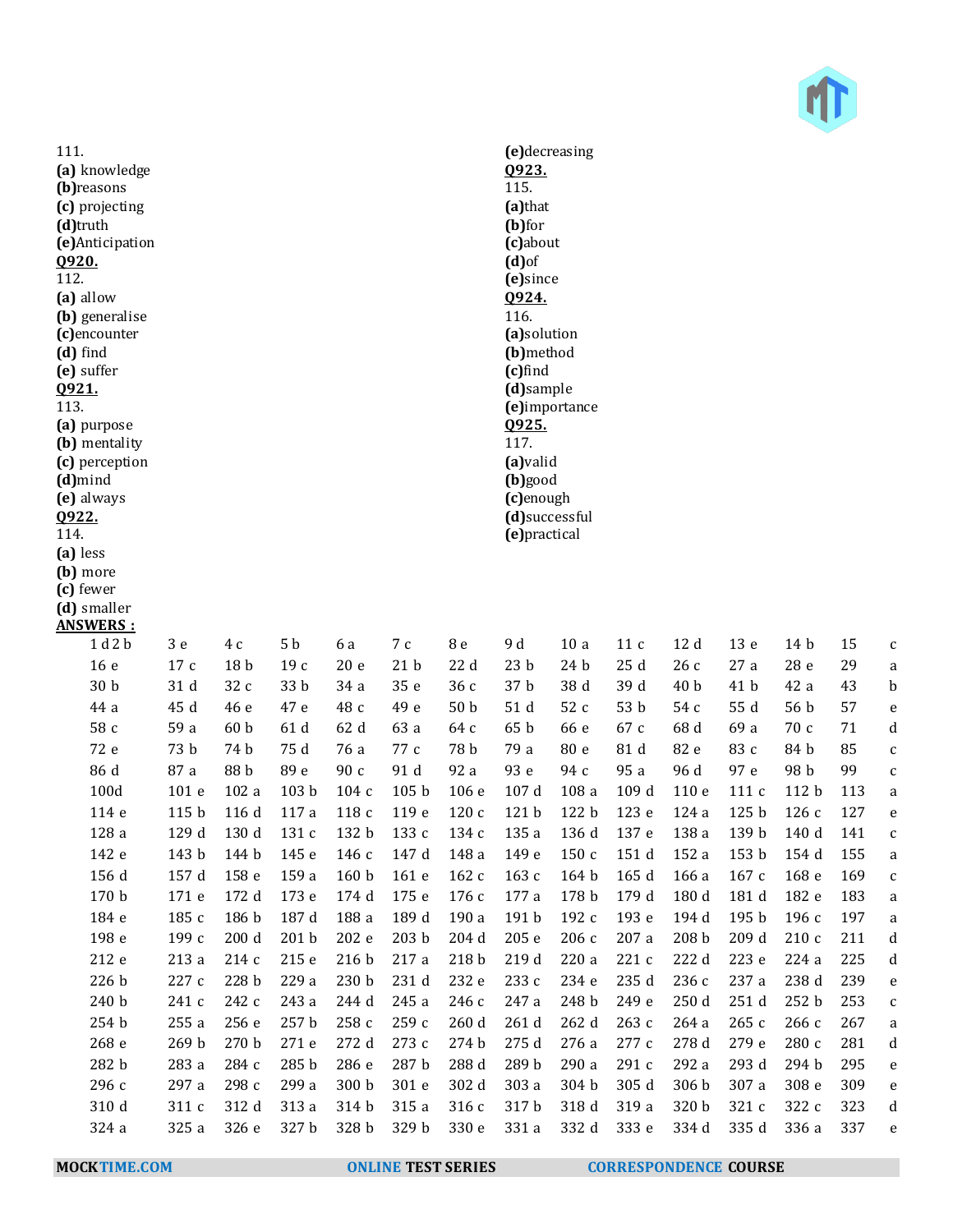111.
**(a)** knowledge
**(b)**reasons
**(c)** projecting
**(d)**truth
**(e)**Anticipation

**Q920.**
112.
**(a)** allow
**(b)** generalise
**(c)**encounter
**(d)** find
**(e)** suffer

**Q921.**
113.
**(a)** purpose
**(b)** mentality
**(c)** perception
**(d)**mind
**(e)** always

**Q922.**
114.
**(a)** less
**(b)** more
**(c)** fewer
**(d)** smaller
**(e)**decreasing

**Q923.**
115.
**(a)**that
**(b)**for
**(c)**about
**(d)**of
**(e)**since

**Q924.**
116.
**(a)**solution
**(b)**method
**(c)**find
**(d)**sample
**(e)**importance

**Q925.**
117.
**(a)**valid
**(b)**good
**(c)**enough
**(d)**successful
**(e)**practical

**ANSWERS :**

| | | | | | | | | | | | | | |
|---|---|---|---|---|---|---|---|---|---|---|---|---|---|
| 1 d 2 b | 3 e | 4 c | 5 b | 6 a | 7 c | 8 e | 9 d | 10 a | 11 c | 12 d | 13 e | 14 b | 15 c |
| 16 e | 17 c | 18 b | 19 c | 20 e | 21 b | 22 d | 23 b | 24 b | 25 d | 26 c | 27 a | 28 e | 29 a |
| 30 b | 31 d | 32 c | 33 b | 34 a | 35 e | 36 c | 37 b | 38 d | 39 d | 40 b | 41 b | 42 a | 43 b |
| 44 a | 45 d | 46 e | 47 e | 48 c | 49 e | 50 b | 51 d | 52 c | 53 b | 54 c | 55 d | 56 b | 57 e |
| 58 c | 59 a | 60 b | 61 d | 62 d | 63 a | 64 c | 65 b | 66 e | 67 c | 68 d | 69 a | 70 c | 71 d |
| 72 e | 73 b | 74 b | 75 d | 76 a | 77 c | 78 b | 79 a | 80 e | 81 d | 82 e | 83 c | 84 b | 85 c |
| 86 d | 87 a | 88 b | 89 e | 90 c | 91 d | 92 a | 93 e | 94 c | 95 a | 96 d | 97 e | 98 b | 99 c |
| 100d | 101 e | 102 a | 103 b | 104 c | 105 b | 106 e | 107 d | 108 a | 109 d | 110 e | 111 c | 112 b | 113 a |
| 114 e | 115 b | 116 d | 117 a | 118 c | 119 e | 120 c | 121 b | 122 b | 123 e | 124 a | 125 b | 126 c | 127 e |
| 128 a | 129 d | 130 d | 131 c | 132 b | 133 c | 134 c | 135 a | 136 d | 137 e | 138 a | 139 b | 140 d | 141 c |
| 142 e | 143 b | 144 b | 145 e | 146 c | 147 d | 148 a | 149 e | 150 c | 151 d | 152 a | 153 b | 154 d | 155 a |
| 156 d | 157 d | 158 e | 159 a | 160 b | 161 e | 162 c | 163 c | 164 b | 165 d | 166 a | 167 c | 168 e | 169 c |
| 170 b | 171 e | 172 d | 173 e | 174 d | 175 e | 176 c | 177 a | 178 b | 179 d | 180 d | 181 d | 182 e | 183 a |
| 184 e | 185 c | 186 b | 187 d | 188 a | 189 d | 190 a | 191 b | 192 c | 193 e | 194 d | 195 b | 196 c | 197 a |
| 198 e | 199 c | 200 d | 201 b | 202 e | 203 b | 204 d | 205 e | 206 c | 207 a | 208 b | 209 d | 210 c | 211 d |
| 212 e | 213 a | 214 c | 215 e | 216 b | 217 a | 218 b | 219 d | 220 a | 221 c | 222 d | 223 e | 224 a | 225 d |
| 226 b | 227 c | 228 b | 229 a | 230 b | 231 d | 232 e | 233 c | 234 e | 235 d | 236 c | 237 a | 238 d | 239 e |
| 240 b | 241 c | 242 c | 243 a | 244 d | 245 a | 246 c | 247 a | 248 b | 249 e | 250 d | 251 d | 252 b | 253 c |
| 254 b | 255 a | 256 e | 257 b | 258 c | 259 c | 260 d | 261 d | 262 d | 263 c | 264 a | 265 c | 266 c | 267 a |
| 268 e | 269 b | 270 b | 271 e | 272 d | 273 c | 274 b | 275 d | 276 a | 277 c | 278 d | 279 e | 280 c | 281 d |
| 282 b | 283 a | 284 c | 285 b | 286 e | 287 b | 288 d | 289 b | 290 a | 291 c | 292 a | 293 d | 294 b | 295 e |
| 296 c | 297 a | 298 c | 299 a | 300 b | 301 e | 302 d | 303 a | 304 b | 305 d | 306 b | 307 a | 308 e | 309 e |
| 310 d | 311 c | 312 d | 313 a | 314 b | 315 a | 316 c | 317 b | 318 d | 319 a | 320 b | 321 c | 322 c | 323 d |
| 324 a | 325 a | 326 e | 327 b | 328 b | 329 b | 330 e | 331 a | 332 d | 333 e | 334 d | 335 d | 336 a | 337 e |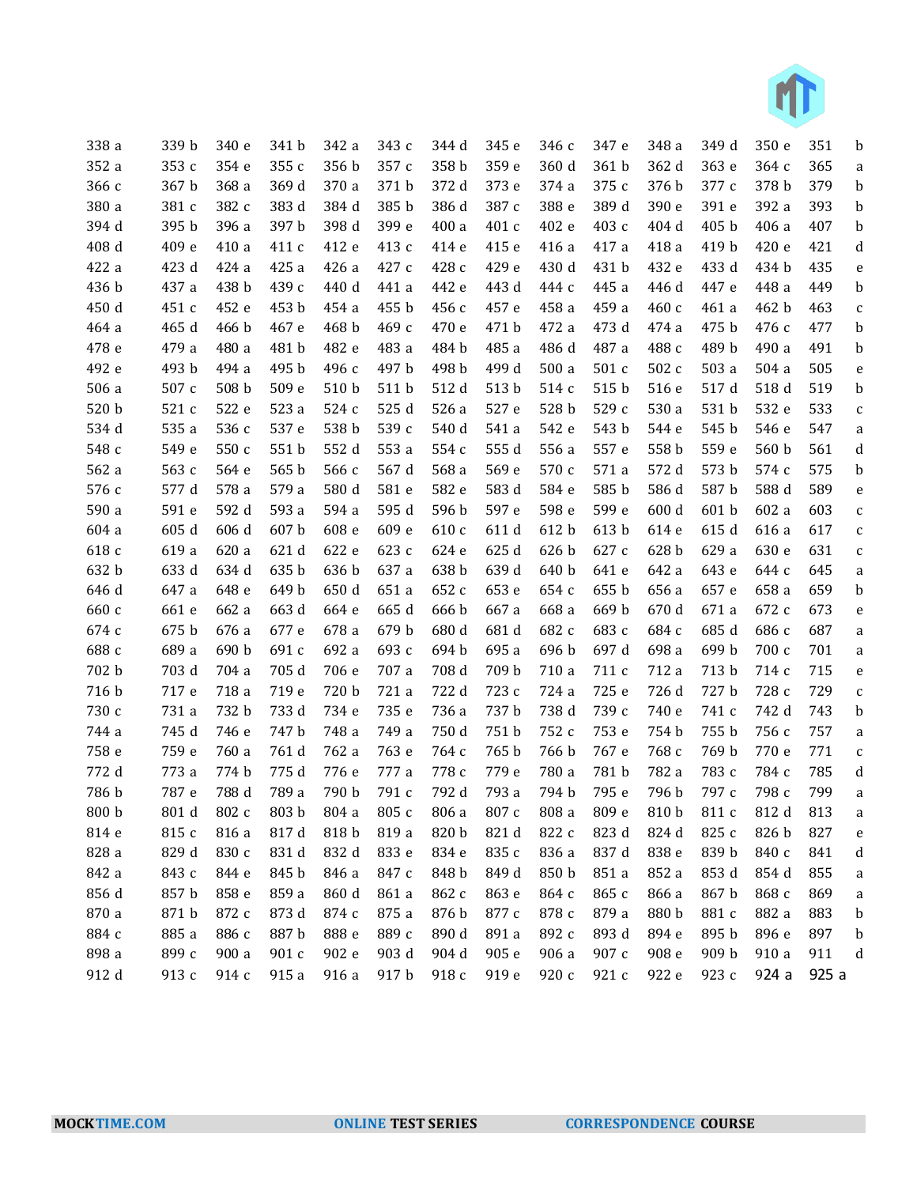| | | | | | | | | | | | | | |
|---|---|---|---|---|---|---|---|---|---|---|---|---|---|
| 338 a | 339 b | 340 e | 341 b | 342 a | 343 c | 344 d | 345 e | 346 c | 347 e | 348 a | 349 d | 350 e | 351 b |
| 352 a | 353 c | 354 e | 355 c | 356 b | 357 c | 358 b | 359 e | 360 d | 361 b | 362 d | 363 e | 364 c | 365 a |
| 366 c | 367 b | 368 a | 369 d | 370 a | 371 b | 372 d | 373 e | 374 a | 375 c | 376 b | 377 c | 378 b | 379 b |
| 380 a | 381 c | 382 c | 383 d | 384 d | 385 b | 386 d | 387 c | 388 e | 389 d | 390 e | 391 e | 392 a | 393 b |
| 394 d | 395 b | 396 a | 397 b | 398 d | 399 e | 400 a | 401 c | 402 e | 403 c | 404 d | 405 b | 406 a | 407 b |
| 408 d | 409 e | 410 a | 411 c | 412 e | 413 c | 414 e | 415 e | 416 a | 417 a | 418 a | 419 b | 420 e | 421 d |
| 422 a | 423 d | 424 a | 425 a | 426 a | 427 c | 428 c | 429 e | 430 d | 431 b | 432 e | 433 d | 434 b | 435 e |
| 436 b | 437 a | 438 b | 439 c | 440 d | 441 a | 442 e | 443 d | 444 c | 445 a | 446 d | 447 e | 448 a | 449 b |
| 450 d | 451 c | 452 e | 453 b | 454 a | 455 b | 456 c | 457 e | 458 a | 459 a | 460 c | 461 a | 462 b | 463 c |
| 464 a | 465 d | 466 b | 467 e | 468 b | 469 c | 470 e | 471 b | 472 a | 473 d | 474 a | 475 b | 476 c | 477 b |
| 478 e | 479 a | 480 a | 481 b | 482 e | 483 a | 484 b | 485 a | 486 d | 487 a | 488 c | 489 b | 490 a | 491 b |
| 492 e | 493 b | 494 a | 495 b | 496 c | 497 b | 498 b | 499 d | 500 a | 501 c | 502 c | 503 a | 504 a | 505 e |
| 506 a | 507 c | 508 b | 509 e | 510 b | 511 b | 512 d | 513 b | 514 c | 515 b | 516 e | 517 d | 518 d | 519 b |
| 520 b | 521 c | 522 e | 523 a | 524 c | 525 d | 526 a | 527 e | 528 b | 529 c | 530 a | 531 b | 532 e | 533 c |
| 534 d | 535 a | 536 c | 537 e | 538 b | 539 c | 540 d | 541 a | 542 e | 543 b | 544 e | 545 b | 546 e | 547 a |
| 548 c | 549 e | 550 c | 551 b | 552 d | 553 a | 554 c | 555 d | 556 a | 557 e | 558 b | 559 e | 560 b | 561 d |
| 562 a | 563 c | 564 e | 565 b | 566 c | 567 d | 568 a | 569 e | 570 c | 571 a | 572 d | 573 b | 574 c | 575 b |
| 576 c | 577 d | 578 a | 579 a | 580 d | 581 e | 582 e | 583 d | 584 e | 585 b | 586 d | 587 b | 588 d | 589 e |
| 590 a | 591 e | 592 d | 593 a | 594 a | 595 d | 596 b | 597 e | 598 e | 599 e | 600 d | 601 b | 602 a | 603 c |
| 604 a | 605 d | 606 d | 607 b | 608 e | 609 e | 610 c | 611 d | 612 b | 613 b | 614 e | 615 d | 616 a | 617 c |
| 618 c | 619 a | 620 a | 621 d | 622 e | 623 c | 624 e | 625 d | 626 b | 627 c | 628 b | 629 a | 630 e | 631 c |
| 632 b | 633 d | 634 d | 635 b | 636 b | 637 a | 638 b | 639 d | 640 b | 641 e | 642 a | 643 e | 644 c | 645 a |
| 646 d | 647 a | 648 e | 649 b | 650 d | 651 a | 652 c | 653 e | 654 c | 655 b | 656 a | 657 e | 658 a | 659 b |
| 660 c | 661 e | 662 a | 663 d | 664 e | 665 d | 666 b | 667 a | 668 a | 669 b | 670 d | 671 a | 672 c | 673 e |
| 674 c | 675 b | 676 a | 677 e | 678 a | 679 b | 680 d | 681 d | 682 c | 683 c | 684 c | 685 d | 686 c | 687 a |
| 688 c | 689 a | 690 b | 691 c | 692 a | 693 c | 694 b | 695 a | 696 b | 697 d | 698 a | 699 b | 700 c | 701 a |
| 702 b | 703 d | 704 a | 705 d | 706 e | 707 a | 708 d | 709 b | 710 a | 711 c | 712 a | 713 b | 714 c | 715 e |
| 716 b | 717 e | 718 a | 719 e | 720 b | 721 a | 722 d | 723 c | 724 a | 725 e | 726 d | 727 b | 728 c | 729 c |
| 730 c | 731 a | 732 b | 733 d | 734 e | 735 e | 736 a | 737 b | 738 d | 739 c | 740 e | 741 c | 742 d | 743 b |
| 744 a | 745 d | 746 e | 747 b | 748 a | 749 a | 750 d | 751 b | 752 c | 753 e | 754 b | 755 b | 756 c | 757 a |
| 758 e | 759 e | 760 a | 761 d | 762 a | 763 e | 764 c | 765 b | 766 b | 767 e | 768 c | 769 b | 770 e | 771 c |
| 772 d | 773 a | 774 b | 775 d | 776 e | 777 a | 778 c | 779 e | 780 a | 781 b | 782 a | 783 c | 784 c | 785 d |
| 786 b | 787 e | 788 d | 789 a | 790 b | 791 c | 792 d | 793 a | 794 b | 795 e | 796 b | 797 c | 798 c | 799 a |
| 800 b | 801 d | 802 c | 803 b | 804 a | 805 c | 806 a | 807 c | 808 a | 809 e | 810 b | 811 c | 812 d | 813 a |
| 814 e | 815 c | 816 a | 817 d | 818 b | 819 a | 820 b | 821 d | 822 c | 823 d | 824 d | 825 c | 826 b | 827 e |
| 828 a | 829 d | 830 c | 831 d | 832 d | 833 e | 834 e | 835 c | 836 a | 837 d | 838 e | 839 b | 840 c | 841 d |
| 842 a | 843 c | 844 e | 845 b | 846 a | 847 c | 848 b | 849 d | 850 b | 851 a | 852 a | 853 d | 854 d | 855 a |
| 856 d | 857 b | 858 e | 859 a | 860 d | 861 a | 862 c | 863 e | 864 c | 865 c | 866 a | 867 b | 868 c | 869 a |
| 870 a | 871 b | 872 c | 873 d | 874 c | 875 a | 876 b | 877 c | 878 c | 879 a | 880 b | 881 c | 882 a | 883 b |
| 884 c | 885 a | 886 c | 887 b | 888 e | 889 c | 890 d | 891 a | 892 c | 893 d | 894 e | 895 b | 896 e | 897 b |
| 898 a | 899 c | 900 a | 901 c | 902 e | 903 d | 904 d | 905 e | 906 a | 907 c | 908 e | 909 b | 910 a | 911 d |
| 912 d | 913 c | 914 c | 915 a | 916 a | 917 b | 918 c | 919 e | 920 c | 921 c | 922 e | 923 c | 924 a | 925 a |